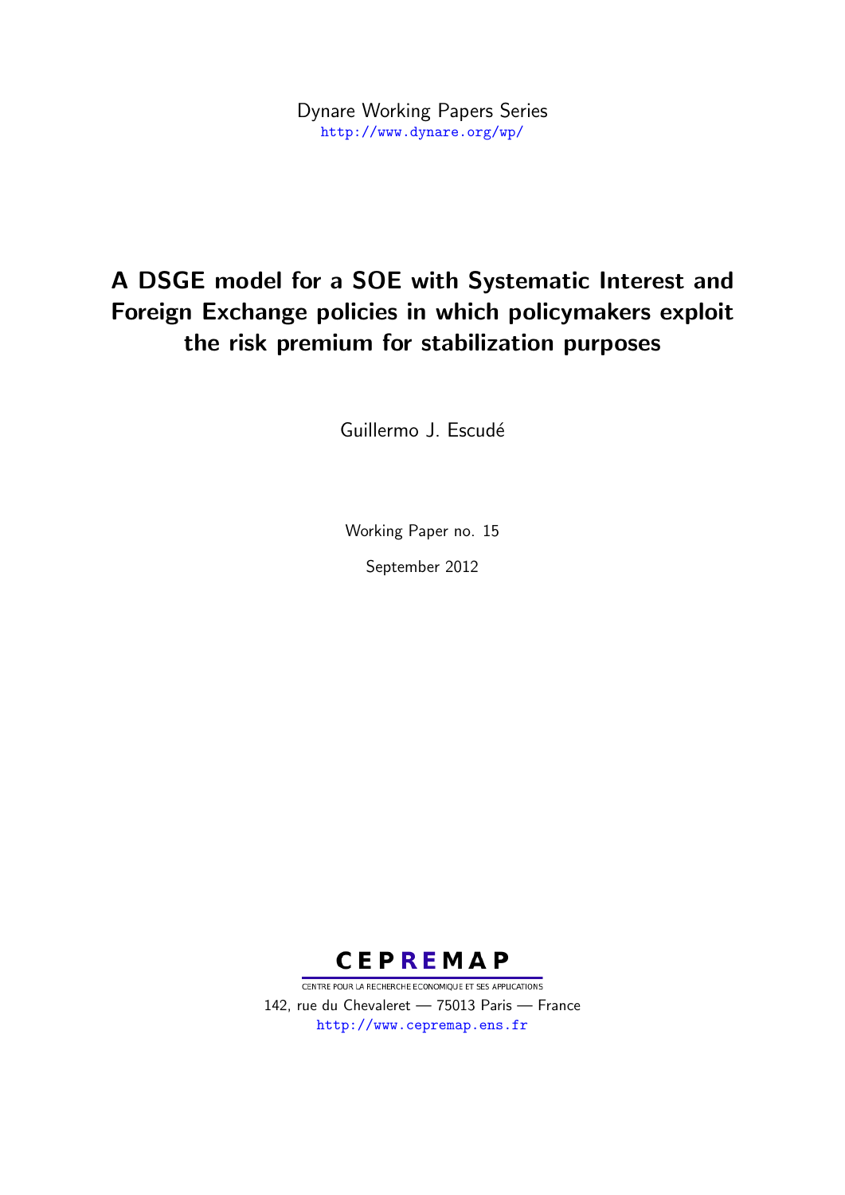Dynare Working Papers Series
http://www.dynare.org/wp/

# A DSGE model for a SOE with Systematic Interest and Foreign Exchange policies in which policymakers exploit the risk premium for stabilization purposes

Guillermo J. Escudé

Working Paper no. 15

September 2012

CEPREMAP

CENTRE POUR LA RECHERCHE ECONOMIQUE ET SES APPLICATIONS

142, rue du Chevaleret — 75013 Paris — France

http://www.cepremap.ens.fr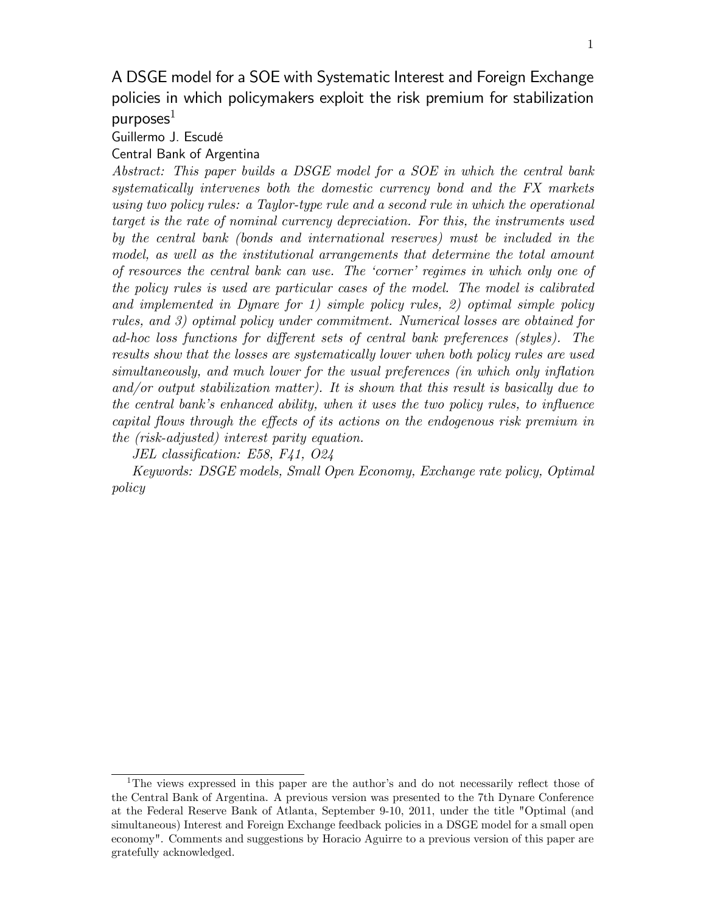# A DSGE model for a SOE with Systematic Interest and Foreign Exchange policies in which policymakers exploit the risk premium for stabilization purposes[1]

Guillermo J. Escudé

Central Bank of Argentina

*Abstract: This paper builds a DSGE model for a SOE in which the central bank systematically intervenes both the domestic currency bond and the FX markets using two policy rules: a Taylor-type rule and a second rule in which the operational target is the rate of nominal currency depreciation. For this, the instruments used by the central bank (bonds and international reserves) must be included in the model, as well as the institutional arrangements that determine the total amount of resources the central bank can use. The 'corner' regimes in which only one of the policy rules is used are particular cases of the model. The model is calibrated and implemented in Dynare for 1) simple policy rules, 2) optimal simple policy rules, and 3) optimal policy under commitment. Numerical losses are obtained for ad-hoc loss functions for different sets of central bank preferences (styles). The results show that the losses are systematically lower when both policy rules are used simultaneously, and much lower for the usual preferences (in which only inflation and/or output stabilization matter). It is shown that this result is basically due to the central bank's enhanced ability, when it uses the two policy rules, to influence capital flows through the effects of its actions on the endogenous risk premium in the (risk-adjusted) interest parity equation.*

*JEL classification: E58, F41, O24*

*Keywords: DSGE models, Small Open Economy, Exchange rate policy, Optimal policy*

---

[1] The views expressed in this paper are the author's and do not necessarily reflect those of the Central Bank of Argentina. A previous version was presented to the 7th Dynare Conference at the Federal Reserve Bank of Atlanta, September 9-10, 2011, under the title "Optimal (and simultaneous) Interest and Foreign Exchange feedback policies in a DSGE model for a small open economy". Comments and suggestions by Horacio Aguirre to a previous version of this paper are gratefully acknowledged.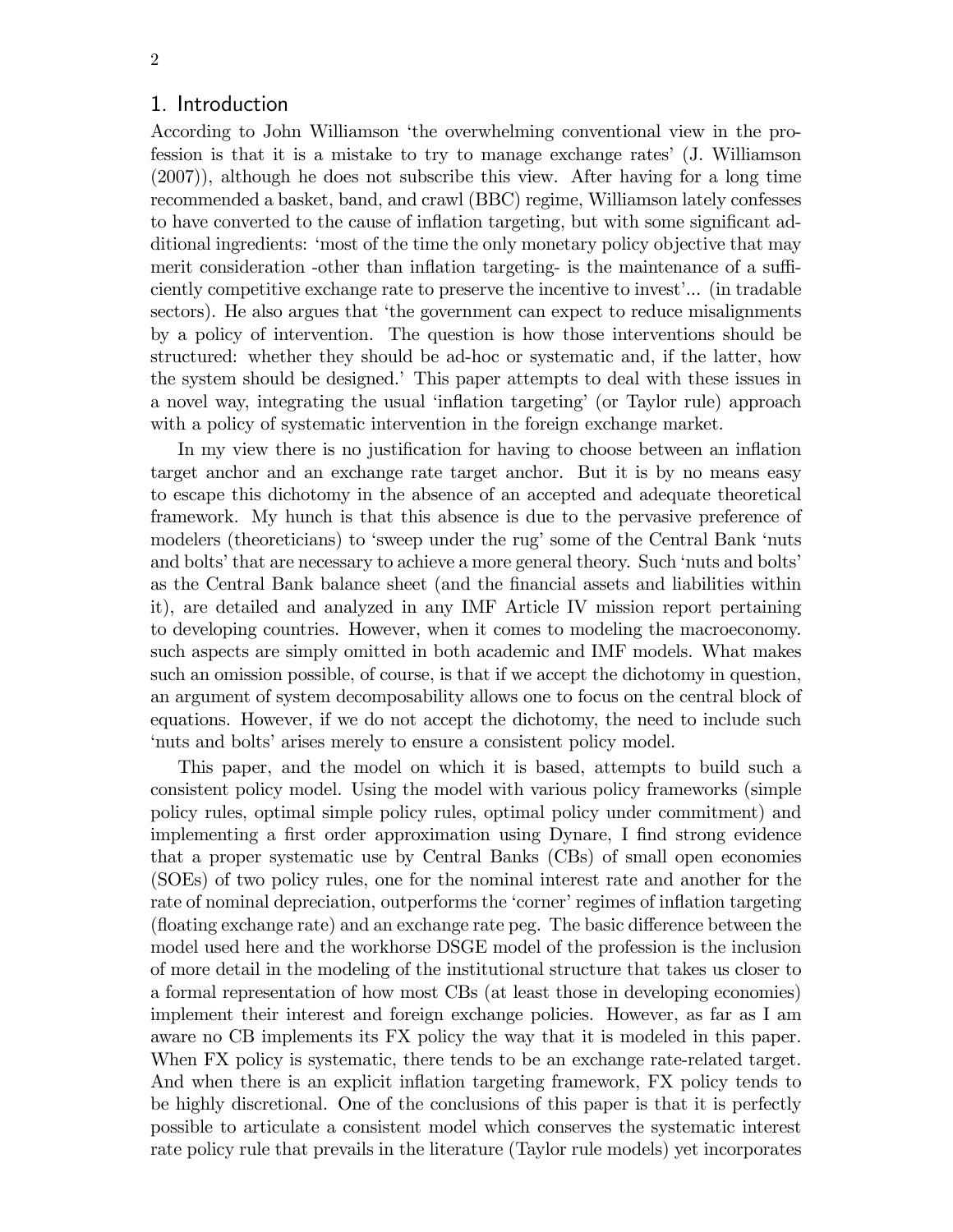## 1. Introduction

According to John Williamson 'the overwhelming conventional view in the profession is that it is a mistake to try to manage exchange rates' (J. Williamson (2007)), although he does not subscribe this view. After having for a long time recommended a basket, band, and crawl (BBC) regime, Williamson lately confesses to have converted to the cause of inflation targeting, but with some significant additional ingredients: 'most of the time the only monetary policy objective that may merit consideration -other than inflation targeting- is the maintenance of a sufficiently competitive exchange rate to preserve the incentive to invest'... (in tradable sectors). He also argues that 'the government can expect to reduce misalignments by a policy of intervention. The question is how those interventions should be structured: whether they should be ad-hoc or systematic and, if the latter, how the system should be designed.' This paper attempts to deal with these issues in a novel way, integrating the usual 'inflation targeting' (or Taylor rule) approach with a policy of systematic intervention in the foreign exchange market.

In my view there is no justification for having to choose between an inflation target anchor and an exchange rate target anchor. But it is by no means easy to escape this dichotomy in the absence of an accepted and adequate theoretical framework. My hunch is that this absence is due to the pervasive preference of modelers (theoreticians) to 'sweep under the rug' some of the Central Bank 'nuts and bolts' that are necessary to achieve a more general theory. Such 'nuts and bolts' as the Central Bank balance sheet (and the financial assets and liabilities within it), are detailed and analyzed in any IMF Article IV mission report pertaining to developing countries. However, when it comes to modeling the macroeconomy. such aspects are simply omitted in both academic and IMF models. What makes such an omission possible, of course, is that if we accept the dichotomy in question, an argument of system decomposability allows one to focus on the central block of equations. However, if we do not accept the dichotomy, the need to include such 'nuts and bolts' arises merely to ensure a consistent policy model.

This paper, and the model on which it is based, attempts to build such a consistent policy model. Using the model with various policy frameworks (simple policy rules, optimal simple policy rules, optimal policy under commitment) and implementing a first order approximation using Dynare, I find strong evidence that a proper systematic use by Central Banks (CBs) of small open economies (SOEs) of two policy rules, one for the nominal interest rate and another for the rate of nominal depreciation, outperforms the 'corner' regimes of inflation targeting (floating exchange rate) and an exchange rate peg. The basic difference between the model used here and the workhorse DSGE model of the profession is the inclusion of more detail in the modeling of the institutional structure that takes us closer to a formal representation of how most CBs (at least those in developing economies) implement their interest and foreign exchange policies. However, as far as I am aware no CB implements its FX policy the way that it is modeled in this paper. When FX policy is systematic, there tends to be an exchange rate-related target. And when there is an explicit inflation targeting framework, FX policy tends to be highly discretional. One of the conclusions of this paper is that it is perfectly possible to articulate a consistent model which conserves the systematic interest rate policy rule that prevails in the literature (Taylor rule models) yet incorporates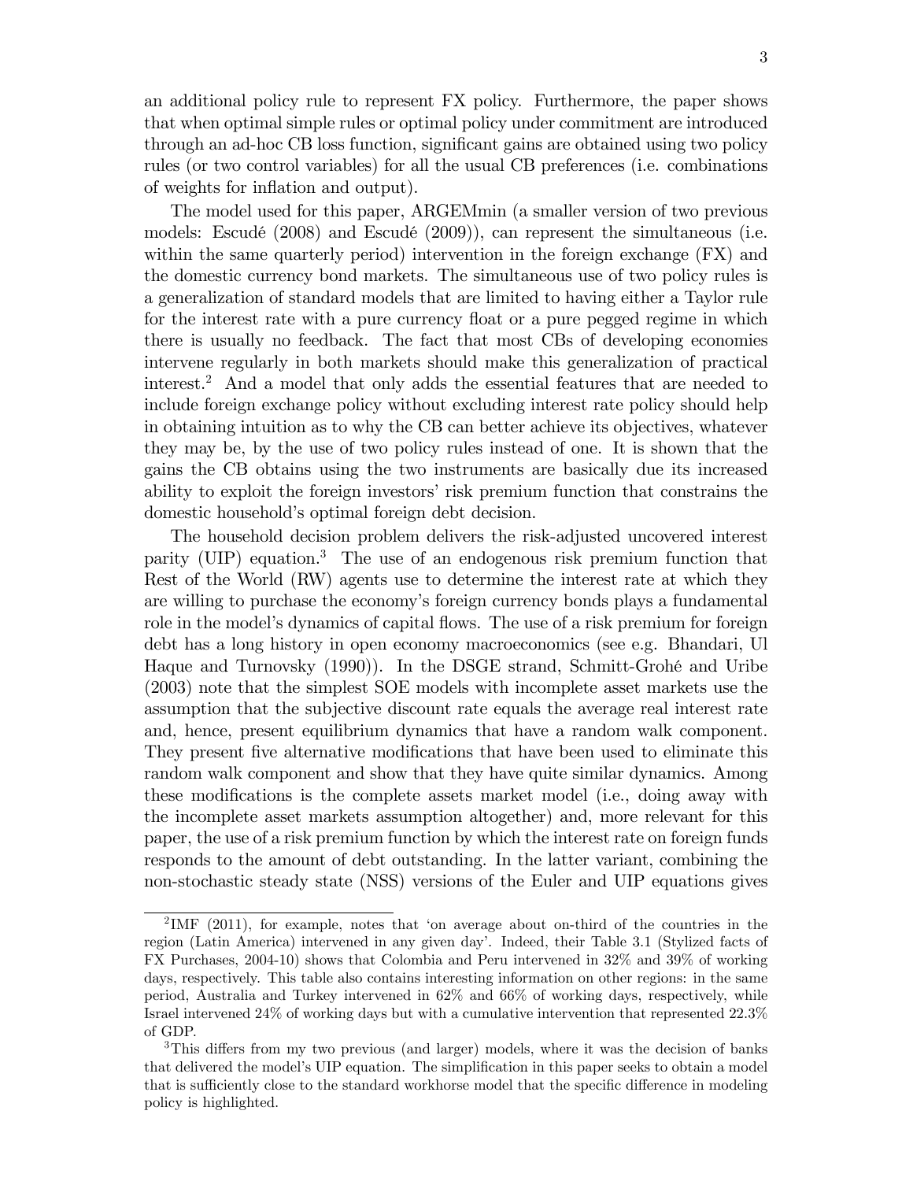an additional policy rule to represent FX policy. Furthermore, the paper shows that when optimal simple rules or optimal policy under commitment are introduced through an ad-hoc CB loss function, significant gains are obtained using two policy rules (or two control variables) for all the usual CB preferences (i.e. combinations of weights for inflation and output).

The model used for this paper, ARGEMmin (a smaller version of two previous models: Escudé (2008) and Escudé (2009)), can represent the simultaneous (i.e. within the same quarterly period) intervention in the foreign exchange (FX) and the domestic currency bond markets. The simultaneous use of two policy rules is a generalization of standard models that are limited to having either a Taylor rule for the interest rate with a pure currency float or a pure pegged regime in which there is usually no feedback. The fact that most CBs of developing economies intervene regularly in both markets should make this generalization of practical interest.[2] And a model that only adds the essential features that are needed to include foreign exchange policy without excluding interest rate policy should help in obtaining intuition as to why the CB can better achieve its objectives, whatever they may be, by the use of two policy rules instead of one. It is shown that the gains the CB obtains using the two instruments are basically due its increased ability to exploit the foreign investors' risk premium function that constrains the domestic household's optimal foreign debt decision.

The household decision problem delivers the risk-adjusted uncovered interest parity (UIP) equation.[3] The use of an endogenous risk premium function that Rest of the World (RW) agents use to determine the interest rate at which they are willing to purchase the economy's foreign currency bonds plays a fundamental role in the model's dynamics of capital flows. The use of a risk premium for foreign debt has a long history in open economy macroeconomics (see e.g. Bhandari, Ul Haque and Turnovsky (1990)). In the DSGE strand, Schmitt-Grohé and Uribe (2003) note that the simplest SOE models with incomplete asset markets use the assumption that the subjective discount rate equals the average real interest rate and, hence, present equilibrium dynamics that have a random walk component. They present five alternative modifications that have been used to eliminate this random walk component and show that they have quite similar dynamics. Among these modifications is the complete assets market model (i.e., doing away with the incomplete asset markets assumption altogether) and, more relevant for this paper, the use of a risk premium function by which the interest rate on foreign funds responds to the amount of debt outstanding. In the latter variant, combining the non-stochastic steady state (NSS) versions of the Euler and UIP equations gives

[2]IMF (2011), for example, notes that 'on average about on-third of the countries in the region (Latin America) intervened in any given day'. Indeed, their Table 3.1 (Stylized facts of FX Purchases, 2004-10) shows that Colombia and Peru intervened in 32% and 39% of working days, respectively. This table also contains interesting information on other regions: in the same period, Australia and Turkey intervened in 62% and 66% of working days, respectively, while Israel intervened 24% of working days but with a cumulative intervention that represented 22.3% of GDP.

[3]This differs from my two previous (and larger) models, where it was the decision of banks that delivered the model's UIP equation. The simplification in this paper seeks to obtain a model that is sufficiently close to the standard workhorse model that the specific difference in modeling policy is highlighted.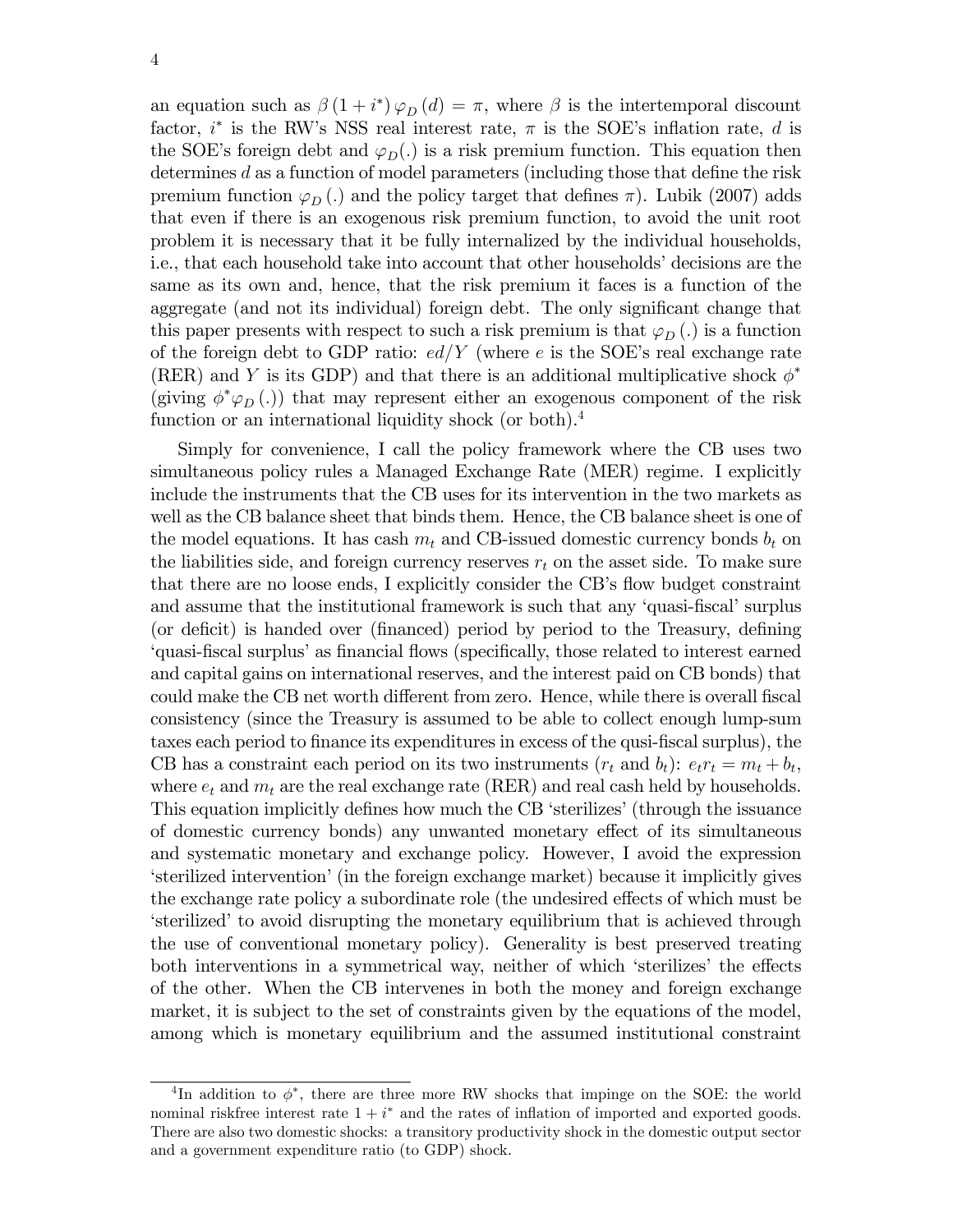an equation such as $\beta(1+i^*)\varphi_D(d) = \pi$, where $\beta$ is the intertemporal discount factor, $i^*$ is the RW's NSS real interest rate, $\pi$ is the SOE's inflation rate, $d$ is the SOE's foreign debt and $\varphi_D(.)$ is a risk premium function. This equation then determines $d$ as a function of model parameters (including those that define the risk premium function $\varphi_D(.)$ and the policy target that defines $\pi$). Lubik (2007) adds that even if there is an exogenous risk premium function, to avoid the unit root problem it is necessary that it be fully internalized by the individual households, i.e., that each household take into account that other households' decisions are the same as its own and, hence, that the risk premium it faces is a function of the aggregate (and not its individual) foreign debt. The only significant change that this paper presents with respect to such a risk premium is that $\varphi_D(.)$ is a function of the foreign debt to GDP ratio: $ed/Y$ (where $e$ is the SOE's real exchange rate (RER) and $Y$ is its GDP) and that there is an additional multiplicative shock $\phi^*$ (giving $\phi^*\varphi_D(.)$) that may represent either an exogenous component of the risk function or an international liquidity shock (or both).[4]

Simply for convenience, I call the policy framework where the CB uses two simultaneous policy rules a Managed Exchange Rate (MER) regime. I explicitly include the instruments that the CB uses for its intervention in the two markets as well as the CB balance sheet that binds them. Hence, the CB balance sheet is one of the model equations. It has cash $m_t$ and CB-issued domestic currency bonds $b_t$ on the liabilities side, and foreign currency reserves $r_t$ on the asset side. To make sure that there are no loose ends, I explicitly consider the CB's flow budget constraint and assume that the institutional framework is such that any 'quasi-fiscal' surplus (or deficit) is handed over (financed) period by period to the Treasury, defining 'quasi-fiscal surplus' as financial flows (specifically, those related to interest earned and capital gains on international reserves, and the interest paid on CB bonds) that could make the CB net worth different from zero. Hence, while there is overall fiscal consistency (since the Treasury is assumed to be able to collect enough lump-sum taxes each period to finance its expenditures in excess of the qusi-fiscal surplus), the CB has a constraint each period on its two instruments ($r_t$ and $b_t$): $e_t r_t = m_t + b_t$, where $e_t$ and $m_t$ are the real exchange rate (RER) and real cash held by households. This equation implicitly defines how much the CB 'sterilizes' (through the issuance of domestic currency bonds) any unwanted monetary effect of its simultaneous and systematic monetary and exchange policy. However, I avoid the expression 'sterilized intervention' (in the foreign exchange market) because it implicitly gives the exchange rate policy a subordinate role (the undesired effects of which must be 'sterilized' to avoid disrupting the monetary equilibrium that is achieved through the use of conventional monetary policy). Generality is best preserved treating both interventions in a symmetrical way, neither of which 'sterilizes' the effects of the other. When the CB intervenes in both the money and foreign exchange market, it is subject to the set of constraints given by the equations of the model, among which is monetary equilibrium and the assumed institutional constraint

[4] In addition to $\phi^*$, there are three more RW shocks that impinge on the SOE: the world nominal riskfree interest rate $1+i^*$ and the rates of inflation of imported and exported goods. There are also two domestic shocks: a transitory productivity shock in the domestic output sector and a government expenditure ratio (to GDP) shock.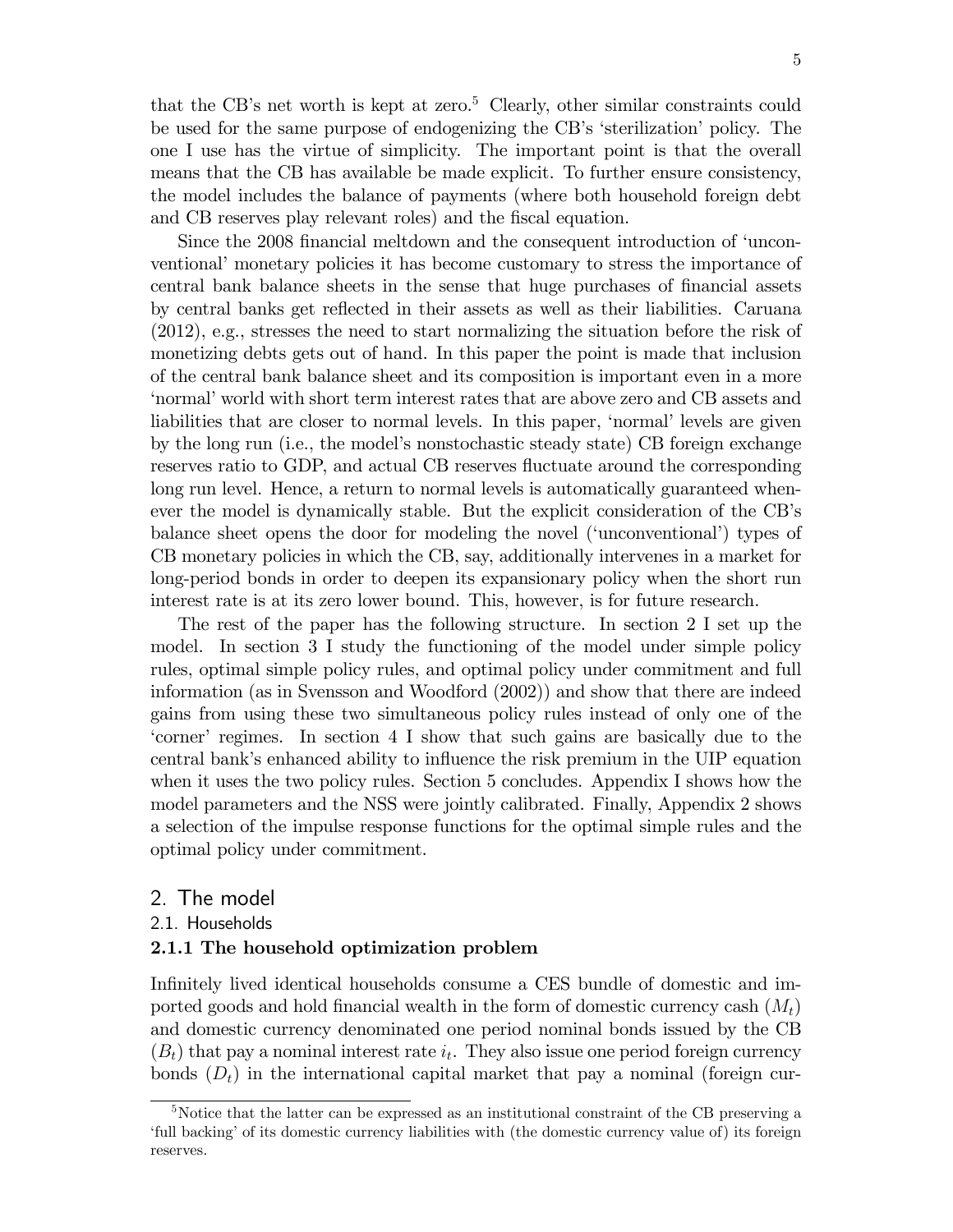that the CB's net worth is kept at zero.[5] Clearly, other similar constraints could be used for the same purpose of endogenizing the CB's 'sterilization' policy. The one I use has the virtue of simplicity. The important point is that the overall means that the CB has available be made explicit. To further ensure consistency, the model includes the balance of payments (where both household foreign debt and CB reserves play relevant roles) and the fiscal equation.

Since the 2008 financial meltdown and the consequent introduction of 'unconventional' monetary policies it has become customary to stress the importance of central bank balance sheets in the sense that huge purchases of financial assets by central banks get reflected in their assets as well as their liabilities. Caruana (2012), e.g., stresses the need to start normalizing the situation before the risk of monetizing debts gets out of hand. In this paper the point is made that inclusion of the central bank balance sheet and its composition is important even in a more 'normal' world with short term interest rates that are above zero and CB assets and liabilities that are closer to normal levels. In this paper, 'normal' levels are given by the long run (i.e., the model's nonstochastic steady state) CB foreign exchange reserves ratio to GDP, and actual CB reserves fluctuate around the corresponding long run level. Hence, a return to normal levels is automatically guaranteed whenever the model is dynamically stable. But the explicit consideration of the CB's balance sheet opens the door for modeling the novel ('unconventional') types of CB monetary policies in which the CB, say, additionally intervenes in a market for long-period bonds in order to deepen its expansionary policy when the short run interest rate is at its zero lower bound. This, however, is for future research.

The rest of the paper has the following structure. In section 2 I set up the model. In section 3 I study the functioning of the model under simple policy rules, optimal simple policy rules, and optimal policy under commitment and full information (as in Svensson and Woodford (2002)) and show that there are indeed gains from using these two simultaneous policy rules instead of only one of the 'corner' regimes. In section 4 I show that such gains are basically due to the central bank's enhanced ability to influence the risk premium in the UIP equation when it uses the two policy rules. Section 5 concludes. Appendix I shows how the model parameters and the NSS were jointly calibrated. Finally, Appendix 2 shows a selection of the impulse response functions for the optimal simple rules and the optimal policy under commitment.

## 2. The model

### 2.1. Households

#### 2.1.1 The household optimization problem

Infinitely lived identical households consume a CES bundle of domestic and imported goods and hold financial wealth in the form of domestic currency cash ($M_t$) and domestic currency denominated one period nominal bonds issued by the CB ($B_t$) that pay a nominal interest rate $i_t$. They also issue one period foreign currency bonds ($D_t$) in the international capital market that pay a nominal (foreign cur-

[5] Notice that the latter can be expressed as an institutional constraint of the CB preserving a 'full backing' of its domestic currency liabilities with (the domestic currency value of) its foreign reserves.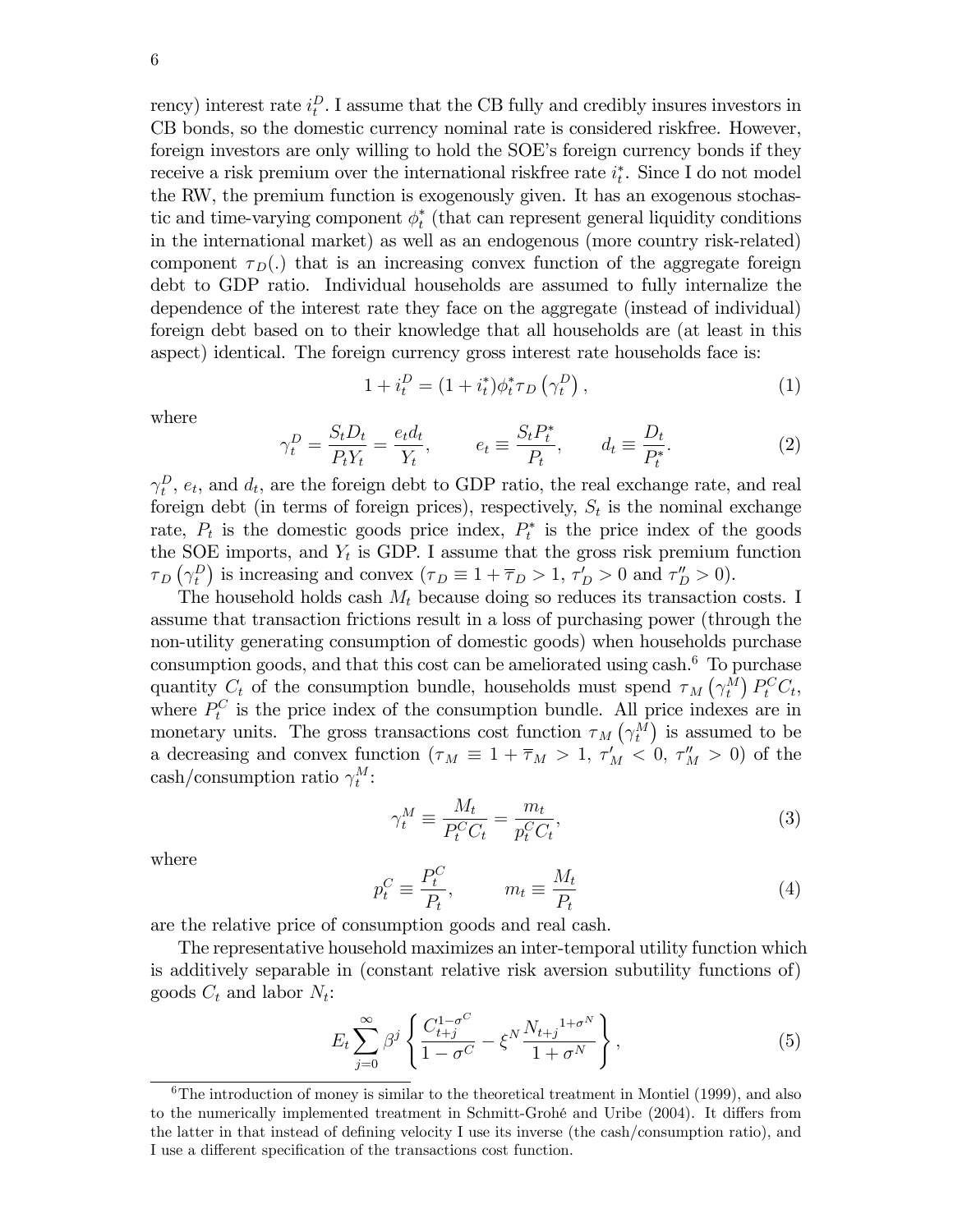rency) interest rate $i_t^D$. I assume that the CB fully and credibly insures investors in CB bonds, so the domestic currency nominal rate is considered riskfree. However, foreign investors are only willing to hold the SOE's foreign currency bonds if they receive a risk premium over the international riskfree rate $i_t^*$. Since I do not model the RW, the premium function is exogenously given. It has an exogenous stochastic and time-varying component $\phi_t^*$ (that can represent general liquidity conditions in the international market) as well as an endogenous (more country risk-related) component $\tau_D(.)$ that is an increasing convex function of the aggregate foreign debt to GDP ratio. Individual households are assumed to fully internalize the dependence of the interest rate they face on the aggregate (instead of individual) foreign debt based on to their knowledge that all households are (at least in this aspect) identical. The foreign currency gross interest rate households face is:

$$1 + i_t^D = (1 + i_t^*)\phi_t^* \tau_D\left(\gamma_t^D\right), \tag{1}$$

where

$$\gamma_t^D = \frac{S_t D_t}{P_t Y_t} = \frac{e_t d_t}{Y_t}, \qquad e_t \equiv \frac{S_t P_t^*}{P_t}, \qquad d_t \equiv \frac{D_t}{P_t^*}. \tag{2}$$

$\gamma_t^D$, $e_t$, and $d_t$, are the foreign debt to GDP ratio, the real exchange rate, and real foreign debt (in terms of foreign prices), respectively, $S_t$ is the nominal exchange rate, $P_t$ is the domestic goods price index, $P_t^*$ is the price index of the goods the SOE imports, and $Y_t$ is GDP. I assume that the gross risk premium function $\tau_D\left(\gamma_t^D\right)$ is increasing and convex ($\tau_D \equiv 1 + \overline{\tau}_D > 1$, $\tau_D' > 0$ and $\tau_D'' > 0$).

The household holds cash $M_t$ because doing so reduces its transaction costs. I assume that transaction frictions result in a loss of purchasing power (through the non-utility generating consumption of domestic goods) when households purchase consumption goods, and that this cost can be ameliorated using cash.[6] To purchase quantity $C_t$ of the consumption bundle, households must spend $\tau_M\left(\gamma_t^M\right) P_t^C C_t$, where $P_t^C$ is the price index of the consumption bundle. All price indexes are in monetary units. The gross transactions cost function $\tau_M\left(\gamma_t^M\right)$ is assumed to be a decreasing and convex function ($\tau_M \equiv 1 + \overline{\tau}_M > 1$, $\tau_M' < 0$, $\tau_M'' > 0$) of the cash/consumption ratio $\gamma_t^M$:

$$\gamma_t^M \equiv \frac{M_t}{P_t^C C_t} = \frac{m_t}{p_t^C C_t}, \tag{3}$$

where

$$p_t^C \equiv \frac{P_t^C}{P_t}, \qquad m_t \equiv \frac{M_t}{P_t} \tag{4}$$

are the relative price of consumption goods and real cash.

The representative household maximizes an inter-temporal utility function which is additively separable in (constant relative risk aversion subutility functions of) goods $C_t$ and labor $N_t$:

$$E_t \sum_{j=0}^{\infty} \beta^j \left\{ \frac{C_{t+j}^{1-\sigma^C}}{1-\sigma^C} - \xi^N \frac{{N_{t+j}}^{1+\sigma^N}}{1+\sigma^N} \right\}, \tag{5}$$

[6] The introduction of money is similar to the theoretical treatment in Montiel (1999), and also to the numerically implemented treatment in Schmitt-Grohé and Uribe (2004). It differs from the latter in that instead of defining velocity I use its inverse (the cash/consumption ratio), and I use a different specification of the transactions cost function.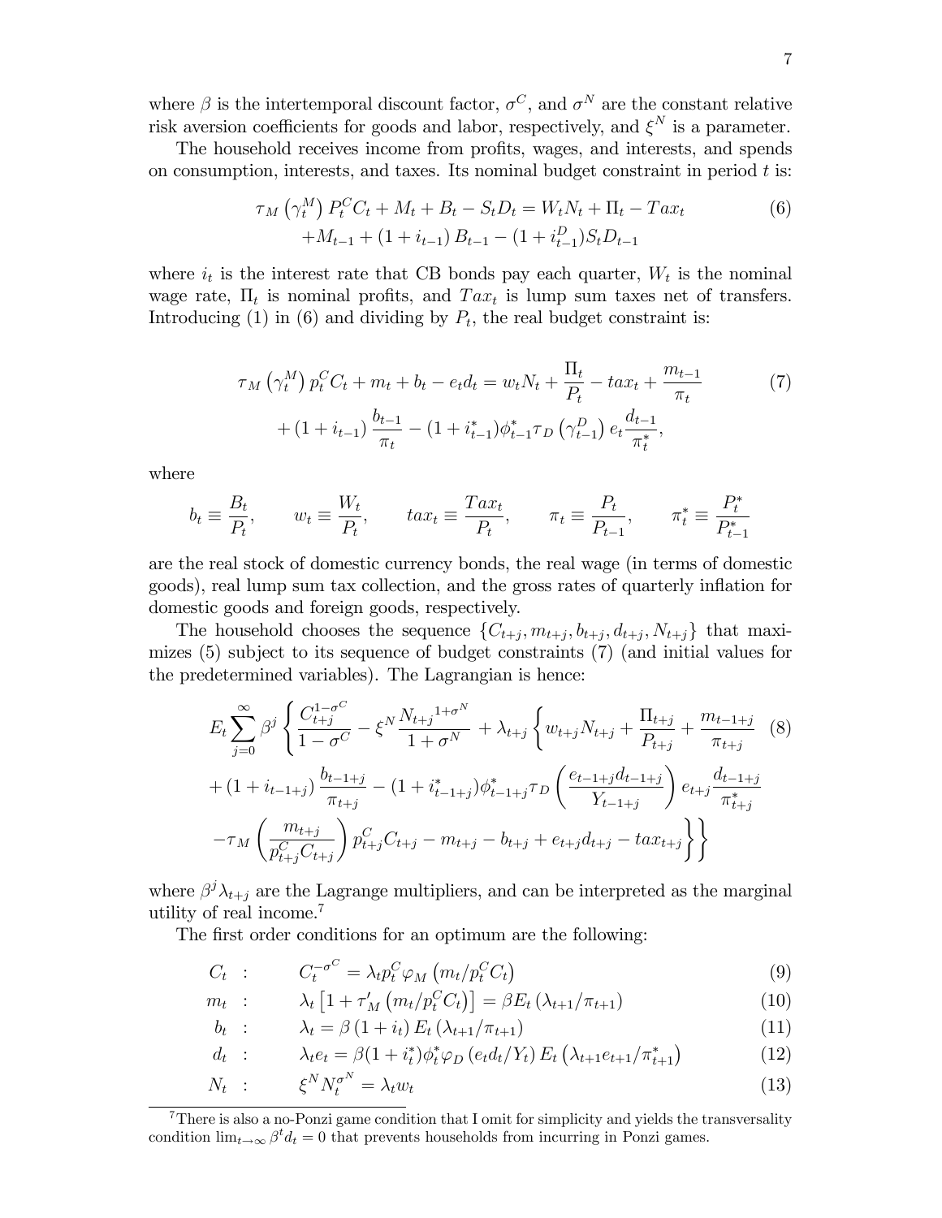where $\beta$ is the intertemporal discount factor, $\sigma^C$, and $\sigma^N$ are the constant relative risk aversion coefficients for goods and labor, respectively, and $\xi^N$ is a parameter.

The household receives income from profits, wages, and interests, and spends on consumption, interests, and taxes. Its nominal budget constraint in period $t$ is:

$$\begin{aligned} \tau_M\left(\gamma_t^M\right) P_t^C C_t + M_t + B_t - S_t D_t = W_t N_t + \Pi_t - Tax_t \\ + M_{t-1} + \left(1+i_{t-1}\right) B_{t-1} - (1+i_{t-1}^D) S_t D_{t-1} \end{aligned} \tag{6}$$

where $i_t$ is the interest rate that CB bonds pay each quarter, $W_t$ is the nominal wage rate, $\Pi_t$ is nominal profits, and $Tax_t$ is lump sum taxes net of transfers. Introducing (1) in (6) and dividing by $P_t$, the real budget constraint is:

$$\begin{aligned} \tau_M\left(\gamma_t^M\right) p_t^C C_t + m_t + b_t - e_t d_t = w_t N_t + \frac{\Pi_t}{P_t} - tax_t + \frac{m_{t-1}}{\pi_t} \\ + \left(1+i_{t-1}\right) \frac{b_{t-1}}{\pi_t} - (1+i_{t-1}^*) \phi_{t-1}^* \tau_D\left(\gamma_{t-1}^D\right) e_t \frac{d_{t-1}}{\pi_t^*}, \end{aligned} \tag{7}$$

where

$$b_t \equiv \frac{B_t}{P_t}, \qquad w_t \equiv \frac{W_t}{P_t}, \qquad tax_t \equiv \frac{Tax_t}{P_t}, \qquad \pi_t \equiv \frac{P_t}{P_{t-1}}, \qquad \pi_t^* \equiv \frac{P_t^*}{P_{t-1}^*}$$

are the real stock of domestic currency bonds, the real wage (in terms of domestic goods), real lump sum tax collection, and the gross rates of quarterly inflation for domestic goods and foreign goods, respectively.

The household chooses the sequence $\{C_{t+j}, m_{t+j}, b_{t+j}, d_{t+j}, N_{t+j}\}$ that maximizes (5) subject to its sequence of budget constraints (7) (and initial values for the predetermined variables). The Lagrangian is hence:

$$\begin{aligned} E_t \sum_{j=0}^{\infty} \beta^j \Bigg\{ \frac{C_{t+j}^{1-\sigma^C}}{1-\sigma^C} - \xi^N \frac{{N_{t+j}}^{1+\sigma^N}}{1+\sigma^N} + \lambda_{t+j} \Bigg\{ w_{t+j} N_{t+j} + \frac{\Pi_{t+j}}{P_{t+j}} + \frac{m_{t-1+j}}{\pi_{t+j}} \\ + \left(1+i_{t-1+j}\right) \frac{b_{t-1+j}}{\pi_{t+j}} - (1+i_{t-1+j}^*) \phi_{t-1+j}^* \tau_D \left( \frac{e_{t-1+j} d_{t-1+j}}{Y_{t-1+j}} \right) e_{t+j} \frac{d_{t-1+j}}{\pi_{t+j}^*} \\ - \tau_M \left( \frac{m_{t+j}}{p_{t+j}^C C_{t+j}} \right) p_{t+j}^C C_{t+j} - m_{t+j} - b_{t+j} + e_{t+j} d_{t+j} - tax_{t+j} \Bigg\} \Bigg\} \end{aligned} \tag{8}$$

where $\beta^j \lambda_{t+j}$ are the Lagrange multipliers, and can be interpreted as the marginal utility of real income.[7]

The first order conditions for an optimum are the following:

$$C_t : \quad C_t^{-\sigma^C} = \lambda_t p_t^C \varphi_M\left(m_t / p_t^C C_t\right) \tag{9}$$

$$m_t : \quad \lambda_t\left[1+\tau_M'\left(m_t / p_t^C C_t\right)\right] = \beta E_t\left(\lambda_{t+1} / \pi_{t+1}\right) \tag{10}$$

$$b_t : \quad \lambda_t = \beta\left(1+i_t\right) E_t\left(\lambda_{t+1} / \pi_{t+1}\right) \tag{11}$$

$$d_t : \quad \lambda_t e_t = \beta(1+i_t^*) \phi_t^* \varphi_D\left(e_t d_t / Y_t\right) E_t\left(\lambda_{t+1} e_{t+1} / \pi_{t+1}^*\right) \tag{12}$$

$$N_t : \quad \xi^N N_t^{\sigma^N} = \lambda_t w_t \tag{13}$$

[7] There is also a no-Ponzi game condition that I omit for simplicity and yields the transversality condition $\lim_{t\to\infty} \beta^t d_t = 0$ that prevents households from incurring in Ponzi games.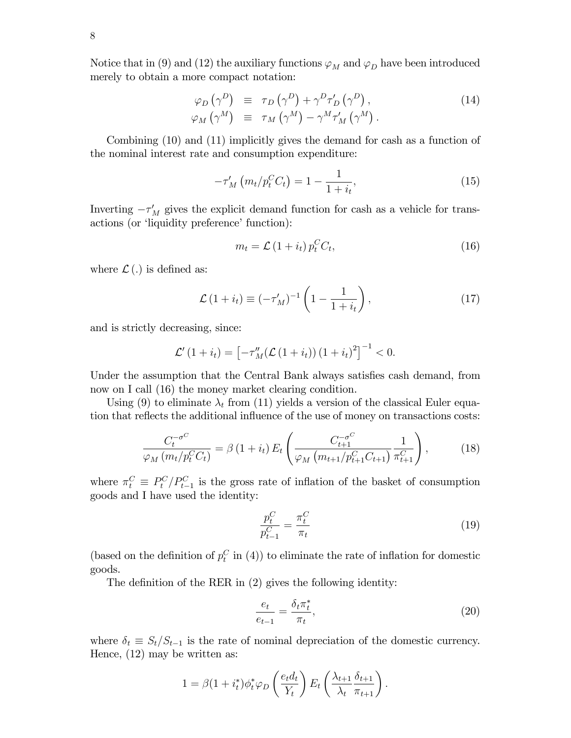Notice that in (9) and (12) the auxiliary functions $\varphi_M$ and $\varphi_D$ have been introduced merely to obtain a more compact notation:

$$\begin{aligned}
\varphi_D\left(\gamma^D\right) &\equiv \tau_D\left(\gamma^D\right) + \gamma^D \tau_D'\left(\gamma^D\right), \\
\varphi_M\left(\gamma^M\right) &\equiv \tau_M\left(\gamma^M\right) - \gamma^M \tau_M'\left(\gamma^M\right).
\end{aligned} \tag{14}$$

Combining (10) and (11) implicitly gives the demand for cash as a function of the nominal interest rate and consumption expenditure:

$$-\tau_M'\left(m_t / p_t^C C_t\right) = 1 - \frac{1}{1+i_t}, \tag{15}$$

Inverting $-\tau_M'$ gives the explicit demand function for cash as a vehicle for transactions (or 'liquidity preference' function):

$$m_t = \mathcal{L}\left(1+i_t\right) p_t^C C_t, \tag{16}$$

where $\mathcal{L}(.)$ is defined as:

$$\mathcal{L}\left(1+i_t\right) \equiv \left(-\tau_M'\right)^{-1}\left(1 - \frac{1}{1+i_t}\right), \tag{17}$$

and is strictly decreasing, since:

$$\mathcal{L}'\left(1+i_t\right) = \left[-\tau_M''(\mathcal{L}\left(1+i_t\right))\left(1+i_t\right)^2\right]^{-1} < 0.$$

Under the assumption that the Central Bank always satisfies cash demand, from now on I call (16) the money market clearing condition.

Using (9) to eliminate $\lambda_t$ from (11) yields a version of the classical Euler equation that reflects the additional influence of the use of money on transactions costs:

$$\frac{C_t^{-\sigma^C}}{\varphi_M\left(m_t / p_t^C C_t\right)} = \beta\left(1+i_t\right) E_t\left(\frac{C_{t+1}^{-\sigma^C}}{\varphi_M\left(m_{t+1} / p_{t+1}^C C_{t+1}\right)} \frac{1}{\pi_{t+1}^C}\right), \tag{18}$$

where $\pi_t^C \equiv P_t^C / P_{t-1}^C$ is the gross rate of inflation of the basket of consumption goods and I have used the identity:

$$\frac{p_t^C}{p_{t-1}^C} = \frac{\pi_t^C}{\pi_t} \tag{19}$$

(based on the definition of $p_t^C$ in (4)) to eliminate the rate of inflation for domestic goods.

The definition of the RER in (2) gives the following identity:

$$\frac{e_t}{e_{t-1}} = \frac{\delta_t \pi_t^*}{\pi_t}, \tag{20}$$

where $\delta_t \equiv S_t / S_{t-1}$ is the rate of nominal depreciation of the domestic currency. Hence, (12) may be written as:

$$1 = \beta(1+i_t^*)\phi_t^* \varphi_D\left(\frac{e_t d_t}{Y_t}\right) E_t\left(\frac{\lambda_{t+1}}{\lambda_t} \frac{\delta_{t+1}}{\pi_{t+1}}\right).$$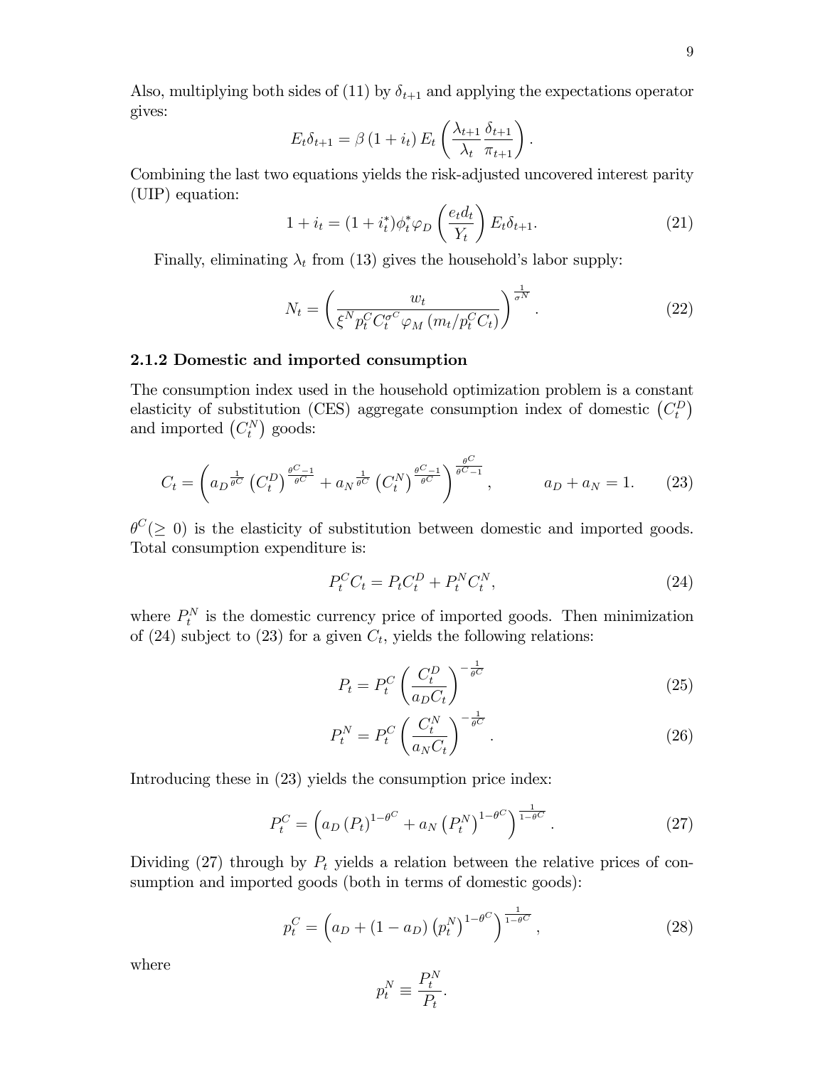Also, multiplying both sides of (11) by $\delta_{t+1}$ and applying the expectations operator gives:

$$E_t \delta_{t+1} = \beta (1 + i_t) E_t \left( \frac{\lambda_{t+1}}{\lambda_t} \frac{\delta_{t+1}}{\pi_{t+1}} \right).$$

Combining the last two equations yields the risk-adjusted uncovered interest parity (UIP) equation:

$$1 + i_t = (1 + i_t^*) \phi_t^* \varphi_D \left( \frac{e_t d_t}{Y_t} \right) E_t \delta_{t+1}. \tag{21}$$

Finally, eliminating $\lambda_t$ from (13) gives the household's labor supply:

$$N_t = \left( \frac{w_t}{\xi^N p_t^C C_t^{\sigma^C} \varphi_M \left( m_t / p_t^C C_t \right)} \right)^{\frac{1}{\sigma^N}}. \tag{22}$$

### 2.1.2 Domestic and imported consumption

The consumption index used in the household optimization problem is a constant elasticity of substitution (CES) aggregate consumption index of domestic $\left(C_t^D\right)$ and imported $\left(C_t^N\right)$ goods:

$$C_t = \left( a_D^{\frac{1}{\theta^C}} \left( C_t^D \right)^{\frac{\theta^C - 1}{\theta^C}} + a_N^{\frac{1}{\theta^C}} \left( C_t^N \right)^{\frac{\theta^C - 1}{\theta^C}} \right)^{\frac{\theta^C}{\theta^C - 1}}, \qquad a_D + a_N = 1. \tag{23}$$

$\theta^C (\geq 0)$ is the elasticity of substitution between domestic and imported goods. Total consumption expenditure is:

$$P_t^C C_t = P_t C_t^D + P_t^N C_t^N, \tag{24}$$

where $P_t^N$ is the domestic currency price of imported goods. Then minimization of (24) subject to (23) for a given $C_t$, yields the following relations:

$$P_t = P_t^C \left( \frac{C_t^D}{a_D C_t} \right)^{-\frac{1}{\theta^C}} \tag{25}$$

$$P_t^N = P_t^C \left( \frac{C_t^N}{a_N C_t} \right)^{-\frac{1}{\theta^C}}. \tag{26}$$

Introducing these in (23) yields the consumption price index:

$$P_t^C = \left( a_D \left( P_t \right)^{1-\theta^C} + a_N \left( P_t^N \right)^{1-\theta^C} \right)^{\frac{1}{1-\theta^C}}. \tag{27}$$

Dividing (27) through by $P_t$ yields a relation between the relative prices of consumption and imported goods (both in terms of domestic goods):

$$p_t^C = \left( a_D + (1 - a_D) \left( p_t^N \right)^{1-\theta^C} \right)^{\frac{1}{1-\theta^C}}, \tag{28}$$

where

$$p_t^N \equiv \frac{P_t^N}{P_t}.$$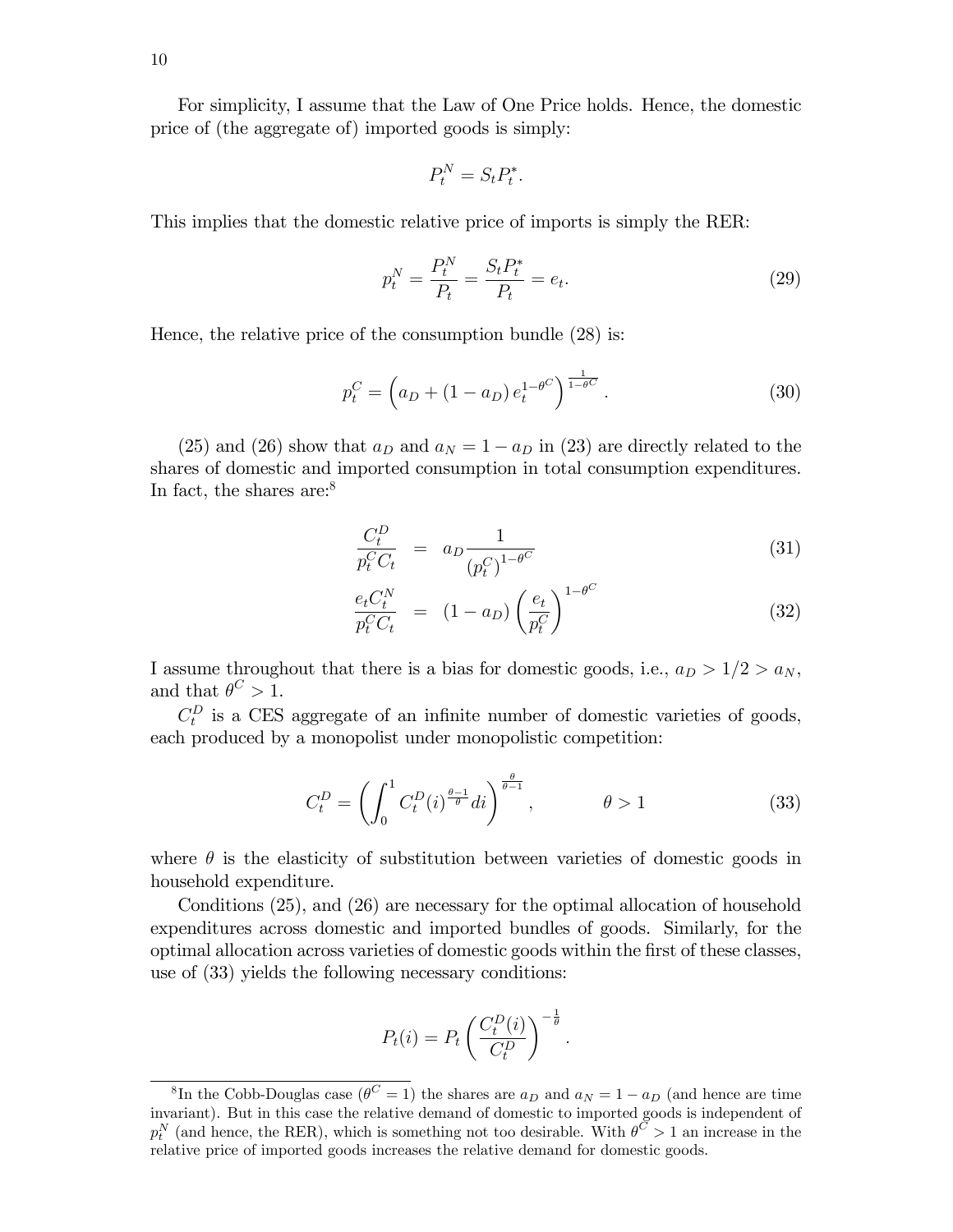For simplicity, I assume that the Law of One Price holds. Hence, the domestic price of (the aggregate of) imported goods is simply:

$$P_t^N = S_t P_t^*.$$

This implies that the domestic relative price of imports is simply the RER:

$$p_t^N = \frac{P_t^N}{P_t} = \frac{S_t P_t^*}{P_t} = e_t. \tag{29}$$

Hence, the relative price of the consumption bundle (28) is:

$$p_t^C = \left(a_D + (1 - a_D)\, e_t^{1-\theta^C}\right)^{\frac{1}{1-\theta^C}}. \tag{30}$$

(25) and (26) show that $a_D$ and $a_N = 1 - a_D$ in (23) are directly related to the shares of domestic and imported consumption in total consumption expenditures. In fact, the shares are:[8]

$$\frac{C_t^D}{p_t^C C_t} = a_D \frac{1}{(p_t^C)^{1-\theta^C}} \tag{31}$$

$$\frac{e_t C_t^N}{p_t^C C_t} = (1 - a_D) \left(\frac{e_t}{p_t^C}\right)^{1-\theta^C} \tag{32}$$

I assume throughout that there is a bias for domestic goods, i.e., $a_D > 1/2 > a_N$, and that $\theta^C > 1$.

$C_t^D$ is a CES aggregate of an infinite number of domestic varieties of goods, each produced by a monopolist under monopolistic competition:

$$C_t^D = \left(\int_0^1 C_t^D(i)^{\frac{\theta-1}{\theta}} di\right)^{\frac{\theta}{\theta-1}}, \qquad \theta > 1 \tag{33}$$

where $\theta$ is the elasticity of substitution between varieties of domestic goods in household expenditure.

Conditions (25), and (26) are necessary for the optimal allocation of household expenditures across domestic and imported bundles of goods. Similarly, for the optimal allocation across varieties of domestic goods within the first of these classes, use of (33) yields the following necessary conditions:

$$P_t(i) = P_t \left(\frac{C_t^D(i)}{C_t^D}\right)^{-\frac{1}{\theta}}.$$

[8] In the Cobb-Douglas case ($\theta^C = 1$) the shares are $a_D$ and $a_N = 1 - a_D$ (and hence are time invariant). But in this case the relative demand of domestic to imported goods is independent of $p_t^N$ (and hence, the RER), which is something not too desirable. With $\theta^C > 1$ an increase in the relative price of imported goods increases the relative demand for domestic goods.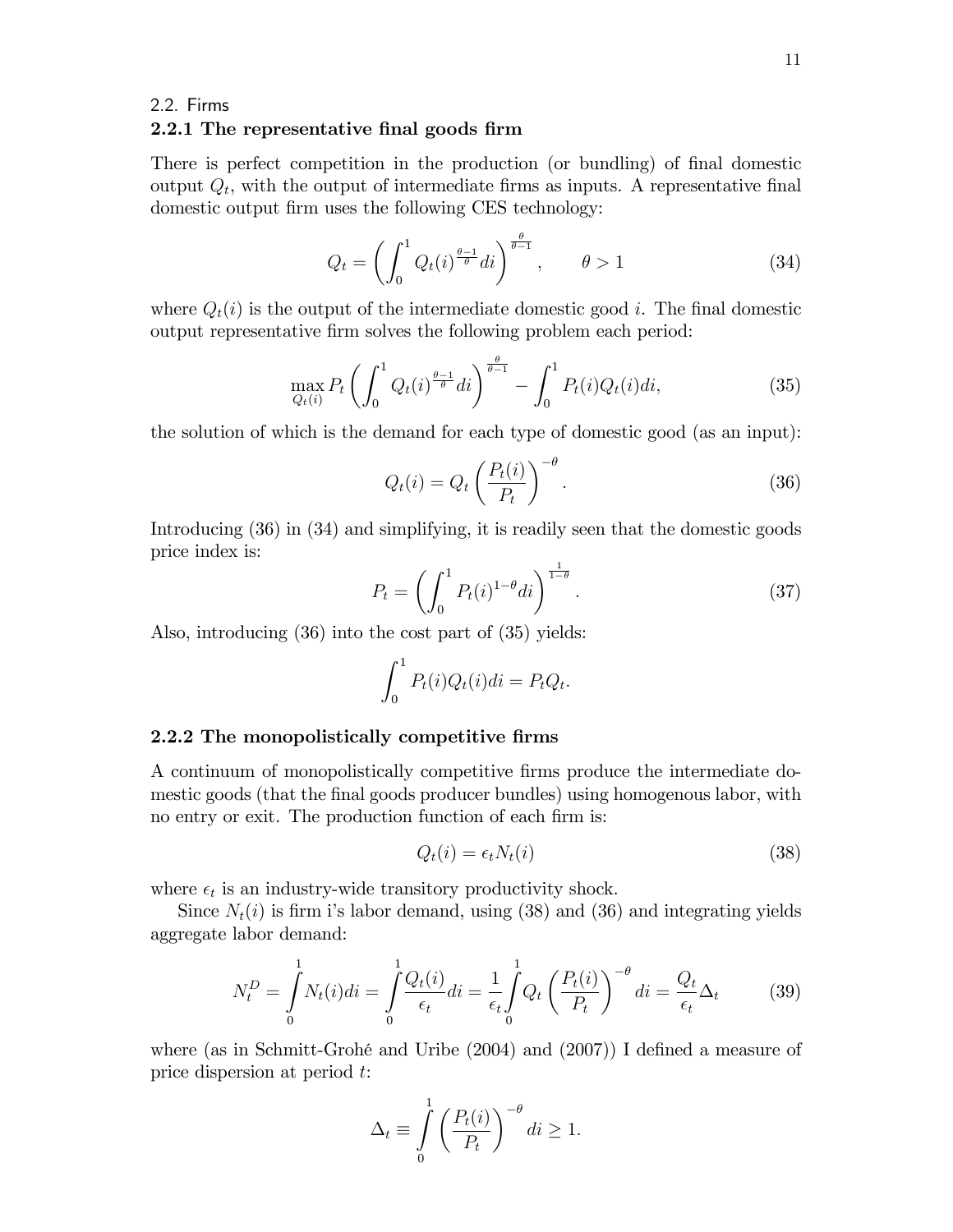### 2.2. Firms

#### 2.2.1 The representative final goods firm

There is perfect competition in the production (or bundling) of final domestic output $Q_t$, with the output of intermediate firms as inputs. A representative final domestic output firm uses the following CES technology:

$$Q_t = \left( \int_0^1 Q_t(i)^{\frac{\theta-1}{\theta}} di \right)^{\frac{\theta}{\theta-1}}, \qquad \theta > 1 \tag{34}$$

where $Q_t(i)$ is the output of the intermediate domestic good $i$. The final domestic output representative firm solves the following problem each period:

$$\max_{Q_t(i)} P_t \left( \int_0^1 Q_t(i)^{\frac{\theta-1}{\theta}} di \right)^{\frac{\theta}{\theta-1}} - \int_0^1 P_t(i) Q_t(i) di, \tag{35}$$

the solution of which is the demand for each type of domestic good (as an input):

$$Q_t(i) = Q_t \left( \frac{P_t(i)}{P_t} \right)^{-\theta}. \tag{36}$$

Introducing (36) in (34) and simplifying, it is readily seen that the domestic goods price index is:

$$P_t = \left( \int_0^1 P_t(i)^{1-\theta} di \right)^{\frac{1}{1-\theta}}. \tag{37}$$

Also, introducing (36) into the cost part of (35) yields:

$$\int_0^1 P_t(i) Q_t(i) di = P_t Q_t.$$

#### 2.2.2 The monopolistically competitive firms

A continuum of monopolistically competitive firms produce the intermediate domestic goods (that the final goods producer bundles) using homogenous labor, with no entry or exit. The production function of each firm is:

$$Q_t(i) = \epsilon_t N_t(i) \tag{38}$$

where $\epsilon_t$ is an industry-wide transitory productivity shock.

Since $N_t(i)$ is firm i's labor demand, using (38) and (36) and integrating yields aggregate labor demand:

$$N_t^D = \int_0^1 N_t(i) di = \int_0^1 \frac{Q_t(i)}{\epsilon_t} di = \frac{1}{\epsilon_t} \int_0^1 Q_t \left( \frac{P_t(i)}{P_t} \right)^{-\theta} di = \frac{Q_t}{\epsilon_t} \Delta_t \tag{39}$$

where (as in Schmitt-Grohé and Uribe (2004) and (2007)) I defined a measure of price dispersion at period $t$:

$$\Delta_t \equiv \int_0^1 \left( \frac{P_t(i)}{P_t} \right)^{-\theta} di \geq 1.$$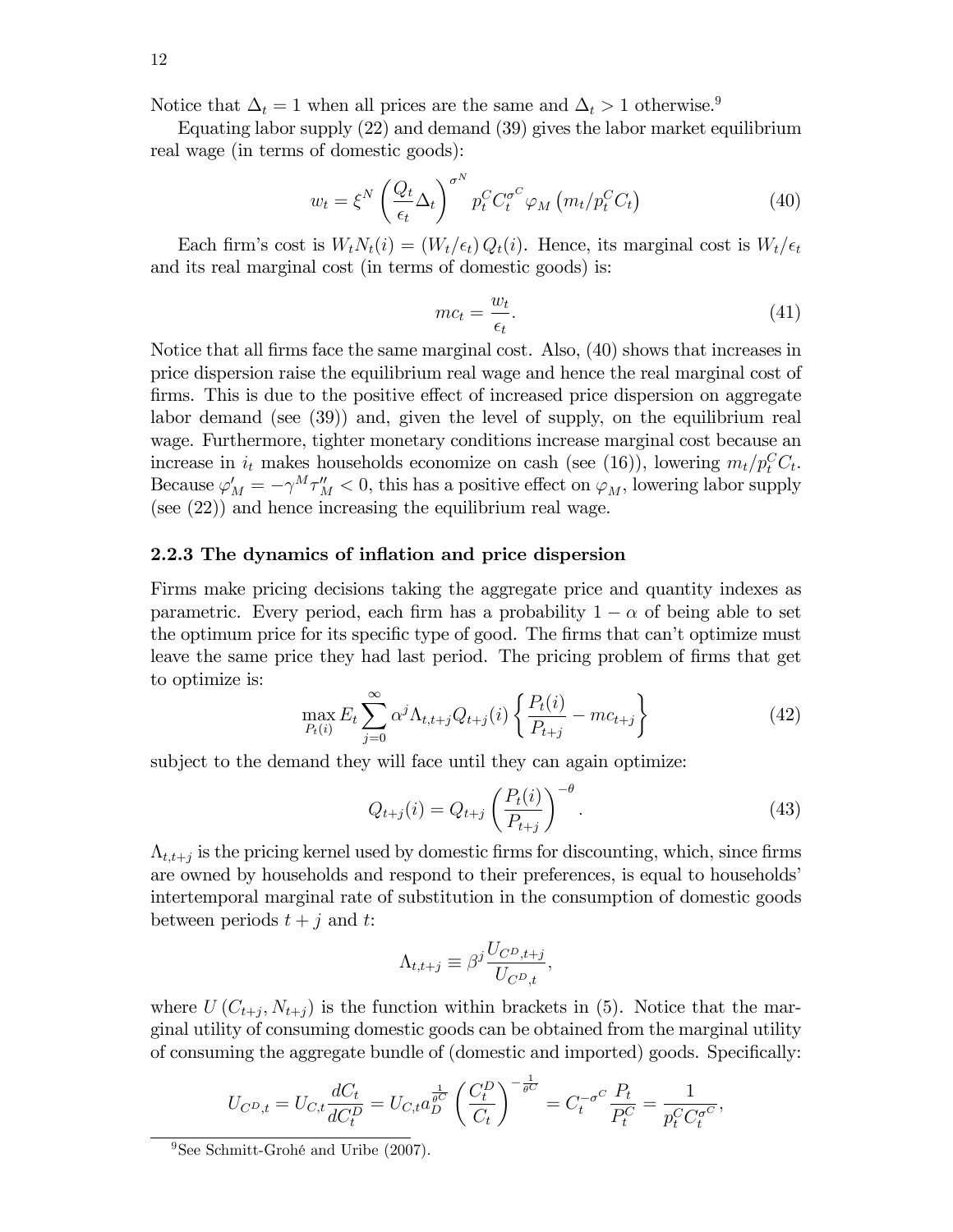Notice that $\Delta_t = 1$ when all prices are the same and $\Delta_t > 1$ otherwise.[9]

Equating labor supply (22) and demand (39) gives the labor market equilibrium real wage (in terms of domestic goods):

$$w_t = \xi^N \left( \frac{Q_t}{\epsilon_t} \Delta_t \right)^{\sigma^N} p_t^C C_t^{\sigma^C} \varphi_M \left( m_t / p_t^C C_t \right) \tag{40}$$

Each firm's cost is $W_t N_t(i) = (W_t/\epsilon_t) Q_t(i)$. Hence, its marginal cost is $W_t/\epsilon_t$ and its real marginal cost (in terms of domestic goods) is:

$$mc_t = \frac{w_t}{\epsilon_t}. \tag{41}$$

Notice that all firms face the same marginal cost. Also, (40) shows that increases in price dispersion raise the equilibrium real wage and hence the real marginal cost of firms. This is due to the positive effect of increased price dispersion on aggregate labor demand (see (39)) and, given the level of supply, on the equilibrium real wage. Furthermore, tighter monetary conditions increase marginal cost because an increase in $i_t$ makes households economize on cash (see (16)), lowering $m_t/p_t^C C_t$. Because $\varphi_M' = -\gamma^M \tau_M'' < 0$, this has a positive effect on $\varphi_M$, lowering labor supply (see (22)) and hence increasing the equilibrium real wage.

### 2.2.3 The dynamics of inflation and price dispersion

Firms make pricing decisions taking the aggregate price and quantity indexes as parametric. Every period, each firm has a probability $1 - \alpha$ of being able to set the optimum price for its specific type of good. The firms that can't optimize must leave the same price they had last period. The pricing problem of firms that get to optimize is:

$$\max_{P_t(i)} E_t \sum_{j=0}^{\infty} \alpha^j \Lambda_{t,t+j} Q_{t+j}(i) \left\{ \frac{P_t(i)}{P_{t+j}} - mc_{t+j} \right\} \tag{42}$$

subject to the demand they will face until they can again optimize:

$$Q_{t+j}(i) = Q_{t+j} \left( \frac{P_t(i)}{P_{t+j}} \right)^{-\theta}. \tag{43}$$

$\Lambda_{t,t+j}$ is the pricing kernel used by domestic firms for discounting, which, since firms are owned by households and respond to their preferences, is equal to households' intertemporal marginal rate of substitution in the consumption of domestic goods between periods $t+j$ and $t$:

$$\Lambda_{t,t+j} \equiv \beta^j \frac{U_{C^D,t+j}}{U_{C^D,t}},$$

where $U(C_{t+j}, N_{t+j})$ is the function within brackets in (5). Notice that the marginal utility of consuming domestic goods can be obtained from the marginal utility of consuming the aggregate bundle of (domestic and imported) goods. Specifically:

$$U_{C^D,t} = U_{C,t} \frac{dC_t}{dC_t^D} = U_{C,t} a_D^{\frac{1}{\theta^C}} \left( \frac{C_t^D}{C_t} \right)^{-\frac{1}{\theta^C}} = C_t^{-\sigma^C} \frac{P_t}{P_t^C} = \frac{1}{p_t^C C_t^{\sigma^C}},$$

[9] See Schmitt-Grohé and Uribe (2007).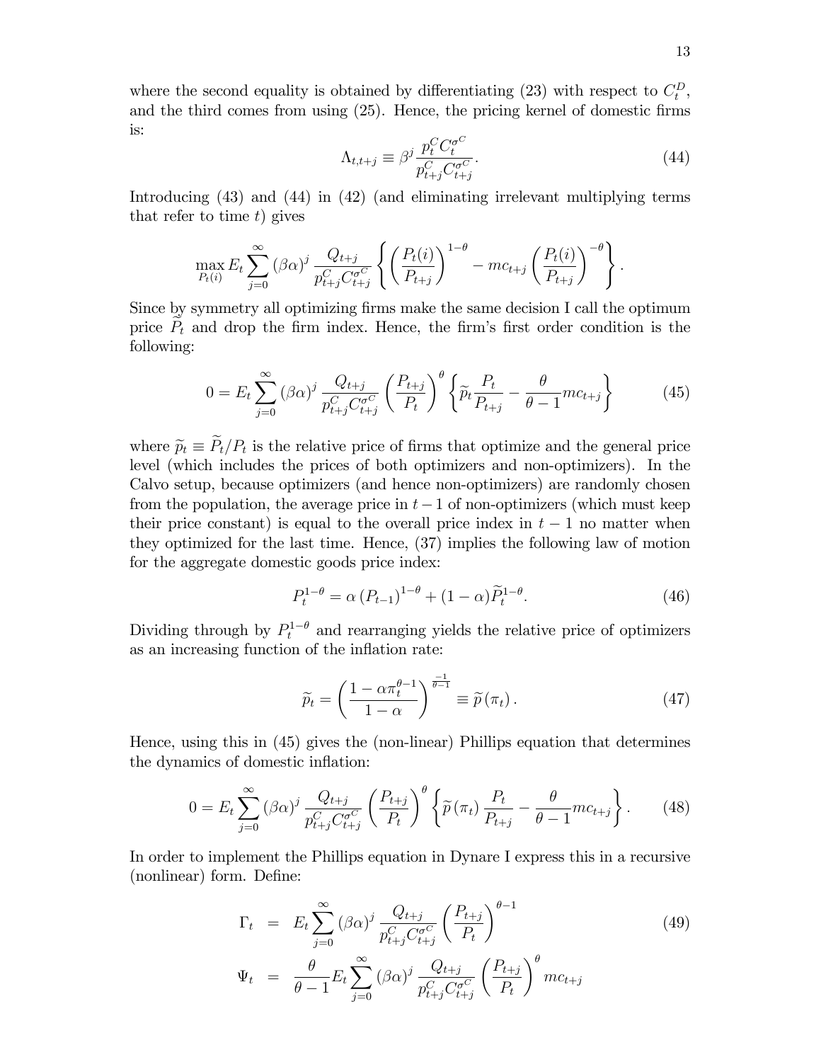where the second equality is obtained by differentiating (23) with respect to $C_t^D$, and the third comes from using (25). Hence, the pricing kernel of domestic firms is:

$$\Lambda_{t,t+j} \equiv \beta^j \frac{p_t^C C_t^{\sigma^C}}{p_{t+j}^C C_{t+j}^{\sigma^C}}. \tag{44}$$

Introducing (43) and (44) in (42) (and eliminating irrelevant multiplying terms that refer to time $t$) gives

$$\max_{P_t(i)} E_t \sum_{j=0}^{\infty} (\beta\alpha)^j \frac{Q_{t+j}}{p_{t+j}^C C_{t+j}^{\sigma^C}} \left\{ \left( \frac{P_t(i)}{P_{t+j}} \right)^{1-\theta} - mc_{t+j} \left( \frac{P_t(i)}{P_{t+j}} \right)^{-\theta} \right\}.$$

Since by symmetry all optimizing firms make the same decision I call the optimum price $\widetilde{P}_t$ and drop the firm index. Hence, the firm's first order condition is the following:

$$0 = E_t \sum_{j=0}^{\infty} (\beta\alpha)^j \frac{Q_{t+j}}{p_{t+j}^C C_{t+j}^{\sigma^C}} \left( \frac{P_{t+j}}{P_t} \right)^{\theta} \left\{ \widetilde{p}_t \frac{P_t}{P_{t+j}} - \frac{\theta}{\theta - 1} mc_{t+j} \right\} \tag{45}$$

where $\widetilde{p}_t \equiv \widetilde{P}_t / P_t$ is the relative price of firms that optimize and the general price level (which includes the prices of both optimizers and non-optimizers). In the Calvo setup, because optimizers (and hence non-optimizers) are randomly chosen from the population, the average price in $t-1$ of non-optimizers (which must keep their price constant) is equal to the overall price index in $t-1$ no matter when they optimized for the last time. Hence, (37) implies the following law of motion for the aggregate domestic goods price index:

$$P_t^{1-\theta} = \alpha \left( P_{t-1} \right)^{1-\theta} + (1-\alpha) \widetilde{P}_t^{1-\theta}. \tag{46}$$

Dividing through by $P_t^{1-\theta}$ and rearranging yields the relative price of optimizers as an increasing function of the inflation rate:

$$\widetilde{p}_t = \left( \frac{1 - \alpha \pi_t^{\theta-1}}{1-\alpha} \right)^{\frac{-1}{\theta-1}} \equiv \widetilde{p}\left( \pi_t \right). \tag{47}$$

Hence, using this in (45) gives the (non-linear) Phillips equation that determines the dynamics of domestic inflation:

$$0 = E_t \sum_{j=0}^{\infty} (\beta\alpha)^j \frac{Q_{t+j}}{p_{t+j}^C C_{t+j}^{\sigma^C}} \left( \frac{P_{t+j}}{P_t} \right)^{\theta} \left\{ \widetilde{p}\left( \pi_t \right) \frac{P_t}{P_{t+j}} - \frac{\theta}{\theta - 1} mc_{t+j} \right\}. \tag{48}$$

In order to implement the Phillips equation in Dynare I express this in a recursive (nonlinear) form. Define:

$$\begin{aligned}
\Gamma_t &= E_t \sum_{j=0}^{\infty} (\beta\alpha)^j \frac{Q_{t+j}}{p_{t+j}^C C_{t+j}^{\sigma^C}} \left( \frac{P_{t+j}}{P_t} \right)^{\theta-1} \\
\Psi_t &= \frac{\theta}{\theta-1} E_t \sum_{j=0}^{\infty} (\beta\alpha)^j \frac{Q_{t+j}}{p_{t+j}^C C_{t+j}^{\sigma^C}} \left( \frac{P_{t+j}}{P_t} \right)^{\theta} mc_{t+j}
\end{aligned} \tag{49}$$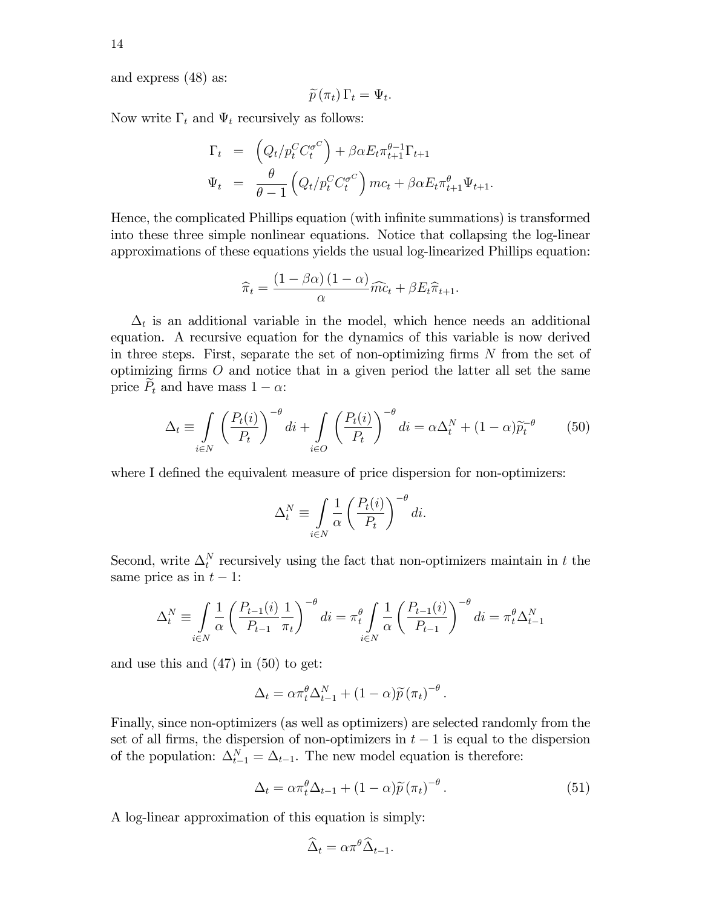and express (48) as:

$$\widetilde{p}\left(\pi_t\right)\Gamma_t = \Psi_t.$$

Now write $\Gamma_t$ and $\Psi_t$ recursively as follows:

$$\begin{aligned}
\Gamma_t &= \left(Q_t/p_t^C C_t^{\sigma^C}\right) + \beta\alpha E_t \pi_{t+1}^{\theta-1}\Gamma_{t+1} \\
\Psi_t &= \frac{\theta}{\theta-1}\left(Q_t/p_t^C C_t^{\sigma^C}\right) mc_t + \beta\alpha E_t \pi_{t+1}^{\theta}\Psi_{t+1}.
\end{aligned}$$

Hence, the complicated Phillips equation (with infinite summations) is transformed into these three simple nonlinear equations. Notice that collapsing the log-linear approximations of these equations yields the usual log-linearized Phillips equation:

$$\widehat{\pi}_t = \frac{(1-\beta\alpha)(1-\alpha)}{\alpha}\widehat{mc}_t + \beta E_t \widehat{\pi}_{t+1}.$$

$\Delta_t$ is an additional variable in the model, which hence needs an additional equation. A recursive equation for the dynamics of this variable is now derived in three steps. First, separate the set of non-optimizing firms $N$ from the set of optimizing firms $O$ and notice that in a given period the latter all set the same price $\widetilde{P}_t$ and have mass $1-\alpha$:

$$\Delta_t \equiv \int\limits_{i\in N}\left(\frac{P_t(i)}{P_t}\right)^{-\theta}di + \int\limits_{i\in O}\left(\frac{P_t(i)}{P_t}\right)^{-\theta}di = \alpha\Delta_t^N + (1-\alpha)\widetilde{p}_t^{-\theta} \tag{50}$$

where I defined the equivalent measure of price dispersion for non-optimizers:

$$\Delta_t^N \equiv \int\limits_{i\in N}\frac{1}{\alpha}\left(\frac{P_t(i)}{P_t}\right)^{-\theta}di.$$

Second, write $\Delta_t^N$ recursively using the fact that non-optimizers maintain in $t$ the same price as in $t-1$:

$$\Delta_t^N \equiv \int\limits_{i\in N}\frac{1}{\alpha}\left(\frac{P_{t-1}(i)}{P_{t-1}}\frac{1}{\pi_t}\right)^{-\theta}di = \pi_t^{\theta}\int\limits_{i\in N}\frac{1}{\alpha}\left(\frac{P_{t-1}(i)}{P_{t-1}}\right)^{-\theta}di = \pi_t^{\theta}\Delta_{t-1}^N$$

and use this and (47) in (50) to get:

$$\Delta_t = \alpha\pi_t^{\theta}\Delta_{t-1}^N + (1-\alpha)\widetilde{p}\left(\pi_t\right)^{-\theta}.$$

Finally, since non-optimizers (as well as optimizers) are selected randomly from the set of all firms, the dispersion of non-optimizers in $t-1$ is equal to the dispersion of the population: $\Delta_{t-1}^N = \Delta_{t-1}$. The new model equation is therefore:

$$\Delta_t = \alpha\pi_t^{\theta}\Delta_{t-1} + (1-\alpha)\widetilde{p}\left(\pi_t\right)^{-\theta}. \tag{51}$$

A log-linear approximation of this equation is simply:

$$\widehat{\Delta}_t = \alpha\pi^{\theta}\widehat{\Delta}_{t-1}.$$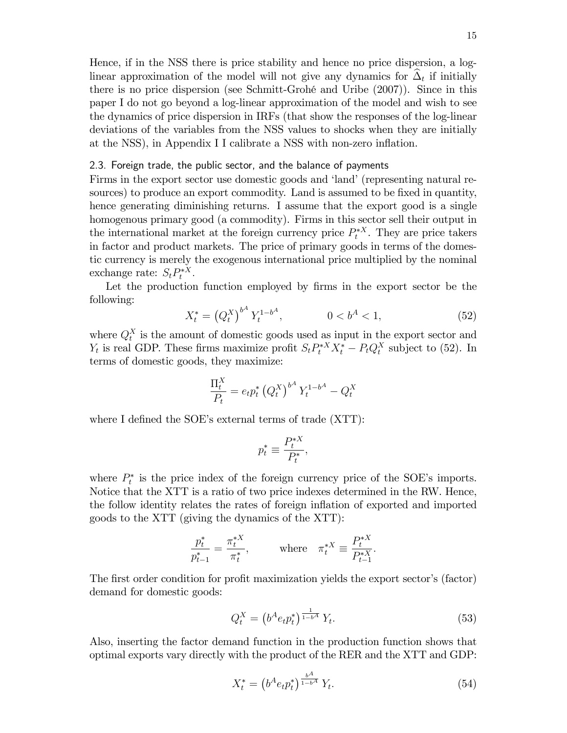Hence, if in the NSS there is price stability and hence no price dispersion, a log-linear approximation of the model will not give any dynamics for $\widehat{\Delta}_t$ if initially there is no price dispersion (see Schmitt-Grohé and Uribe (2007)). Since in this paper I do not go beyond a log-linear approximation of the model and wish to see the dynamics of price dispersion in IRFs (that show the responses of the log-linear deviations of the variables from the NSS values to shocks when they are initially at the NSS), in Appendix I I calibrate a NSS with non-zero inflation.

### 2.3. Foreign trade, the public sector, and the balance of payments

Firms in the export sector use domestic goods and 'land' (representing natural resources) to produce an export commodity. Land is assumed to be fixed in quantity, hence generating diminishing returns. I assume that the export good is a single homogenous primary good (a commodity). Firms in this sector sell their output in the international market at the foreign currency price $P_t^{*X}$. They are price takers in factor and product markets. The price of primary goods in terms of the domestic currency is merely the exogenous international price multiplied by the nominal exchange rate: $S_t P_t^{*X}$.

Let the production function employed by firms in the export sector be the following:

$$X_t^* = \left(Q_t^X\right)^{b^A} Y_t^{1-b^A}, \qquad 0 < b^A < 1, \tag{52}$$

where $Q_t^X$ is the amount of domestic goods used as input in the export sector and $Y_t$ is real GDP. These firms maximize profit $S_t P_t^{*X} X_t^* - P_t Q_t^X$ subject to (52). In terms of domestic goods, they maximize:

$$\frac{\Pi_t^X}{P_t} = e_t p_t^* \left(Q_t^X\right)^{b^A} Y_t^{1-b^A} - Q_t^X$$

where I defined the SOE's external terms of trade (XTT):

$$p_t^* \equiv \frac{P_t^{*X}}{P_t^*},$$

where $P_t^*$ is the price index of the foreign currency price of the SOE's imports. Notice that the XTT is a ratio of two price indexes determined in the RW. Hence, the follow identity relates the rates of foreign inflation of exported and imported goods to the XTT (giving the dynamics of the XTT):

$$\frac{p_t^*}{p_{t-1}^*} = \frac{\pi_t^{*X}}{\pi_t^*}, \qquad \text{where} \quad \pi_t^{*X} \equiv \frac{P_t^{*X}}{P_{t-1}^{*X}}.$$

The first order condition for profit maximization yields the export sector's (factor) demand for domestic goods:

$$Q_t^X = \left(b^A e_t p_t^*\right)^{\frac{1}{1-b^A}} Y_t. \tag{53}$$

Also, inserting the factor demand function in the production function shows that optimal exports vary directly with the product of the RER and the XTT and GDP:

$$X_t^* = \left(b^A e_t p_t^*\right)^{\frac{b^A}{1-b^A}} Y_t. \tag{54}$$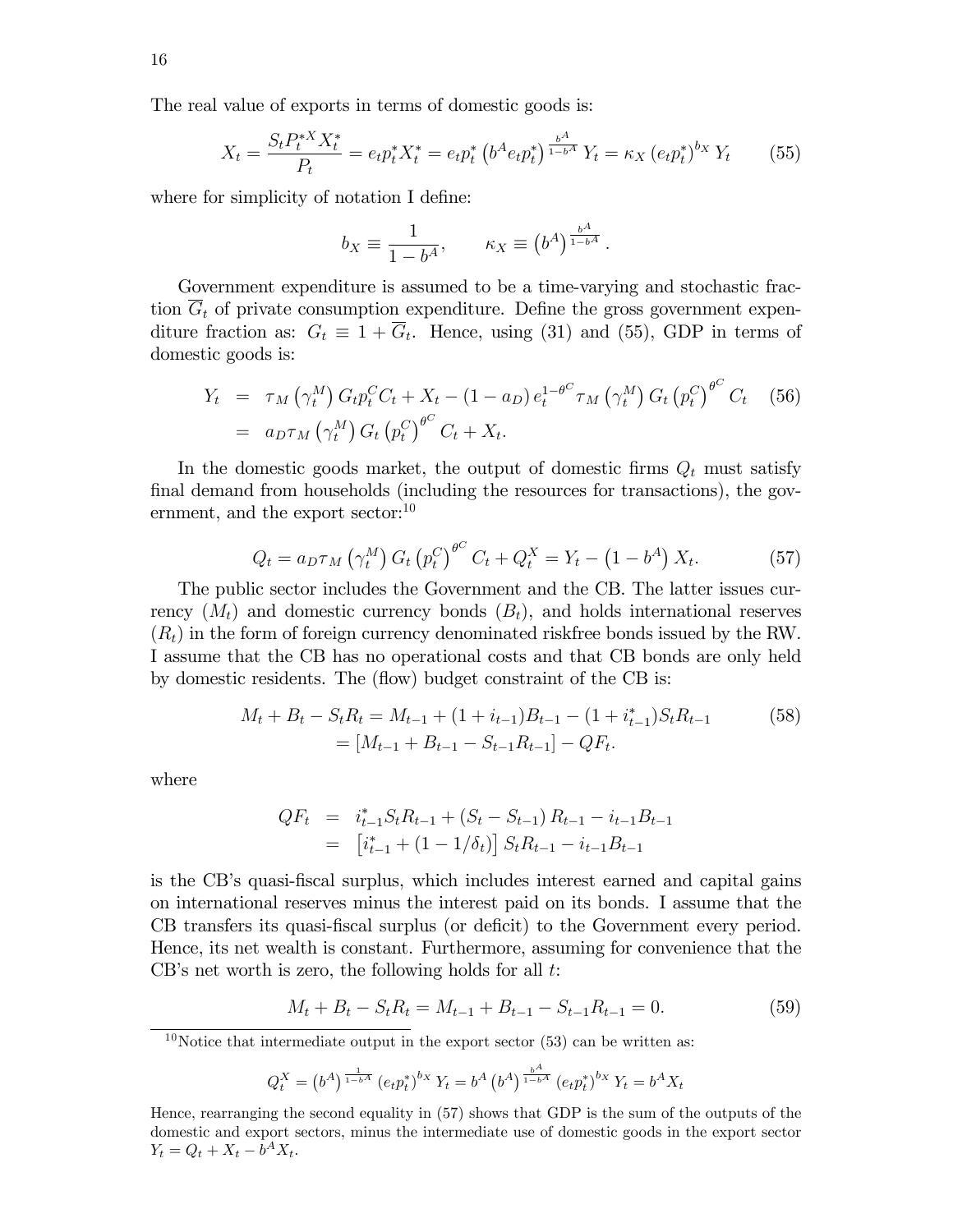The real value of exports in terms of domestic goods is:

$$X_t = \frac{S_t P_t^{*X} X_t^*}{P_t} = e_t p_t^* X_t^* = e_t p_t^* \left(b^A e_t p_t^*\right)^{\frac{b^A}{1-b^A}} Y_t = \kappa_X \left(e_t p_t^*\right)^{b_X} Y_t \tag{55}$$

where for simplicity of notation I define:

$$b_X \equiv \frac{1}{1-b^A}, \qquad \kappa_X \equiv \left(b^A\right)^{\frac{b^A}{1-b^A}}.$$

Government expenditure is assumed to be a time-varying and stochastic fraction $\overline{G}_t$ of private consumption expenditure. Define the gross government expenditure fraction as: $G_t \equiv 1 + \overline{G}_t$. Hence, using (31) and (55), GDP in terms of domestic goods is:

$$\begin{aligned} Y_t &= \tau_M \left(\gamma_t^M\right) G_t p_t^C C_t + X_t - \left(1 - a_D\right) e_t^{1-\theta^C} \tau_M \left(\gamma_t^M\right) G_t \left(p_t^C\right)^{\theta^C} C_t \\ &= a_D \tau_M \left(\gamma_t^M\right) G_t \left(p_t^C\right)^{\theta^C} C_t + X_t. \end{aligned} \tag{56}$$

In the domestic goods market, the output of domestic firms $Q_t$ must satisfy final demand from households (including the resources for transactions), the government, and the export sector:[10]

$$Q_t = a_D \tau_M \left(\gamma_t^M\right) G_t \left(p_t^C\right)^{\theta^C} C_t + Q_t^X = Y_t - \left(1 - b^A\right) X_t. \tag{57}$$

The public sector includes the Government and the CB. The latter issues currency ($M_t$) and domestic currency bonds ($B_t$), and holds international reserves ($R_t$) in the form of foreign currency denominated riskfree bonds issued by the RW. I assume that the CB has no operational costs and that CB bonds are only held by domestic residents. The (flow) budget constraint of the CB is:

$$\begin{aligned} M_t + B_t - S_t R_t &= M_{t-1} + (1 + i_{t-1}) B_{t-1} - (1 + i_{t-1}^*) S_t R_{t-1} \\ &= \left[M_{t-1} + B_{t-1} - S_{t-1} R_{t-1}\right] - QF_t. \end{aligned} \tag{58}$$

where

$$\begin{aligned} QF_t &= i_{t-1}^* S_t R_{t-1} + \left(S_t - S_{t-1}\right) R_{t-1} - i_{t-1} B_{t-1} \\ &= \left[i_{t-1}^* + \left(1 - 1/\delta_t\right)\right] S_t R_{t-1} - i_{t-1} B_{t-1} \end{aligned}$$

is the CB's quasi-fiscal surplus, which includes interest earned and capital gains on international reserves minus the interest paid on its bonds. I assume that the CB transfers its quasi-fiscal surplus (or deficit) to the Government every period. Hence, its net wealth is constant. Furthermore, assuming for convenience that the CB's net worth is zero, the following holds for all $t$:

$$M_t + B_t - S_t R_t = M_{t-1} + B_{t-1} - S_{t-1} R_{t-1} = 0. \tag{59}$$

[10] Notice that intermediate output in the export sector (53) can be written as:

$$Q_t^X = \left(b^A\right)^{\frac{1}{1-b^A}} \left(e_t p_t^*\right)^{b_X} Y_t = b^A \left(b^A\right)^{\frac{b^A}{1-b^A}} \left(e_t p_t^*\right)^{b_X} Y_t = b^A X_t$$

Hence, rearranging the second equality in (57) shows that GDP is the sum of the outputs of the domestic and export sectors, minus the intermediate use of domestic goods in the export sector $Y_t = Q_t + X_t - b^A X_t$.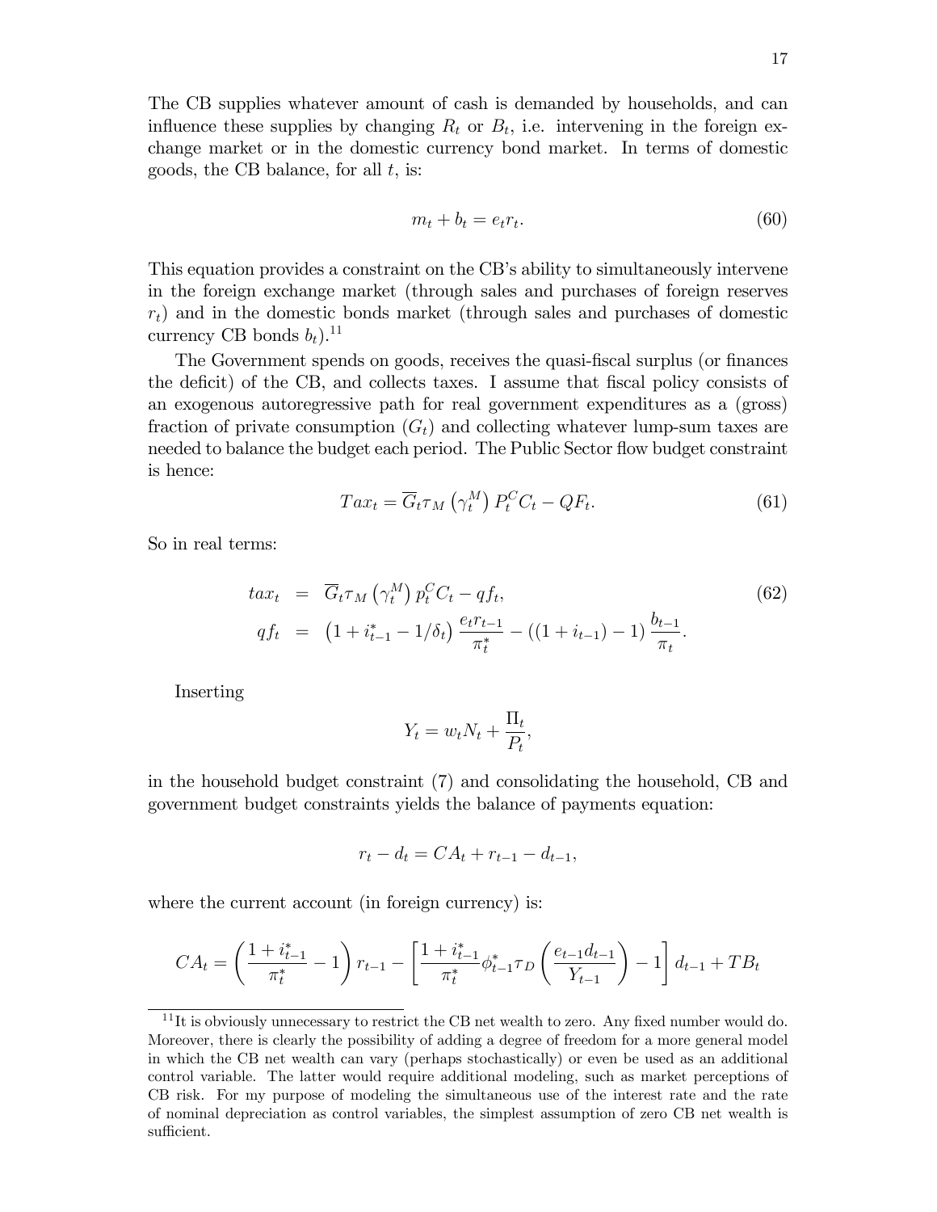The CB supplies whatever amount of cash is demanded by households, and can influence these supplies by changing $R_t$ or $B_t$, i.e. intervening in the foreign exchange market or in the domestic currency bond market. In terms of domestic goods, the CB balance, for all $t$, is:

$$m_t + b_t = e_t r_t. \tag{60}$$

This equation provides a constraint on the CB's ability to simultaneously intervene in the foreign exchange market (through sales and purchases of foreign reserves $r_t$) and in the domestic bonds market (through sales and purchases of domestic currency CB bonds $b_t$).[11]

The Government spends on goods, receives the quasi-fiscal surplus (or finances the deficit) of the CB, and collects taxes. I assume that fiscal policy consists of an exogenous autoregressive path for real government expenditures as a (gross) fraction of private consumption ($G_t$) and collecting whatever lump-sum taxes are needed to balance the budget each period. The Public Sector flow budget constraint is hence:

$$Tax_t = \overline{G}_t \tau_M \left(\gamma_t^M\right) P_t^C C_t - QF_t. \tag{61}$$

So in real terms:

$$\begin{aligned} tax_t &= \overline{G}_t \tau_M \left(\gamma_t^M\right) p_t^C C_t - qf_t, \\ qf_t &= \left(1 + i_{t-1}^* - 1/\delta_t\right) \frac{e_t r_{t-1}}{\pi_t^*} - \left((1 + i_{t-1}) - 1\right) \frac{b_{t-1}}{\pi_t}. \end{aligned} \tag{62}$$

Inserting

$$Y_t = w_t N_t + \frac{\Pi_t}{P_t},$$

in the household budget constraint (7) and consolidating the household, CB and government budget constraints yields the balance of payments equation:

$$r_t - d_t = CA_t + r_{t-1} - d_{t-1},$$

where the current account (in foreign currency) is:

$$CA_t = \left(\frac{1 + i_{t-1}^*}{\pi_t^*} - 1\right) r_{t-1} - \left[\frac{1 + i_{t-1}^*}{\pi_t^*} \phi_{t-1}^* \tau_D \left(\frac{e_{t-1} d_{t-1}}{Y_{t-1}}\right) - 1\right] d_{t-1} + TB_t$$

[11] It is obviously unnecessary to restrict the CB net wealth to zero. Any fixed number would do. Moreover, there is clearly the possibility of adding a degree of freedom for a more general model in which the CB net wealth can vary (perhaps stochastically) or even be used as an additional control variable. The latter would require additional modeling, such as market perceptions of CB risk. For my purpose of modeling the simultaneous use of the interest rate and the rate of nominal depreciation as control variables, the simplest assumption of zero CB net wealth is sufficient.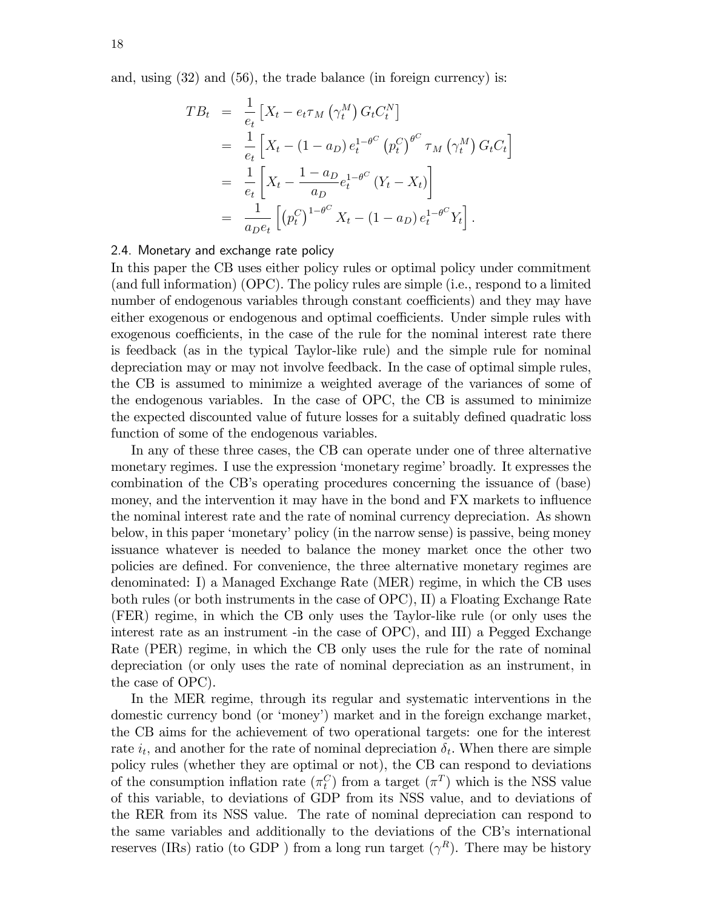and, using (32) and (56), the trade balance (in foreign currency) is:

$$
\begin{aligned}
TB_t &= \frac{1}{e_t}\left[X_t - e_t \tau_M\left(\gamma_t^M\right) G_t C_t^N\right] \\
&= \frac{1}{e_t}\left[X_t - (1-a_D)\, e_t^{1-\theta^C}\left(p_t^C\right)^{\theta^C} \tau_M\left(\gamma_t^M\right) G_t C_t\right] \\
&= \frac{1}{e_t}\left[X_t - \frac{1-a_D}{a_D} e_t^{1-\theta^C}\left(Y_t - X_t\right)\right] \\
&= \frac{1}{a_D e_t}\left[\left(p_t^C\right)^{1-\theta^C} X_t - (1-a_D)\, e_t^{1-\theta^C} Y_t\right].
\end{aligned}
$$

### 2.4. Monetary and exchange rate policy

In this paper the CB uses either policy rules or optimal policy under commitment (and full information) (OPC). The policy rules are simple (i.e., respond to a limited number of endogenous variables through constant coefficients) and they may have either exogenous or endogenous and optimal coefficients. Under simple rules with exogenous coefficients, in the case of the rule for the nominal interest rate there is feedback (as in the typical Taylor-like rule) and the simple rule for nominal depreciation may or may not involve feedback. In the case of optimal simple rules, the CB is assumed to minimize a weighted average of the variances of some of the endogenous variables. In the case of OPC, the CB is assumed to minimize the expected discounted value of future losses for a suitably defined quadratic loss function of some of the endogenous variables.

In any of these three cases, the CB can operate under one of three alternative monetary regimes. I use the expression 'monetary regime' broadly. It expresses the combination of the CB's operating procedures concerning the issuance of (base) money, and the intervention it may have in the bond and FX markets to influence the nominal interest rate and the rate of nominal currency depreciation. As shown below, in this paper 'monetary' policy (in the narrow sense) is passive, being money issuance whatever is needed to balance the money market once the other two policies are defined. For convenience, the three alternative monetary regimes are denominated: I) a Managed Exchange Rate (MER) regime, in which the CB uses both rules (or both instruments in the case of OPC), II) a Floating Exchange Rate (FER) regime, in which the CB only uses the Taylor-like rule (or only uses the interest rate as an instrument -in the case of OPC), and III) a Pegged Exchange Rate (PER) regime, in which the CB only uses the rule for the rate of nominal depreciation (or only uses the rate of nominal depreciation as an instrument, in the case of OPC).

In the MER regime, through its regular and systematic interventions in the domestic currency bond (or 'money') market and in the foreign exchange market, the CB aims for the achievement of two operational targets: one for the interest rate $i_t$, and another for the rate of nominal depreciation $\delta_t$. When there are simple policy rules (whether they are optimal or not), the CB can respond to deviations of the consumption inflation rate ($\pi_t^C$) from a target ($\pi^T$) which is the NSS value of this variable, to deviations of GDP from its NSS value, and to deviations of the RER from its NSS value. The rate of nominal depreciation can respond to the same variables and additionally to the deviations of the CB's international reserves (IRs) ratio (to GDP ) from a long run target ($\gamma^R$). There may be history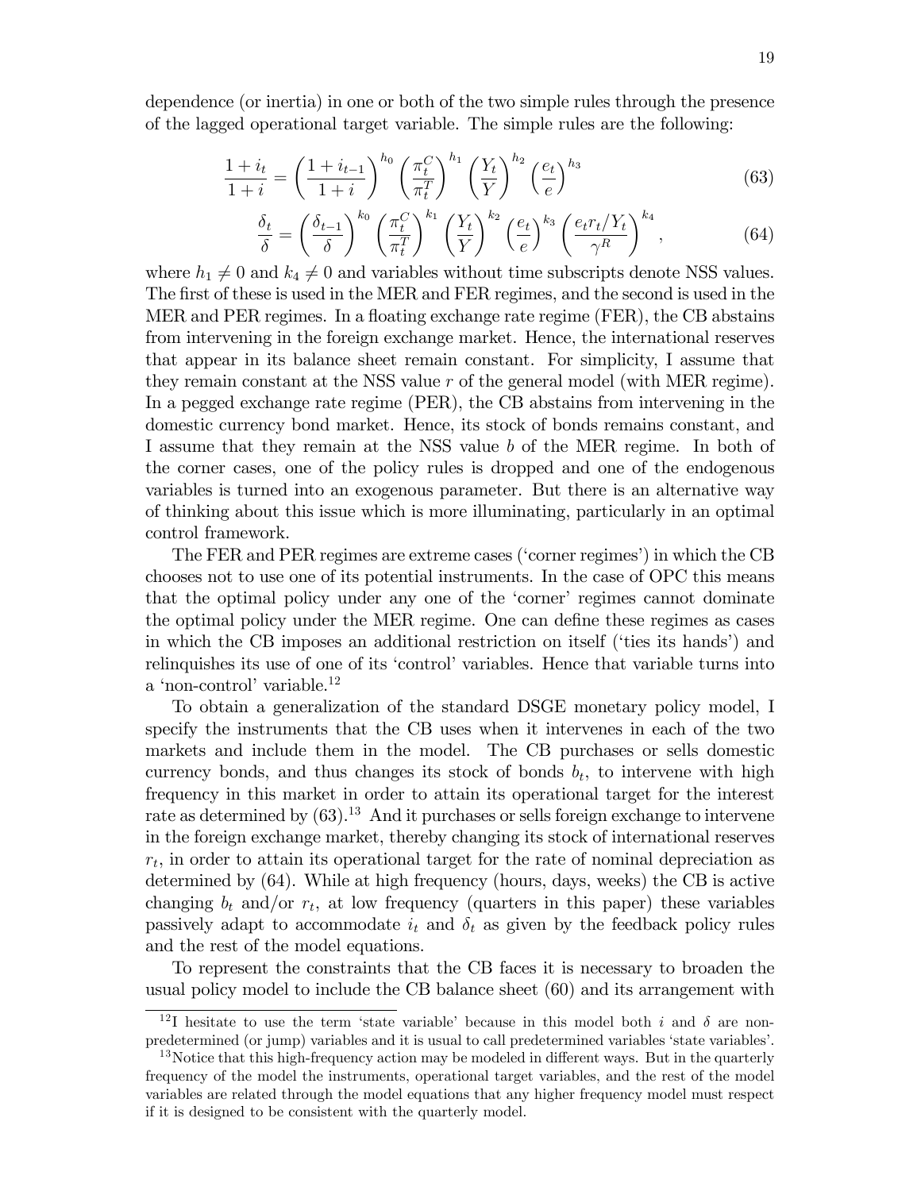dependence (or inertia) in one or both of the two simple rules through the presence of the lagged operational target variable. The simple rules are the following:

$$\frac{1+i_t}{1+i} = \left(\frac{1+i_{t-1}}{1+i}\right)^{h_0} \left(\frac{\pi_t^C}{\pi_t^T}\right)^{h_1} \left(\frac{Y_t}{Y}\right)^{h_2} \left(\frac{e_t}{e}\right)^{h_3} \tag{63}$$

$$\frac{\delta_t}{\delta} = \left(\frac{\delta_{t-1}}{\delta}\right)^{k_0} \left(\frac{\pi_t^C}{\pi_t^T}\right)^{k_1} \left(\frac{Y_t}{Y}\right)^{k_2} \left(\frac{e_t}{e}\right)^{k_3} \left(\frac{e_t r_t / Y_t}{\gamma^R}\right)^{k_4}, \tag{64}$$

where $h_1 \neq 0$ and $k_4 \neq 0$ and variables without time subscripts denote NSS values. The first of these is used in the MER and FER regimes, and the second is used in the MER and PER regimes. In a floating exchange rate regime (FER), the CB abstains from intervening in the foreign exchange market. Hence, the international reserves that appear in its balance sheet remain constant. For simplicity, I assume that they remain constant at the NSS value $r$ of the general model (with MER regime). In a pegged exchange rate regime (PER), the CB abstains from intervening in the domestic currency bond market. Hence, its stock of bonds remains constant, and I assume that they remain at the NSS value $b$ of the MER regime. In both of the corner cases, one of the policy rules is dropped and one of the endogenous variables is turned into an exogenous parameter. But there is an alternative way of thinking about this issue which is more illuminating, particularly in an optimal control framework.

The FER and PER regimes are extreme cases ('corner regimes') in which the CB chooses not to use one of its potential instruments. In the case of OPC this means that the optimal policy under any one of the 'corner' regimes cannot dominate the optimal policy under the MER regime. One can define these regimes as cases in which the CB imposes an additional restriction on itself ('ties its hands') and relinquishes its use of one of its 'control' variables. Hence that variable turns into a 'non-control' variable.[12]

To obtain a generalization of the standard DSGE monetary policy model, I specify the instruments that the CB uses when it intervenes in each of the two markets and include them in the model. The CB purchases or sells domestic currency bonds, and thus changes its stock of bonds $b_t$, to intervene with high frequency in this market in order to attain its operational target for the interest rate as determined by (63).[13] And it purchases or sells foreign exchange to intervene in the foreign exchange market, thereby changing its stock of international reserves $r_t$, in order to attain its operational target for the rate of nominal depreciation as determined by (64). While at high frequency (hours, days, weeks) the CB is active changing $b_t$ and/or $r_t$, at low frequency (quarters in this paper) these variables passively adapt to accommodate $i_t$ and $\delta_t$ as given by the feedback policy rules and the rest of the model equations.

To represent the constraints that the CB faces it is necessary to broaden the usual policy model to include the CB balance sheet (60) and its arrangement with

[12] I hesitate to use the term 'state variable' because in this model both $i$ and $\delta$ are non-predetermined (or jump) variables and it is usual to call predetermined variables 'state variables'.

[13] Notice that this high-frequency action may be modeled in different ways. But in the quarterly frequency of the model the instruments, operational target variables, and the rest of the model variables are related through the model equations that any higher frequency model must respect if it is designed to be consistent with the quarterly model.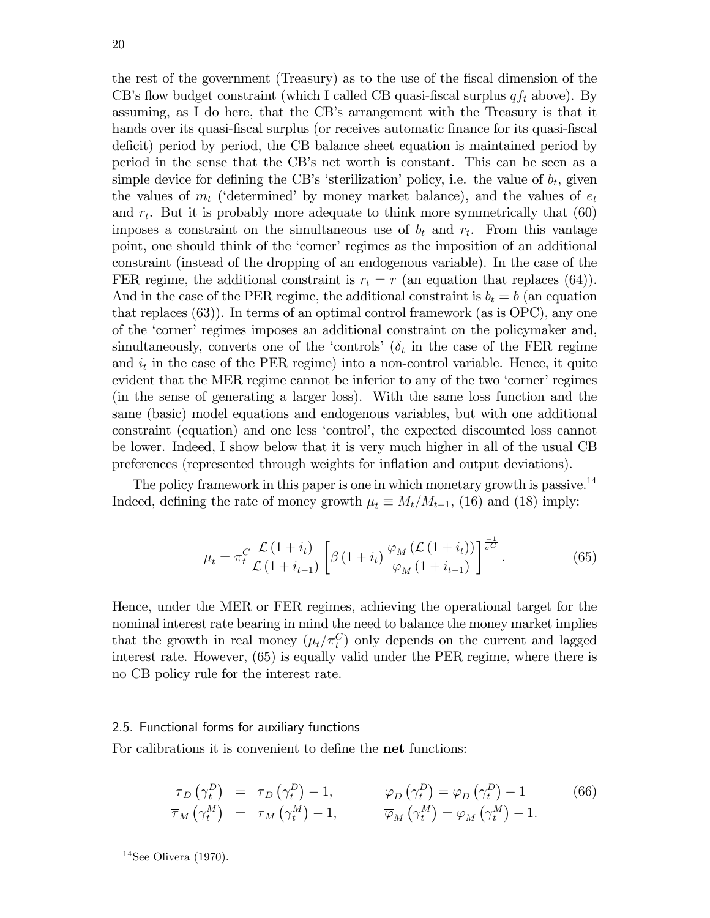the rest of the government (Treasury) as to the use of the fiscal dimension of the CB's flow budget constraint (which I called CB quasi-fiscal surplus $qf_t$ above). By assuming, as I do here, that the CB's arrangement with the Treasury is that it hands over its quasi-fiscal surplus (or receives automatic finance for its quasi-fiscal deficit) period by period, the CB balance sheet equation is maintained period by period in the sense that the CB's net worth is constant. This can be seen as a simple device for defining the CB's 'sterilization' policy, i.e. the value of $b_t$, given the values of $m_t$ ('determined' by money market balance), and the values of $e_t$ and $r_t$. But it is probably more adequate to think more symmetrically that (60) imposes a constraint on the simultaneous use of $b_t$ and $r_t$. From this vantage point, one should think of the 'corner' regimes as the imposition of an additional constraint (instead of the dropping of an endogenous variable). In the case of the FER regime, the additional constraint is $r_t = r$ (an equation that replaces (64)). And in the case of the PER regime, the additional constraint is $b_t = b$ (an equation that replaces (63)). In terms of an optimal control framework (as is OPC), any one of the 'corner' regimes imposes an additional constraint on the policymaker and, simultaneously, converts one of the 'controls' ($\delta_t$ in the case of the FER regime and $i_t$ in the case of the PER regime) into a non-control variable. Hence, it quite evident that the MER regime cannot be inferior to any of the two 'corner' regimes (in the sense of generating a larger loss). With the same loss function and the same (basic) model equations and endogenous variables, but with one additional constraint (equation) and one less 'control', the expected discounted loss cannot be lower. Indeed, I show below that it is very much higher in all of the usual CB preferences (represented through weights for inflation and output deviations).

The policy framework in this paper is one in which monetary growth is passive.[14] Indeed, defining the rate of money growth $\mu_t \equiv M_t/M_{t-1}$, (16) and (18) imply:

$$\mu_t = \pi_t^C \frac{\mathcal{L}(1+i_t)}{\mathcal{L}(1+i_{t-1})} \left[ \beta (1+i_t) \frac{\varphi_M (\mathcal{L}(1+i_t))}{\varphi_M (1+i_{t-1})} \right]^{\frac{-1}{\sigma^C}}. \tag{65}$$

Hence, under the MER or FER regimes, achieving the operational target for the nominal interest rate bearing in mind the need to balance the money market implies that the growth in real money ($\mu_t/\pi_t^C$) only depends on the current and lagged interest rate. However, (65) is equally valid under the PER regime, where there is no CB policy rule for the interest rate.

### 2.5. Functional forms for auxiliary functions

For calibrations it is convenient to define the **net** functions:

$$\begin{aligned} \overline{\tau}_D\left(\gamma_t^D\right) &= \tau_D\left(\gamma_t^D\right) - 1, \qquad & \overline{\varphi}_D\left(\gamma_t^D\right) = \varphi_D\left(\gamma_t^D\right) - 1 \\ \overline{\tau}_M\left(\gamma_t^M\right) &= \tau_M\left(\gamma_t^M\right) - 1, \qquad & \overline{\varphi}_M\left(\gamma_t^M\right) = \varphi_M\left(\gamma_t^M\right) - 1. \end{aligned} \tag{66}$$

[14] See Olivera (1970).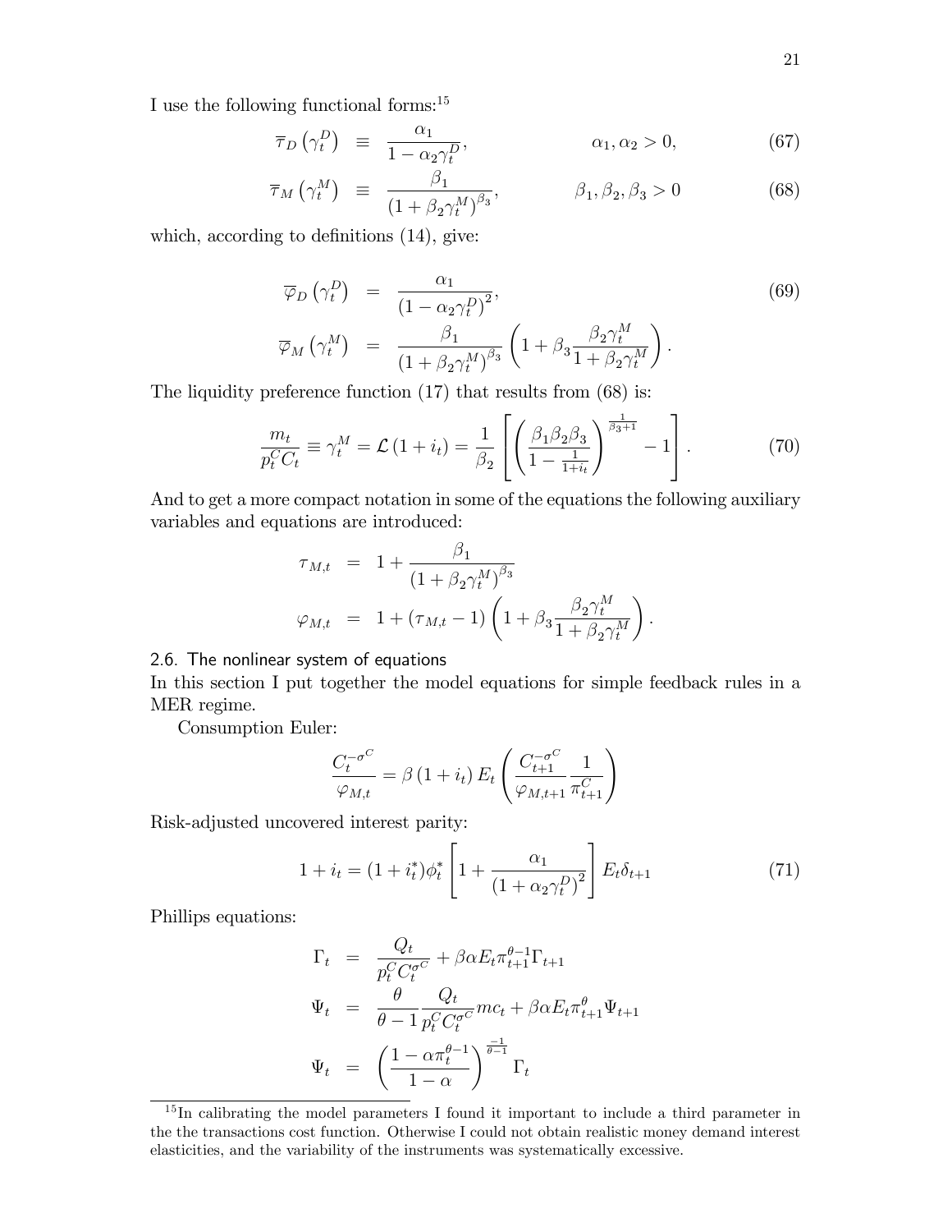I use the following functional forms:[15]

$$\overline{\tau}_D\left(\gamma_t^D\right) \equiv \frac{\alpha_1}{1-\alpha_2\gamma_t^D}, \qquad \alpha_1,\alpha_2>0, \tag{67}$$

$$\overline{\tau}_M\left(\gamma_t^M\right) \equiv \frac{\beta_1}{\left(1+\beta_2\gamma_t^M\right)^{\beta_3}}, \qquad \beta_1,\beta_2,\beta_3>0 \tag{68}$$

which, according to definitions (14), give:

$$\overline{\varphi}_D\left(\gamma_t^D\right) = \frac{\alpha_1}{\left(1-\alpha_2\gamma_t^D\right)^2}, \tag{69}$$

$$\overline{\varphi}_M\left(\gamma_t^M\right) = \frac{\beta_1}{\left(1+\beta_2\gamma_t^M\right)^{\beta_3}}\left(1+\beta_3\frac{\beta_2\gamma_t^M}{1+\beta_2\gamma_t^M}\right).$$

The liquidity preference function (17) that results from (68) is:

$$\frac{m_t}{p_t^C C_t} \equiv \gamma_t^M = \mathcal{L}\left(1+i_t\right) = \frac{1}{\beta_2}\left[\left(\frac{\beta_1\beta_2\beta_3}{1-\frac{1}{1+i_t}}\right)^{\frac{1}{\beta_3+1}} - 1\right]. \tag{70}$$

And to get a more compact notation in some of the equations the following auxiliary variables and equations are introduced:

$$\tau_{M,t} = 1+\frac{\beta_1}{\left(1+\beta_2\gamma_t^M\right)^{\beta_3}}$$

$$\varphi_{M,t} = 1+\left(\tau_{M,t}-1\right)\left(1+\beta_3\frac{\beta_2\gamma_t^M}{1+\beta_2\gamma_t^M}\right).$$

## 2.6. The nonlinear system of equations

In this section I put together the model equations for simple feedback rules in a MER regime.

Consumption Euler:

$$\frac{C_t^{-\sigma^C}}{\varphi_{M,t}} = \beta\left(1+i_t\right)E_t\left(\frac{C_{t+1}^{-\sigma^C}}{\varphi_{M,t+1}}\frac{1}{\pi_{t+1}^C}\right)$$

Risk-adjusted uncovered interest parity:

$$1+i_t = (1+i_t^*)\phi_t^*\left[1+\frac{\alpha_1}{\left(1+\alpha_2\gamma_t^D\right)^2}\right]E_t\delta_{t+1} \tag{71}$$

Phillips equations:

$$\Gamma_t = \frac{Q_t}{p_t^C C_t^{\sigma^C}} + \beta\alpha E_t\pi_{t+1}^{\theta-1}\Gamma_{t+1}$$

$$\Psi_t = \frac{\theta}{\theta-1}\frac{Q_t}{p_t^C C_t^{\sigma^C}}mc_t + \beta\alpha E_t\pi_{t+1}^{\theta}\Psi_{t+1}$$

$$\Psi_t = \left(\frac{1-\alpha\pi_t^{\theta-1}}{1-\alpha}\right)^{\frac{-1}{\theta-1}}\Gamma_t$$

[15] In calibrating the model parameters I found it important to include a third parameter in the the transactions cost function. Otherwise I could not obtain realistic money demand interest elasticities, and the variability of the instruments was systematically excessive.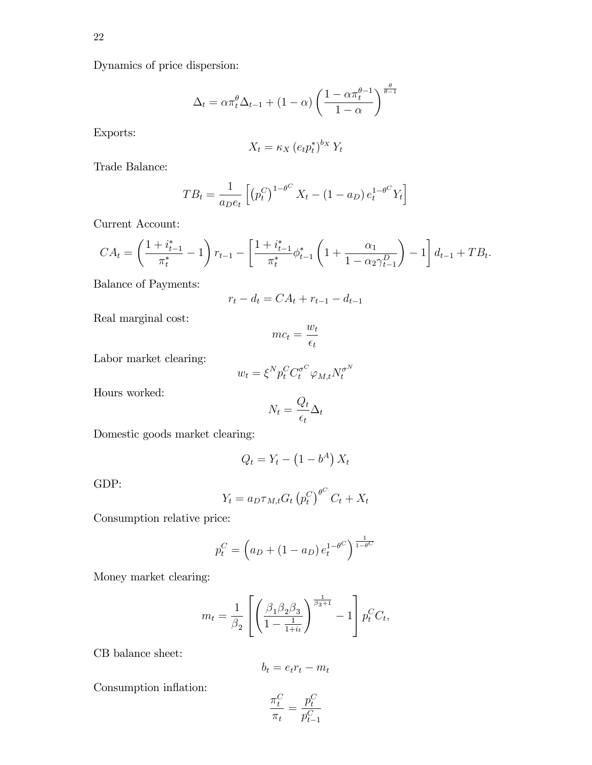Dynamics of price dispersion:

$$\Delta_t = \alpha \pi_t^{\theta} \Delta_{t-1} + (1-\alpha)\left(\frac{1-\alpha\pi_t^{\theta-1}}{1-\alpha}\right)^{\frac{\theta}{\theta-1}}$$

Exports:

$$X_t = \kappa_X \left(e_t p_t^*\right)^{b_X} Y_t$$

Trade Balance:

$$TB_t = \frac{1}{a_D e_t}\left[\left(p_t^C\right)^{1-\theta^C} X_t - \left(1-a_D\right) e_t^{1-\theta^C} Y_t\right]$$

Current Account:

$$CA_t = \left(\frac{1+i_{t-1}^*}{\pi_t^*} - 1\right) r_{t-1} - \left[\frac{1+i_{t-1}^*}{\pi_t^*}\phi_{t-1}^*\left(1+\frac{\alpha_1}{1-\alpha_2\gamma_{t-1}^D}\right) - 1\right] d_{t-1} + TB_t.$$

Balance of Payments:

$$r_t - d_t = CA_t + r_{t-1} - d_{t-1}$$

Real marginal cost:

$$mc_t = \frac{w_t}{\epsilon_t}$$

Labor market clearing:

$$w_t = \xi^N p_t^C C_t^{\sigma^C} \varphi_{M,t} N_t^{\sigma^N}$$

Hours worked:

$$N_t = \frac{Q_t}{\epsilon_t}\Delta_t$$

Domestic goods market clearing:

$$Q_t = Y_t - \left(1-b^A\right) X_t$$

GDP:

$$Y_t = a_D \tau_{M,t} G_t \left(p_t^C\right)^{\theta^C} C_t + X_t$$

Consumption relative price:

$$p_t^C = \left(a_D + \left(1-a_D\right) e_t^{1-\theta^C}\right)^{\frac{1}{1-\theta^C}}$$

Money market clearing:

$$m_t = \frac{1}{\beta_2}\left[\left(\frac{\beta_1\beta_2\beta_3}{1-\frac{1}{1+i_t}}\right)^{\frac{1}{\beta_3+1}} - 1\right] p_t^C C_t,$$

CB balance sheet:

$$b_t = e_t r_t - m_t$$

Consumption inflation:

$$\frac{\pi_t^C}{\pi_t} = \frac{p_t^C}{p_{t-1}^C}$$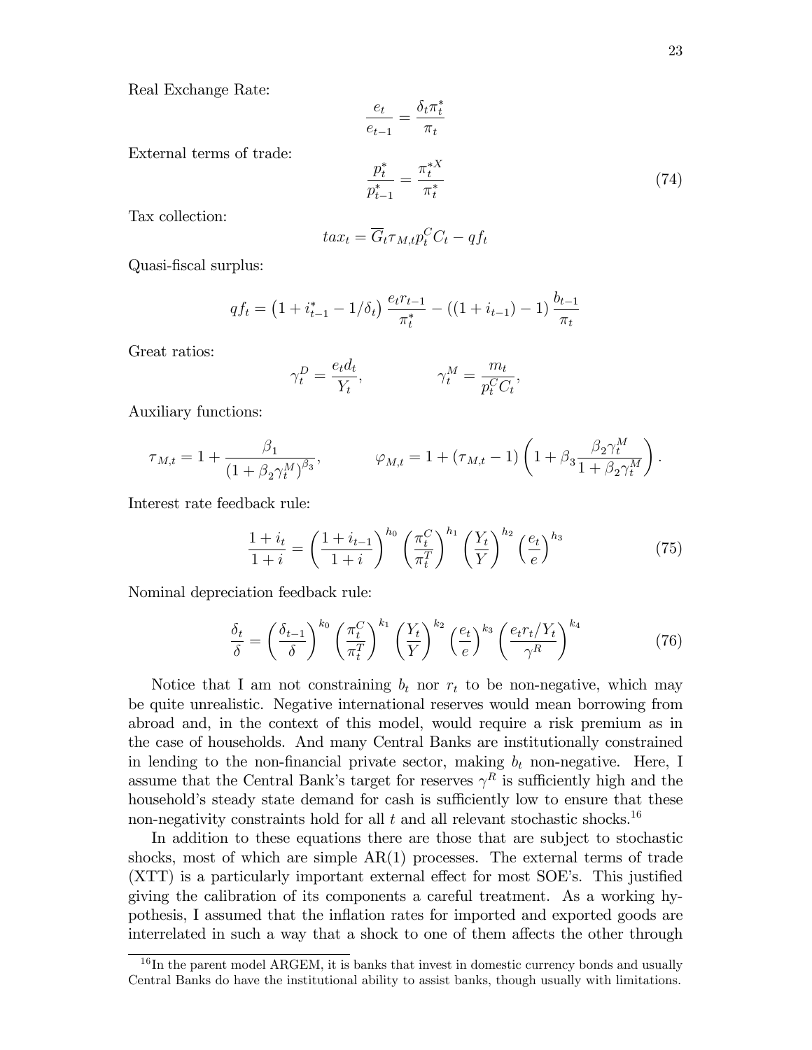Real Exchange Rate:

$$\frac{e_t}{e_{t-1}} = \frac{\delta_t \pi_t^*}{\pi_t}$$

External terms of trade:

$$\frac{p_t^*}{p_{t-1}^*} = \frac{\pi_t^{*X}}{\pi_t^*} \tag{74}$$

Tax collection:

$$tax_t = \overline{G}_t \tau_{M,t} p_t^C C_t - qf_t$$

Quasi-fiscal surplus:

$$qf_t = \left(1 + i_{t-1}^* - 1/\delta_t\right) \frac{e_t r_{t-1}}{\pi_t^*} - \left((1 + i_{t-1}) - 1\right) \frac{b_{t-1}}{\pi_t}$$

Great ratios:

$$\gamma_t^D = \frac{e_t d_t}{Y_t}, \qquad \gamma_t^M = \frac{m_t}{p_t^C C_t},$$

Auxiliary functions:

$$\tau_{M,t} = 1 + \frac{\beta_1}{\left(1 + \beta_2 \gamma_t^M\right)^{\beta_3}}, \qquad \varphi_{M,t} = 1 + (\tau_{M,t} - 1)\left(1 + \beta_3 \frac{\beta_2 \gamma_t^M}{1 + \beta_2 \gamma_t^M}\right).$$

Interest rate feedback rule:

$$\frac{1 + i_t}{1 + i} = \left(\frac{1 + i_{t-1}}{1 + i}\right)^{h_0} \left(\frac{\pi_t^C}{\pi_t^T}\right)^{h_1} \left(\frac{Y_t}{Y}\right)^{h_2} \left(\frac{e_t}{e}\right)^{h_3} \tag{75}$$

Nominal depreciation feedback rule:

$$\frac{\delta_t}{\delta} = \left(\frac{\delta_{t-1}}{\delta}\right)^{k_0} \left(\frac{\pi_t^C}{\pi_t^T}\right)^{k_1} \left(\frac{Y_t}{Y}\right)^{k_2} \left(\frac{e_t}{e}\right)^{k_3} \left(\frac{e_t r_t / Y_t}{\gamma^R}\right)^{k_4} \tag{76}$$

Notice that I am not constraining $b_t$ nor $r_t$ to be non-negative, which may be quite unrealistic. Negative international reserves would mean borrowing from abroad and, in the context of this model, would require a risk premium as in the case of households. And many Central Banks are institutionally constrained in lending to the non-financial private sector, making $b_t$ non-negative. Here, I assume that the Central Bank's target for reserves $\gamma^R$ is sufficiently high and the household's steady state demand for cash is sufficiently low to ensure that these non-negativity constraints hold for all $t$ and all relevant stochastic shocks.[16]

In addition to these equations there are those that are subject to stochastic shocks, most of which are simple AR(1) processes. The external terms of trade (XTT) is a particularly important external effect for most SOE's. This justified giving the calibration of its components a careful treatment. As a working hypothesis, I assumed that the inflation rates for imported and exported goods are interrelated in such a way that a shock to one of them affects the other through

---

[16] In the parent model ARGEM, it is banks that invest in domestic currency bonds and usually Central Banks do have the institutional ability to assist banks, though usually with limitations.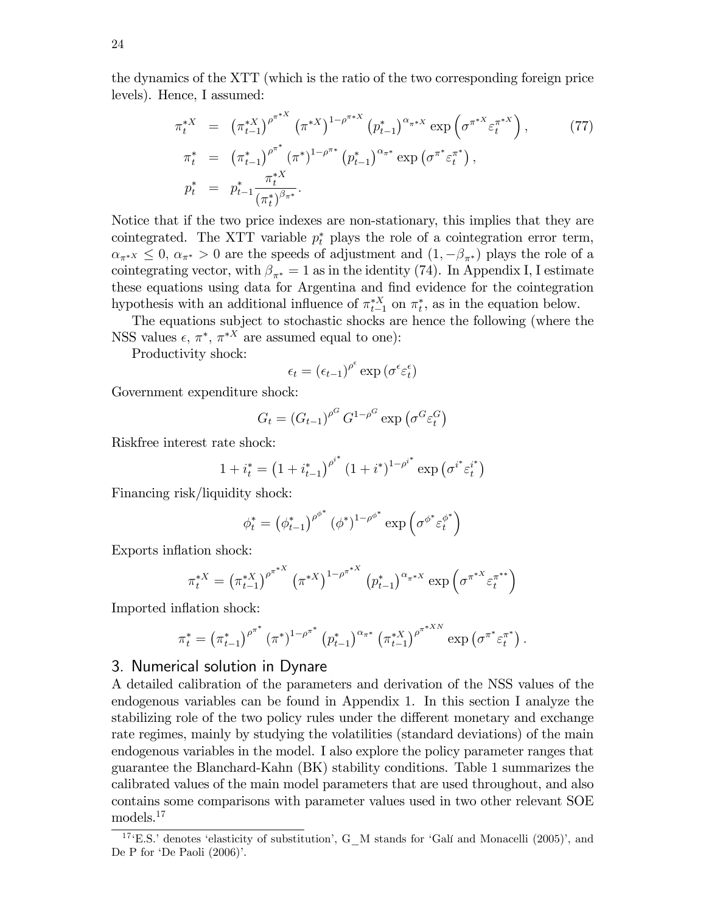the dynamics of the XTT (which is the ratio of the two corresponding foreign price levels). Hence, I assumed:

$$\begin{aligned}
\pi_t^{*X} &= \left(\pi_{t-1}^{*X}\right)^{\rho^{\pi^*X}} \left(\pi^{*X}\right)^{1-\rho^{\pi^*X}} \left(p_{t-1}^{*}\right)^{\alpha_{\pi^*X}} \exp\left(\sigma^{\pi^{*X}} \varepsilon_t^{\pi^{*X}}\right), \qquad (77)\\
\pi_t^{*} &= \left(\pi_{t-1}^{*}\right)^{\rho^{\pi^*}} \left(\pi^{*}\right)^{1-\rho^{\pi^*}} \left(p_{t-1}^{*}\right)^{\alpha_{\pi^*}} \exp\left(\sigma^{\pi^{*}} \varepsilon_t^{\pi^{*}}\right),\\
p_t^{*} &= p_{t-1}^{*} \frac{\pi_t^{*X}}{\left(\pi_t^{*}\right)^{\beta_{\pi^*}}}.
\end{aligned}$$

Notice that if the two price indexes are non-stationary, this implies that they are cointegrated. The XTT variable $p_t^*$ plays the role of a cointegration error term, $\alpha_{\pi^*X} \leq 0$, $\alpha_{\pi^*} > 0$ are the speeds of adjustment and $(1, -\beta_{\pi^*})$ plays the role of a cointegrating vector, with $\beta_{\pi^*} = 1$ as in the identity (74). In Appendix I, I estimate these equations using data for Argentina and find evidence for the cointegration hypothesis with an additional influence of $\pi_{t-1}^{*X}$ on $\pi_t^*$, as in the equation below.

The equations subject to stochastic shocks are hence the following (where the NSS values $\epsilon$, $\pi^*$, $\pi^{*X}$ are assumed equal to one):

Productivity shock:

$$\epsilon_t = \left(\epsilon_{t-1}\right)^{\rho^{\epsilon}} \exp\left(\sigma^{\epsilon} \varepsilon_t^{\epsilon}\right)$$

Government expenditure shock:

$$G_t = \left(G_{t-1}\right)^{\rho^{G}} G^{1-\rho^{G}} \exp\left(\sigma^{G} \varepsilon_t^{G}\right)$$

Riskfree interest rate shock:

$$1 + i_t^* = \left(1 + i_{t-1}^*\right)^{\rho^{i^*}} \left(1 + i^*\right)^{1-\rho^{i^*}} \exp\left(\sigma^{i^*} \varepsilon_t^{i^*}\right)$$

Financing risk/liquidity shock:

$$\phi_t^* = \left(\phi_{t-1}^*\right)^{\rho^{\phi^*}} \left(\phi^*\right)^{1-\rho^{\phi^*}} \exp\left(\sigma^{\phi^*} \varepsilon_t^{\phi^*}\right)$$

Exports inflation shock:

$$\pi_t^{*X} = \left(\pi_{t-1}^{*X}\right)^{\rho^{\pi^*X}} \left(\pi^{*X}\right)^{1-\rho^{\pi^*X}} \left(p_{t-1}^{*}\right)^{\alpha_{\pi^*X}} \exp\left(\sigma^{\pi^{*X}} \varepsilon_t^{\pi^{**}}\right)$$

Imported inflation shock:

$$\pi_t^{*} = \left(\pi_{t-1}^{*}\right)^{\rho^{\pi^*}} \left(\pi^{*}\right)^{1-\rho^{\pi^*}} \left(p_{t-1}^{*}\right)^{\alpha_{\pi^*}} \left(\pi_{t-1}^{*X}\right)^{\rho^{\pi^*XN}} \exp\left(\sigma^{\pi^{*}} \varepsilon_t^{\pi^{*}}\right).$$

## 3. Numerical solution in Dynare

A detailed calibration of the parameters and derivation of the NSS values of the endogenous variables can be found in Appendix 1. In this section I analyze the stabilizing role of the two policy rules under the different monetary and exchange rate regimes, mainly by studying the volatilities (standard deviations) of the main endogenous variables in the model. I also explore the policy parameter ranges that guarantee the Blanchard-Kahn (BK) stability conditions. Table 1 summarizes the calibrated values of the main model parameters that are used throughout, and also contains some comparisons with parameter values used in two other relevant SOE models.[17]

[17]'E.S.' denotes 'elasticity of substitution', G_M stands for 'Galí and Monacelli (2005)', and De P for 'De Paoli (2006)'.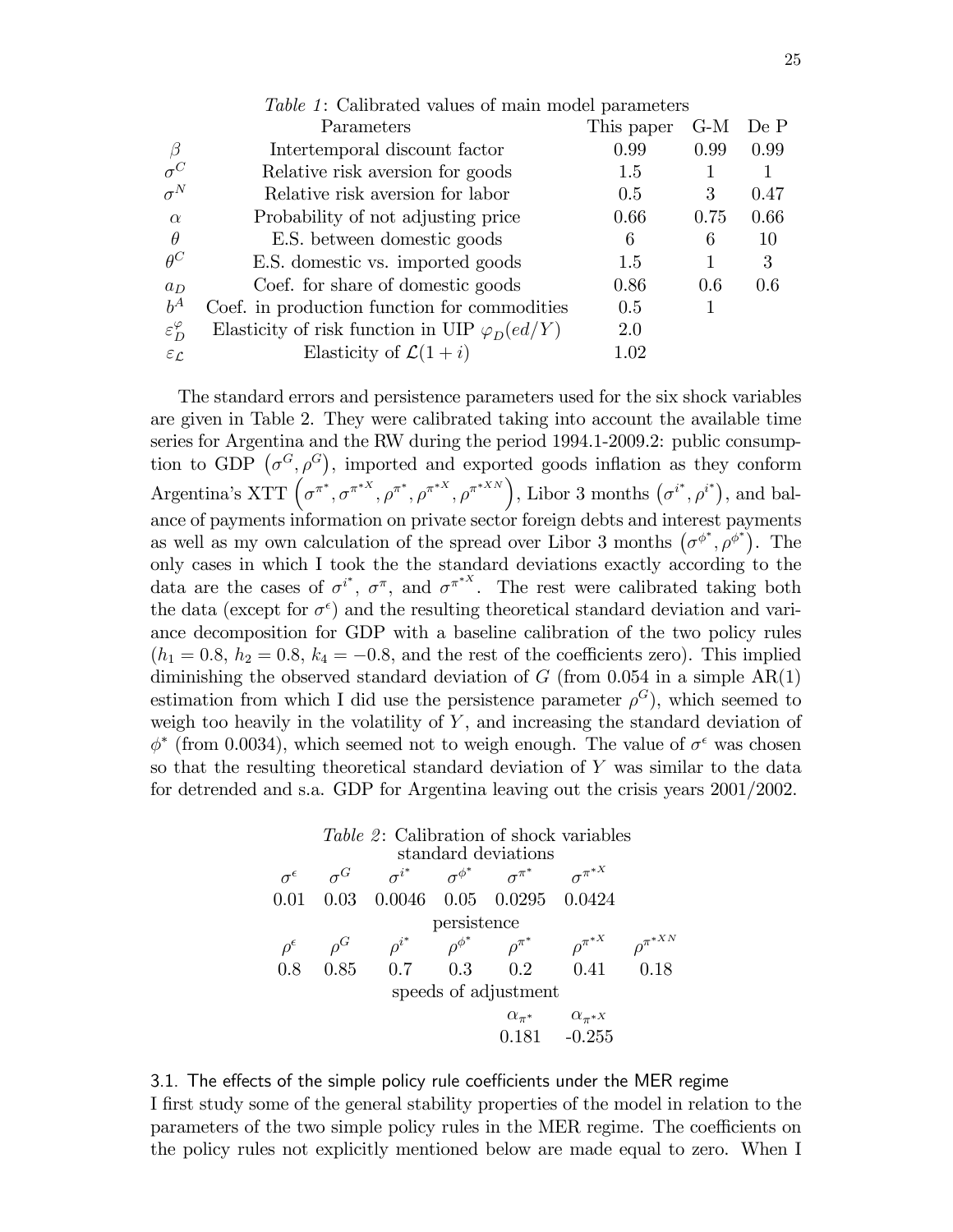*Table 1*: Calibrated values of main model parameters

| | Parameters | This paper | G-M | De P |
|---|---|---|---|---|
| $\beta$ | Intertemporal discount factor | 0.99 | 0.99 | 0.99 |
| $\sigma^C$ | Relative risk aversion for goods | 1.5 | 1 | 1 |
| $\sigma^N$ | Relative risk aversion for labor | 0.5 | 3 | 0.47 |
| $\alpha$ | Probability of not adjusting price | 0.66 | 0.75 | 0.66 |
| $\theta$ | E.S. between domestic goods | 6 | 6 | 10 |
| $\theta^C$ | E.S. domestic vs. imported goods | 1.5 | 1 | 3 |
| $a_D$ | Coef. for share of domestic goods | 0.86 | 0.6 | 0.6 |
| $b^A$ | Coef. in production function for commodities | 0.5 | 1 | |
| $\varepsilon_D^{\varphi}$ | Elasticity of risk function in UIP $\varphi_D(ed/Y)$ | 2.0 | | |
| $\varepsilon_{\mathcal{L}}$ | Elasticity of $\mathcal{L}(1+i)$ | 1.02 | | |

The standard errors and persistence parameters used for the six shock variables are given in Table 2. They were calibrated taking into account the available time series for Argentina and the RW during the period 1994.1-2009.2: public consumption to GDP $(\sigma^G, \rho^G)$, imported and exported goods inflation as they conform Argentina's XTT $\left(\sigma^{\pi^*}, \sigma^{\pi^{*X}}, \rho^{\pi^*}, \rho^{\pi^{*X}}, \rho^{\pi^{*XN}}\right)$, Libor 3 months $(\sigma^{i^*}, \rho^{i^*})$, and balance of payments information on private sector foreign debts and interest payments as well as my own calculation of the spread over Libor 3 months $(\sigma^{\phi^*}, \rho^{\phi^*})$. The only cases in which I took the the standard deviations exactly according to the data are the cases of $\sigma^{i^*}$, $\sigma^{\pi}$, and $\sigma^{\pi^{*X}}$. The rest were calibrated taking both the data (except for $\sigma^{\epsilon}$) and the resulting theoretical standard deviation and variance decomposition for GDP with a baseline calibration of the two policy rules ($h_1 = 0.8$, $h_2 = 0.8$, $k_4 = -0.8$, and the rest of the coefficients zero). This implied diminishing the observed standard deviation of $G$ (from 0.054 in a simple AR(1) estimation from which I did use the persistence parameter $\rho^G$), which seemed to weigh too heavily in the volatility of $Y$, and increasing the standard deviation of $\phi^*$ (from 0.0034), which seemed not to weigh enough. The value of $\sigma^{\epsilon}$ was chosen so that the resulting theoretical standard deviation of $Y$ was similar to the data for detrended and s.a. GDP for Argentina leaving out the crisis years 2001/2002.

*Table 2*: Calibration of shock variables

| standard deviations | | | | | | |
|---|---|---|---|---|---|---|
| $\sigma^{\epsilon}$ | $\sigma^G$ | $\sigma^{i^*}$ | $\sigma^{\phi^*}$ | $\sigma^{\pi^*}$ | $\sigma^{\pi^{*X}}$ | |
| 0.01 | 0.03 | 0.0046 | 0.05 | 0.0295 | 0.0424 | |
| **persistence** | | | | | | |
| $\rho^{\epsilon}$ | $\rho^G$ | $\rho^{i^*}$ | $\rho^{\phi^*}$ | $\rho^{\pi^*}$ | $\rho^{\pi^{*X}}$ | $\rho^{\pi^{*XN}}$ |
| 0.8 | 0.85 | 0.7 | 0.3 | 0.2 | 0.41 | 0.18 |
| **speeds of adjustment** | | | | | | |
| | | | | $\alpha_{\pi^*}$ | $\alpha_{\pi^{*X}}$ | |
| | | | | 0.181 | -0.255 | |

### 3.1. The effects of the simple policy rule coefficients under the MER regime

I first study some of the general stability properties of the model in relation to the parameters of the two simple policy rules in the MER regime. The coefficients on the policy rules not explicitly mentioned below are made equal to zero. When I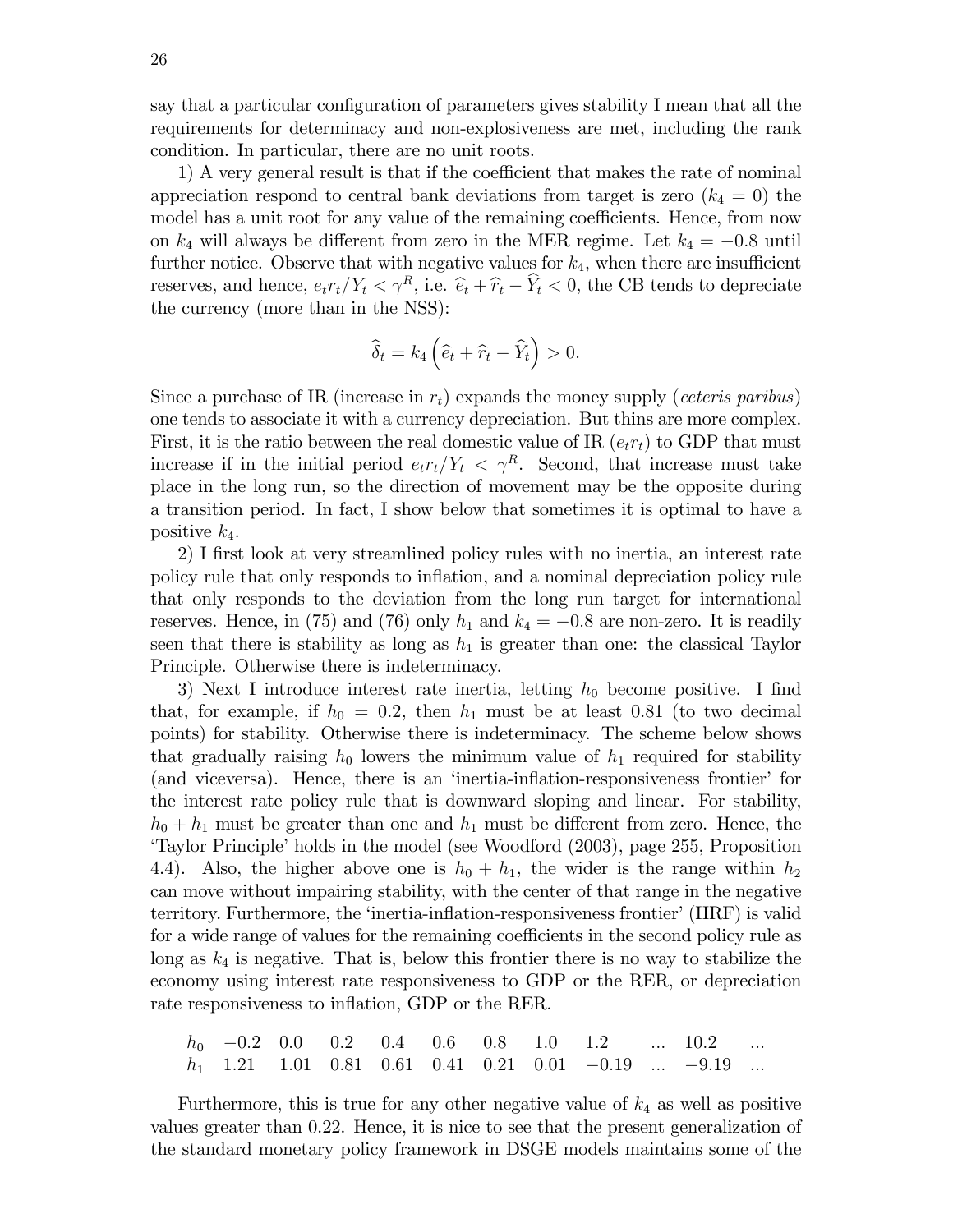say that a particular configuration of parameters gives stability I mean that all the requirements for determinacy and non-explosiveness are met, including the rank condition. In particular, there are no unit roots.

1) A very general result is that if the coefficient that makes the rate of nominal appreciation respond to central bank deviations from target is zero ($k_4 = 0$) the model has a unit root for any value of the remaining coefficients. Hence, from now on $k_4$ will always be different from zero in the MER regime. Let $k_4 = -0.8$ until further notice. Observe that with negative values for $k_4$, when there are insufficient reserves, and hence, $e_t r_t / Y_t < \gamma^R$, i.e. $\widehat{e}_t + \widehat{r}_t - \widehat{Y}_t < 0$, the CB tends to depreciate the currency (more than in the NSS):

$$\widehat{\delta}_t = k_4 \left( \widehat{e}_t + \widehat{r}_t - \widehat{Y}_t \right) > 0.$$

Since a purchase of IR (increase in $r_t$) expands the money supply (*ceteris paribus*) one tends to associate it with a currency depreciation. But thins are more complex. First, it is the ratio between the real domestic value of IR ($e_t r_t$) to GDP that must increase if in the initial period $e_t r_t / Y_t < \gamma^R$. Second, that increase must take place in the long run, so the direction of movement may be the opposite during a transition period. In fact, I show below that sometimes it is optimal to have a positive $k_4$.

2) I first look at very streamlined policy rules with no inertia, an interest rate policy rule that only responds to inflation, and a nominal depreciation policy rule that only responds to the deviation from the long run target for international reserves. Hence, in (75) and (76) only $h_1$ and $k_4 = -0.8$ are non-zero. It is readily seen that there is stability as long as $h_1$ is greater than one: the classical Taylor Principle. Otherwise there is indeterminacy.

3) Next I introduce interest rate inertia, letting $h_0$ become positive. I find that, for example, if $h_0 = 0.2$, then $h_1$ must be at least 0.81 (to two decimal points) for stability. Otherwise there is indeterminacy. The scheme below shows that gradually raising $h_0$ lowers the minimum value of $h_1$ required for stability (and viceversa). Hence, there is an 'inertia-inflation-responsiveness frontier' for the interest rate policy rule that is downward sloping and linear. For stability, $h_0 + h_1$ must be greater than one and $h_1$ must be different from zero. Hence, the 'Taylor Principle' holds in the model (see Woodford (2003), page 255, Proposition 4.4). Also, the higher above one is $h_0 + h_1$, the wider is the range within $h_2$ can move without impairing stability, with the center of that range in the negative territory. Furthermore, the 'inertia-inflation-responsiveness frontier' (IIRF) is valid for a wide range of values for the remaining coefficients in the second policy rule as long as $k_4$ is negative. That is, below this frontier there is no way to stabilize the economy using interest rate responsiveness to GDP or the RER, or depreciation rate responsiveness to inflation, GDP or the RER.

| $h_0$ | $-0.2$ | $0.0$ | $0.2$ | $0.4$ | $0.6$ | $0.8$ | $1.0$ | $1.2$ | ... | $10.2$ | ... |
|---|---|---|---|---|---|---|---|---|---|---|---|
| $h_1$ | $1.21$ | $1.01$ | $0.81$ | $0.61$ | $0.41$ | $0.21$ | $0.01$ | $-0.19$ | ... | $-9.19$ | ... |

Furthermore, this is true for any other negative value of $k_4$ as well as positive values greater than 0.22. Hence, it is nice to see that the present generalization of the standard monetary policy framework in DSGE models maintains some of the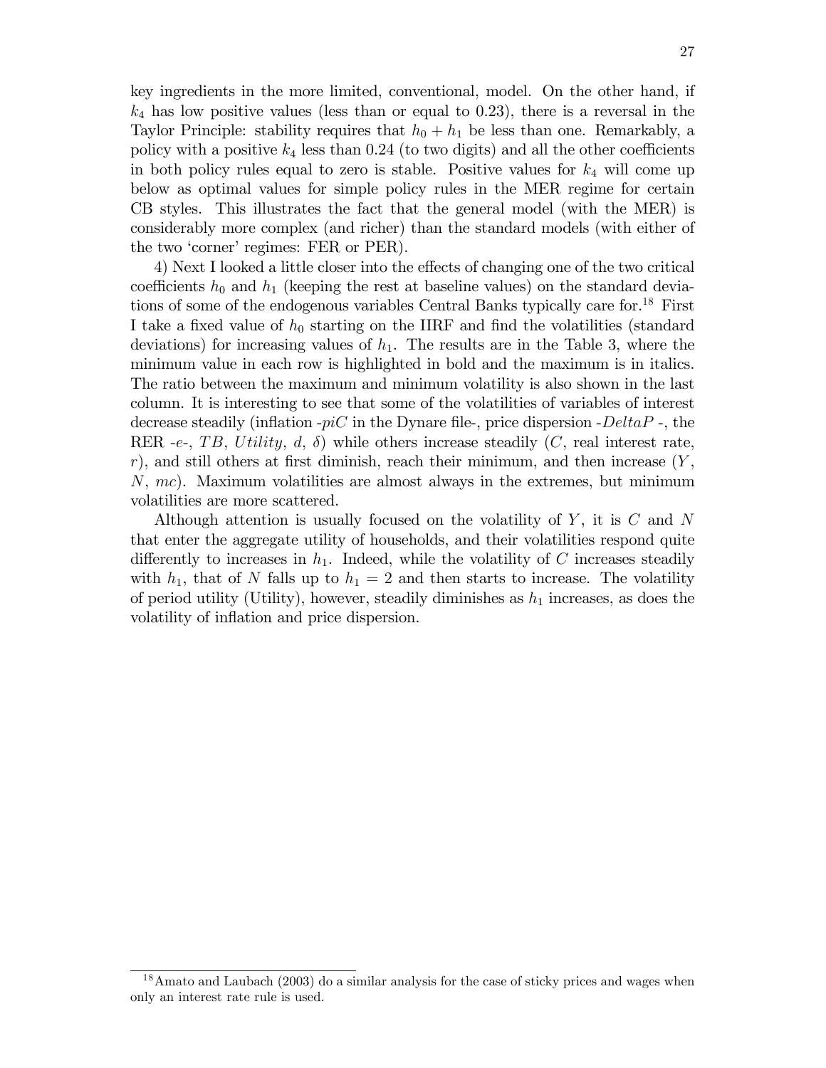key ingredients in the more limited, conventional, model. On the other hand, if $k_4$ has low positive values (less than or equal to 0.23), there is a reversal in the Taylor Principle: stability requires that $h_0 + h_1$ be less than one. Remarkably, a policy with a positive $k_4$ less than 0.24 (to two digits) and all the other coefficients in both policy rules equal to zero is stable. Positive values for $k_4$ will come up below as optimal values for simple policy rules in the MER regime for certain CB styles. This illustrates the fact that the general model (with the MER) is considerably more complex (and richer) than the standard models (with either of the two 'corner' regimes: FER or PER).

4) Next I looked a little closer into the effects of changing one of the two critical coefficients $h_0$ and $h_1$ (keeping the rest at baseline values) on the standard deviations of some of the endogenous variables Central Banks typically care for.[18] First I take a fixed value of $h_0$ starting on the IIRF and find the volatilities (standard deviations) for increasing values of $h_1$. The results are in the Table 3, where the minimum value in each row is highlighted in bold and the maximum is in italics. The ratio between the maximum and minimum volatility is also shown in the last column. It is interesting to see that some of the volatilities of variables of interest decrease steadily (inflation -*piC* in the Dynare file-, price dispersion -*DeltaP* -, the RER -*e*-, *TB*, *Utility*, *d*, $\delta$) while others increase steadily ($C$, real interest rate, $r$), and still others at first diminish, reach their minimum, and then increase ($Y$, $N$, $mc$). Maximum volatilities are almost always in the extremes, but minimum volatilities are more scattered.

Although attention is usually focused on the volatility of $Y$, it is $C$ and $N$ that enter the aggregate utility of households, and their volatilities respond quite differently to increases in $h_1$. Indeed, while the volatility of $C$ increases steadily with $h_1$, that of $N$ falls up to $h_1 = 2$ and then starts to increase. The volatility of period utility (Utility), however, steadily diminishes as $h_1$ increases, as does the volatility of inflation and price dispersion.

[18] Amato and Laubach (2003) do a similar analysis for the case of sticky prices and wages when only an interest rate rule is used.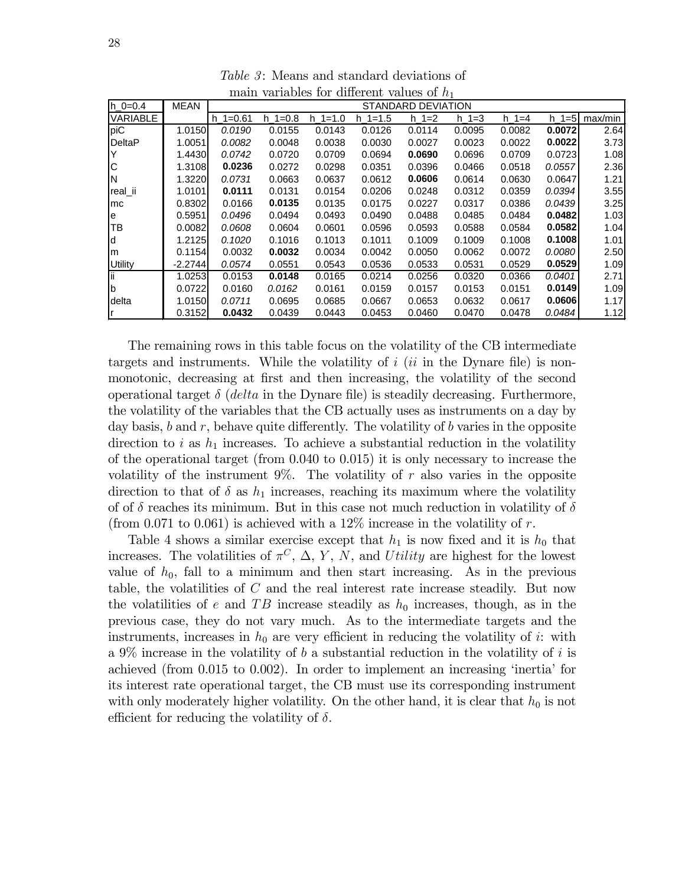*Table 3*: Means and standard deviations of main variables for different values of $h_1$

| h_0=0.4 | MEAN | STANDARD DEVIATION | | | | | | | | |
|---|---|---|---|---|---|---|---|---|---|---|
| VARIABLE | | h_1=0.61 | h_1=0.8 | h_1=1.0 | h_1=1.5 | h_1=2 | h_1=3 | h_1=4 | h_1=5 | max/min |
| piC | 1.0150 | *0.0190* | 0.0155 | 0.0143 | 0.0126 | 0.0114 | 0.0095 | 0.0082 | **0.0072** | 2.64 |
| DeltaP | 1.0051 | *0.0082* | 0.0048 | 0.0038 | 0.0030 | 0.0027 | 0.0023 | 0.0022 | **0.0022** | 3.73 |
| Y | 1.4430 | *0.0742* | 0.0720 | 0.0709 | 0.0694 | **0.0690** | 0.0696 | 0.0709 | 0.0723 | 1.08 |
| C | 1.3108 | **0.0236** | 0.0272 | 0.0298 | 0.0351 | 0.0396 | 0.0466 | 0.0518 | *0.0557* | 2.36 |
| N | 1.3220 | *0.0731* | 0.0663 | 0.0637 | 0.0612 | **0.0606** | 0.0614 | 0.0630 | 0.0647 | 1.21 |
| real_ii | 1.0101 | **0.0111** | 0.0131 | 0.0154 | 0.0206 | 0.0248 | 0.0312 | 0.0359 | *0.0394* | 3.55 |
| mc | 0.8302 | 0.0166 | **0.0135** | 0.0135 | 0.0175 | 0.0227 | 0.0317 | 0.0386 | *0.0439* | 3.25 |
| e | 0.5951 | *0.0496* | 0.0494 | 0.0493 | 0.0490 | 0.0488 | 0.0485 | 0.0484 | **0.0482** | 1.03 |
| TB | 0.0082 | *0.0608* | 0.0604 | 0.0601 | 0.0596 | 0.0593 | 0.0588 | 0.0584 | **0.0582** | 1.04 |
| d | 1.2125 | *0.1020* | 0.1016 | 0.1013 | 0.1011 | 0.1009 | 0.1009 | 0.1008 | **0.1008** | 1.01 |
| m | 0.1154 | 0.0032 | **0.0032** | 0.0034 | 0.0042 | 0.0050 | 0.0062 | 0.0072 | *0.0080* | 2.50 |
| Utility | -2.2744 | *0.0574* | 0.0551 | 0.0543 | 0.0536 | 0.0533 | 0.0531 | 0.0529 | **0.0529** | 1.09 |
| ii | 1.0253 | 0.0153 | **0.0148** | 0.0165 | 0.0214 | 0.0256 | 0.0320 | 0.0366 | *0.0401* | 2.71 |
| b | 0.0722 | 0.0160 | *0.0162* | 0.0161 | 0.0159 | 0.0157 | 0.0153 | 0.0151 | **0.0149** | 1.09 |
| delta | 1.0150 | *0.0711* | 0.0695 | 0.0685 | 0.0667 | 0.0653 | 0.0632 | 0.0617 | **0.0606** | 1.17 |
| r | 0.3152 | **0.0432** | 0.0439 | 0.0443 | 0.0453 | 0.0460 | 0.0470 | 0.0478 | *0.0484* | 1.12 |

The remaining rows in this table focus on the volatility of the CB intermediate targets and instruments. While the volatility of $i$ (*ii* in the Dynare file) is non-monotonic, decreasing at first and then increasing, the volatility of the second operational target $\delta$ (*delta* in the Dynare file) is steadily decreasing. Furthermore, the volatility of the variables that the CB actually uses as instruments on a day by day basis, $b$ and $r$, behave quite differently. The volatility of $b$ varies in the opposite direction to $i$ as $h_1$ increases. To achieve a substantial reduction in the volatility of the operational target (from 0.040 to 0.015) it is only necessary to increase the volatility of the instrument 9%. The volatility of $r$ also varies in the opposite direction to that of $\delta$ as $h_1$ increases, reaching its maximum where the volatility of of $\delta$ reaches its minimum. But in this case not much reduction in volatility of $\delta$ (from 0.071 to 0.061) is achieved with a 12% increase in the volatility of $r$.

Table 4 shows a similar exercise except that $h_1$ is now fixed and it is $h_0$ that increases. The volatilities of $\pi^C$, $\Delta$, $Y$, $N$, and $Utility$ are highest for the lowest value of $h_0$, fall to a minimum and then start increasing. As in the previous table, the volatilities of $C$ and the real interest rate increase steadily. But now the volatilities of $e$ and $TB$ increase steadily as $h_0$ increases, though, as in the previous case, they do not vary much. As to the intermediate targets and the instruments, increases in $h_0$ are very efficient in reducing the volatility of $i$: with a 9% increase in the volatility of $b$ a substantial reduction in the volatility of $i$ is achieved (from 0.015 to 0.002). In order to implement an increasing 'inertia' for its interest rate operational target, the CB must use its corresponding instrument with only moderately higher volatility. On the other hand, it is clear that $h_0$ is not efficient for reducing the volatility of $\delta$.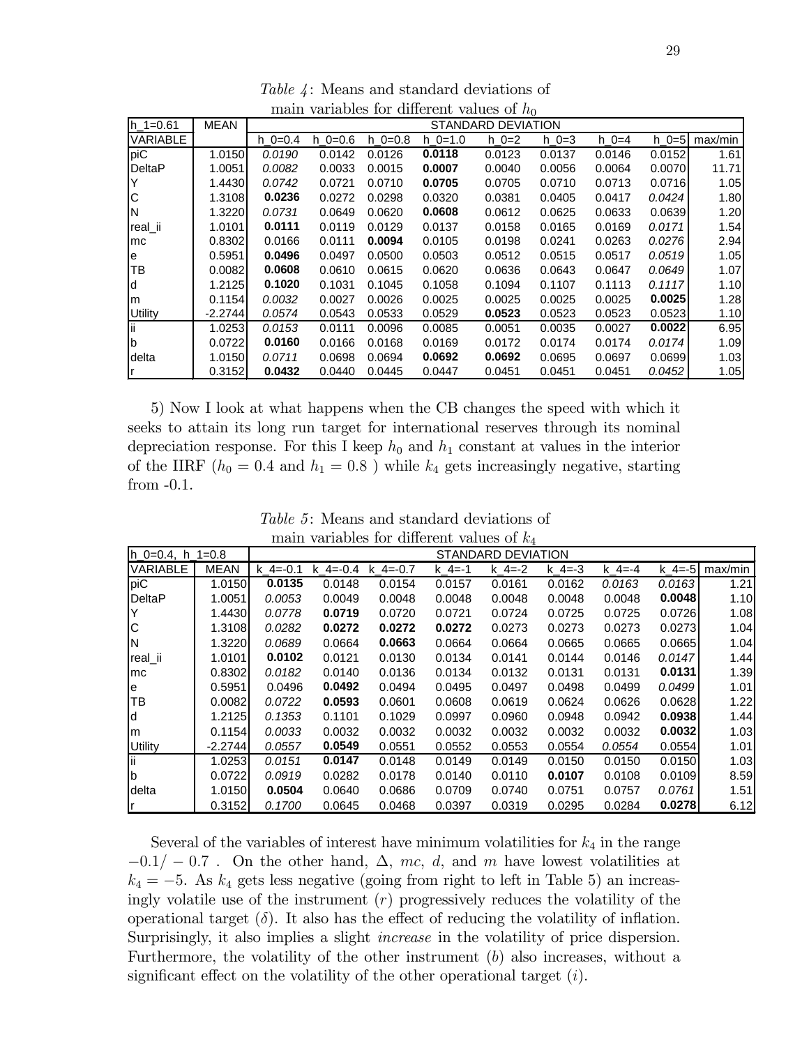*Table 4*: Means and standard deviations of main variables for different values of $h_0$

| h_1=0.61 | MEAN | STANDARD DEVIATION | | | | | | | | |
|---|---|---|---|---|---|---|---|---|---|---|
| VARIABLE | | h_0=0.4 | h_0=0.6 | h_0=0.8 | h_0=1.0 | h_0=2 | h_0=3 | h_0=4 | h_0=5 | max/min |
| piC | 1.0150 | *0.0190* | 0.0142 | 0.0126 | **0.0118** | 0.0123 | 0.0137 | 0.0146 | 0.0152 | 1.61 |
| DeltaP | 1.0051 | *0.0082* | 0.0033 | 0.0015 | **0.0007** | 0.0040 | 0.0056 | 0.0064 | 0.0070 | 11.71 |
| Y | 1.4430 | *0.0742* | 0.0721 | 0.0710 | **0.0705** | 0.0705 | 0.0710 | 0.0713 | 0.0716 | 1.05 |
| C | 1.3108 | **0.0236** | 0.0272 | 0.0298 | 0.0320 | 0.0381 | 0.0405 | 0.0417 | *0.0424* | 1.80 |
| N | 1.3220 | *0.0731* | 0.0649 | 0.0620 | **0.0608** | 0.0612 | 0.0625 | 0.0633 | 0.0639 | 1.20 |
| real_ii | 1.0101 | **0.0111** | 0.0119 | 0.0129 | 0.0137 | 0.0158 | 0.0165 | 0.0169 | *0.0171* | 1.54 |
| mc | 0.8302 | 0.0166 | 0.0111 | **0.0094** | 0.0105 | 0.0198 | 0.0241 | 0.0263 | *0.0276* | 2.94 |
| e | 0.5951 | **0.0496** | 0.0497 | 0.0500 | 0.0503 | 0.0512 | 0.0515 | 0.0517 | *0.0519* | 1.05 |
| TB | 0.0082 | **0.0608** | 0.0610 | 0.0615 | 0.0620 | 0.0636 | 0.0643 | 0.0647 | *0.0649* | 1.07 |
| d | 1.2125 | **0.1020** | 0.1031 | 0.1045 | 0.1058 | 0.1094 | 0.1107 | 0.1113 | *0.1117* | 1.10 |
| m | 0.1154 | *0.0032* | 0.0027 | 0.0026 | 0.0025 | 0.0025 | 0.0025 | 0.0025 | **0.0025** | 1.28 |
| Utility | -2.2744 | *0.0574* | 0.0543 | 0.0533 | 0.0529 | **0.0523** | 0.0523 | 0.0523 | 0.0523 | 1.10 |
| ii | 1.0253 | *0.0153* | 0.0111 | 0.0096 | 0.0085 | 0.0051 | 0.0035 | 0.0027 | **0.0022** | 6.95 |
| b | 0.0722 | **0.0160** | 0.0166 | 0.0168 | 0.0169 | 0.0172 | 0.0174 | 0.0174 | *0.0174* | 1.09 |
| delta | 1.0150 | *0.0711* | 0.0698 | 0.0694 | **0.0692** | **0.0692** | 0.0695 | 0.0697 | 0.0699 | 1.03 |
| r | 0.3152 | **0.0432** | 0.0440 | 0.0445 | 0.0447 | 0.0451 | 0.0451 | 0.0451 | *0.0452* | 1.05 |

5) Now I look at what happens when the CB changes the speed with which it seeks to attain its long run target for international reserves through its nominal depreciation response. For this I keep $h_0$ and $h_1$ constant at values in the interior of the IIRF ($h_0 = 0.4$ and $h_1 = 0.8$ ) while $k_4$ gets increasingly negative, starting from -0.1.

*Table 5*: Means and standard deviations of main variables for different values of $k_4$

| h_0=0.4, h_1=0.8 | | STANDARD DEVIATION | | | | | | | | |
|---|---|---|---|---|---|---|---|---|---|---|
| VARIABLE | MEAN | k_4=-0.1 | k_4=-0.4 | k_4=-0.7 | k_4=-1 | k_4=-2 | k_4=-3 | k_4=-4 | k_4=-5 | max/min |
| piC | 1.0150 | **0.0135** | 0.0148 | 0.0154 | 0.0157 | 0.0161 | 0.0162 | *0.0163* | *0.0163* | 1.21 |
| DeltaP | 1.0051 | *0.0053* | 0.0049 | 0.0048 | 0.0048 | 0.0048 | 0.0048 | 0.0048 | **0.0048** | 1.10 |
| Y | 1.4430 | *0.0778* | **0.0719** | 0.0720 | 0.0721 | 0.0724 | 0.0725 | 0.0725 | 0.0726 | 1.08 |
| C | 1.3108 | *0.0282* | **0.0272** | **0.0272** | **0.0272** | 0.0273 | 0.0273 | 0.0273 | 0.0273 | 1.04 |
| N | 1.3220 | *0.0689* | 0.0664 | **0.0663** | 0.0664 | 0.0664 | 0.0665 | 0.0665 | 0.0665 | 1.04 |
| real_ii | 1.0101 | **0.0102** | 0.0121 | 0.0130 | 0.0134 | 0.0141 | 0.0144 | 0.0146 | *0.0147* | 1.44 |
| mc | 0.8302 | *0.0182* | 0.0140 | 0.0136 | 0.0134 | 0.0132 | 0.0131 | 0.0131 | **0.0131** | 1.39 |
| e | 0.5951 | 0.0496 | **0.0492** | 0.0494 | 0.0495 | 0.0497 | 0.0498 | 0.0499 | *0.0499* | 1.01 |
| TB | 0.0082 | *0.0722* | **0.0593** | 0.0601 | 0.0608 | 0.0619 | 0.0624 | 0.0626 | 0.0628 | 1.22 |
| d | 1.2125 | *0.1353* | 0.1101 | 0.1029 | 0.0997 | 0.0960 | 0.0948 | 0.0942 | **0.0938** | 1.44 |
| m | 0.1154 | *0.0033* | 0.0032 | 0.0032 | 0.0032 | 0.0032 | 0.0032 | 0.0032 | **0.0032** | 1.03 |
| Utility | -2.2744 | *0.0557* | **0.0549** | 0.0551 | 0.0552 | 0.0553 | 0.0554 | *0.0554* | 0.0554 | 1.01 |
| ii | 1.0253 | *0.0151* | **0.0147** | 0.0148 | 0.0149 | 0.0149 | 0.0150 | 0.0150 | 0.0150 | 1.03 |
| b | 0.0722 | *0.0919* | 0.0282 | 0.0178 | 0.0140 | 0.0110 | **0.0107** | 0.0108 | 0.0109 | 8.59 |
| delta | 1.0150 | **0.0504** | 0.0640 | 0.0686 | 0.0709 | 0.0740 | 0.0751 | 0.0757 | *0.0761* | 1.51 |
| r | 0.3152 | *0.1700* | 0.0645 | 0.0468 | 0.0397 | 0.0319 | 0.0295 | 0.0284 | **0.0278** | 6.12 |

Several of the variables of interest have minimum volatilities for $k_4$ in the range $-0.1/-0.7$ . On the other hand, $\Delta$, $mc$, $d$, and $m$ have lowest volatilities at $k_4 = -5$. As $k_4$ gets less negative (going from right to left in Table 5) an increasingly volatile use of the instrument ($r$) progressively reduces the volatility of the operational target ($\delta$). It also has the effect of reducing the volatility of inflation. Surprisingly, it also implies a slight *increase* in the volatility of price dispersion. Furthermore, the volatility of the other instrument ($b$) also increases, without a significant effect on the volatility of the other operational target ($i$).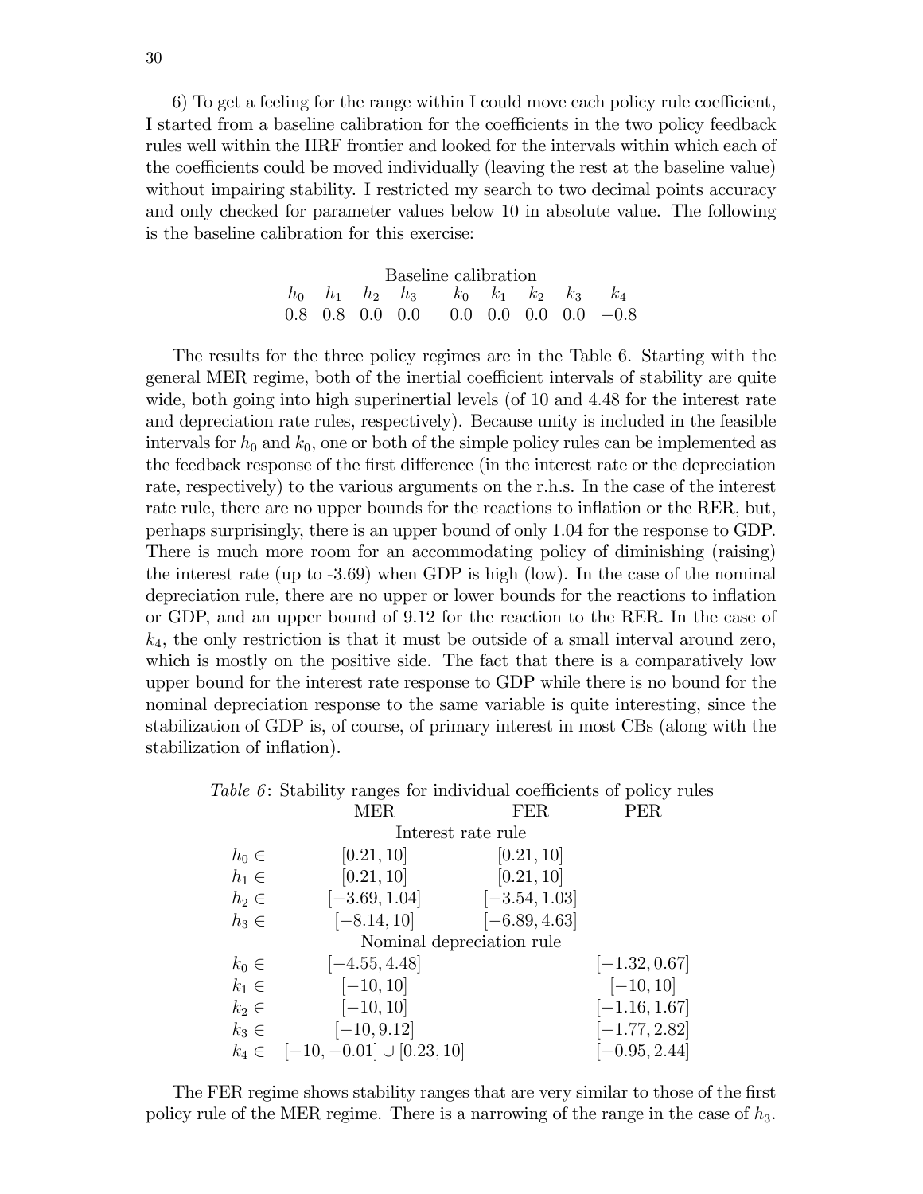6) To get a feeling for the range within I could move each policy rule coefficient, I started from a baseline calibration for the coefficients in the two policy feedback rules well within the IIRF frontier and looked for the intervals within which each of the coefficients could be moved individually (leaving the rest at the baseline value) without impairing stability. I restricted my search to two decimal points accuracy and only checked for parameter values below 10 in absolute value. The following is the baseline calibration for this exercise:

Baseline calibration

| $h_0$ | $h_1$ | $h_2$ | $h_3$ | $k_0$ | $k_1$ | $k_2$ | $k_3$ | $k_4$ |
|---|---|---|---|---|---|---|---|---|
| 0.8 | 0.8 | 0.0 | 0.0 | 0.0 | 0.0 | 0.0 | 0.0 | $-0.8$ |

The results for the three policy regimes are in the Table 6. Starting with the general MER regime, both of the inertial coefficient intervals of stability are quite wide, both going into high superinertial levels (of 10 and 4.48 for the interest rate and depreciation rate rules, respectively). Because unity is included in the feasible intervals for $h_0$ and $k_0$, one or both of the simple policy rules can be implemented as the feedback response of the first difference (in the interest rate or the depreciation rate, respectively) to the various arguments on the r.h.s. In the case of the interest rate rule, there are no upper bounds for the reactions to inflation or the RER, but, perhaps surprisingly, there is an upper bound of only 1.04 for the response to GDP. There is much more room for an accommodating policy of diminishing (raising) the interest rate (up to -3.69) when GDP is high (low). In the case of the nominal depreciation rule, there are no upper or lower bounds for the reactions to inflation or GDP, and an upper bound of 9.12 for the reaction to the RER. In the case of $k_4$, the only restriction is that it must be outside of a small interval around zero, which is mostly on the positive side. The fact that there is a comparatively low upper bound for the interest rate response to GDP while there is no bound for the nominal depreciation response to the same variable is quite interesting, since the stabilization of GDP is, of course, of primary interest in most CBs (along with the stabilization of inflation).

*Table 6*: Stability ranges for individual coefficients of policy rules

| | MER | FER | PER |
|---|---|---|---|
| | Interest rate rule | | |
| $h_0 \in$ | $[0.21, 10]$ | $[0.21, 10]$ | |
| $h_1 \in$ | $[0.21, 10]$ | $[0.21, 10]$ | |
| $h_2 \in$ | $[-3.69, 1.04]$ | $[-3.54, 1.03]$ | |
| $h_3 \in$ | $[-8.14, 10]$ | $[-6.89, 4.63]$ | |
| | Nominal depreciation rule | | |
| $k_0 \in$ | $[-4.55, 4.48]$ | | $[-1.32, 0.67]$ |
| $k_1 \in$ | $[-10, 10]$ | | $[-10, 10]$ |
| $k_2 \in$ | $[-10, 10]$ | | $[-1.16, 1.67]$ |
| $k_3 \in$ | $[-10, 9.12]$ | | $[-1.77, 2.82]$ |
| $k_4 \in$ | $[-10, -0.01] \cup [0.23, 10]$ | | $[-0.95, 2.44]$ |

The FER regime shows stability ranges that are very similar to those of the first policy rule of the MER regime. There is a narrowing of the range in the case of $h_3$.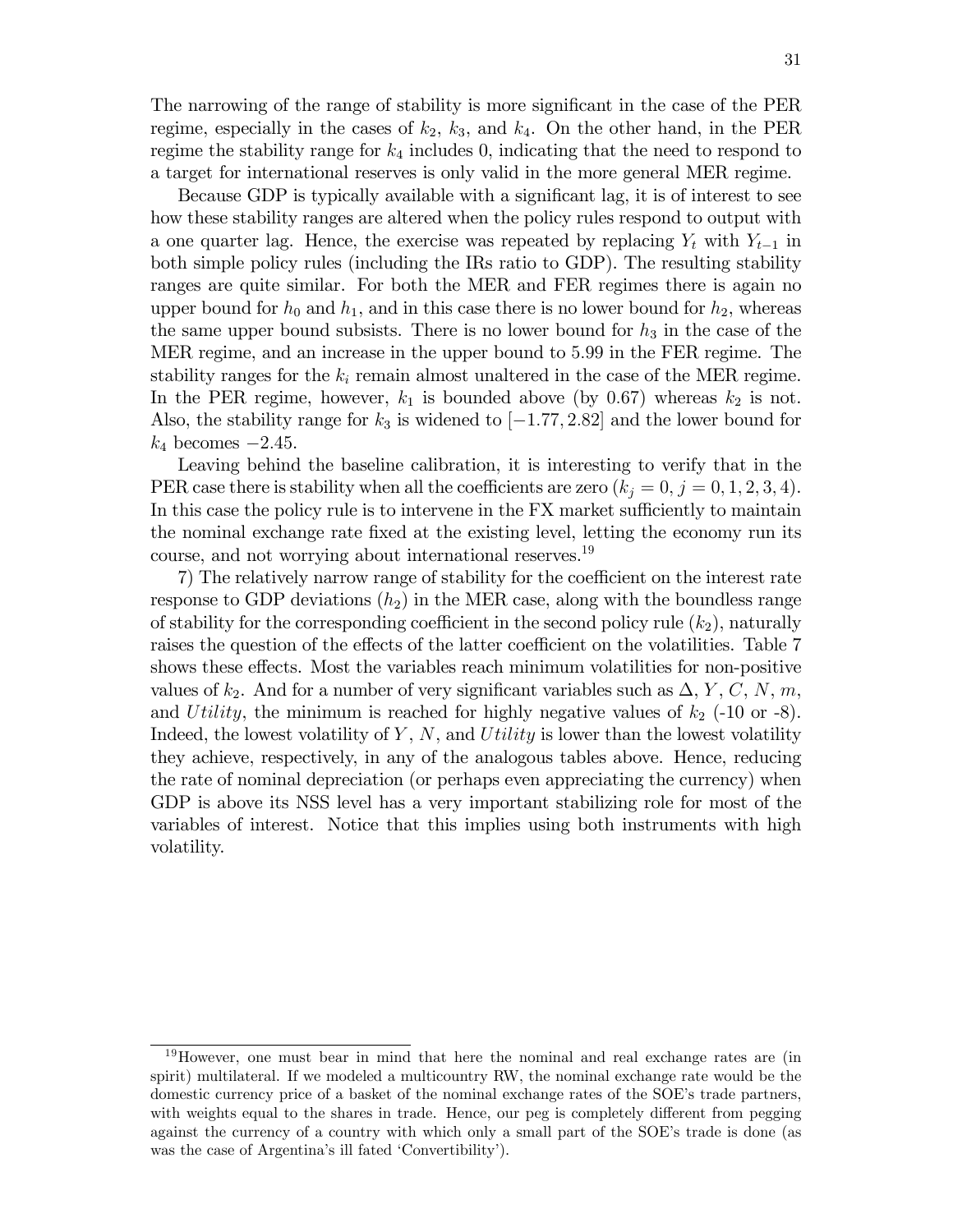The narrowing of the range of stability is more significant in the case of the PER regime, especially in the cases of $k_2$, $k_3$, and $k_4$. On the other hand, in the PER regime the stability range for $k_4$ includes 0, indicating that the need to respond to a target for international reserves is only valid in the more general MER regime.

Because GDP is typically available with a significant lag, it is of interest to see how these stability ranges are altered when the policy rules respond to output with a one quarter lag. Hence, the exercise was repeated by replacing $Y_t$ with $Y_{t-1}$ in both simple policy rules (including the IRs ratio to GDP). The resulting stability ranges are quite similar. For both the MER and FER regimes there is again no upper bound for $h_0$ and $h_1$, and in this case there is no lower bound for $h_2$, whereas the same upper bound subsists. There is no lower bound for $h_3$ in the case of the MER regime, and an increase in the upper bound to 5.99 in the FER regime. The stability ranges for the $k_i$ remain almost unaltered in the case of the MER regime. In the PER regime, however, $k_1$ is bounded above (by 0.67) whereas $k_2$ is not. Also, the stability range for $k_3$ is widened to $[-1.77, 2.82]$ and the lower bound for $k_4$ becomes $-2.45$.

Leaving behind the baseline calibration, it is interesting to verify that in the PER case there is stability when all the coefficients are zero ($k_j = 0, j = 0, 1, 2, 3, 4$). In this case the policy rule is to intervene in the FX market sufficiently to maintain the nominal exchange rate fixed at the existing level, letting the economy run its course, and not worrying about international reserves.[19]

7) The relatively narrow range of stability for the coefficient on the interest rate response to GDP deviations ($h_2$) in the MER case, along with the boundless range of stability for the corresponding coefficient in the second policy rule ($k_2$), naturally raises the question of the effects of the latter coefficient on the volatilities. Table 7 shows these effects. Most the variables reach minimum volatilities for non-positive values of $k_2$. And for a number of very significant variables such as $\Delta$, $Y$, $C$, $N$, $m$, and $Utility$, the minimum is reached for highly negative values of $k_2$ (-10 or -8). Indeed, the lowest volatility of $Y$, $N$, and $Utility$ is lower than the lowest volatility they achieve, respectively, in any of the analogous tables above. Hence, reducing the rate of nominal depreciation (or perhaps even appreciating the currency) when GDP is above its NSS level has a very important stabilizing role for most of the variables of interest. Notice that this implies using both instruments with high volatility.

[19] However, one must bear in mind that here the nominal and real exchange rates are (in spirit) multilateral. If we modeled a multicountry RW, the nominal exchange rate would be the domestic currency price of a basket of the nominal exchange rates of the SOE's trade partners, with weights equal to the shares in trade. Hence, our peg is completely different from pegging against the currency of a country with which only a small part of the SOE's trade is done (as was the case of Argentina's ill fated 'Convertibility').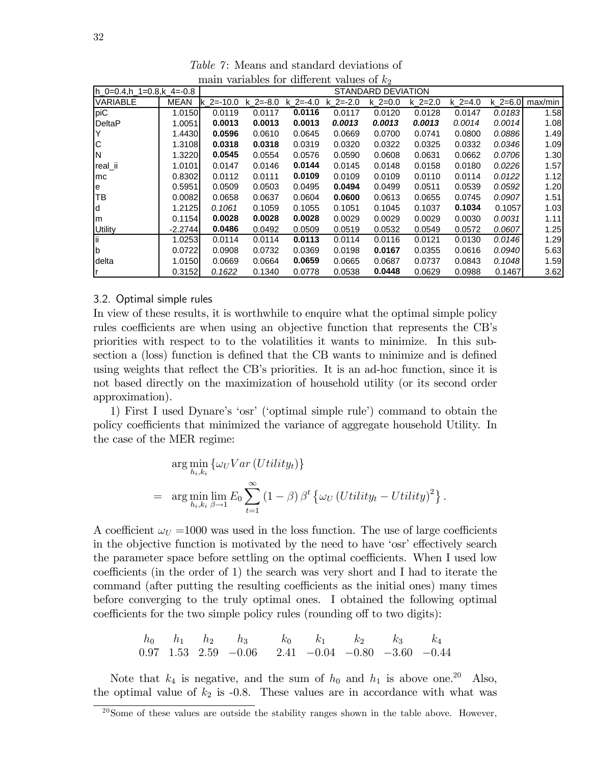*Table 7*: Means and standard deviations of main variables for different values of $k_2$

| h_0=0.4,h_1=0.8,k_4=-0.8 | | STANDARD DEVIATION | | | | | | | | |
|---|---|---|---|---|---|---|---|---|---|---|
| VARIABLE | MEAN | k_2=-10.0 | k_2=-8.0 | k_2=-4.0 | k_2=-2.0 | k_2=0.0 | k_2=2.0 | k_2=4.0 | k_2=6.0 | max/min |
| piC | 1.0150 | 0.0119 | 0.0117 | **0.0116** | 0.0117 | 0.0120 | 0.0128 | 0.0147 | *0.0183* | 1.58 |
| DeltaP | 1.0051 | **0.0013** | **0.0013** | **0.0013** | ***0.0013*** | ***0.0013*** | ***0.0013*** | *0.0014* | *0.0014* | 1.08 |
| Y | 1.4430 | **0.0596** | 0.0610 | 0.0645 | 0.0669 | 0.0700 | 0.0741 | 0.0800 | *0.0886* | 1.49 |
| C | 1.3108 | **0.0318** | **0.0318** | 0.0319 | 0.0320 | 0.0322 | 0.0325 | 0.0332 | *0.0346* | 1.09 |
| N | 1.3220 | **0.0545** | 0.0554 | 0.0576 | 0.0590 | 0.0608 | 0.0631 | 0.0662 | *0.0706* | 1.30 |
| real_ii | 1.0101 | 0.0147 | 0.0146 | **0.0144** | 0.0145 | 0.0148 | 0.0158 | 0.0180 | *0.0226* | 1.57 |
| mc | 0.8302 | 0.0112 | 0.0111 | **0.0109** | 0.0109 | 0.0109 | 0.0110 | 0.0114 | *0.0122* | 1.12 |
| e | 0.5951 | 0.0509 | 0.0503 | 0.0495 | **0.0494** | 0.0499 | 0.0511 | 0.0539 | *0.0592* | 1.20 |
| TB | 0.0082 | 0.0658 | 0.0637 | 0.0604 | **0.0600** | 0.0613 | 0.0655 | 0.0745 | *0.0907* | 1.51 |
| d | 1.2125 | *0.1061* | 0.1059 | 0.1055 | 0.1051 | 0.1045 | 0.1037 | **0.1034** | 0.1057 | 1.03 |
| m | 0.1154 | **0.0028** | **0.0028** | **0.0028** | 0.0029 | 0.0029 | 0.0029 | 0.0030 | *0.0031* | 1.11 |
| Utility | -2.2744 | **0.0486** | 0.0492 | 0.0509 | 0.0519 | 0.0532 | 0.0549 | 0.0572 | *0.0607* | 1.25 |
| ii | 1.0253 | 0.0114 | 0.0114 | **0.0113** | 0.0114 | 0.0116 | 0.0121 | 0.0130 | *0.0146* | 1.29 |
| b | 0.0722 | 0.0908 | 0.0732 | 0.0369 | 0.0198 | **0.0167** | 0.0355 | 0.0616 | *0.0940* | 5.63 |
| delta | 1.0150 | 0.0669 | 0.0664 | **0.0659** | 0.0665 | 0.0687 | 0.0737 | 0.0843 | *0.1048* | 1.59 |
| r | 0.3152 | *0.1622* | 0.1340 | 0.0778 | 0.0538 | **0.0448** | 0.0629 | 0.0988 | 0.1467 | 3.62 |

### 3.2. Optimal simple rules

In view of these results, it is worthwhile to enquire what the optimal simple policy rules coefficients are when using an objective function that represents the CB's priorities with respect to to the volatilities it wants to minimize. In this subsection a (loss) function is defined that the CB wants to minimize and is defined using weights that reflect the CB's priorities. It is an ad-hoc function, since it is not based directly on the maximization of household utility (or its second order approximation).

1) First I used Dynare's 'osr' ('optimal simple rule') command to obtain the policy coefficients that minimized the variance of aggregate household Utility. In the case of the MER regime:

$$\begin{aligned} & \arg\min_{h_i,k_i} \{\omega_U Var(Utility_t)\} \\ = \;& \arg\min_{h_i,k_i} \lim_{\beta\to 1} E_0 \sum_{t=1}^{\infty} (1-\beta)\beta^t \left\{\omega_U (Utility_t - Utility)^2\right\}. \end{aligned}$$

A coefficient $\omega_U = 1000$ was used in the loss function. The use of large coefficients in the objective function is motivated by the need to have 'osr' effectively search the parameter space before settling on the optimal coefficients. When I used low coefficients (in the order of 1) the search was very short and I had to iterate the command (after putting the resulting coefficients as the initial ones) many times before converging to the truly optimal ones. I obtained the following optimal coefficients for the two simple policy rules (rounding off to two digits):

| $h_0$ | $h_1$ | $h_2$ | $h_3$ | $k_0$ | $k_1$ | $k_2$ | $k_3$ | $k_4$ |
|---|---|---|---|---|---|---|---|---|
| 0.97 | 1.53 | 2.59 | −0.06 | 2.41 | −0.04 | −0.80 | −3.60 | −0.44 |

Note that $k_4$ is negative, and the sum of $h_0$ and $h_1$ is above one.[20] Also, the optimal value of $k_2$ is -0.8. These values are in accordance with what was

[20] Some of these values are outside the stability ranges shown in the table above. However,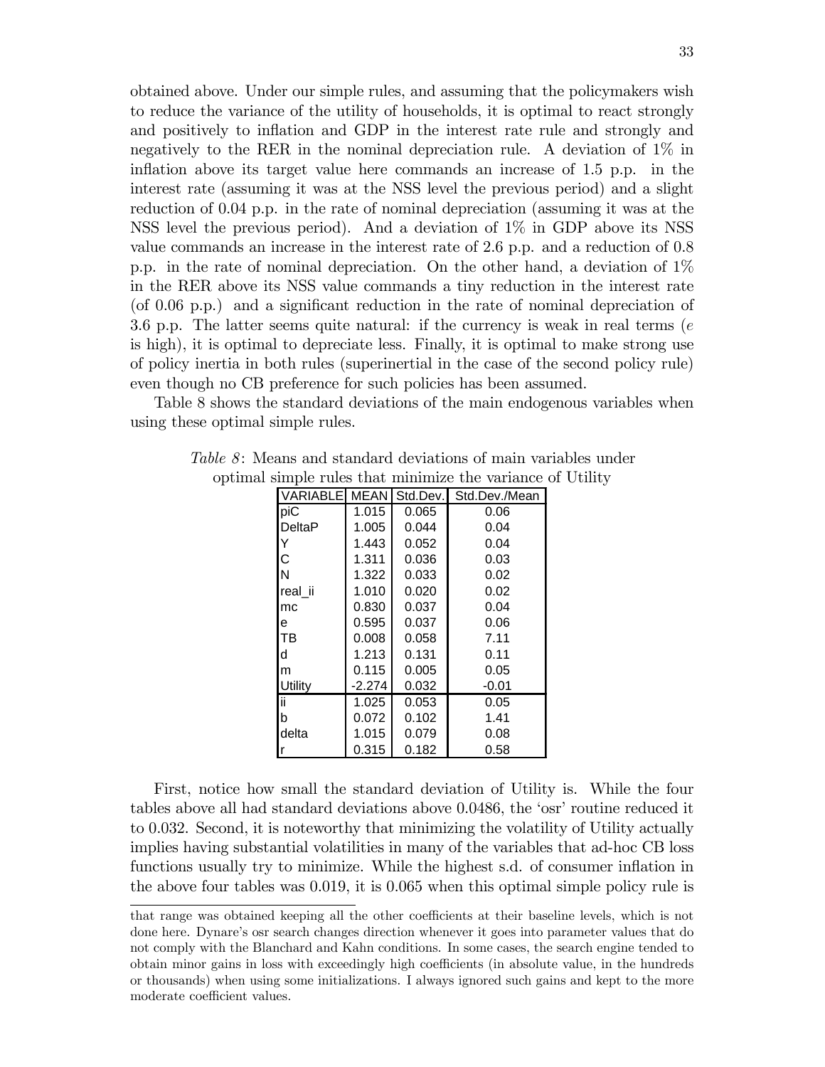obtained above. Under our simple rules, and assuming that the policymakers wish to reduce the variance of the utility of households, it is optimal to react strongly and positively to inflation and GDP in the interest rate rule and strongly and negatively to the RER in the nominal depreciation rule. A deviation of 1% in inflation above its target value here commands an increase of 1.5 p.p. in the interest rate (assuming it was at the NSS level the previous period) and a slight reduction of 0.04 p.p. in the rate of nominal depreciation (assuming it was at the NSS level the previous period). And a deviation of 1% in GDP above its NSS value commands an increase in the interest rate of 2.6 p.p. and a reduction of 0.8 p.p. in the rate of nominal depreciation. On the other hand, a deviation of 1% in the RER above its NSS value commands a tiny reduction in the interest rate (of 0.06 p.p.) and a significant reduction in the rate of nominal depreciation of 3.6 p.p. The latter seems quite natural: if the currency is weak in real terms ($e$ is high), it is optimal to depreciate less. Finally, it is optimal to make strong use of policy inertia in both rules (superinertial in the case of the second policy rule) even though no CB preference for such policies has been assumed.

Table 8 shows the standard deviations of the main endogenous variables when using these optimal simple rules.

*Table 8*: Means and standard deviations of main variables under optimal simple rules that minimize the variance of Utility

| VARIABLE | MEAN | Std.Dev. | Std.Dev./Mean |
|---|---|---|---|
| piC | 1.015 | 0.065 | 0.06 |
| DeltaP | 1.005 | 0.044 | 0.04 |
| Y | 1.443 | 0.052 | 0.04 |
| C | 1.311 | 0.036 | 0.03 |
| N | 1.322 | 0.033 | 0.02 |
| real_ii | 1.010 | 0.020 | 0.02 |
| mc | 0.830 | 0.037 | 0.04 |
| e | 0.595 | 0.037 | 0.06 |
| TB | 0.008 | 0.058 | 7.11 |
| d | 1.213 | 0.131 | 0.11 |
| m | 0.115 | 0.005 | 0.05 |
| Utility | -2.274 | 0.032 | -0.01 |
| ii | 1.025 | 0.053 | 0.05 |
| b | 0.072 | 0.102 | 1.41 |
| delta | 1.015 | 0.079 | 0.08 |
| r | 0.315 | 0.182 | 0.58 |

First, notice how small the standard deviation of Utility is. While the four tables above all had standard deviations above 0.0486, the 'osr' routine reduced it to 0.032. Second, it is noteworthy that minimizing the volatility of Utility actually implies having substantial volatilities in many of the variables that ad-hoc CB loss functions usually try to minimize. While the highest s.d. of consumer inflation in the above four tables was 0.019, it is 0.065 when this optimal simple policy rule is

that range was obtained keeping all the other coefficients at their baseline levels, which is not done here. Dynare's osr search changes direction whenever it goes into parameter values that do not comply with the Blanchard and Kahn conditions. In some cases, the search engine tended to obtain minor gains in loss with exceedingly high coefficients (in absolute value, in the hundreds or thousands) when using some initializations. I always ignored such gains and kept to the more moderate coefficient values.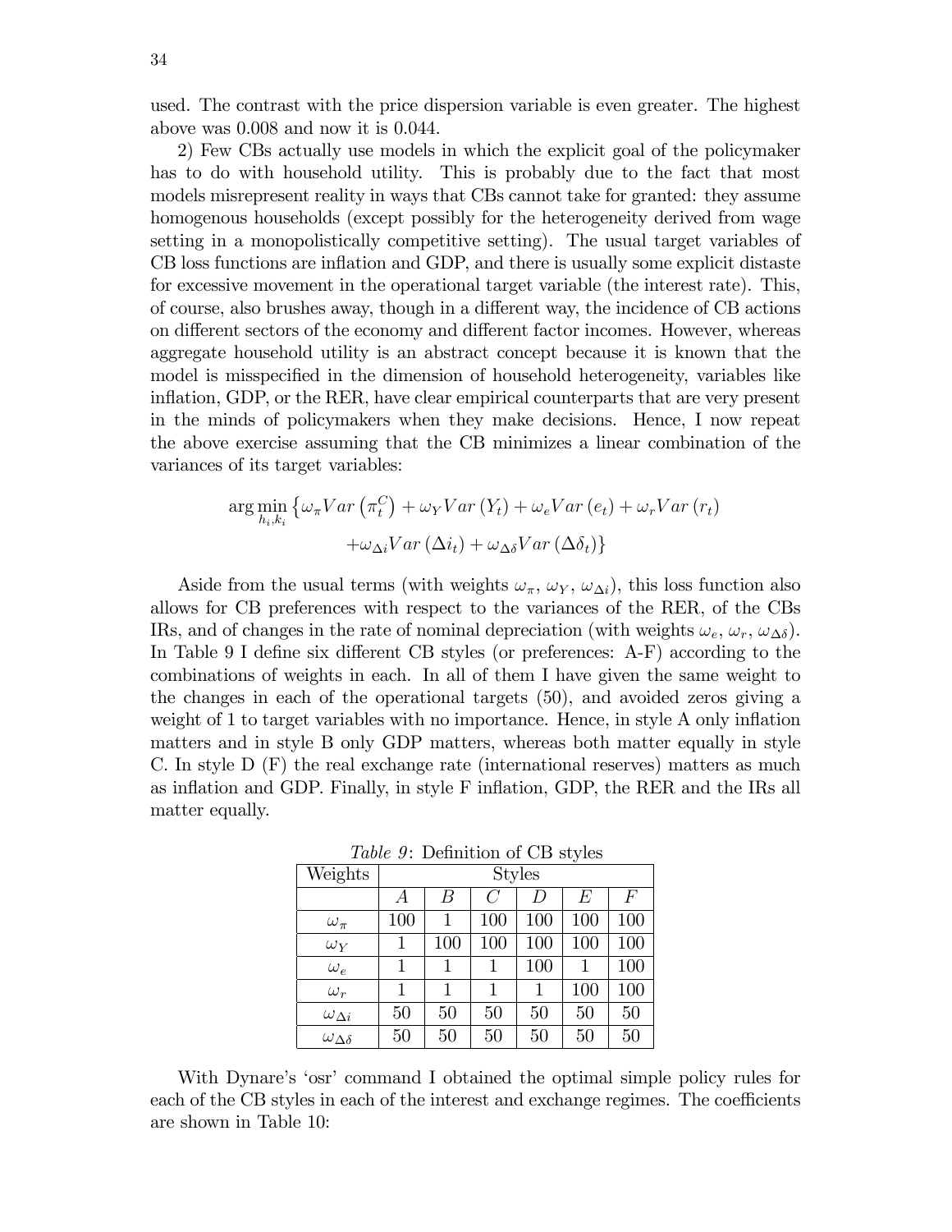used. The contrast with the price dispersion variable is even greater. The highest above was 0.008 and now it is 0.044.

2) Few CBs actually use models in which the explicit goal of the policymaker has to do with household utility. This is probably due to the fact that most models misrepresent reality in ways that CBs cannot take for granted: they assume homogenous households (except possibly for the heterogeneity derived from wage setting in a monopolistically competitive setting). The usual target variables of CB loss functions are inflation and GDP, and there is usually some explicit distaste for excessive movement in the operational target variable (the interest rate). This, of course, also brushes away, though in a different way, the incidence of CB actions on different sectors of the economy and different factor incomes. However, whereas aggregate household utility is an abstract concept because it is known that the model is misspecified in the dimension of household heterogeneity, variables like inflation, GDP, or the RER, have clear empirical counterparts that are very present in the minds of policymakers when they make decisions. Hence, I now repeat the above exercise assuming that the CB minimizes a linear combination of the variances of its target variables:

$$\arg\min_{h_i,k_i} \left\{ \omega_\pi Var\left(\pi_t^C\right) + \omega_Y Var\left(Y_t\right) + \omega_e Var\left(e_t\right) + \omega_r Var\left(r_t\right) + \omega_{\Delta i} Var\left(\Delta i_t\right) + \omega_{\Delta\delta} Var\left(\Delta\delta_t\right) \right\}$$

Aside from the usual terms (with weights $\omega_\pi$, $\omega_Y$, $\omega_{\Delta i}$), this loss function also allows for CB preferences with respect to the variances of the RER, of the CBs IRs, and of changes in the rate of nominal depreciation (with weights $\omega_e$, $\omega_r$, $\omega_{\Delta\delta}$). In Table 9 I define six different CB styles (or preferences: A-F) according to the combinations of weights in each. In all of them I have given the same weight to the changes in each of the operational targets (50), and avoided zeros giving a weight of 1 to target variables with no importance. Hence, in style A only inflation matters and in style B only GDP matters, whereas both matter equally in style C. In style D (F) the real exchange rate (international reserves) matters as much as inflation and GDP. Finally, in style F inflation, GDP, the RER and the IRs all matter equally.

*Table 9*: Definition of CB styles

| Weights | Styles | | | | | |
|---|---|---|---|---|---|---|
| | $A$ | $B$ | $C$ | $D$ | $E$ | $F$ |
| $\omega_\pi$ | 100 | 1 | 100 | 100 | 100 | 100 |
| $\omega_Y$ | 1 | 100 | 100 | 100 | 100 | 100 |
| $\omega_e$ | 1 | 1 | 1 | 100 | 1 | 100 |
| $\omega_r$ | 1 | 1 | 1 | 1 | 100 | 100 |
| $\omega_{\Delta i}$ | 50 | 50 | 50 | 50 | 50 | 50 |
| $\omega_{\Delta\delta}$ | 50 | 50 | 50 | 50 | 50 | 50 |

With Dynare's 'osr' command I obtained the optimal simple policy rules for each of the CB styles in each of the interest and exchange regimes. The coefficients are shown in Table 10: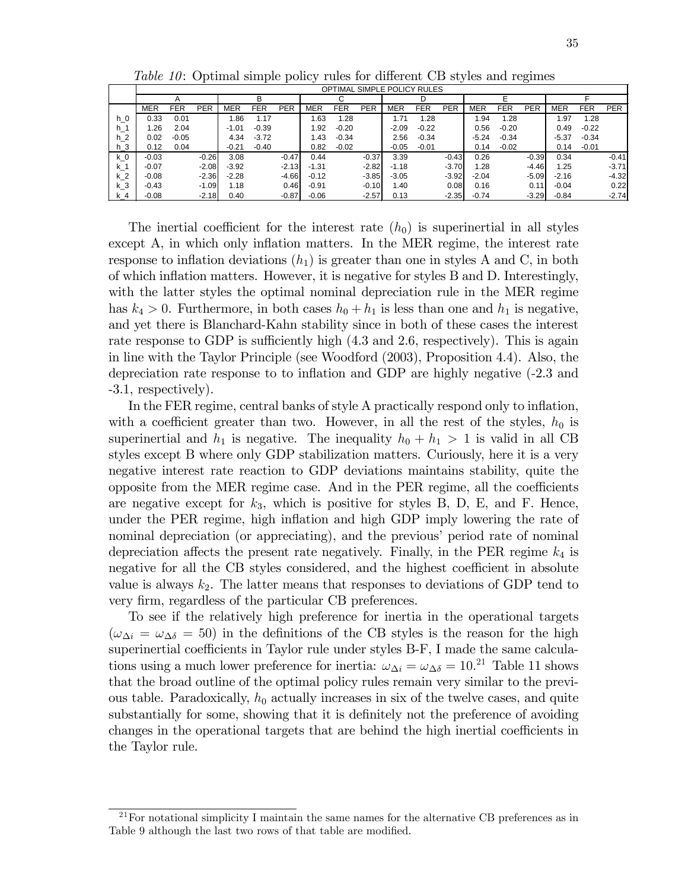*Table 10*: Optimal simple policy rules for different CB styles and regimes

| | OPTIMAL SIMPLE POLICY RULES | | | | | | | | | | | | | | | | | |
|---|---|---|---|---|---|---|---|---|---|---|---|---|---|---|---|---|---|---|
| | A | | | B | | | C | | | D | | | E | | | F | | |
| | MER | FER | PER | MER | FER | PER | MER | FER | PER | MER | FER | PER | MER | FER | PER | MER | FER | PER |
| h_0 | 0.33 | 0.01 | | 1.86 | 1.17 | | 1.63 | 1.28 | | 1.71 | 1.28 | | 1.94 | 1.28 | | 1.97 | 1.28 | |
| h_1 | 1.26 | 2.04 | | -1.01 | -0.39 | | 1.92 | -0.20 | | -2.09 | -0.22 | | 0.56 | -0.20 | | 0.49 | -0.22 | |
| h_2 | 0.02 | -0.05 | | 4.34 | -3.72 | | 1.43 | -0.34 | | 2.56 | -0.34 | | -5.24 | -0.34 | | -5.37 | -0.34 | |
| h_3 | 0.12 | 0.04 | | -0.21 | -0.40 | | 0.82 | -0.02 | | -0.05 | -0.01 | | 0.14 | -0.02 | | 0.14 | -0.01 | |
| k_0 | -0.03 | | -0.26 | 3.08 | | -0.47 | 0.44 | | -0.37 | 3.39 | | -0.43 | 0.26 | | -0.39 | 0.34 | | -0.41 |
| k_1 | -0.07 | | -2.08 | -3.92 | | -2.13 | -1.31 | | -2.82 | -1.18 | | -3.70 | 1.28 | | -4.46 | 1.25 | | -3.71 |
| k_2 | -0.08 | | -2.36 | -2.28 | | -4.66 | -0.12 | | -3.85 | -3.05 | | -3.92 | -2.04 | | -5.09 | -2.16 | | -4.32 |
| k_3 | -0.43 | | -1.09 | 1.18 | | 0.46 | -0.91 | | -0.10 | 1.40 | | 0.08 | 0.16 | | 0.11 | -0.04 | | 0.22 |
| k_4 | -0.08 | | -2.18 | 0.40 | | -0.87 | -0.06 | | -2.57 | 0.13 | | -2.35 | -0.74 | | -3.29 | -0.84 | | -2.74 |

The inertial coefficient for the interest rate ($h_0$) is superinertial in all styles except A, in which only inflation matters. In the MER regime, the interest rate response to inflation deviations ($h_1$) is greater than one in styles A and C, in both of which inflation matters. However, it is negative for styles B and D. Interestingly, with the latter styles the optimal nominal depreciation rule in the MER regime has $k_4 > 0$. Furthermore, in both cases $h_0 + h_1$ is less than one and $h_1$ is negative, and yet there is Blanchard-Kahn stability since in both of these cases the interest rate response to GDP is sufficiently high (4.3 and 2.6, respectively). This is again in line with the Taylor Principle (see Woodford (2003), Proposition 4.4). Also, the depreciation rate response to to inflation and GDP are highly negative (-2.3 and -3.1, respectively).

In the FER regime, central banks of style A practically respond only to inflation, with a coefficient greater than two. However, in all the rest of the styles, $h_0$ is superinertial and $h_1$ is negative. The inequality $h_0 + h_1 > 1$ is valid in all CB styles except B where only GDP stabilization matters. Curiously, here it is a very negative interest rate reaction to GDP deviations maintains stability, quite the opposite from the MER regime case. And in the PER regime, all the coefficients are negative except for $k_3$, which is positive for styles B, D, E, and F. Hence, under the PER regime, high inflation and high GDP imply lowering the rate of nominal depreciation (or appreciating), and the previous' period rate of nominal depreciation affects the present rate negatively. Finally, in the PER regime $k_4$ is negative for all the CB styles considered, and the highest coefficient in absolute value is always $k_2$. The latter means that responses to deviations of GDP tend to very firm, regardless of the particular CB preferences.

To see if the relatively high preference for inertia in the operational targets ($\omega_{\Delta i} = \omega_{\Delta \delta} = 50$) in the definitions of the CB styles is the reason for the high superinertial coefficients in Taylor rule under styles B-F, I made the same calculations using a much lower preference for inertia: $\omega_{\Delta i} = \omega_{\Delta \delta} = 10$.[21] Table 11 shows that the broad outline of the optimal policy rules remain very similar to the previous table. Paradoxically, $h_0$ actually increases in six of the twelve cases, and quite substantially for some, showing that it is definitely not the preference of avoiding changes in the operational targets that are behind the high inertial coefficients in the Taylor rule.

[21] For notational simplicity I maintain the same names for the alternative CB preferences as in Table 9 although the last two rows of that table are modified.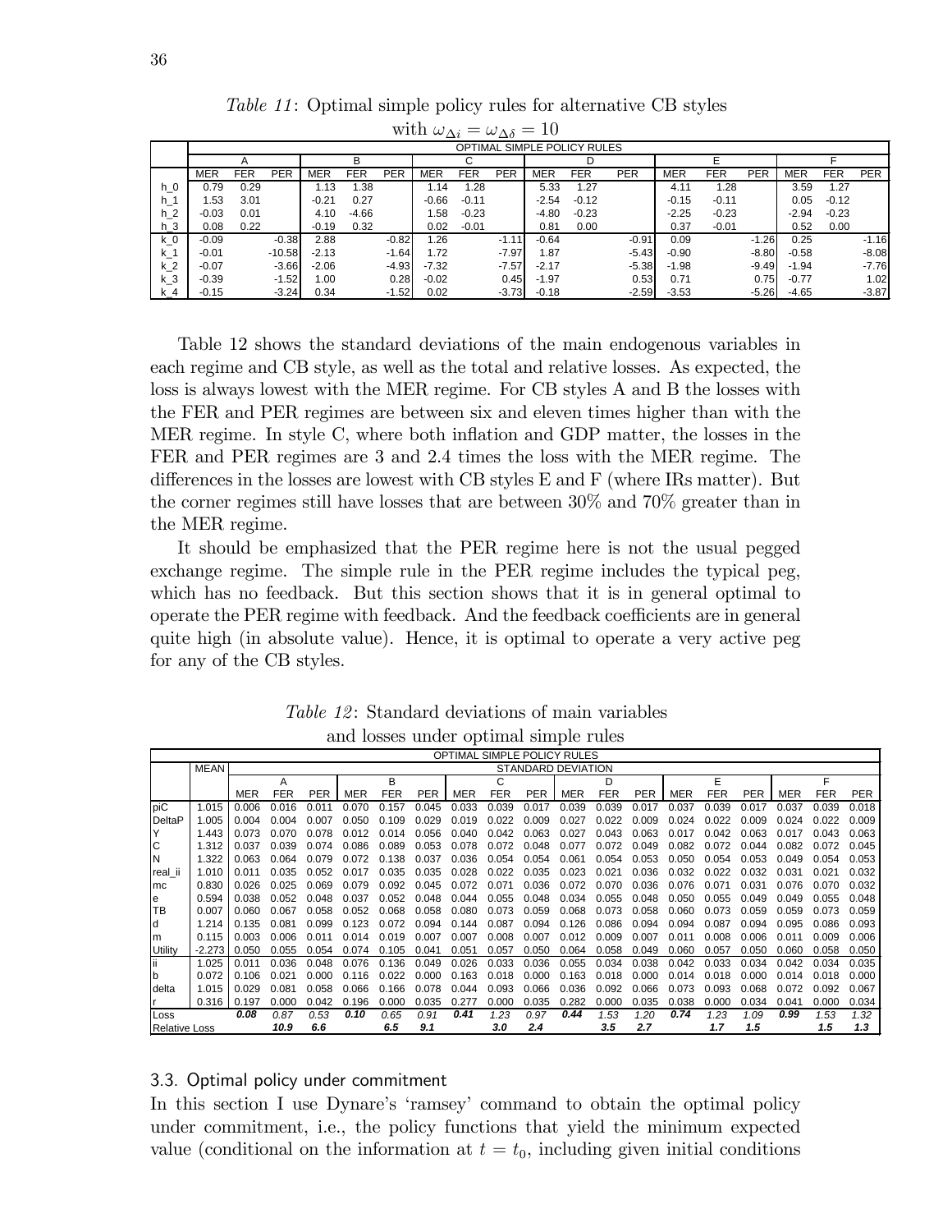*Table 11*: Optimal simple policy rules for alternative CB styles with $\omega_{\Delta i} = \omega_{\Delta\delta} = 10$

| | OPTIMAL SIMPLE POLICY RULES | | | | | | | | | | | | | | | | | |
|---|---|---|---|---|---|---|---|---|---|---|---|---|---|---|---|---|---|---|
| | A | | | B | | | C | | | D | | | E | | | F | | |
| | MER | FER | PER | MER | FER | PER | MER | FER | PER | MER | FER | PER | MER | FER | PER | MER | FER | PER |
| h_0 | 0.79 | 0.29 | | 1.13 | 1.38 | | 1.14 | 1.28 | | 5.33 | 1.27 | | 4.11 | 1.28 | | 3.59 | 1.27 | |
| h_1 | 1.53 | 3.01 | | -0.21 | 0.27 | | -0.66 | -0.11 | | -2.54 | -0.12 | | -0.15 | -0.11 | | 0.05 | -0.12 | |
| h_2 | -0.03 | 0.01 | | 4.10 | -4.66 | | 1.58 | -0.23 | | -4.80 | -0.23 | | -2.25 | -0.23 | | -2.94 | -0.23 | |
| h_3 | 0.08 | 0.22 | | -0.19 | 0.32 | | 0.02 | -0.01 | | 0.81 | 0.00 | | 0.37 | -0.01 | | 0.52 | 0.00 | |
| k_0 | -0.09 | | -0.38 | 2.88 | | -0.82 | 1.26 | | -1.11 | -0.64 | | -0.91 | 0.09 | | -1.26 | 0.25 | | -1.16 |
| k_1 | -0.01 | | -10.58 | -2.13 | | -1.64 | 1.72 | | -7.97 | 1.87 | | -5.43 | -0.90 | | -8.80 | -0.58 | | -8.08 |
| k_2 | -0.07 | | -3.66 | -2.06 | | -4.93 | -7.32 | | -7.57 | -2.17 | | -5.38 | -1.98 | | -9.49 | -1.94 | | -7.76 |
| k_3 | -0.39 | | -1.52 | 1.00 | | 0.28 | -0.02 | | 0.45 | -1.97 | | 0.53 | 0.71 | | 0.75 | -0.77 | | 1.02 |
| k_4 | -0.15 | | -3.24 | 0.34 | | -1.52 | 0.02 | | -3.73 | -0.18 | | -2.59 | -3.53 | | -5.26 | -4.65 | | -3.87 |

Table 12 shows the standard deviations of the main endogenous variables in each regime and CB style, as well as the total and relative losses. As expected, the loss is always lowest with the MER regime. For CB styles A and B the losses with the FER and PER regimes are between six and eleven times higher than with the MER regime. In style C, where both inflation and GDP matter, the losses in the FER and PER regimes are 3 and 2.4 times the loss with the MER regime. The differences in the losses are lowest with CB styles E and F (where IRs matter). But the corner regimes still have losses that are between 30% and 70% greater than in the MER regime.

It should be emphasized that the PER regime here is not the usual pegged exchange regime. The simple rule in the PER regime includes the typical peg, which has no feedback. But this section shows that it is in general optimal to operate the PER regime with feedback. And the feedback coefficients are in general quite high (in absolute value). Hence, it is optimal to operate a very active peg for any of the CB styles.

*Table 12*: Standard deviations of main variables and losses under optimal simple rules

| | OPTIMAL SIMPLE POLICY RULES | | | | | | | | | | | | | | | | | | |
|---|---|---|---|---|---|---|---|---|---|---|---|---|---|---|---|---|---|---|---|
| | MEAN | STANDARD DEVIATION | | | | | | | | | | | | | | | | | |
| | | A | | | B | | | C | | | D | | | E | | | F | | |
| | | MER | FER | PER | MER | FER | PER | MER | FER | PER | MER | FER | PER | MER | FER | PER | MER | FER | PER |
| piC | 1.015 | 0.006 | 0.016 | 0.011 | 0.070 | 0.157 | 0.045 | 0.033 | 0.039 | 0.017 | 0.039 | 0.039 | 0.017 | 0.037 | 0.039 | 0.017 | 0.037 | 0.039 | 0.018 |
| DeltaP | 1.005 | 0.004 | 0.004 | 0.007 | 0.050 | 0.109 | 0.029 | 0.019 | 0.022 | 0.009 | 0.027 | 0.022 | 0.009 | 0.024 | 0.022 | 0.009 | 0.024 | 0.022 | 0.009 |
| Y | 1.443 | 0.073 | 0.070 | 0.078 | 0.012 | 0.014 | 0.056 | 0.040 | 0.042 | 0.063 | 0.027 | 0.043 | 0.063 | 0.017 | 0.042 | 0.063 | 0.017 | 0.043 | 0.063 |
| C | 1.312 | 0.037 | 0.039 | 0.074 | 0.086 | 0.089 | 0.053 | 0.078 | 0.072 | 0.048 | 0.077 | 0.072 | 0.049 | 0.082 | 0.072 | 0.044 | 0.082 | 0.072 | 0.045 |
| N | 1.322 | 0.063 | 0.064 | 0.079 | 0.072 | 0.138 | 0.037 | 0.036 | 0.054 | 0.054 | 0.061 | 0.054 | 0.053 | 0.050 | 0.054 | 0.053 | 0.049 | 0.054 | 0.053 |
| real_ii | 1.010 | 0.011 | 0.035 | 0.052 | 0.017 | 0.035 | 0.035 | 0.028 | 0.022 | 0.035 | 0.023 | 0.021 | 0.036 | 0.032 | 0.022 | 0.032 | 0.031 | 0.021 | 0.032 |
| mc | 0.830 | 0.026 | 0.025 | 0.069 | 0.079 | 0.092 | 0.045 | 0.072 | 0.071 | 0.036 | 0.072 | 0.070 | 0.036 | 0.076 | 0.071 | 0.031 | 0.076 | 0.070 | 0.032 |
| e | 0.594 | 0.038 | 0.052 | 0.048 | 0.037 | 0.052 | 0.048 | 0.044 | 0.055 | 0.048 | 0.034 | 0.055 | 0.048 | 0.050 | 0.055 | 0.049 | 0.049 | 0.055 | 0.048 |
| TB | 0.007 | 0.060 | 0.067 | 0.058 | 0.052 | 0.068 | 0.058 | 0.080 | 0.073 | 0.059 | 0.068 | 0.073 | 0.058 | 0.060 | 0.073 | 0.059 | 0.059 | 0.073 | 0.059 |
| d | 1.214 | 0.135 | 0.081 | 0.099 | 0.123 | 0.072 | 0.094 | 0.144 | 0.087 | 0.094 | 0.126 | 0.086 | 0.094 | 0.094 | 0.087 | 0.094 | 0.095 | 0.086 | 0.093 |
| m | 0.115 | 0.003 | 0.006 | 0.011 | 0.014 | 0.019 | 0.007 | 0.007 | 0.008 | 0.007 | 0.012 | 0.009 | 0.007 | 0.011 | 0.008 | 0.006 | 0.011 | 0.009 | 0.006 |
| Utility | -2.273 | 0.050 | 0.055 | 0.054 | 0.074 | 0.105 | 0.041 | 0.051 | 0.057 | 0.050 | 0.064 | 0.058 | 0.049 | 0.060 | 0.057 | 0.050 | 0.060 | 0.058 | 0.050 |
| ii | 1.025 | 0.011 | 0.036 | 0.048 | 0.076 | 0.136 | 0.049 | 0.026 | 0.033 | 0.036 | 0.055 | 0.034 | 0.038 | 0.042 | 0.033 | 0.034 | 0.042 | 0.034 | 0.035 |
| b | 0.072 | 0.106 | 0.021 | 0.000 | 0.116 | 0.022 | 0.000 | 0.163 | 0.018 | 0.000 | 0.163 | 0.018 | 0.000 | 0.014 | 0.018 | 0.000 | 0.014 | 0.018 | 0.000 |
| delta | 1.015 | 0.029 | 0.081 | 0.058 | 0.066 | 0.166 | 0.078 | 0.044 | 0.093 | 0.066 | 0.036 | 0.092 | 0.066 | 0.073 | 0.093 | 0.068 | 0.072 | 0.092 | 0.067 |
| r | 0.316 | 0.197 | 0.000 | 0.042 | 0.196 | 0.000 | 0.035 | 0.277 | 0.000 | 0.035 | 0.282 | 0.000 | 0.035 | 0.038 | 0.000 | 0.034 | 0.041 | 0.000 | 0.034 |
| Loss | | **0.08** | *0.87* | *0.53* | **0.10** | *0.65* | *0.91* | **0.41** | *1.23* | *0.97* | **0.44** | *1.53* | *1.20* | **0.74** | *1.23* | *1.09* | **0.99** | *1.53* | *1.32* |
| Relative Loss | | | ***10.9*** | ***6.6*** | | ***6.5*** | ***9.1*** | | ***3.0*** | ***2.4*** | | ***3.5*** | ***2.7*** | | ***1.7*** | ***1.5*** | | ***1.5*** | ***1.3*** |

### 3.3. Optimal policy under commitment

In this section I use Dynare's 'ramsey' command to obtain the optimal policy under commitment, i.e., the policy functions that yield the minimum expected value (conditional on the information at $t = t_0$, including given initial conditions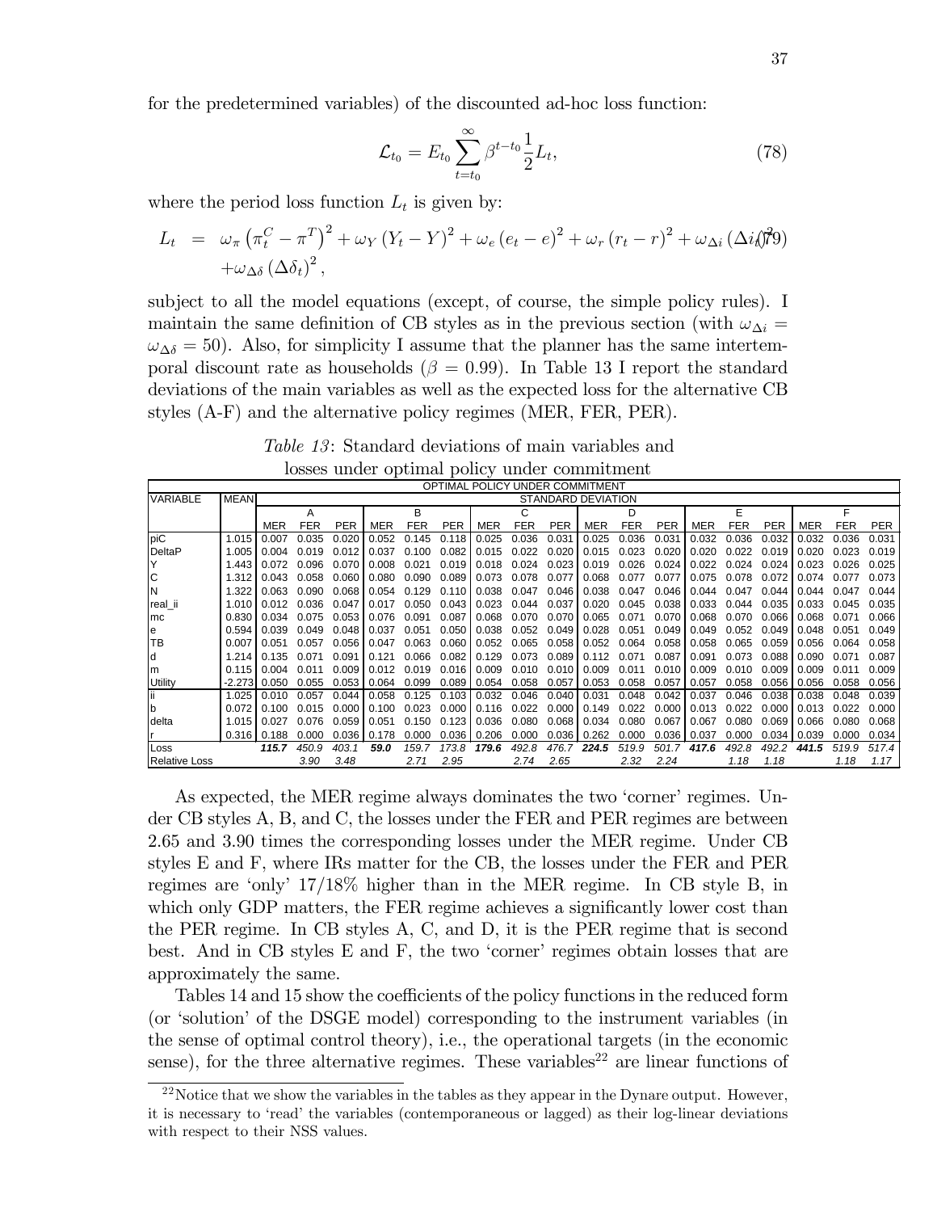for the predetermined variables) of the discounted ad-hoc loss function:

$$\mathcal{L}_{t_0} = E_{t_0} \sum_{t=t_0}^{\infty} \beta^{t-t_0} \frac{1}{2} L_t, \tag{78}$$

where the period loss function $L_t$ is given by:

$$\begin{aligned} L_t &= \omega_\pi \left(\pi_t^C - \pi^T\right)^2 + \omega_Y \left(Y_t - Y\right)^2 + \omega_e \left(e_t - e\right)^2 + \omega_r \left(r_t - r\right)^2 + \omega_{\Delta i} \left(\Delta i_t\right)^2 \\ &\quad + \omega_{\Delta \delta} \left(\Delta \delta_t\right)^2, \end{aligned} \tag{79}$$

subject to all the model equations (except, of course, the simple policy rules). I maintain the same definition of CB styles as in the previous section (with $\omega_{\Delta i} = \omega_{\Delta \delta} = 50$). Also, for simplicity I assume that the planner has the same intertemporal discount rate as households ($\beta = 0.99$). In Table 13 I report the standard deviations of the main variables as well as the expected loss for the alternative CB styles (A-F) and the alternative policy regimes (MER, FER, PER).

*Table 13*: Standard deviations of main variables and losses under optimal policy under commitment

| OPTIMAL POLICY UNDER COMMITMENT | | | | | | | | | | | | | | | | | | | |
|---|---|---|---|---|---|---|---|---|---|---|---|---|---|---|---|---|---|---|---|
| VARIABLE | MEAN | STANDARD DEVIATION | | | | | | | | | | | | | | | | | |
| | | A | | | B | | | C | | | D | | | E | | | F | | |
| | | MER | FER | PER | MER | FER | PER | MER | FER | PER | MER | FER | PER | MER | FER | PER | MER | FER | PER |
| piC | 1.015 | 0.007 | 0.035 | 0.020 | 0.052 | 0.145 | 0.118 | 0.025 | 0.036 | 0.031 | 0.025 | 0.036 | 0.031 | 0.032 | 0.036 | 0.032 | 0.032 | 0.036 | 0.031 |
| DeltaP | 1.005 | 0.004 | 0.019 | 0.012 | 0.037 | 0.100 | 0.082 | 0.015 | 0.022 | 0.020 | 0.015 | 0.023 | 0.020 | 0.020 | 0.022 | 0.019 | 0.020 | 0.023 | 0.019 |
| Y | 1.443 | 0.072 | 0.096 | 0.070 | 0.008 | 0.021 | 0.019 | 0.018 | 0.024 | 0.023 | 0.019 | 0.026 | 0.024 | 0.022 | 0.024 | 0.024 | 0.023 | 0.026 | 0.025 |
| C | 1.312 | 0.043 | 0.058 | 0.060 | 0.080 | 0.090 | 0.089 | 0.073 | 0.078 | 0.077 | 0.068 | 0.077 | 0.077 | 0.075 | 0.078 | 0.072 | 0.074 | 0.077 | 0.073 |
| N | 1.322 | 0.063 | 0.090 | 0.068 | 0.054 | 0.129 | 0.110 | 0.038 | 0.047 | 0.046 | 0.038 | 0.047 | 0.046 | 0.044 | 0.047 | 0.044 | 0.044 | 0.047 | 0.044 |
| real_ii | 1.010 | 0.012 | 0.036 | 0.047 | 0.017 | 0.050 | 0.043 | 0.023 | 0.044 | 0.037 | 0.020 | 0.045 | 0.038 | 0.033 | 0.044 | 0.035 | 0.033 | 0.045 | 0.035 |
| mc | 0.830 | 0.034 | 0.075 | 0.053 | 0.076 | 0.091 | 0.087 | 0.068 | 0.070 | 0.070 | 0.065 | 0.071 | 0.070 | 0.068 | 0.070 | 0.066 | 0.068 | 0.071 | 0.066 |
| e | 0.594 | 0.039 | 0.049 | 0.048 | 0.037 | 0.051 | 0.050 | 0.038 | 0.052 | 0.049 | 0.028 | 0.051 | 0.049 | 0.049 | 0.052 | 0.049 | 0.048 | 0.051 | 0.049 |
| TB | 0.007 | 0.051 | 0.057 | 0.056 | 0.047 | 0.063 | 0.060 | 0.052 | 0.065 | 0.058 | 0.052 | 0.064 | 0.058 | 0.058 | 0.065 | 0.059 | 0.056 | 0.064 | 0.058 |
| d | 1.214 | 0.135 | 0.071 | 0.091 | 0.121 | 0.066 | 0.082 | 0.129 | 0.073 | 0.089 | 0.112 | 0.071 | 0.087 | 0.091 | 0.073 | 0.088 | 0.090 | 0.071 | 0.087 |
| m | 0.115 | 0.004 | 0.011 | 0.009 | 0.012 | 0.019 | 0.016 | 0.009 | 0.010 | 0.010 | 0.009 | 0.011 | 0.010 | 0.009 | 0.010 | 0.009 | 0.009 | 0.011 | 0.009 |
| Utility | -2.273 | 0.050 | 0.055 | 0.053 | 0.064 | 0.099 | 0.089 | 0.054 | 0.058 | 0.057 | 0.053 | 0.058 | 0.057 | 0.057 | 0.058 | 0.056 | 0.056 | 0.058 | 0.056 |
| ii | 1.025 | 0.010 | 0.057 | 0.044 | 0.058 | 0.125 | 0.103 | 0.032 | 0.046 | 0.040 | 0.031 | 0.048 | 0.042 | 0.037 | 0.046 | 0.038 | 0.038 | 0.048 | 0.039 |
| b | 0.072 | 0.100 | 0.015 | 0.000 | 0.100 | 0.023 | 0.000 | 0.116 | 0.022 | 0.000 | 0.149 | 0.022 | 0.000 | 0.013 | 0.022 | 0.000 | 0.013 | 0.022 | 0.000 |
| delta | 1.015 | 0.027 | 0.076 | 0.059 | 0.051 | 0.150 | 0.123 | 0.036 | 0.080 | 0.068 | 0.034 | 0.080 | 0.067 | 0.067 | 0.080 | 0.069 | 0.066 | 0.080 | 0.068 |
| r | 0.316 | 0.188 | 0.000 | 0.036 | 0.178 | 0.000 | 0.036 | 0.206 | 0.000 | 0.036 | 0.262 | 0.000 | 0.036 | 0.037 | 0.000 | 0.034 | 0.039 | 0.000 | 0.034 |
| Loss | | ***115.7*** | *450.9* | *403.1* | ***59.0*** | *159.7* | *173.8* | ***179.6*** | *492.8* | *476.7* | ***224.5*** | *519.9* | *501.7* | ***417.6*** | *492.8* | *492.2* | ***441.5*** | *519.9* | *517.4* |
| Relative Loss | | | *3.90* | *3.48* | | *2.71* | *2.95* | | *2.74* | *2.65* | | *2.32* | *2.24* | | *1.18* | *1.18* | | *1.18* | *1.17* |

As expected, the MER regime always dominates the two 'corner' regimes. Under CB styles A, B, and C, the losses under the FER and PER regimes are between 2.65 and 3.90 times the corresponding losses under the MER regime. Under CB styles E and F, where IRs matter for the CB, the losses under the FER and PER regimes are 'only' 17/18% higher than in the MER regime. In CB style B, in which only GDP matters, the FER regime achieves a significantly lower cost than the PER regime. In CB styles A, C, and D, it is the PER regime that is second best. And in CB styles E and F, the two 'corner' regimes obtain losses that are approximately the same.

Tables 14 and 15 show the coefficients of the policy functions in the reduced form (or 'solution' of the DSGE model) corresponding to the instrument variables (in the sense of optimal control theory), i.e., the operational targets (in the economic sense), for the three alternative regimes. These variables[22] are linear functions of

[22] Notice that we show the variables in the tables as they appear in the Dynare output. However, it is necessary to 'read' the variables (contemporaneous or lagged) as their log-linear deviations with respect to their NSS values.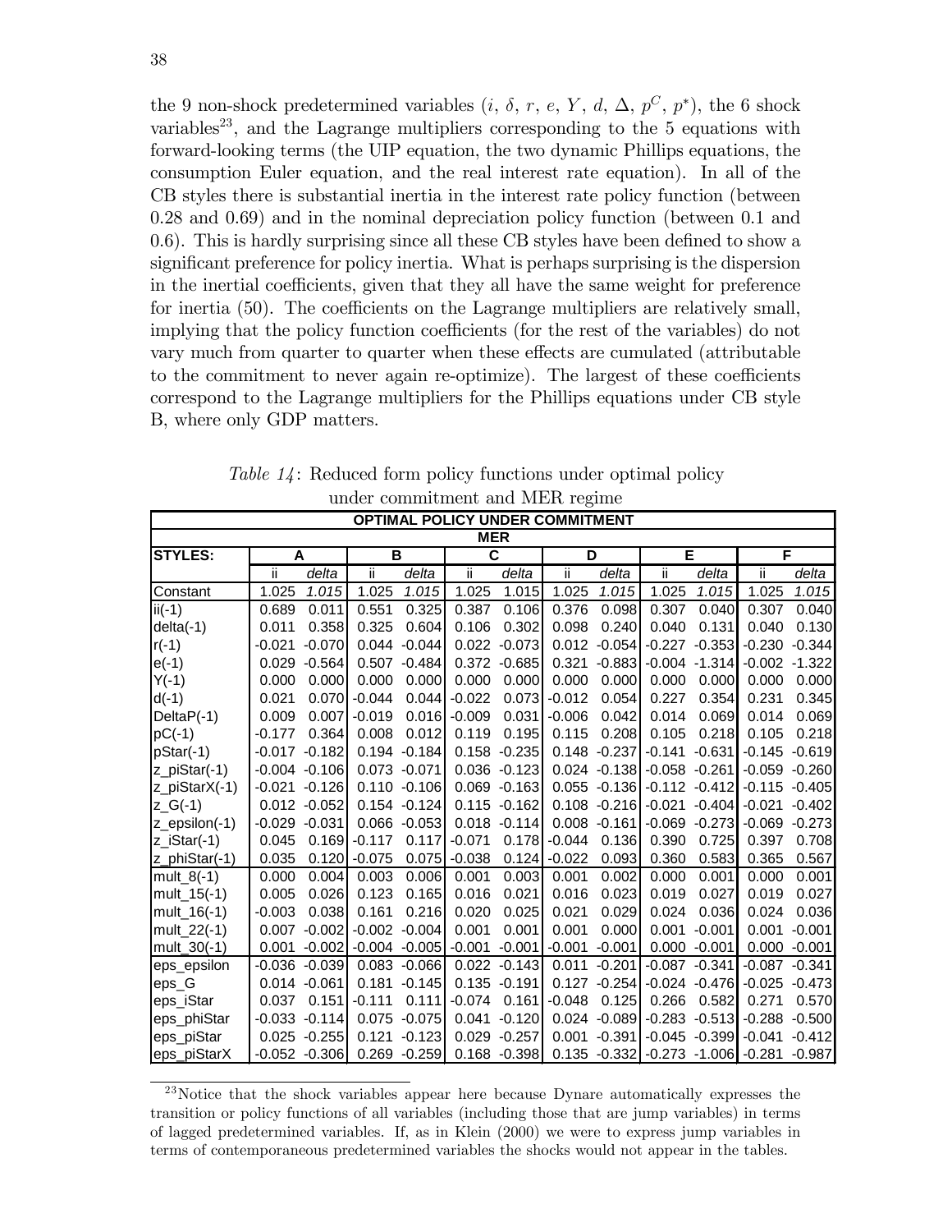the 9 non-shock predetermined variables ($i$, $\delta$, $r$, $e$, $Y$, $d$, $\Delta$, $p^C$, $p^*$), the 6 shock variables[23], and the Lagrange multipliers corresponding to the 5 equations with forward-looking terms (the UIP equation, the two dynamic Phillips equations, the consumption Euler equation, and the real interest rate equation). In all of the CB styles there is substantial inertia in the interest rate policy function (between 0.28 and 0.69) and in the nominal depreciation policy function (between 0.1 and 0.6). This is hardly surprising since all these CB styles have been defined to show a significant preference for policy inertia. What is perhaps surprising is the dispersion in the inertial coefficients, given that they all have the same weight for preference for inertia (50). The coefficients on the Lagrange multipliers are relatively small, implying that the policy function coefficients (for the rest of the variables) do not vary much from quarter to quarter when these effects are cumulated (attributable to the commitment to never again re-optimize). The largest of these coefficients correspond to the Lagrange multipliers for the Phillips equations under CB style B, where only GDP matters.

*Table 14*: Reduced form policy functions under optimal policy under commitment and MER regime

| OPTIMAL POLICY UNDER COMMITMENT | | | | | | | | | | | | |
|---|---|---|---|---|---|---|---|---|---|---|---|---|
| **MER** | | | | | | | | | | | | |
| **STYLES:** | **A** | | **B** | | **C** | | **D** | | **E** | | **F** | |
| | ii | *delta* | ii | *delta* | ii | *delta* | ii | *delta* | ii | *delta* | ii | *delta* |
| Constant | 1.025 | *1.015* | 1.025 | *1.015* | 1.025 | 1.015 | 1.025 | *1.015* | 1.025 | *1.015* | 1.025 | *1.015* |
| ii(-1) | 0.689 | 0.011 | 0.551 | 0.325 | 0.387 | 0.106 | 0.376 | 0.098 | 0.307 | 0.040 | 0.307 | 0.040 |
| delta(-1) | 0.011 | 0.358 | 0.325 | 0.604 | 0.106 | 0.302 | 0.098 | 0.240 | 0.040 | 0.131 | 0.040 | 0.130 |
| r(-1) | -0.021 | -0.070 | 0.044 | -0.044 | 0.022 | -0.073 | 0.012 | -0.054 | -0.227 | -0.353 | -0.230 | -0.344 |
| e(-1) | 0.029 | -0.564 | 0.507 | -0.484 | 0.372 | -0.685 | 0.321 | -0.883 | -0.004 | -1.314 | -0.002 | -1.322 |
| Y(-1) | 0.000 | 0.000 | 0.000 | 0.000 | 0.000 | 0.000 | 0.000 | 0.000 | 0.000 | 0.000 | 0.000 | 0.000 |
| d(-1) | 0.021 | 0.070 | -0.044 | 0.044 | -0.022 | 0.073 | -0.012 | 0.054 | 0.227 | 0.354 | 0.231 | 0.345 |
| DeltaP(-1) | 0.009 | 0.007 | -0.019 | 0.016 | -0.009 | 0.031 | -0.006 | 0.042 | 0.014 | 0.069 | 0.014 | 0.069 |
| pC(-1) | -0.177 | 0.364 | 0.008 | 0.012 | 0.119 | 0.195 | 0.115 | 0.208 | 0.105 | 0.218 | 0.105 | 0.218 |
| pStar(-1) | -0.017 | -0.182 | 0.194 | -0.184 | 0.158 | -0.235 | 0.148 | -0.237 | -0.141 | -0.631 | -0.145 | -0.619 |
| z_piStar(-1) | -0.004 | -0.106 | 0.073 | -0.071 | 0.036 | -0.123 | 0.024 | -0.138 | -0.058 | -0.261 | -0.059 | -0.260 |
| z_piStarX(-1) | -0.021 | -0.126 | 0.110 | -0.106 | 0.069 | -0.163 | 0.055 | -0.136 | -0.112 | -0.412 | -0.115 | -0.405 |
| z_G(-1) | 0.012 | -0.052 | 0.154 | -0.124 | 0.115 | -0.162 | 0.108 | -0.216 | -0.021 | -0.404 | -0.021 | -0.402 |
| z_epsilon(-1) | -0.029 | -0.031 | 0.066 | -0.053 | 0.018 | -0.114 | 0.008 | -0.161 | -0.069 | -0.273 | -0.069 | -0.273 |
| z_iStar(-1) | 0.045 | 0.169 | -0.117 | 0.117 | -0.071 | 0.178 | -0.044 | 0.136 | 0.390 | 0.725 | 0.397 | 0.708 |
| z_phiStar(-1) | 0.035 | 0.120 | -0.075 | 0.075 | -0.038 | 0.124 | -0.022 | 0.093 | 0.360 | 0.583 | 0.365 | 0.567 |
| mult_8(-1) | 0.000 | 0.004 | 0.003 | 0.006 | 0.001 | 0.003 | 0.001 | 0.002 | 0.000 | 0.001 | 0.000 | 0.001 |
| mult_15(-1) | 0.005 | 0.026 | 0.123 | 0.165 | 0.016 | 0.021 | 0.016 | 0.023 | 0.019 | 0.027 | 0.019 | 0.027 |
| mult_16(-1) | -0.003 | 0.038 | 0.161 | 0.216 | 0.020 | 0.025 | 0.021 | 0.029 | 0.024 | 0.036 | 0.024 | 0.036 |
| mult_22(-1) | 0.007 | -0.002 | -0.002 | -0.004 | 0.001 | 0.001 | 0.001 | 0.000 | 0.001 | -0.001 | 0.001 | -0.001 |
| mult_30(-1) | 0.001 | -0.002 | -0.004 | -0.005 | -0.001 | -0.001 | -0.001 | -0.001 | 0.000 | -0.001 | 0.000 | -0.001 |
| eps_epsilon | -0.036 | -0.039 | 0.083 | -0.066 | 0.022 | -0.143 | 0.011 | -0.201 | -0.087 | -0.341 | -0.087 | -0.341 |
| eps_G | 0.014 | -0.061 | 0.181 | -0.145 | 0.135 | -0.191 | 0.127 | -0.254 | -0.024 | -0.476 | -0.025 | -0.473 |
| eps_iStar | 0.037 | 0.151 | -0.111 | 0.111 | -0.074 | 0.161 | -0.048 | 0.125 | 0.266 | 0.582 | 0.271 | 0.570 |
| eps_phiStar | -0.033 | -0.114 | 0.075 | -0.075 | 0.041 | -0.120 | 0.024 | -0.089 | -0.283 | -0.513 | -0.288 | -0.500 |
| eps_piStar | 0.025 | -0.255 | 0.121 | -0.123 | 0.029 | -0.257 | 0.001 | -0.391 | -0.045 | -0.399 | -0.041 | -0.412 |
| eps_piStarX | -0.052 | -0.306 | 0.269 | -0.259 | 0.168 | -0.398 | 0.135 | -0.332 | -0.273 | -1.006 | -0.281 | -0.987 |

[23]Notice that the shock variables appear here because Dynare automatically expresses the transition or policy functions of all variables (including those that are jump variables) in terms of lagged predetermined variables. If, as in Klein (2000) we were to express jump variables in terms of contemporaneous predetermined variables the shocks would not appear in the tables.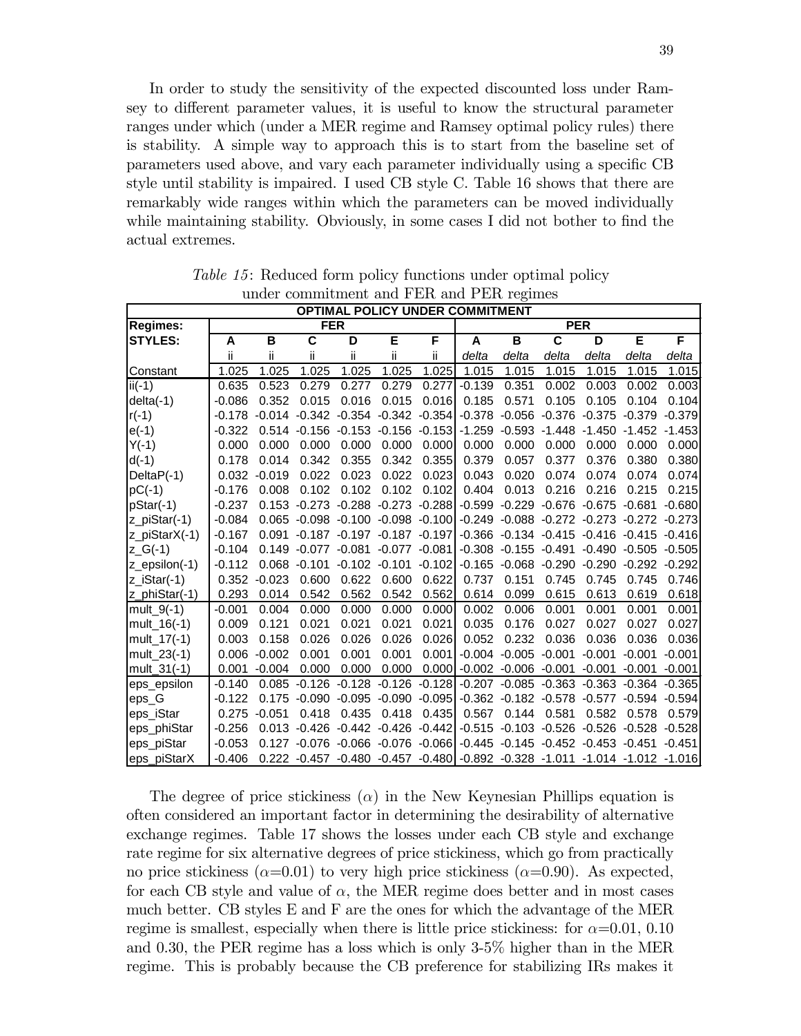In order to study the sensitivity of the expected discounted loss under Ramsey to different parameter values, it is useful to know the structural parameter ranges under which (under a MER regime and Ramsey optimal policy rules) there is stability. A simple way to approach this is to start from the baseline set of parameters used above, and vary each parameter individually using a specific CB style until stability is impaired. I used CB style C. Table 16 shows that there are remarkably wide ranges within which the parameters can be moved individually while maintaining stability. Obviously, in some cases I did not bother to find the actual extremes.

*Table 15*: Reduced form policy functions under optimal policy under commitment and FER and PER regimes

| OPTIMAL POLICY UNDER COMMITMENT | | | | | | | | | | | | |
|---|---|---|---|---|---|---|---|---|---|---|---|---|
| **Regimes:** | **FER** | | | | | | **PER** | | | | | |
| **STYLES:** | **A** | **B** | **C** | **D** | **E** | **F** | **A** | **B** | **C** | **D** | **E** | **F** |
| | ii | ii | ii | ii | ii | ii | *delta* | *delta* | *delta* | *delta* | *delta* | *delta* |
| Constant | 1.025 | 1.025 | 1.025 | 1.025 | 1.025 | 1.025 | 1.015 | 1.015 | 1.015 | 1.015 | 1.015 | 1.015 |
| ii(-1) | 0.635 | 0.523 | 0.279 | 0.277 | 0.279 | 0.277 | -0.139 | 0.351 | 0.002 | 0.003 | 0.002 | 0.003 |
| delta(-1) | -0.086 | 0.352 | 0.015 | 0.016 | 0.015 | 0.016 | 0.185 | 0.571 | 0.105 | 0.105 | 0.104 | 0.104 |
| r(-1) | -0.178 | -0.014 | -0.342 | -0.354 | -0.342 | -0.354 | -0.378 | -0.056 | -0.376 | -0.375 | -0.379 | -0.379 |
| e(-1) | -0.322 | 0.514 | -0.156 | -0.153 | -0.156 | -0.153 | -1.259 | -0.593 | -1.448 | -1.450 | -1.452 | -1.453 |
| Y(-1) | 0.000 | 0.000 | 0.000 | 0.000 | 0.000 | 0.000 | 0.000 | 0.000 | 0.000 | 0.000 | 0.000 | 0.000 |
| d(-1) | 0.178 | 0.014 | 0.342 | 0.355 | 0.342 | 0.355 | 0.379 | 0.057 | 0.377 | 0.376 | 0.380 | 0.380 |
| DeltaP(-1) | 0.032 | -0.019 | 0.022 | 0.023 | 0.022 | 0.023 | 0.043 | 0.020 | 0.074 | 0.074 | 0.074 | 0.074 |
| pC(-1) | -0.176 | 0.008 | 0.102 | 0.102 | 0.102 | 0.102 | 0.404 | 0.013 | 0.216 | 0.216 | 0.215 | 0.215 |
| pStar(-1) | -0.237 | 0.153 | -0.273 | -0.288 | -0.273 | -0.288 | -0.599 | -0.229 | -0.676 | -0.675 | -0.681 | -0.680 |
| z_piStar(-1) | -0.084 | 0.065 | -0.098 | -0.100 | -0.098 | -0.100 | -0.249 | -0.088 | -0.272 | -0.273 | -0.272 | -0.273 |
| z_piStarX(-1) | -0.167 | 0.091 | -0.187 | -0.197 | -0.187 | -0.197 | -0.366 | -0.134 | -0.415 | -0.416 | -0.415 | -0.416 |
| z_G(-1) | -0.104 | 0.149 | -0.077 | -0.081 | -0.077 | -0.081 | -0.308 | -0.155 | -0.491 | -0.490 | -0.505 | -0.505 |
| z_epsilon(-1) | -0.112 | 0.068 | -0.101 | -0.102 | -0.101 | -0.102 | -0.165 | -0.068 | -0.290 | -0.290 | -0.292 | -0.292 |
| z_iStar(-1) | 0.352 | -0.023 | 0.600 | 0.622 | 0.600 | 0.622 | 0.737 | 0.151 | 0.745 | 0.745 | 0.745 | 0.746 |
| z_phiStar(-1) | 0.293 | 0.014 | 0.542 | 0.562 | 0.542 | 0.562 | 0.614 | 0.099 | 0.615 | 0.613 | 0.619 | 0.618 |
| mult_9(-1) | -0.001 | 0.004 | 0.000 | 0.000 | 0.000 | 0.000 | 0.002 | 0.006 | 0.001 | 0.001 | 0.001 | 0.001 |
| mult_16(-1) | 0.009 | 0.121 | 0.021 | 0.021 | 0.021 | 0.021 | 0.035 | 0.176 | 0.027 | 0.027 | 0.027 | 0.027 |
| mult_17(-1) | 0.003 | 0.158 | 0.026 | 0.026 | 0.026 | 0.026 | 0.052 | 0.232 | 0.036 | 0.036 | 0.036 | 0.036 |
| mult_23(-1) | 0.006 | -0.002 | 0.001 | 0.001 | 0.001 | 0.001 | -0.004 | -0.005 | -0.001 | -0.001 | -0.001 | -0.001 |
| mult_31(-1) | 0.001 | -0.004 | 0.000 | 0.000 | 0.000 | 0.000 | -0.002 | -0.006 | -0.001 | -0.001 | -0.001 | -0.001 |
| eps_epsilon | -0.140 | 0.085 | -0.126 | -0.128 | -0.126 | -0.128 | -0.207 | -0.085 | -0.363 | -0.363 | -0.364 | -0.365 |
| eps_G | -0.122 | 0.175 | -0.090 | -0.095 | -0.090 | -0.095 | -0.362 | -0.182 | -0.578 | -0.577 | -0.594 | -0.594 |
| eps_iStar | 0.275 | -0.051 | 0.418 | 0.435 | 0.418 | 0.435 | 0.567 | 0.144 | 0.581 | 0.582 | 0.578 | 0.579 |
| eps_phiStar | -0.256 | 0.013 | -0.426 | -0.442 | -0.426 | -0.442 | -0.515 | -0.103 | -0.526 | -0.526 | -0.528 | -0.528 |
| eps_piStar | -0.053 | 0.127 | -0.076 | -0.066 | -0.076 | -0.066 | -0.445 | -0.145 | -0.452 | -0.453 | -0.451 | -0.451 |
| eps_piStarX | -0.406 | 0.222 | -0.457 | -0.480 | -0.457 | -0.480 | -0.892 | -0.328 | -1.011 | -1.014 | -1.012 | -1.016 |

The degree of price stickiness ($\alpha$) in the New Keynesian Phillips equation is often considered an important factor in determining the desirability of alternative exchange regimes. Table 17 shows the losses under each CB style and exchange rate regime for six alternative degrees of price stickiness, which go from practically no price stickiness ($\alpha$=0.01) to very high price stickiness ($\alpha$=0.90). As expected, for each CB style and value of $\alpha$, the MER regime does better and in most cases much better. CB styles E and F are the ones for which the advantage of the MER regime is smallest, especially when there is little price stickiness: for $\alpha$=0.01, 0.10 and 0.30, the PER regime has a loss which is only 3-5% higher than in the MER regime. This is probably because the CB preference for stabilizing IRs makes it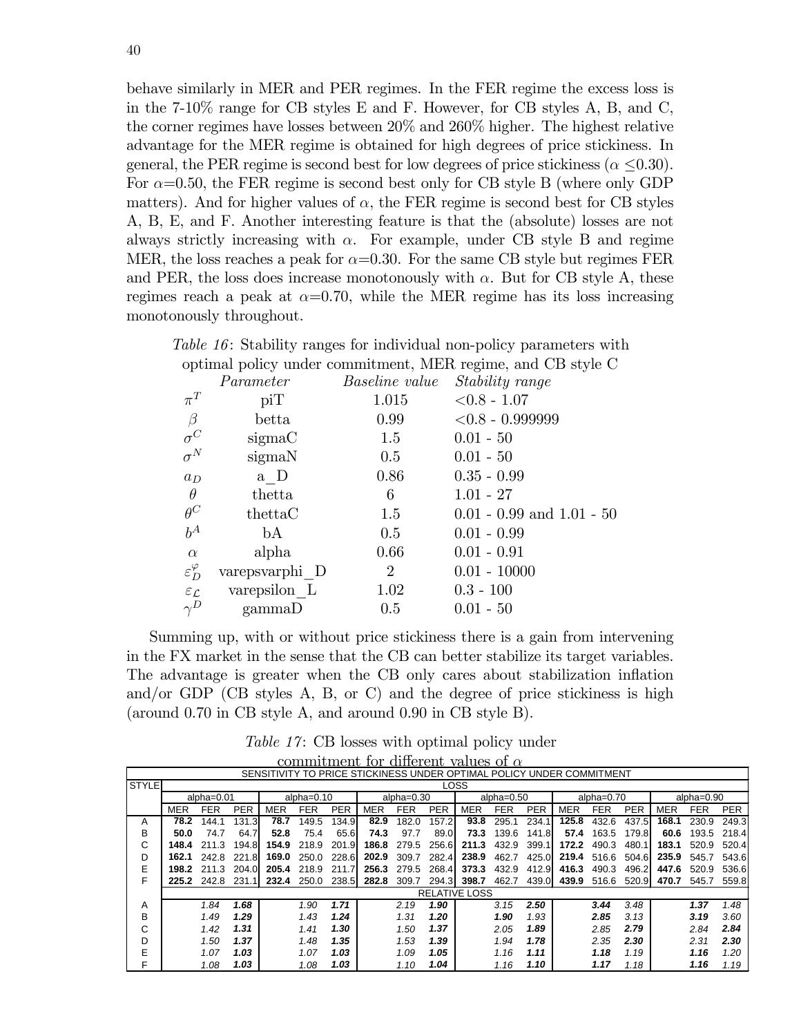behave similarly in MER and PER regimes. In the FER regime the excess loss is in the 7-10% range for CB styles E and F. However, for CB styles A, B, and C, the corner regimes have losses between 20% and 260% higher. The highest relative advantage for the MER regime is obtained for high degrees of price stickiness. In general, the PER regime is second best for low degrees of price stickiness ($\alpha \leq 0.30$). For $\alpha$=0.50, the FER regime is second best only for CB style B (where only GDP matters). And for higher values of $\alpha$, the FER regime is second best for CB styles A, B, E, and F. Another interesting feature is that the (absolute) losses are not always strictly increasing with $\alpha$. For example, under CB style B and regime MER, the loss reaches a peak for $\alpha$=0.30. For the same CB style but regimes FER and PER, the loss does increase monotonously with $\alpha$. But for CB style A, these regimes reach a peak at $\alpha$=0.70, while the MER regime has its loss increasing monotonously throughout.

*Table 16*: Stability ranges for individual non-policy parameters with optimal policy under commitment, MER regime, and CB style C

| | *Parameter* | *Baseline value* | *Stability range* |
|---|---|---|---|
| $\pi^T$ | piT | 1.015 | <0.8 - 1.07 |
| $\beta$ | betta | 0.99 | <0.8 - 0.999999 |
| $\sigma^C$ | sigmaC | 1.5 | 0.01 - 50 |
| $\sigma^N$ | sigmaN | 0.5 | 0.01 - 50 |
| $a_D$ | a_D | 0.86 | 0.35 - 0.99 |
| $\theta$ | thetta | 6 | 1.01 - 27 |
| $\theta^C$ | thettaC | 1.5 | 0.01 - 0.99 and 1.01 - 50 |
| $b^A$ | bA | 0.5 | 0.01 - 0.99 |
| $\alpha$ | alpha | 0.66 | 0.01 - 0.91 |
| $\varepsilon_D^{\varphi}$ | varepsvarphi_D | 2 | 0.01 - 10000 |
| $\varepsilon_{\mathcal{L}}$ | varepsilon_L | 1.02 | 0.3 - 100 |
| $\gamma^D$ | gammaD | 0.5 | 0.01 - 50 |

Summing up, with or without price stickiness there is a gain from intervening in the FX market in the sense that the CB can better stabilize its target variables. The advantage is greater when the CB only cares about stabilization inflation and/or GDP (CB styles A, B, or C) and the degree of price stickiness is high (around 0.70 in CB style A, and around 0.90 in CB style B).

*Table 17*: CB losses with optimal policy under commitment for different values of $\alpha$

| SENSITIVITY TO PRICE STICKINESS UNDER OPTIMAL POLICY UNDER COMMITMENT | | | | | | | | | | | | | | | | | | |
|---|---|---|---|---|---|---|---|---|---|---|---|---|---|---|---|---|---|---|
| STYLE | LOSS | | | | | | | | | | | | | | | | | |
| | alpha=0.01 | | | alpha=0.10 | | | alpha=0.30 | | | alpha=0.50 | | | alpha=0.70 | | | alpha=0.90 | | |
| | MER | FER | PER | MER | FER | PER | MER | FER | PER | MER | FER | PER | MER | FER | PER | MER | FER | PER |
| A | **78.2** | 144.1 | 131.3 | **78.7** | 149.5 | 134.9 | **82.9** | 182.0 | 157.2 | **93.8** | 295.1 | 234.1 | **125.8** | 432.6 | 437.5 | **168.1** | 230.9 | 249.3 |
| B | **50.0** | 74.7 | 64.7 | **52.8** | 75.4 | 65.6 | **74.3** | 97.7 | 89.0 | **73.3** | 139.6 | 141.8 | **57.4** | 163.5 | 179.8 | **60.6** | 193.5 | 218.4 |
| C | **148.4** | 211.3 | 194.8 | **154.9** | 218.9 | 201.9 | **186.8** | 279.5 | 256.6 | **211.3** | 432.9 | 399.1 | **172.2** | 490.3 | 480.1 | **183.1** | 520.9 | 520.4 |
| D | **162.1** | 242.8 | 221.8 | **169.0** | 250.0 | 228.6 | **202.9** | 309.7 | 282.4 | **238.9** | 462.7 | 425.0 | **219.4** | 516.6 | 504.6 | **235.9** | 545.7 | 543.6 |
| E | **198.2** | 211.3 | 204.0 | **205.4** | 218.9 | 211.7 | **256.3** | 279.5 | 268.4 | **373.3** | 432.9 | 412.9 | **416.3** | 490.3 | 496.2 | **447.6** | 520.9 | 536.6 |
| F | **225.2** | 242.8 | 231.1 | **232.4** | 250.0 | 238.5 | **282.8** | 309.7 | 294.3 | **398.7** | 462.7 | 439.0 | **439.9** | 516.6 | 520.9 | **470.7** | 545.7 | 559.8 |
| | RELATIVE LOSS | | | | | | | | | | | | | | | | | |
| A | | *1.84* | ***1.68*** | | *1.90* | ***1.71*** | | *2.19* | ***1.90*** | | *3.15* | ***2.50*** | | ***3.44*** | *3.48* | | ***1.37*** | *1.48* |
| B | | *1.49* | ***1.29*** | | *1.43* | ***1.24*** | | *1.31* | ***1.20*** | | ***1.90*** | *1.93* | | ***2.85*** | *3.13* | | ***3.19*** | *3.60* |
| C | | *1.42* | ***1.31*** | | *1.41* | ***1.30*** | | *1.50* | ***1.37*** | | *2.05* | ***1.89*** | | *2.85* | ***2.79*** | | *2.84* | ***2.84*** |
| D | | *1.50* | ***1.37*** | | *1.48* | ***1.35*** | | *1.53* | ***1.39*** | | *1.94* | ***1.78*** | | *2.35* | ***2.30*** | | *2.31* | ***2.30*** |
| E | | *1.07* | ***1.03*** | | *1.07* | ***1.03*** | | *1.09* | ***1.05*** | | *1.16* | ***1.11*** | | ***1.18*** | *1.19* | | ***1.16*** | *1.20* |
| F | | *1.08* | ***1.03*** | | *1.08* | ***1.03*** | | *1.10* | ***1.04*** | | *1.16* | ***1.10*** | | ***1.17*** | *1.18* | | ***1.16*** | *1.19* |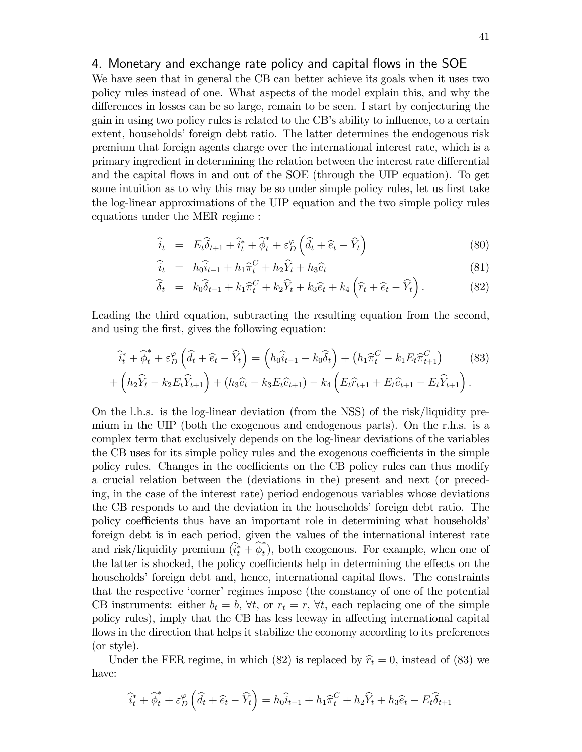## 4. Monetary and exchange rate policy and capital flows in the SOE

We have seen that in general the CB can better achieve its goals when it uses two policy rules instead of one. What aspects of the model explain this, and why the differences in losses can be so large, remain to be seen. I start by conjecturing the gain in using two policy rules is related to the CB's ability to influence, to a certain extent, households' foreign debt ratio. The latter determines the endogenous risk premium that foreign agents charge over the international interest rate, which is a primary ingredient in determining the relation between the interest rate differential and the capital flows in and out of the SOE (through the UIP equation). To get some intuition as to why this may be so under simple policy rules, let us first take the log-linear approximations of the UIP equation and the two simple policy rules equations under the MER regime :

$$\widehat{i}_t = E_t\widehat{\delta}_{t+1} + \widehat{i}^*_t + \widehat{\phi}^*_t + \varepsilon^{\varphi}_D\left(\widehat{d}_t + \widehat{e}_t - \widehat{Y}_t\right) \tag{80}$$

$$\widehat{i}_t = h_0\widehat{i}_{t-1} + h_1\widehat{\pi}^C_t + h_2\widehat{Y}_t + h_3\widehat{e}_t \tag{81}$$

$$\widehat{\delta}_t = k_0\widehat{\delta}_{t-1} + k_1\widehat{\pi}^C_t + k_2\widehat{Y}_t + k_3\widehat{e}_t + k_4\left(\widehat{r}_t + \widehat{e}_t - \widehat{Y}_t\right). \tag{82}$$

Leading the third equation, subtracting the resulting equation from the second, and using the first, gives the following equation:

$$\begin{aligned}\widehat{i}^*_t + \widehat{\phi}^*_t + \varepsilon^{\varphi}_D\left(\widehat{d}_t + \widehat{e}_t - \widehat{Y}_t\right) &= \left(h_0\widehat{i}_{t-1} - k_0\widehat{\delta}_t\right) + \left(h_1\widehat{\pi}^C_t - k_1E_t\widehat{\pi}^C_{t+1}\right) \\ + \left(h_2\widehat{Y}_t - k_2E_t\widehat{Y}_{t+1}\right) &+ \left(h_3\widehat{e}_t - k_3E_t\widehat{e}_{t+1}\right) - k_4\left(E_t\widehat{r}_{t+1} + E_t\widehat{e}_{t+1} - E_t\widehat{Y}_{t+1}\right).\end{aligned} \tag{83}$$

On the l.h.s. is the log-linear deviation (from the NSS) of the risk/liquidity premium in the UIP (both the exogenous and endogenous parts). On the r.h.s. is a complex term that exclusively depends on the log-linear deviations of the variables the CB uses for its simple policy rules and the exogenous coefficients in the simple policy rules. Changes in the coefficients on the CB policy rules can thus modify a crucial relation between the (deviations in the) present and next (or preceding, in the case of the interest rate) period endogenous variables whose deviations the CB responds to and the deviation in the households' foreign debt ratio. The policy coefficients thus have an important role in determining what households' foreign debt is in each period, given the values of the international interest rate and risk/liquidity premium ($\widehat{i}^*_t + \widehat{\phi}^*_t$), both exogenous. For example, when one of the latter is shocked, the policy coefficients help in determining the effects on the households' foreign debt and, hence, international capital flows. The constraints that the respective 'corner' regimes impose (the constancy of one of the potential CB instruments: either $b_t = b$, $\forall t$, or $r_t = r$, $\forall t$, each replacing one of the simple policy rules), imply that the CB has less leeway in affecting international capital flows in the direction that helps it stabilize the economy according to its preferences (or style).

Under the FER regime, in which (82) is replaced by $\widehat{r}_t = 0$, instead of (83) we have:

$$\widehat{i}^*_t + \widehat{\phi}^*_t + \varepsilon^{\varphi}_D\left(\widehat{d}_t + \widehat{e}_t - \widehat{Y}_t\right) = h_0\widehat{i}_{t-1} + h_1\widehat{\pi}^C_t + h_2\widehat{Y}_t + h_3\widehat{e}_t - E_t\widehat{\delta}_{t+1}$$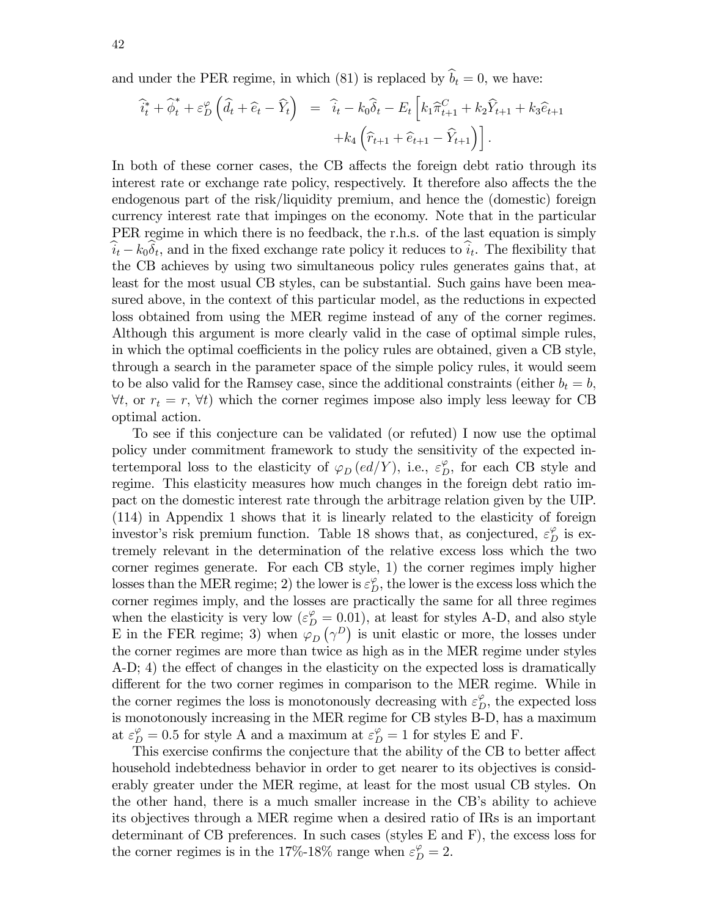and under the PER regime, in which (81) is replaced by $\widehat{b}_t = 0$, we have:

$$\widehat{i}_t^* + \widehat{\phi}_t^* + \varepsilon_D^{\varphi}\left(\widehat{d}_t + \widehat{e}_t - \widehat{Y}_t\right) = \widehat{i}_t - k_0\widehat{\delta}_t - E_t\left[k_1\widehat{\pi}_{t+1}^C + k_2\widehat{Y}_{t+1} + k_3\widehat{e}_{t+1} + k_4\left(\widehat{r}_{t+1} + \widehat{e}_{t+1} - \widehat{Y}_{t+1}\right)\right].$$

In both of these corner cases, the CB affects the foreign debt ratio through its interest rate or exchange rate policy, respectively. It therefore also affects the the endogenous part of the risk/liquidity premium, and hence the (domestic) foreign currency interest rate that impinges on the economy. Note that in the particular PER regime in which there is no feedback, the r.h.s. of the last equation is simply $\widehat{i}_t - k_0\widehat{\delta}_t$, and in the fixed exchange rate policy it reduces to $\widehat{i}_t$. The flexibility that the CB achieves by using two simultaneous policy rules generates gains that, at least for the most usual CB styles, can be substantial. Such gains have been measured above, in the context of this particular model, as the reductions in expected loss obtained from using the MER regime instead of any of the corner regimes. Although this argument is more clearly valid in the case of optimal simple rules, in which the optimal coefficients in the policy rules are obtained, given a CB style, through a search in the parameter space of the simple policy rules, it would seem to be also valid for the Ramsey case, since the additional constraints (either $b_t = b$, $\forall t$, or $r_t = r$, $\forall t$) which the corner regimes impose also imply less leeway for CB optimal action.

To see if this conjecture can be validated (or refuted) I now use the optimal policy under commitment framework to study the sensitivity of the expected intertemporal loss to the elasticity of $\varphi_D(ed/Y)$, i.e., $\varepsilon_D^{\varphi}$, for each CB style and regime. This elasticity measures how much changes in the foreign debt ratio impact on the domestic interest rate through the arbitrage relation given by the UIP. (114) in Appendix 1 shows that it is linearly related to the elasticity of foreign investor's risk premium function. Table 18 shows that, as conjectured, $\varepsilon_D^{\varphi}$ is extremely relevant in the determination of the relative excess loss which the two corner regimes generate. For each CB style, 1) the corner regimes imply higher losses than the MER regime; 2) the lower is $\varepsilon_D^{\varphi}$, the lower is the excess loss which the corner regimes imply, and the losses are practically the same for all three regimes when the elasticity is very low ($\varepsilon_D^{\varphi} = 0.01$), at least for styles A-D, and also style E in the FER regime; 3) when $\varphi_D(\gamma^D)$ is unit elastic or more, the losses under the corner regimes are more than twice as high as in the MER regime under styles A-D; 4) the effect of changes in the elasticity on the expected loss is dramatically different for the two corner regimes in comparison to the MER regime. While in the corner regimes the loss is monotonously decreasing with $\varepsilon_D^{\varphi}$, the expected loss is monotonously increasing in the MER regime for CB styles B-D, has a maximum at $\varepsilon_D^{\varphi} = 0.5$ for style A and a maximum at $\varepsilon_D^{\varphi} = 1$ for styles E and F.

This exercise confirms the conjecture that the ability of the CB to better affect household indebtedness behavior in order to get nearer to its objectives is considerably greater under the MER regime, at least for the most usual CB styles. On the other hand, there is a much smaller increase in the CB's ability to achieve its objectives through a MER regime when a desired ratio of IRs is an important determinant of CB preferences. In such cases (styles E and F), the excess loss for the corner regimes is in the 17%-18% range when $\varepsilon_D^{\varphi} = 2$.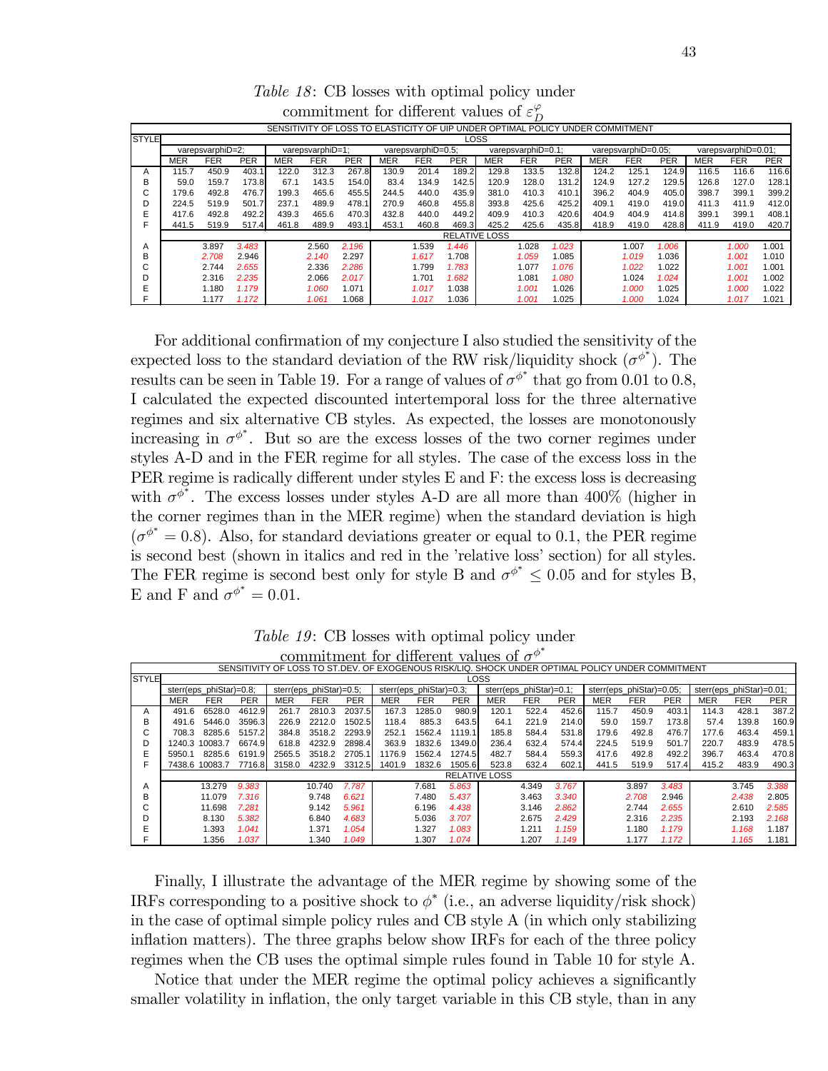*Table 18*: CB losses with optimal policy under commitment for different values of $\varepsilon_D^{\varphi}$

| SENSITIVITY OF LOSS TO ELASTICITY OF UIP UNDER OPTIMAL POLICY UNDER COMMITMENT | | | | | | | | | | | | | | | | | | |
|---|---|---|---|---|---|---|---|---|---|---|---|---|---|---|---|---|---|---|
| STYLE | LOSS | | | | | | | | | | | | | | | | | |
| | varepsvarphiD=2; | | | varepsvarphiD=1; | | | varepsvarphiD=0.5; | | | varepsvarphiD=0.1; | | | varepsvarphiD=0.05; | | | varepsvarphiD=0.01; | | |
| | MER | FER | PER | MER | FER | PER | MER | FER | PER | MER | FER | PER | MER | FER | PER | MER | FER | PER |
| A | 115.7 | 450.9 | 403.1 | 122.0 | 312.3 | 267.8 | 130.9 | 201.4 | 189.2 | 129.8 | 133.5 | 132.8 | 124.2 | 125.1 | 124.9 | 116.5 | 116.6 | 116.6 |
| B | 59.0 | 159.7 | 173.8 | 67.1 | 143.5 | 154.0 | 83.4 | 134.9 | 142.5 | 120.9 | 128.0 | 131.2 | 124.9 | 127.2 | 129.5 | 126.8 | 127.0 | 128.1 |
| C | 179.6 | 492.8 | 476.7 | 199.3 | 465.6 | 455.5 | 244.5 | 440.0 | 435.9 | 381.0 | 410.3 | 410.1 | 396.2 | 404.9 | 405.0 | 398.7 | 399.1 | 399.2 |
| D | 224.5 | 519.9 | 501.7 | 237.1 | 489.9 | 478.1 | 270.9 | 460.8 | 455.8 | 393.8 | 425.6 | 425.2 | 409.1 | 419.0 | 419.0 | 411.3 | 411.9 | 412.0 |
| E | 417.6 | 492.8 | 492.2 | 439.3 | 465.6 | 470.3 | 432.8 | 440.0 | 449.2 | 409.9 | 410.3 | 420.6 | 404.9 | 404.9 | 414.8 | 399.1 | 399.1 | 408.1 |
| F | 441.5 | 519.9 | 517.4 | 461.8 | 489.9 | 493.1 | 453.1 | 460.8 | 469.3 | 425.2 | 425.6 | 435.8 | 418.9 | 419.0 | 428.8 | 411.9 | 419.0 | 420.7 |
| | RELATIVE LOSS | | | | | | | | | | | | | | | | | |
| A | | 3.897 | *3.483* | | 2.560 | *2.196* | | 1.539 | *1.446* | | 1.028 | *1.023* | | 1.007 | *1.006* | | *1.000* | 1.001 |
| B | | *2.708* | 2.946 | | *2.140* | 2.297 | | *1.617* | 1.708 | | *1.059* | 1.085 | | *1.019* | 1.036 | | *1.001* | 1.010 |
| C | | 2.744 | *2.655* | | 2.336 | *2.286* | | 1.799 | *1.783* | | 1.077 | *1.076* | | *1.022* | 1.022 | | *1.001* | 1.001 |
| D | | 2.316 | *2.235* | | 2.066 | *2.017* | | 1.701 | *1.682* | | 1.081 | *1.080* | | 1.024 | *1.024* | | *1.001* | 1.002 |
| E | | 1.180 | *1.179* | | *1.060* | 1.071 | | *1.017* | 1.038 | | *1.001* | 1.026 | | *1.000* | 1.025 | | *1.000* | 1.022 |
| F | | 1.177 | *1.172* | | *1.061* | 1.068 | | *1.017* | 1.036 | | *1.001* | 1.025 | | *1.000* | 1.024 | | *1.017* | 1.021 |

For additional confirmation of my conjecture I also studied the sensitivity of the expected loss to the standard deviation of the RW risk/liquidity shock ($\sigma^{\phi^*}$). The results can be seen in Table 19. For a range of values of $\sigma^{\phi^*}$ that go from 0.01 to 0.8, I calculated the expected discounted intertemporal loss for the three alternative regimes and six alternative CB styles. As expected, the losses are monotonously increasing in $\sigma^{\phi^*}$. But so are the excess losses of the two corner regimes under styles A-D and in the FER regime for all styles. The case of the excess loss in the PER regime is radically different under styles E and F: the excess loss is decreasing with $\sigma^{\phi^*}$. The excess losses under styles A-D are all more than 400% (higher in the corner regimes than in the MER regime) when the standard deviation is high ($\sigma^{\phi^*} = 0.8$). Also, for standard deviations greater or equal to 0.1, the PER regime is second best (shown in italics and red in the 'relative loss' section) for all styles. The FER regime is second best only for style B and $\sigma^{\phi^*} \leq 0.05$ and for styles B, E and F and $\sigma^{\phi^*} = 0.01$.

*Table 19*: CB losses with optimal policy under commitment for different values of $\sigma^{\phi^*}$

| SENSITIVITY OF LOSS TO ST.DEV. OF EXOGENOUS RISK/LIQ. SHOCK UNDER OPTIMAL POLICY UNDER COMMITMENT | | | | | | | | | | | | | | | | | | |
|---|---|---|---|---|---|---|---|---|---|---|---|---|---|---|---|---|---|---|
| STYLE | LOSS | | | | | | | | | | | | | | | | | |
| | sterr(eps_phiStar)=0.8; | | | sterr(eps_phiStar)=0.5; | | | sterr(eps_phiStar)=0.3; | | | sterr(eps_phiStar)=0.1; | | | sterr(eps_phiStar)=0.05; | | | sterr(eps_phiStar)=0.01; | | |
| | MER | FER | PER | MER | FER | PER | MER | FER | PER | MER | FER | PER | MER | FER | PER | MER | FER | PER |
| A | 491.6 | 6528.0 | 4612.9 | 261.7 | 2810.3 | 2037.5 | 167.3 | 1285.0 | 980.9 | 120.1 | 522.4 | 452.6 | 115.7 | 450.9 | 403.1 | 114.3 | 428.1 | 387.2 |
| B | 491.6 | 5446.0 | 3596.3 | 226.9 | 2212.0 | 1502.5 | 118.4 | 885.3 | 643.5 | 64.1 | 221.9 | 214.0 | 59.0 | 159.7 | 173.8 | 57.4 | 139.8 | 160.9 |
| C | 708.3 | 8285.6 | 5157.2 | 384.8 | 3518.2 | 2293.9 | 252.1 | 1562.4 | 1119.1 | 185.8 | 584.4 | 531.8 | 179.6 | 492.8 | 476.7 | 177.6 | 463.4 | 459.1 |
| D | 1240.3 | 10083.7 | 6674.9 | 618.8 | 4232.9 | 2898.4 | 363.9 | 1832.6 | 1349.0 | 236.4 | 632.4 | 574.4 | 224.5 | 519.9 | 501.7 | 220.7 | 483.9 | 478.5 |
| E | 5950.1 | 8285.6 | 6191.9 | 2565.5 | 3518.2 | 2705.1 | 1176.9 | 1562.4 | 1274.5 | 482.7 | 584.4 | 559.3 | 417.6 | 492.8 | 492.2 | 396.7 | 463.4 | 470.8 |
| F | 7438.6 | 10083.7 | 7716.8 | 3158.0 | 4232.9 | 3312.5 | 1401.9 | 1832.6 | 1505.6 | 523.8 | 632.4 | 602.1 | 441.5 | 519.9 | 517.4 | 415.2 | 483.9 | 490.3 |
| | RELATIVE LOSS | | | | | | | | | | | | | | | | | |
| A | | 13.279 | *9.383* | | 10.740 | *7.787* | | 7.681 | *5.863* | | 4.349 | *3.767* | | 3.897 | *3.483* | | 3.745 | *3.388* |
| B | | 11.079 | *7.316* | | 9.748 | *6.621* | | 7.480 | *5.437* | | 3.463 | *3.340* | | *2.708* | 2.946 | | *2.438* | 2.805 |
| C | | 11.698 | *7.281* | | 9.142 | *5.961* | | 6.196 | *4.438* | | 3.146 | *2.862* | | 2.744 | *2.655* | | 2.610 | *2.585* |
| D | | 8.130 | *5.382* | | 6.840 | *4.683* | | 5.036 | *3.707* | | 2.675 | *2.429* | | 2.316 | *2.235* | | 2.193 | *2.168* |
| E | | 1.393 | *1.041* | | 1.371 | *1.054* | | 1.327 | *1.083* | | 1.211 | *1.159* | | 1.180 | *1.179* | | *1.168* | 1.187 |
| F | | 1.356 | *1.037* | | 1.340 | *1.049* | | 1.307 | *1.074* | | 1.207 | *1.149* | | 1.177 | *1.172* | | *1.165* | 1.181 |

Finally, I illustrate the advantage of the MER regime by showing some of the IRFs corresponding to a positive shock to $\phi^*$ (i.e., an adverse liquidity/risk shock) in the case of optimal simple policy rules and CB style A (in which only stabilizing inflation matters). The three graphs below show IRFs for each of the three policy regimes when the CB uses the optimal simple rules found in Table 10 for style A.

Notice that under the MER regime the optimal policy achieves a significantly smaller volatility in inflation, the only target variable in this CB style, than in any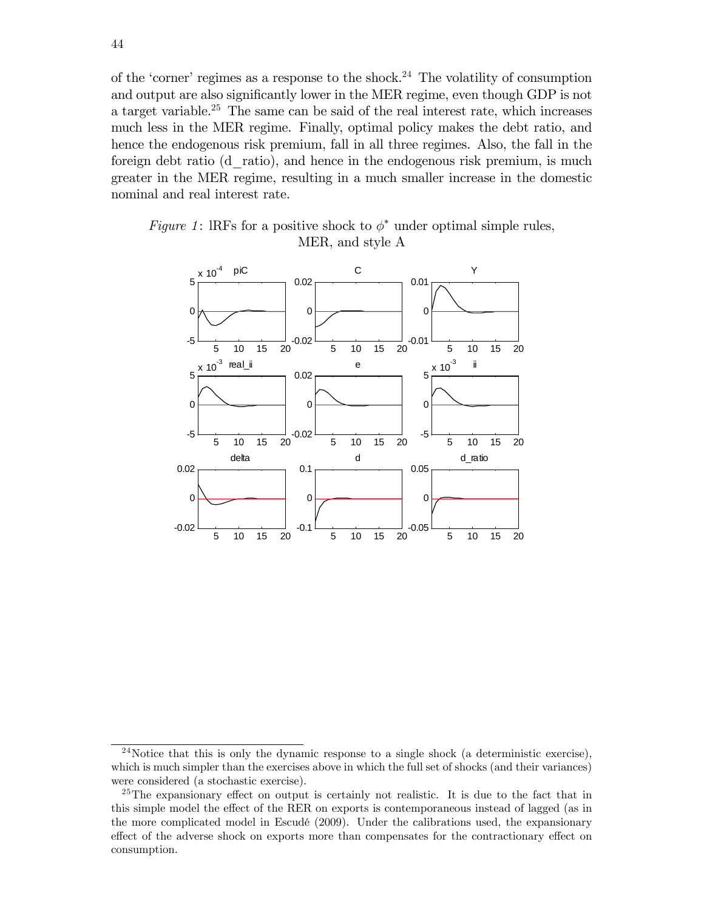of the 'corner' regimes as a response to the shock.[24] The volatility of consumption and output are also significantly lower in the MER regime, even though GDP is not a target variable.[25] The same can be said of the real interest rate, which increases much less in the MER regime. Finally, optimal policy makes the debt ratio, and hence the endogenous risk premium, fall in all three regimes. Also, the fall in the foreign debt ratio (d_ratio), and hence in the endogenous risk premium, is much greater in the MER regime, resulting in a much smaller increase in the domestic nominal and real interest rate.

*Figure 1*: IRFs for a positive shock to $\phi^*$ under optimal simple rules, MER, and style A

---

[24] Notice that this is only the dynamic response to a single shock (a deterministic exercise), which is much simpler than the exercises above in which the full set of shocks (and their variances) were considered (a stochastic exercise).

[25] The expansionary effect on output is certainly not realistic. It is due to the fact that in this simple model the effect of the RER on exports is contemporaneous instead of lagged (as in the more complicated model in Escudé (2009). Under the calibrations used, the expansionary effect of the adverse shock on exports more than compensates for the contractionary effect on consumption.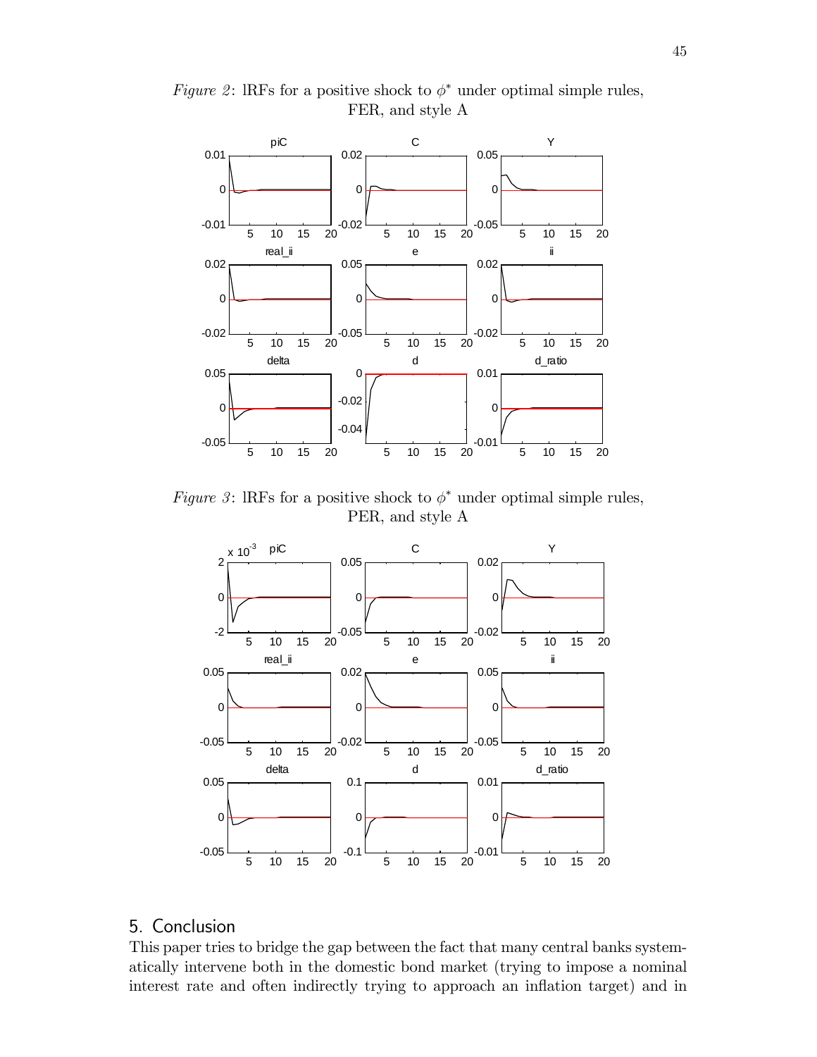*Figure 2*: IRFs for a positive shock to $\phi^*$ under optimal simple rules, FER, and style A

*Figure 3*: IRFs for a positive shock to $\phi^*$ under optimal simple rules, PER, and style A

## 5. Conclusion

This paper tries to bridge the gap between the fact that many central banks systematically intervene both in the domestic bond market (trying to impose a nominal interest rate and often indirectly trying to approach an inflation target) and in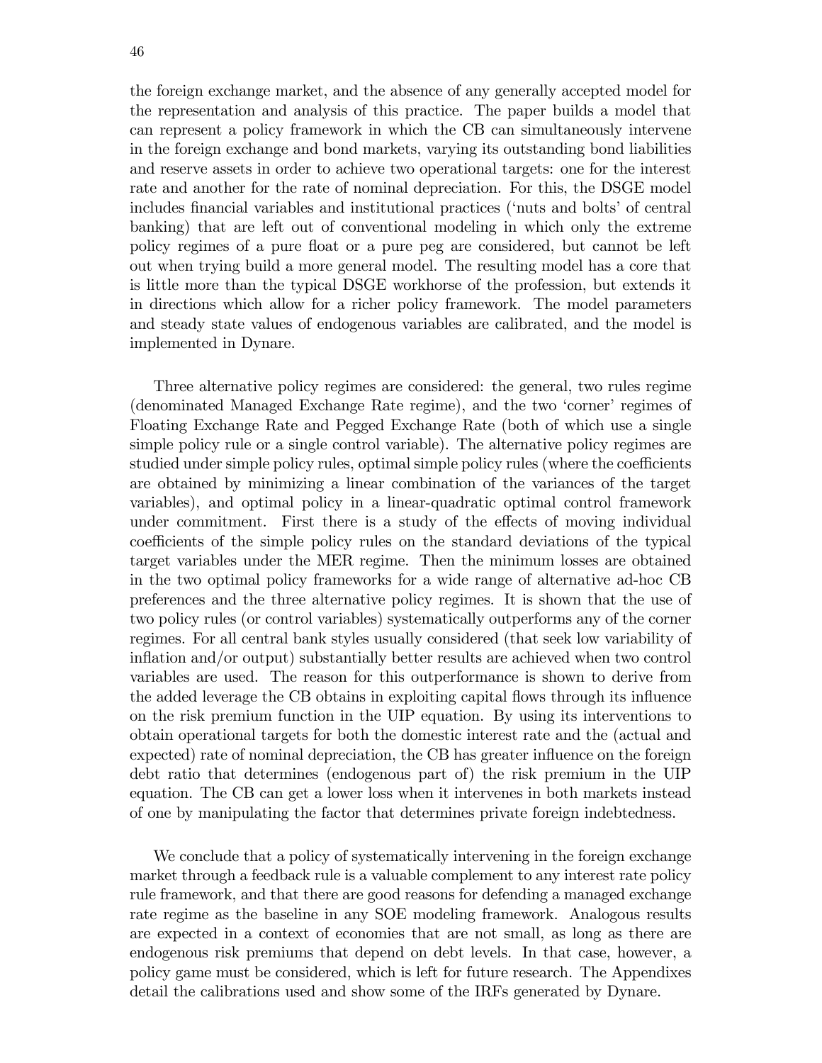the foreign exchange market, and the absence of any generally accepted model for the representation and analysis of this practice. The paper builds a model that can represent a policy framework in which the CB can simultaneously intervene in the foreign exchange and bond markets, varying its outstanding bond liabilities and reserve assets in order to achieve two operational targets: one for the interest rate and another for the rate of nominal depreciation. For this, the DSGE model includes financial variables and institutional practices ('nuts and bolts' of central banking) that are left out of conventional modeling in which only the extreme policy regimes of a pure float or a pure peg are considered, but cannot be left out when trying build a more general model. The resulting model has a core that is little more than the typical DSGE workhorse of the profession, but extends it in directions which allow for a richer policy framework. The model parameters and steady state values of endogenous variables are calibrated, and the model is implemented in Dynare.

Three alternative policy regimes are considered: the general, two rules regime (denominated Managed Exchange Rate regime), and the two 'corner' regimes of Floating Exchange Rate and Pegged Exchange Rate (both of which use a single simple policy rule or a single control variable). The alternative policy regimes are studied under simple policy rules, optimal simple policy rules (where the coefficients are obtained by minimizing a linear combination of the variances of the target variables), and optimal policy in a linear-quadratic optimal control framework under commitment. First there is a study of the effects of moving individual coefficients of the simple policy rules on the standard deviations of the typical target variables under the MER regime. Then the minimum losses are obtained in the two optimal policy frameworks for a wide range of alternative ad-hoc CB preferences and the three alternative policy regimes. It is shown that the use of two policy rules (or control variables) systematically outperforms any of the corner regimes. For all central bank styles usually considered (that seek low variability of inflation and/or output) substantially better results are achieved when two control variables are used. The reason for this outperformance is shown to derive from the added leverage the CB obtains in exploiting capital flows through its influence on the risk premium function in the UIP equation. By using its interventions to obtain operational targets for both the domestic interest rate and the (actual and expected) rate of nominal depreciation, the CB has greater influence on the foreign debt ratio that determines (endogenous part of) the risk premium in the UIP equation. The CB can get a lower loss when it intervenes in both markets instead of one by manipulating the factor that determines private foreign indebtedness.

We conclude that a policy of systematically intervening in the foreign exchange market through a feedback rule is a valuable complement to any interest rate policy rule framework, and that there are good reasons for defending a managed exchange rate regime as the baseline in any SOE modeling framework. Analogous results are expected in a context of economies that are not small, as long as there are endogenous risk premiums that depend on debt levels. In that case, however, a policy game must be considered, which is left for future research. The Appendixes detail the calibrations used and show some of the IRFs generated by Dynare.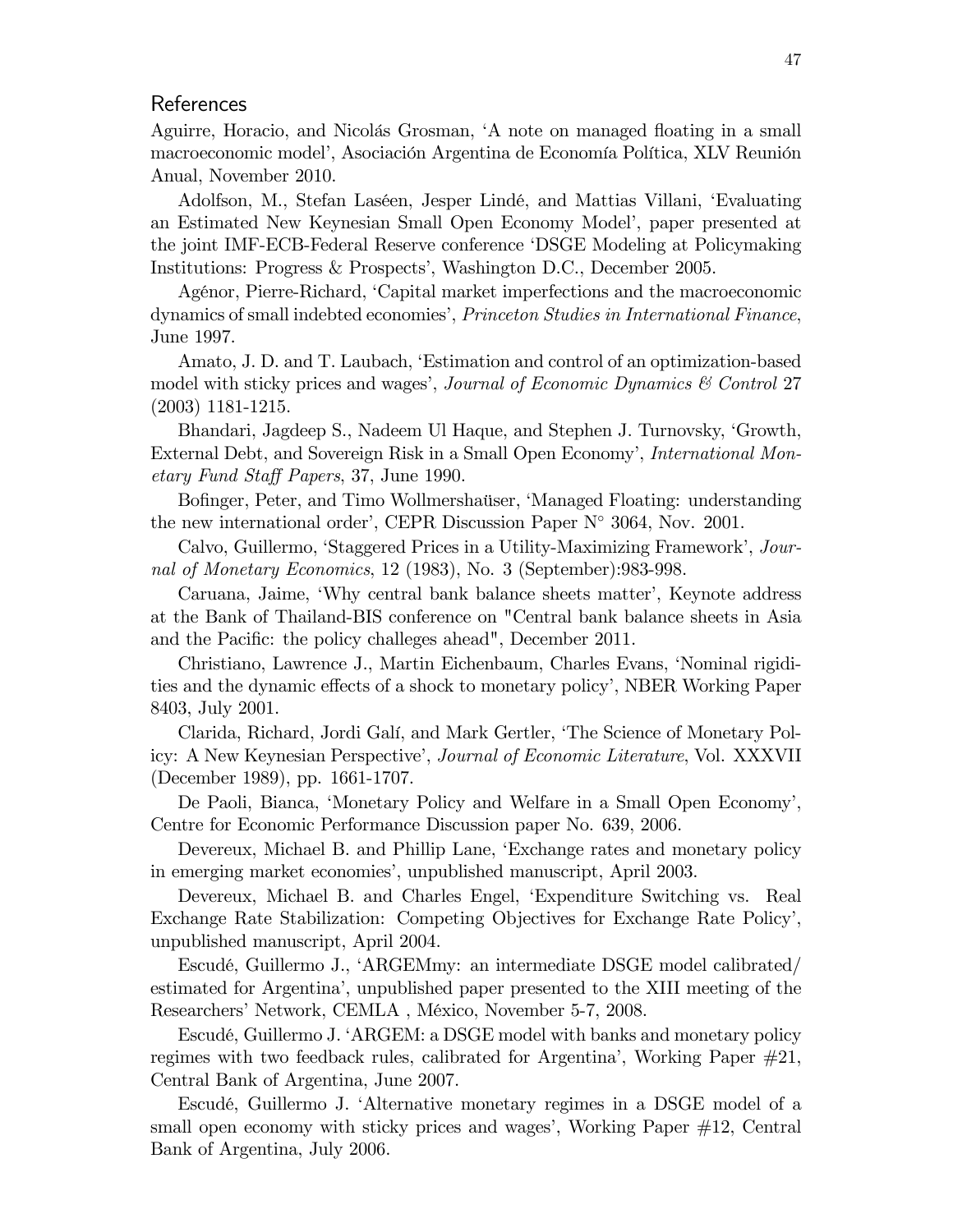## References

Aguirre, Horacio, and Nicolás Grosman, 'A note on managed floating in a small macroeconomic model', Asociación Argentina de Economía Política, XLV Reunión Anual, November 2010.

Adolfson, M., Stefan Laséen, Jesper Lindé, and Mattias Villani, 'Evaluating an Estimated New Keynesian Small Open Economy Model', paper presented at the joint IMF-ECB-Federal Reserve conference 'DSGE Modeling at Policymaking Institutions: Progress & Prospects', Washington D.C., December 2005.

Agénor, Pierre-Richard, 'Capital market imperfections and the macroeconomic dynamics of small indebted economies', *Princeton Studies in International Finance*, June 1997.

Amato, J. D. and T. Laubach, 'Estimation and control of an optimization-based model with sticky prices and wages', *Journal of Economic Dynamics & Control* 27 (2003) 1181-1215.

Bhandari, Jagdeep S., Nadeem Ul Haque, and Stephen J. Turnovsky, 'Growth, External Debt, and Sovereign Risk in a Small Open Economy', *International Monetary Fund Staff Papers*, 37, June 1990.

Bofinger, Peter, and Timo Wollmershaüser, 'Managed Floating: understanding the new international order', CEPR Discussion Paper N° 3064, Nov. 2001.

Calvo, Guillermo, 'Staggered Prices in a Utility-Maximizing Framework', *Journal of Monetary Economics*, 12 (1983), No. 3 (September):983-998.

Caruana, Jaime, 'Why central bank balance sheets matter', Keynote address at the Bank of Thailand-BIS conference on "Central bank balance sheets in Asia and the Pacific: the policy challeges ahead", December 2011.

Christiano, Lawrence J., Martin Eichenbaum, Charles Evans, 'Nominal rigidities and the dynamic effects of a shock to monetary policy', NBER Working Paper 8403, July 2001.

Clarida, Richard, Jordi Galí, and Mark Gertler, 'The Science of Monetary Policy: A New Keynesian Perspective', *Journal of Economic Literature*, Vol. XXXVII (December 1989), pp. 1661-1707.

De Paoli, Bianca, 'Monetary Policy and Welfare in a Small Open Economy', Centre for Economic Performance Discussion paper No. 639, 2006.

Devereux, Michael B. and Phillip Lane, 'Exchange rates and monetary policy in emerging market economies', unpublished manuscript, April 2003.

Devereux, Michael B. and Charles Engel, 'Expenditure Switching vs. Real Exchange Rate Stabilization: Competing Objectives for Exchange Rate Policy', unpublished manuscript, April 2004.

Escudé, Guillermo J., 'ARGEMmy: an intermediate DSGE model calibrated/ estimated for Argentina', unpublished paper presented to the XIII meeting of the Researchers' Network, CEMLA , México, November 5-7, 2008.

Escudé, Guillermo J. 'ARGEM: a DSGE model with banks and monetary policy regimes with two feedback rules, calibrated for Argentina', Working Paper #21, Central Bank of Argentina, June 2007.

Escudé, Guillermo J. 'Alternative monetary regimes in a DSGE model of a small open economy with sticky prices and wages', Working Paper #12, Central Bank of Argentina, July 2006.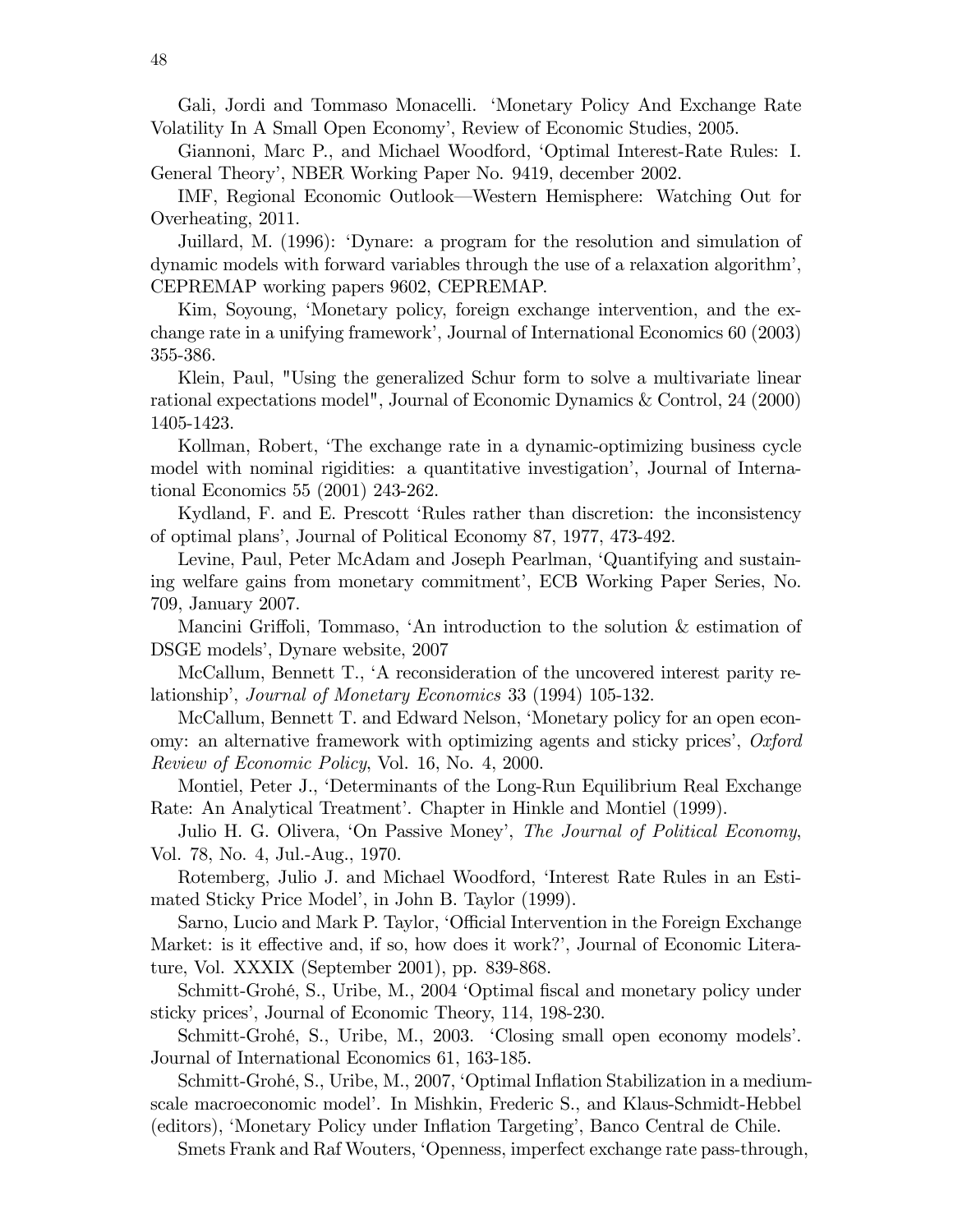Gali, Jordi and Tommaso Monacelli. 'Monetary Policy And Exchange Rate Volatility In A Small Open Economy', Review of Economic Studies, 2005.

Giannoni, Marc P., and Michael Woodford, 'Optimal Interest-Rate Rules: I. General Theory', NBER Working Paper No. 9419, december 2002.

IMF, Regional Economic Outlook—Western Hemisphere: Watching Out for Overheating, 2011.

Juillard, M. (1996): 'Dynare: a program for the resolution and simulation of dynamic models with forward variables through the use of a relaxation algorithm', CEPREMAP working papers 9602, CEPREMAP.

Kim, Soyoung, 'Monetary policy, foreign exchange intervention, and the exchange rate in a unifying framework', Journal of International Economics 60 (2003) 355-386.

Klein, Paul, "Using the generalized Schur form to solve a multivariate linear rational expectations model", Journal of Economic Dynamics & Control, 24 (2000) 1405-1423.

Kollman, Robert, 'The exchange rate in a dynamic-optimizing business cycle model with nominal rigidities: a quantitative investigation', Journal of International Economics 55 (2001) 243-262.

Kydland, F. and E. Prescott 'Rules rather than discretion: the inconsistency of optimal plans', Journal of Political Economy 87, 1977, 473-492.

Levine, Paul, Peter McAdam and Joseph Pearlman, 'Quantifying and sustaining welfare gains from monetary commitment', ECB Working Paper Series, No. 709, January 2007.

Mancini Griffoli, Tommaso, 'An introduction to the solution & estimation of DSGE models', Dynare website, 2007

McCallum, Bennett T., 'A reconsideration of the uncovered interest parity relationship', *Journal of Monetary Economics* 33 (1994) 105-132.

McCallum, Bennett T. and Edward Nelson, 'Monetary policy for an open economy: an alternative framework with optimizing agents and sticky prices', *Oxford Review of Economic Policy*, Vol. 16, No. 4, 2000.

Montiel, Peter J., 'Determinants of the Long-Run Equilibrium Real Exchange Rate: An Analytical Treatment'. Chapter in Hinkle and Montiel (1999).

Julio H. G. Olivera, 'On Passive Money', *The Journal of Political Economy*, Vol. 78, No. 4, Jul.-Aug., 1970.

Rotemberg, Julio J. and Michael Woodford, 'Interest Rate Rules in an Estimated Sticky Price Model', in John B. Taylor (1999).

Sarno, Lucio and Mark P. Taylor, 'Official Intervention in the Foreign Exchange Market: is it effective and, if so, how does it work?', Journal of Economic Literature, Vol. XXXIX (September 2001), pp. 839-868.

Schmitt-Grohé, S., Uribe, M., 2004 'Optimal fiscal and monetary policy under sticky prices', Journal of Economic Theory, 114, 198-230.

Schmitt-Grohé, S., Uribe, M., 2003. 'Closing small open economy models'. Journal of International Economics 61, 163-185.

Schmitt-Grohé, S., Uribe, M., 2007, 'Optimal Inflation Stabilization in a medium-scale macroeconomic model'. In Mishkin, Frederic S., and Klaus-Schmidt-Hebbel (editors), 'Monetary Policy under Inflation Targeting', Banco Central de Chile.

Smets Frank and Raf Wouters, 'Openness, imperfect exchange rate pass-through,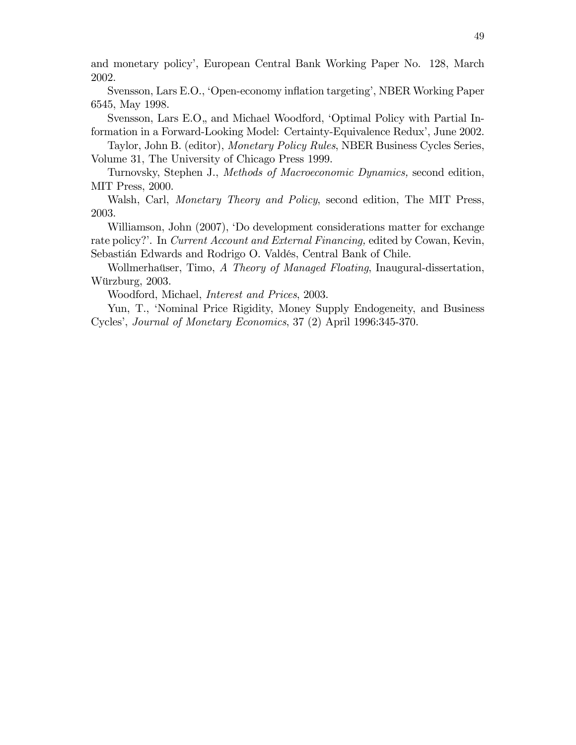and monetary policy', European Central Bank Working Paper No. 128, March 2002.

Svensson, Lars E.O., 'Open-economy inflation targeting', NBER Working Paper 6545, May 1998.

Svensson, Lars E.O„ and Michael Woodford, 'Optimal Policy with Partial Information in a Forward-Looking Model: Certainty-Equivalence Redux', June 2002.

Taylor, John B. (editor), *Monetary Policy Rules*, NBER Business Cycles Series, Volume 31, The University of Chicago Press 1999.

Turnovsky, Stephen J., *Methods of Macroeconomic Dynamics,* second edition, MIT Press, 2000.

Walsh, Carl, *Monetary Theory and Policy*, second edition, The MIT Press, 2003.

Williamson, John (2007), 'Do development considerations matter for exchange rate policy?'. In *Current Account and External Financing,* edited by Cowan, Kevin, Sebastián Edwards and Rodrigo O. Valdés, Central Bank of Chile.

Wollmerhaüser, Timo, *A Theory of Managed Floating*, Inaugural-dissertation, Würzburg, 2003.

Woodford, Michael, *Interest and Prices*, 2003.

Yun, T., 'Nominal Price Rigidity, Money Supply Endogeneity, and Business Cycles', *Journal of Monetary Economics*, 37 (2) April 1996:345-370.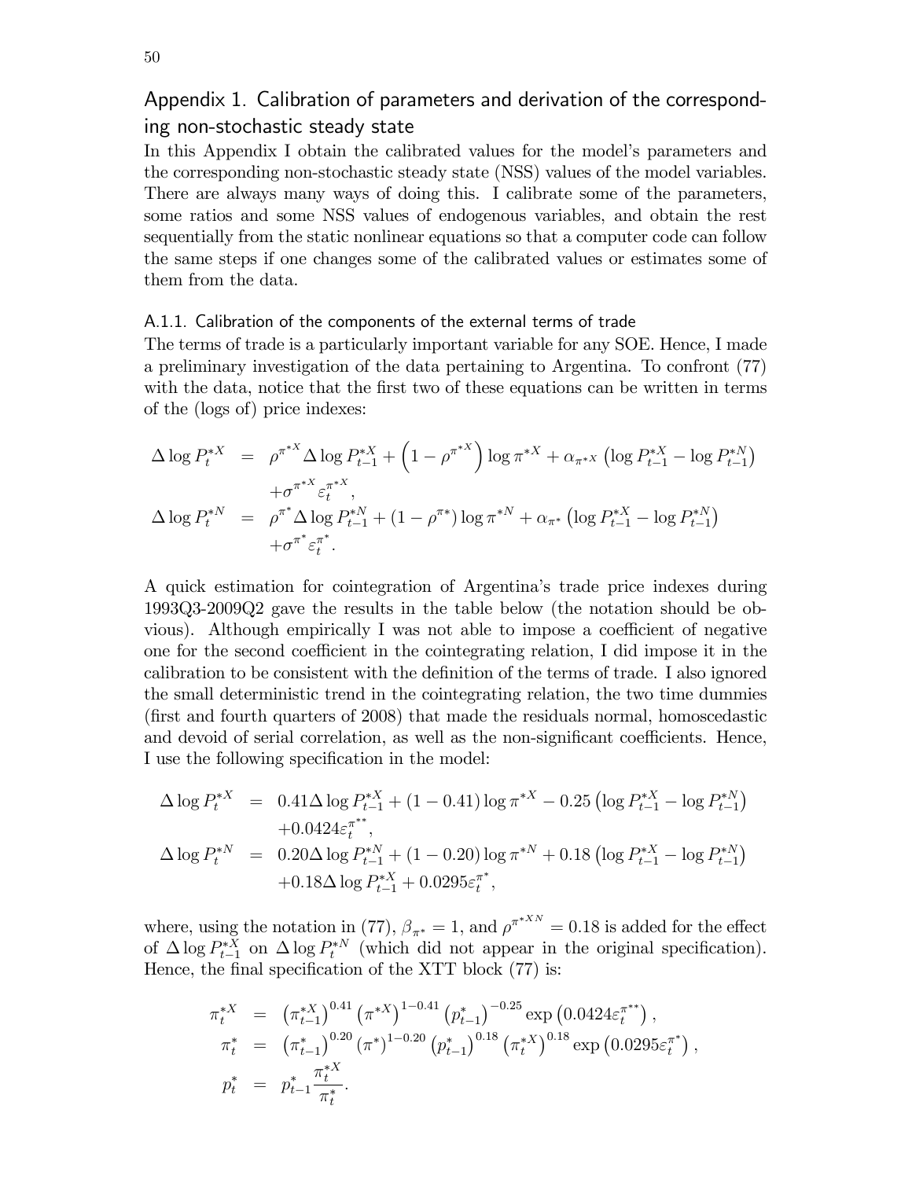## Appendix 1. Calibration of parameters and derivation of the corresponding non-stochastic steady state

In this Appendix I obtain the calibrated values for the model's parameters and the corresponding non-stochastic steady state (NSS) values of the model variables. There are always many ways of doing this. I calibrate some of the parameters, some ratios and some NSS values of endogenous variables, and obtain the rest sequentially from the static nonlinear equations so that a computer code can follow the same steps if one changes some of the calibrated values or estimates some of them from the data.

### A.1.1. Calibration of the components of the external terms of trade

The terms of trade is a particularly important variable for any SOE. Hence, I made a preliminary investigation of the data pertaining to Argentina. To confront (77) with the data, notice that the first two of these equations can be written in terms of the (logs of) price indexes:

$$
\begin{aligned}
\Delta \log P_t^{*X} &= \rho^{\pi^{*X}} \Delta \log P_{t-1}^{*X} + \left(1-\rho^{\pi^{*X}}\right) \log \pi^{*X} + \alpha_{\pi^{*X}} \left(\log P_{t-1}^{*X} - \log P_{t-1}^{*N}\right) \\
&\quad + \sigma^{\pi^{*X}} \varepsilon_t^{\pi^{*X}}, \\
\Delta \log P_t^{*N} &= \rho^{\pi^*} \Delta \log P_{t-1}^{*N} + \left(1-\rho^{\pi^*}\right) \log \pi^{*N} + \alpha_{\pi^*} \left(\log P_{t-1}^{*X} - \log P_{t-1}^{*N}\right) \\
&\quad + \sigma^{\pi^*} \varepsilon_t^{\pi^*}.
\end{aligned}
$$

A quick estimation for cointegration of Argentina's trade price indexes during 1993Q3-2009Q2 gave the results in the table below (the notation should be obvious). Although empirically I was not able to impose a coefficient of negative one for the second coefficient in the cointegrating relation, I did impose it in the calibration to be consistent with the definition of the terms of trade. I also ignored the small deterministic trend in the cointegrating relation, the two time dummies (first and fourth quarters of 2008) that made the residuals normal, homoscedastic and devoid of serial correlation, as well as the non-significant coefficients. Hence, I use the following specification in the model:

$$
\begin{aligned}
\Delta \log P_t^{*X} &= 0.41 \Delta \log P_{t-1}^{*X} + (1-0.41) \log \pi^{*X} - 0.25 \left(\log P_{t-1}^{*X} - \log P_{t-1}^{*N}\right) \\
&\quad + 0.0424 \varepsilon_t^{\pi^{**}}, \\
\Delta \log P_t^{*N} &= 0.20 \Delta \log P_{t-1}^{*N} + (1-0.20) \log \pi^{*N} + 0.18 \left(\log P_{t-1}^{*X} - \log P_{t-1}^{*N}\right) \\
&\quad + 0.18 \Delta \log P_{t-1}^{*X} + 0.0295 \varepsilon_t^{\pi^*},
\end{aligned}
$$

where, using the notation in (77), $\beta_{\pi^*} = 1$, and $\rho^{\pi^{*XN}} = 0.18$ is added for the effect of $\Delta \log P_{t-1}^{*X}$ on $\Delta \log P_t^{*N}$ (which did not appear in the original specification). Hence, the final specification of the XTT block (77) is:

$$
\begin{aligned}
\pi_t^{*X} &= \left(\pi_{t-1}^{*X}\right)^{0.41} \left(\pi^{*X}\right)^{1-0.41} \left(p_{t-1}^*\right)^{-0.25} \exp\left(0.0424 \varepsilon_t^{\pi^{**}}\right), \\
\pi_t^* &= \left(\pi_{t-1}^*\right)^{0.20} \left(\pi^*\right)^{1-0.20} \left(p_{t-1}^*\right)^{0.18} \left(\pi_t^{*X}\right)^{0.18} \exp\left(0.0295 \varepsilon_t^{\pi^*}\right), \\
p_t^* &= p_{t-1}^* \frac{\pi_t^{*X}}{\pi_t^*}.
\end{aligned}
$$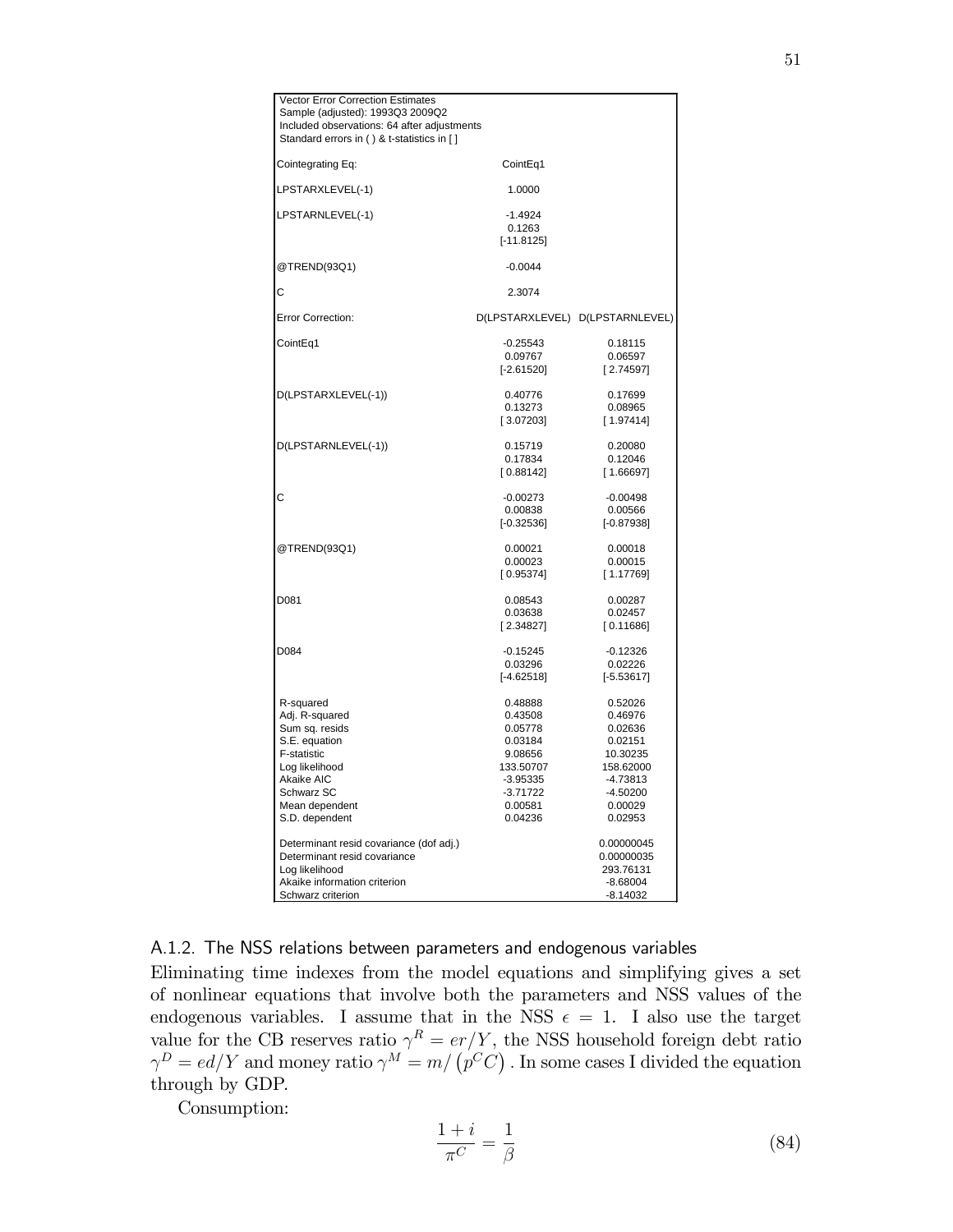| Vector Error Correction Estimates | | |
|---|---|---|
| Sample (adjusted): 1993Q3 2009Q2 | | |
| Included observations: 64 after adjustments | | |
| Standard errors in ( ) & t-statistics in [ ] | | |
| | | |
| Cointegrating Eq: | CointEq1 | |
| | | |
| LPSTARXLEVEL(-1) | 1.0000 | |
| | | |
| LPSTARNLEVEL(-1) | -1.4924 | |
| | 0.1263 | |
| | [-11.8125] | |
| | | |
| @TREND(93Q1) | -0.0044 | |
| | | |
| C | 2.3074 | |
| | | |
| Error Correction: | D(LPSTARXLEVEL) | D(LPSTARNLEVEL) |
| | | |
| CointEq1 | -0.25543 | 0.18115 |
| | 0.09767 | 0.06597 |
| | [-2.61520] | [ 2.74597] |
| | | |
| D(LPSTARXLEVEL(-1)) | 0.40776 | 0.17699 |
| | 0.13273 | 0.08965 |
| | [ 3.07203] | [ 1.97414] |
| | | |
| D(LPSTARNLEVEL(-1)) | 0.15719 | 0.20080 |
| | 0.17834 | 0.12046 |
| | [ 0.88142] | [ 1.66697] |
| | | |
| C | -0.00273 | -0.00498 |
| | 0.00838 | 0.00566 |
| | [-0.32536] | [-0.87938] |
| | | |
| @TREND(93Q1) | 0.00021 | 0.00018 |
| | 0.00023 | 0.00015 |
| | [ 0.95374] | [ 1.17769] |
| | | |
| D081 | 0.08543 | 0.00287 |
| | 0.03638 | 0.02457 |
| | [ 2.34827] | [ 0.11686] |
| | | |
| D084 | -0.15245 | -0.12326 |
| | 0.03296 | 0.02226 |
| | [-4.62518] | [-5.53617] |
| | | |
| R-squared | 0.48888 | 0.52026 |
| Adj. R-squared | 0.43508 | 0.46976 |
| Sum sq. resids | 0.05778 | 0.02636 |
| S.E. equation | 0.03184 | 0.02151 |
| F-statistic | 9.08656 | 10.30235 |
| Log likelihood | 133.50707 | 158.62000 |
| Akaike AIC | -3.95335 | -4.73813 |
| Schwarz SC | -3.71722 | -4.50200 |
| Mean dependent | 0.00581 | 0.00029 |
| S.D. dependent | 0.04236 | 0.02953 |
| | | |
| Determinant resid covariance (dof adj.) | | 0.00000045 |
| Determinant resid covariance | | 0.00000035 |
| Log likelihood | | 293.76131 |
| Akaike information criterion | | -8.68004 |
| Schwarz criterion | | -8.14032 |

### A.1.2. The NSS relations between parameters and endogenous variables

Eliminating time indexes from the model equations and simplifying gives a set of nonlinear equations that involve both the parameters and NSS values of the endogenous variables. I assume that in the NSS $\epsilon = 1$. I also use the target value for the CB reserves ratio $\gamma^R = er/Y$, the NSS household foreign debt ratio $\gamma^D = ed/Y$ and money ratio $\gamma^M = m/\left(p^C C\right)$. In some cases I divided the equation through by GDP.

Consumption:

$$\frac{1+i}{\pi^C} = \frac{1}{\beta} \tag{84}$$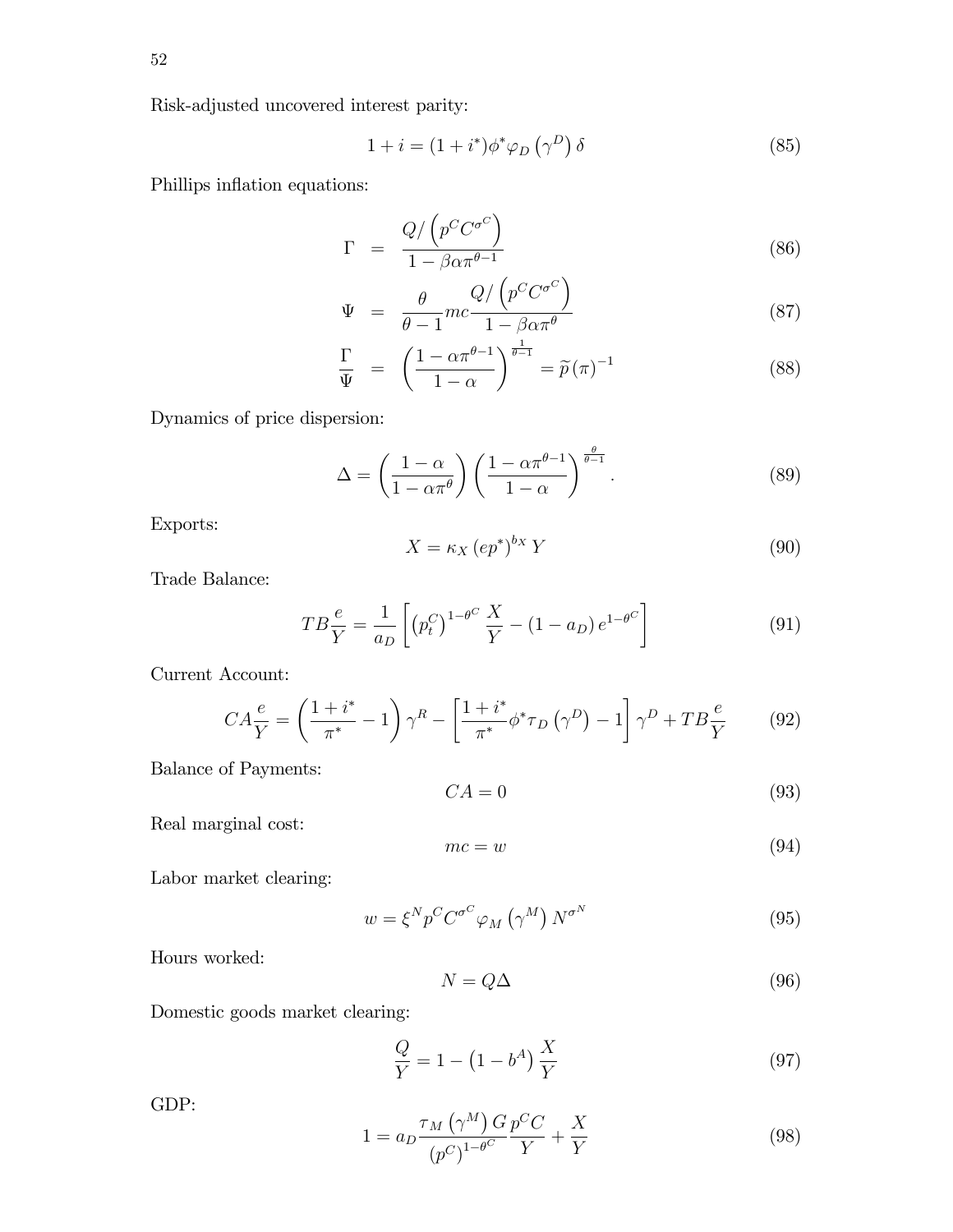Risk-adjusted uncovered interest parity:

$$1 + i = (1 + i^*)\phi^* \varphi_D \left(\gamma^D\right) \delta \tag{85}$$

Phillips inflation equations:

$$\Gamma = \frac{Q / \left(p^C C^{\sigma^C}\right)}{1 - \beta \alpha \pi^{\theta - 1}} \tag{86}$$

$$\Psi = \frac{\theta}{\theta - 1} mc \frac{Q / \left(p^C C^{\sigma^C}\right)}{1 - \beta \alpha \pi^{\theta}} \tag{87}$$

$$\frac{\Gamma}{\Psi} = \left(\frac{1 - \alpha \pi^{\theta - 1}}{1 - \alpha}\right)^{\frac{1}{\theta - 1}} = \widetilde{p}\left(\pi\right)^{-1} \tag{88}$$

Dynamics of price dispersion:

$$\Delta = \left(\frac{1 - \alpha}{1 - \alpha \pi^{\theta}}\right) \left(\frac{1 - \alpha \pi^{\theta - 1}}{1 - \alpha}\right)^{\frac{\theta}{\theta - 1}}. \tag{89}$$

Exports:

$$X = \kappa_X \left(e p^*\right)^{b_X} Y \tag{90}$$

Trade Balance:

$$TB \frac{e}{Y} = \frac{1}{a_D} \left[\left(p_t^C\right)^{1 - \theta^C} \frac{X}{Y} - \left(1 - a_D\right) e^{1 - \theta^C}\right] \tag{91}$$

Current Account:

$$CA \frac{e}{Y} = \left(\frac{1 + i^*}{\pi^*} - 1\right) \gamma^R - \left[\frac{1 + i^*}{\pi^*} \phi^* \tau_D \left(\gamma^D\right) - 1\right] \gamma^D + TB \frac{e}{Y} \tag{92}$$

Balance of Payments:

$$CA = 0 \tag{93}$$

Real marginal cost:

$$mc = w \tag{94}$$

Labor market clearing:

$$w = \xi^N p^C C^{\sigma^C} \varphi_M \left(\gamma^M\right) N^{\sigma^N} \tag{95}$$

Hours worked:

$$N = Q \Delta \tag{96}$$

Domestic goods market clearing:

$$\frac{Q}{Y} = 1 - \left(1 - b^A\right) \frac{X}{Y} \tag{97}$$

GDP:

$$1 = a_D \frac{\tau_M \left(\gamma^M\right) G}{\left(p^C\right)^{1 - \theta^C}} \frac{p^C C}{Y} + \frac{X}{Y} \tag{98}$$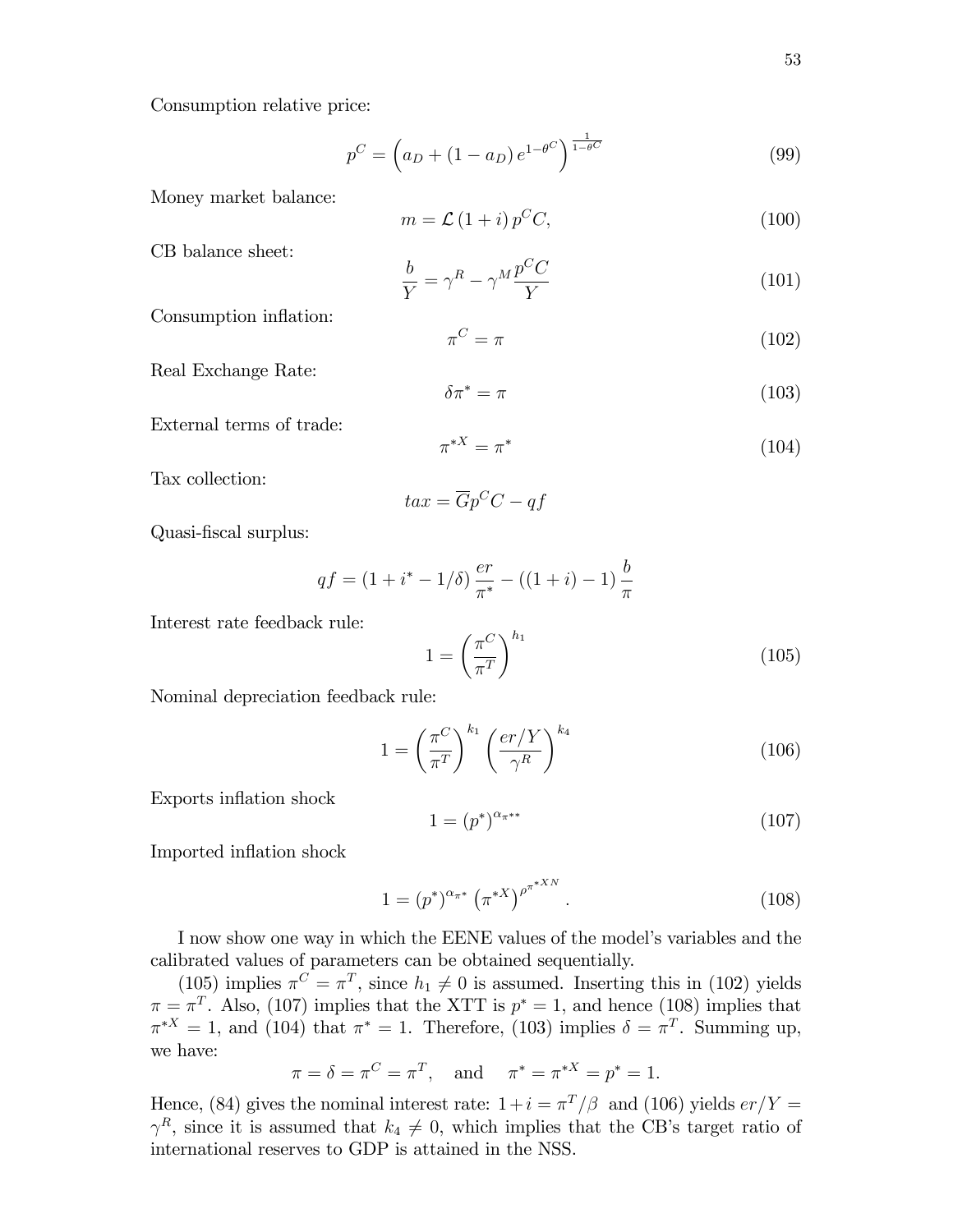Consumption relative price:

$$p^C = \left(a_D + (1 - a_D)\, e^{1-\theta^C}\right)^{\frac{1}{1-\theta^C}} \tag{99}$$

Money market balance:

$$m = \mathcal{L}\,(1+i)\, p^C C, \tag{100}$$

CB balance sheet:

$$\frac{b}{Y} = \gamma^R - \gamma^M \frac{p^C C}{Y} \tag{101}$$

Consumption inflation:

$$\pi^C = \pi \tag{102}$$

Real Exchange Rate:

$$\delta \pi^* = \pi \tag{103}$$

External terms of trade:

$$\pi^{*X} = \pi^* \tag{104}$$

Tax collection:

$$tax = \overline{G} p^C C - qf$$

Quasi-fiscal surplus:

$$qf = (1 + i^* - 1/\delta)\, \frac{er}{\pi^*} - ((1+i) - 1)\, \frac{b}{\pi}$$

Interest rate feedback rule:

$$1 = \left(\frac{\pi^C}{\pi^T}\right)^{h_1} \tag{105}$$

Nominal depreciation feedback rule:

$$1 = \left(\frac{\pi^C}{\pi^T}\right)^{k_1} \left(\frac{er/Y}{\gamma^R}\right)^{k_4} \tag{106}$$

Exports inflation shock

$$1 = (p^*)^{\alpha_{\pi^{**}}} \tag{107}$$

Imported inflation shock

$$1 = (p^*)^{\alpha_{\pi^*}} \left(\pi^{*X}\right)^{\rho^{\pi^{*XN}}}. \tag{108}$$

I now show one way in which the EENE values of the model's variables and the calibrated values of parameters can be obtained sequentially.

(105) implies $\pi^C = \pi^T$, since $h_1 \neq 0$ is assumed. Inserting this in (102) yields $\pi = \pi^T$. Also, (107) implies that the XTT is $p^* = 1$, and hence (108) implies that $\pi^{*X} = 1$, and (104) that $\pi^* = 1$. Therefore, (103) implies $\delta = \pi^T$. Summing up, we have:

$$\pi = \delta = \pi^C = \pi^T, \quad \text{and} \quad \pi^* = \pi^{*X} = p^* = 1.$$

Hence, (84) gives the nominal interest rate: $1 + i = \pi^T/\beta$ and (106) yields $er/Y = \gamma^R$, since it is assumed that $k_4 \neq 0$, which implies that the CB's target ratio of international reserves to GDP is attained in the NSS.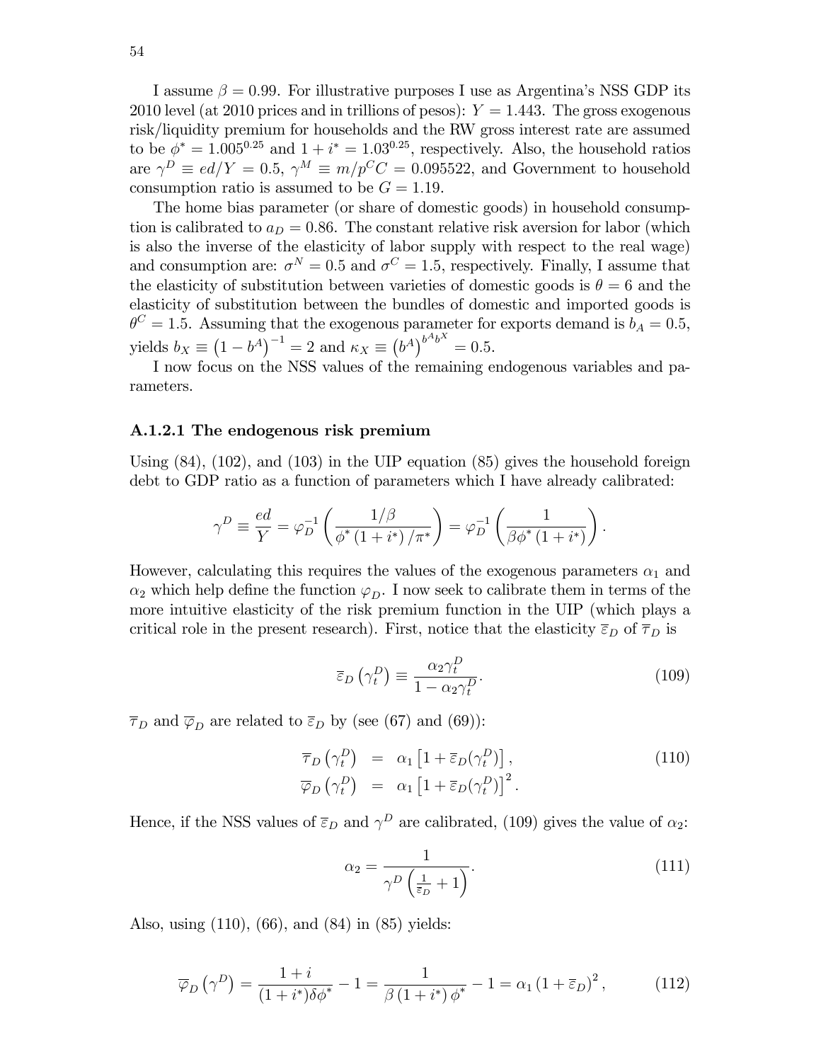I assume $\beta = 0.99$. For illustrative purposes I use as Argentina's NSS GDP its 2010 level (at 2010 prices and in trillions of pesos): $Y = 1.443$. The gross exogenous risk/liquidity premium for households and the RW gross interest rate are assumed to be $\phi^* = 1.005^{0.25}$ and $1 + i^* = 1.03^{0.25}$, respectively. Also, the household ratios are $\gamma^D \equiv ed/Y = 0.5$, $\gamma^M \equiv m/p^C C = 0.095522$, and Government to household consumption ratio is assumed to be $G = 1.19$.

The home bias parameter (or share of domestic goods) in household consumption is calibrated to $a_D = 0.86$. The constant relative risk aversion for labor (which is also the inverse of the elasticity of labor supply with respect to the real wage) and consumption are: $\sigma^N = 0.5$ and $\sigma^C = 1.5$, respectively. Finally, I assume that the elasticity of substitution between varieties of domestic goods is $\theta = 6$ and the elasticity of substitution between the bundles of domestic and imported goods is $\theta^C = 1.5$. Assuming that the exogenous parameter for exports demand is $b_A = 0.5$, yields $b_X \equiv \left(1 - b^A\right)^{-1} = 2$ and $\kappa_X \equiv \left(b^A\right)^{b^A b^X} = 0.5$.

I now focus on the NSS values of the remaining endogenous variables and parameters.

#### A.1.2.1 The endogenous risk premium

Using (84), (102), and (103) in the UIP equation (85) gives the household foreign debt to GDP ratio as a function of parameters which I have already calibrated:

$$\gamma^D \equiv \frac{ed}{Y} = \varphi_D^{-1}\left(\frac{1/\beta}{\phi^*(1+i^*)/\pi^*}\right) = \varphi_D^{-1}\left(\frac{1}{\beta\phi^*(1+i^*)}\right).$$

However, calculating this requires the values of the exogenous parameters $\alpha_1$ and $\alpha_2$ which help define the function $\varphi_D$. I now seek to calibrate them in terms of the more intuitive elasticity of the risk premium function in the UIP (which plays a critical role in the present research). First, notice that the elasticity $\overline{\varepsilon}_D$ of $\overline{\tau}_D$ is

$$\overline{\varepsilon}_D\left(\gamma_t^D\right) \equiv \frac{\alpha_2 \gamma_t^D}{1 - \alpha_2 \gamma_t^D}. \tag{109}$$

$\overline{\tau}_D$ and $\overline{\varphi}_D$ are related to $\overline{\varepsilon}_D$ by (see (67) and (69)):

$$\begin{aligned}
\overline{\tau}_D\left(\gamma_t^D\right) &= \alpha_1\left[1 + \overline{\varepsilon}_D(\gamma_t^D)\right], \\
\overline{\varphi}_D\left(\gamma_t^D\right) &= \alpha_1\left[1 + \overline{\varepsilon}_D(\gamma_t^D)\right]^2.
\end{aligned} \tag{110}$$

Hence, if the NSS values of $\overline{\varepsilon}_D$ and $\gamma^D$ are calibrated, (109) gives the value of $\alpha_2$:

$$\alpha_2 = \frac{1}{\gamma^D\left(\frac{1}{\overline{\varepsilon}_D} + 1\right)}. \tag{111}$$

Also, using (110), (66), and (84) in (85) yields:

$$\overline{\varphi}_D\left(\gamma^D\right) = \frac{1+i}{(1+i^*)\delta\phi^*} - 1 = \frac{1}{\beta(1+i^*)\phi^*} - 1 = \alpha_1\left(1 + \overline{\varepsilon}_D\right)^2, \tag{112}$$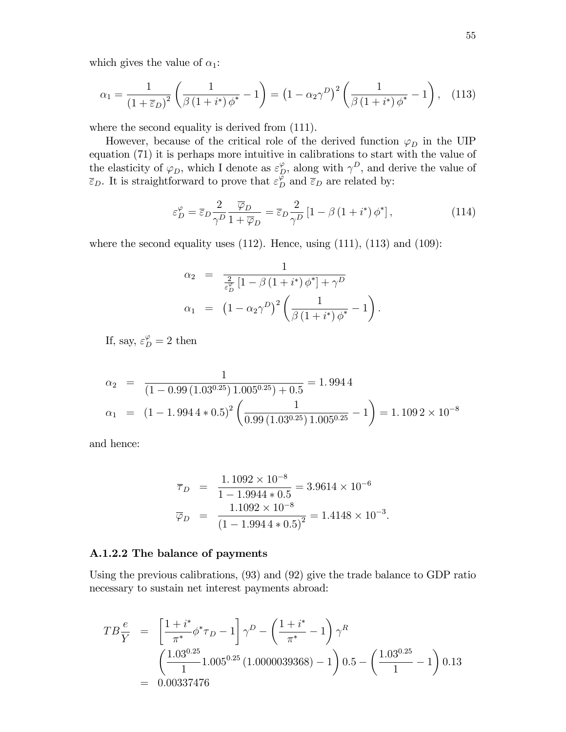which gives the value of $\alpha_1$:

$$\alpha_1 = \frac{1}{(1+\bar{\varepsilon}_D)^2}\left(\frac{1}{\beta(1+i^*)\phi^*} - 1\right) = \left(1-\alpha_2\gamma^D\right)^2\left(\frac{1}{\beta(1+i^*)\phi^*} - 1\right), \quad (113)$$

where the second equality is derived from (111).

However, because of the critical role of the derived function $\varphi_D$ in the UIP equation (71) it is perhaps more intuitive in calibrations to start with the value of the elasticity of $\varphi_D$, which I denote as $\varepsilon_D^{\varphi}$, along with $\gamma^D$, and derive the value of $\bar{\varepsilon}_D$. It is straightforward to prove that $\varepsilon_D^{\varphi}$ and $\bar{\varepsilon}_D$ are related by:

$$\varepsilon_D^{\varphi} = \bar{\varepsilon}_D \frac{2}{\gamma^D}\frac{\bar{\varphi}_D}{1+\bar{\varphi}_D} = \bar{\varepsilon}_D \frac{2}{\gamma^D}\left[1-\beta(1+i^*)\phi^*\right], \quad (114)$$

where the second equality uses (112). Hence, using (111), (113) and (109):

$$\begin{aligned}
\alpha_2 &= \frac{1}{\frac{2}{\varepsilon_D^{\varphi}}\left[1-\beta(1+i^*)\phi^*\right] + \gamma^D} \\
\alpha_1 &= \left(1-\alpha_2\gamma^D\right)^2\left(\frac{1}{\beta(1+i^*)\phi^*} - 1\right).
\end{aligned}$$

If, say, $\varepsilon_D^{\varphi} = 2$ then

$$\begin{aligned}
\alpha_2 &= \frac{1}{\left(1-0.99\left(1.03^{0.25}\right)1.005^{0.25}\right)+0.5} = 1.9944 \\
\alpha_1 &= (1-1.9944*0.5)^2\left(\frac{1}{0.99\left(1.03^{0.25}\right)1.005^{0.25}} - 1\right) = 1.1092\times 10^{-8}
\end{aligned}$$

and hence:

$$\begin{aligned}
\bar{\tau}_D &= \frac{1.1092\times 10^{-8}}{1-1.9944*0.5} = 3.9614\times 10^{-6} \\
\bar{\varphi}_D &= \frac{1.1092\times 10^{-8}}{(1-1.9944*0.5)^2} = 1.4148\times 10^{-3}.
\end{aligned}$$

### A.1.2.2 The balance of payments

Using the previous calibrations, (93) and (92) give the trade balance to GDP ratio necessary to sustain net interest payments abroad:

$$\begin{aligned}
TB\frac{e}{Y} &= \left[\frac{1+i^*}{\pi^*}\phi^*\tau_D - 1\right]\gamma^D - \left(\frac{1+i^*}{\pi^*} - 1\right)\gamma^R \\
&\quad \left(\frac{1.03^{0.25}}{1}1.005^{0.25}(1.0000039368) - 1\right)0.5 - \left(\frac{1.03^{0.25}}{1} - 1\right)0.13 \\
&= 0.00337476
\end{aligned}$$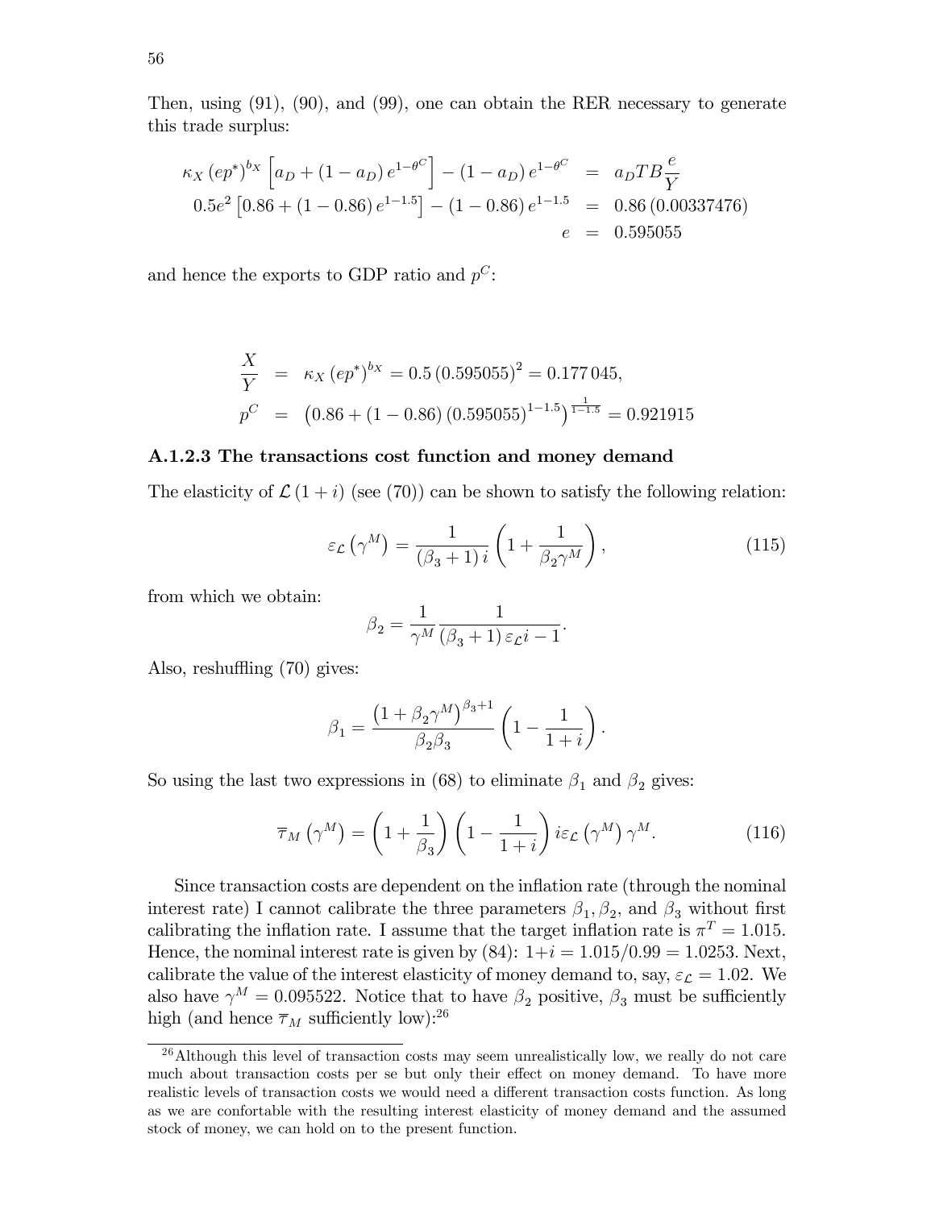Then, using (91), (90), and (99), one can obtain the RER necessary to generate this trade surplus:

$$
\begin{aligned}
\kappa_X \left(ep^*\right)^{b_X}\left[a_D + \left(1-a_D\right)e^{1-\theta^C}\right] - \left(1-a_D\right)e^{1-\theta^C} &= a_D TB\frac{e}{Y} \\
0.5e^2\left[0.86 + \left(1-0.86\right)e^{1-1.5}\right] - \left(1-0.86\right)e^{1-1.5} &= 0.86\left(0.00337476\right) \\
e &= 0.595055
\end{aligned}
$$

and hence the exports to GDP ratio and $p^C$:

$$
\begin{aligned}
\frac{X}{Y} &= \kappa_X\left(ep^*\right)^{b_X} = 0.5\left(0.595055\right)^2 = 0.177\,045, \\
p^C &= \left(0.86 + \left(1-0.86\right)\left(0.595055\right)^{1-1.5}\right)^{\frac{1}{1-1.5}} = 0.921915
\end{aligned}
$$

### A.1.2.3 The transactions cost function and money demand

The elasticity of $\mathcal{L}(1+i)$ (see (70)) can be shown to satisfy the following relation:

$$
\varepsilon_{\mathcal{L}}\left(\gamma^M\right) = \frac{1}{\left(\beta_3+1\right)i}\left(1+\frac{1}{\beta_2\gamma^M}\right), \tag{115}
$$

from which we obtain:

$$
\beta_2 = \frac{1}{\gamma^M}\frac{1}{\left(\beta_3+1\right)\varepsilon_{\mathcal{L}}i - 1}.
$$

Also, reshuffling (70) gives:

$$
\beta_1 = \frac{\left(1+\beta_2\gamma^M\right)^{\beta_3+1}}{\beta_2\beta_3}\left(1-\frac{1}{1+i}\right).
$$

So using the last two expressions in (68) to eliminate $\beta_1$ and $\beta_2$ gives:

$$
\overline{\tau}_M\left(\gamma^M\right) = \left(1+\frac{1}{\beta_3}\right)\left(1-\frac{1}{1+i}\right)i\varepsilon_{\mathcal{L}}\left(\gamma^M\right)\gamma^M. \tag{116}
$$

Since transaction costs are dependent on the inflation rate (through the nominal interest rate) I cannot calibrate the three parameters $\beta_1, \beta_2$, and $\beta_3$ without first calibrating the inflation rate. I assume that the target inflation rate is $\pi^T = 1.015$. Hence, the nominal interest rate is given by (84): $1+i = 1.015/0.99 = 1.0253$. Next, calibrate the value of the interest elasticity of money demand to, say, $\varepsilon_{\mathcal{L}} = 1.02$. We also have $\gamma^M = 0.095522$. Notice that to have $\beta_2$ positive, $\beta_3$ must be sufficiently high (and hence $\overline{\tau}_M$ sufficiently low):[26]

[26] Although this level of transaction costs may seem unrealistically low, we really do not care much about transaction costs per se but only their effect on money demand. To have more realistic levels of transaction costs we would need a different transaction costs function. As long as we are confortable with the resulting interest elasticity of money demand and the assumed stock of money, we can hold on to the present function.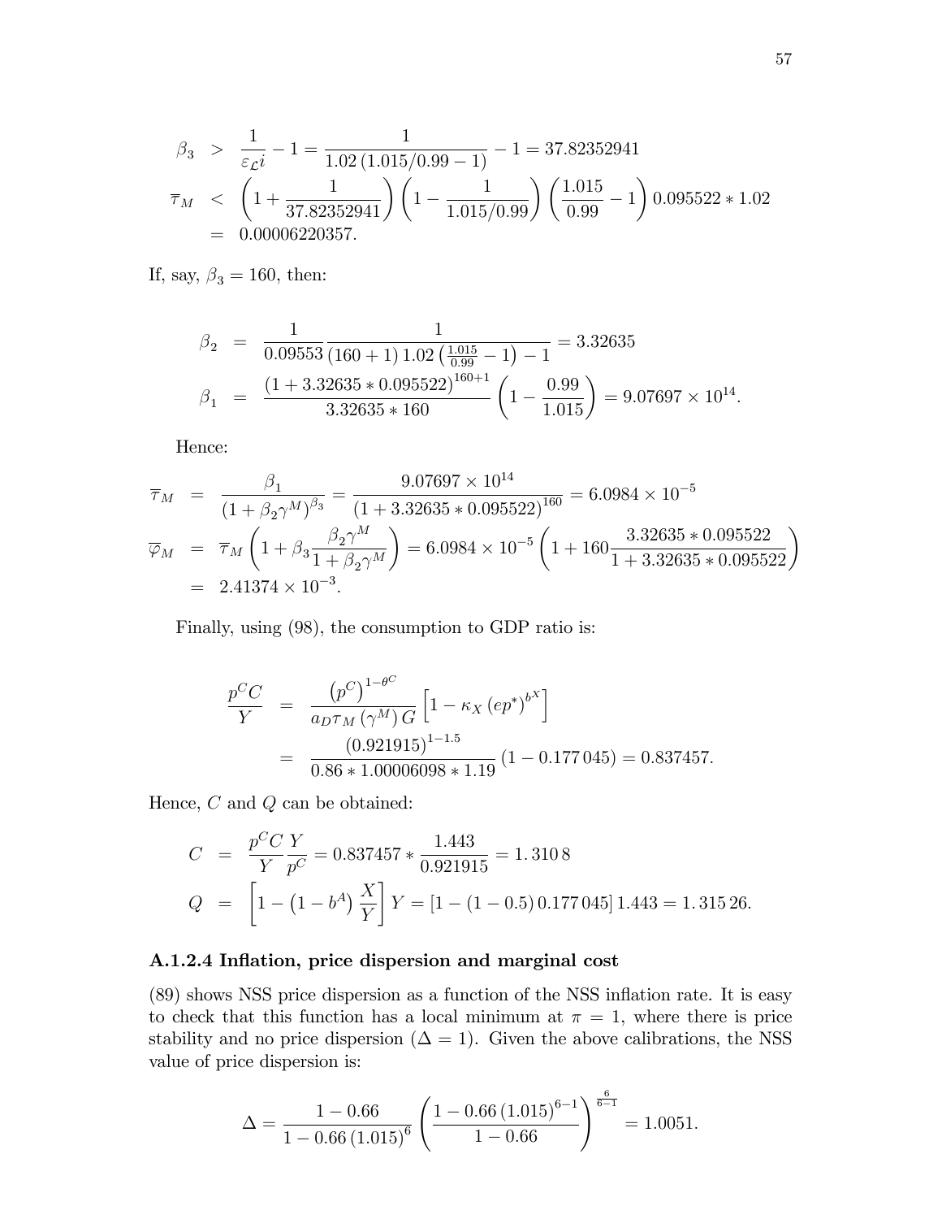$$
\begin{aligned}
\beta_3 &> \frac{1}{\varepsilon_{\mathcal{L}} i} - 1 = \frac{1}{1.02\,(1.015/0.99 - 1)} - 1 = 37.82352941 \\
\overline{\tau}_M &< \left(1 + \frac{1}{37.82352941}\right)\left(1 - \frac{1}{1.015/0.99}\right)\left(\frac{1.015}{0.99} - 1\right) 0.095522 * 1.02 \\
&= 0.00006220357.
\end{aligned}
$$

If, say, $\beta_3 = 160$, then:

$$
\begin{aligned}
\beta_2 &= \frac{1}{0.09553} \frac{1}{(160+1)\,1.02\left(\frac{1.015}{0.99} - 1\right) - 1} = 3.32635 \\
\beta_1 &= \frac{(1 + 3.32635 * 0.095522)^{160+1}}{3.32635 * 160}\left(1 - \frac{0.99}{1.015}\right) = 9.07697 \times 10^{14}.
\end{aligned}
$$

Hence:

$$
\begin{aligned}
\overline{\tau}_M &= \frac{\beta_1}{(1 + \beta_2 \gamma^M)^{\beta_3}} = \frac{9.07697 \times 10^{14}}{(1 + 3.32635 * 0.095522)^{160}} = 6.0984 \times 10^{-5} \\
\overline{\varphi}_M &= \overline{\tau}_M \left(1 + \beta_3 \frac{\beta_2 \gamma^M}{1 + \beta_2 \gamma^M}\right) = 6.0984 \times 10^{-5}\left(1 + 160 \frac{3.32635 * 0.095522}{1 + 3.32635 * 0.095522}\right) \\
&= 2.41374 \times 10^{-3}.
\end{aligned}
$$

Finally, using (98), the consumption to GDP ratio is:

$$
\begin{aligned}
\frac{p^C C}{Y} &= \frac{\left(p^C\right)^{1-\theta^C}}{a_D \tau_M \left(\gamma^M\right) G}\left[1 - \kappa_X \left(e p^*\right)^{b^X}\right] \\
&= \frac{(0.921915)^{1-1.5}}{0.86 * 1.00006098 * 1.19}\left(1 - 0.177\,045\right) = 0.837457.
\end{aligned}
$$

Hence, $C$ and $Q$ can be obtained:

$$
\begin{aligned}
C &= \frac{p^C C}{Y}\frac{Y}{p^C} = 0.837457 * \frac{1.443}{0.921915} = 1.310\,8 \\
Q &= \left[1 - \left(1 - b^A\right)\frac{X}{Y}\right] Y = \left[1 - (1 - 0.5)\,0.177\,045\right] 1.443 = 1.315\,26.
\end{aligned}
$$

### A.1.2.4 Inflation, price dispersion and marginal cost

(89) shows NSS price dispersion as a function of the NSS inflation rate. It is easy to check that this function has a local minimum at $\pi = 1$, where there is price stability and no price dispersion ($\Delta = 1$). Given the above calibrations, the NSS value of price dispersion is:

$$
\Delta = \frac{1 - 0.66}{1 - 0.66\,(1.015)^6}\left(\frac{1 - 0.66\,(1.015)^{6-1}}{1 - 0.66}\right)^{\frac{6}{6-1}} = 1.0051.
$$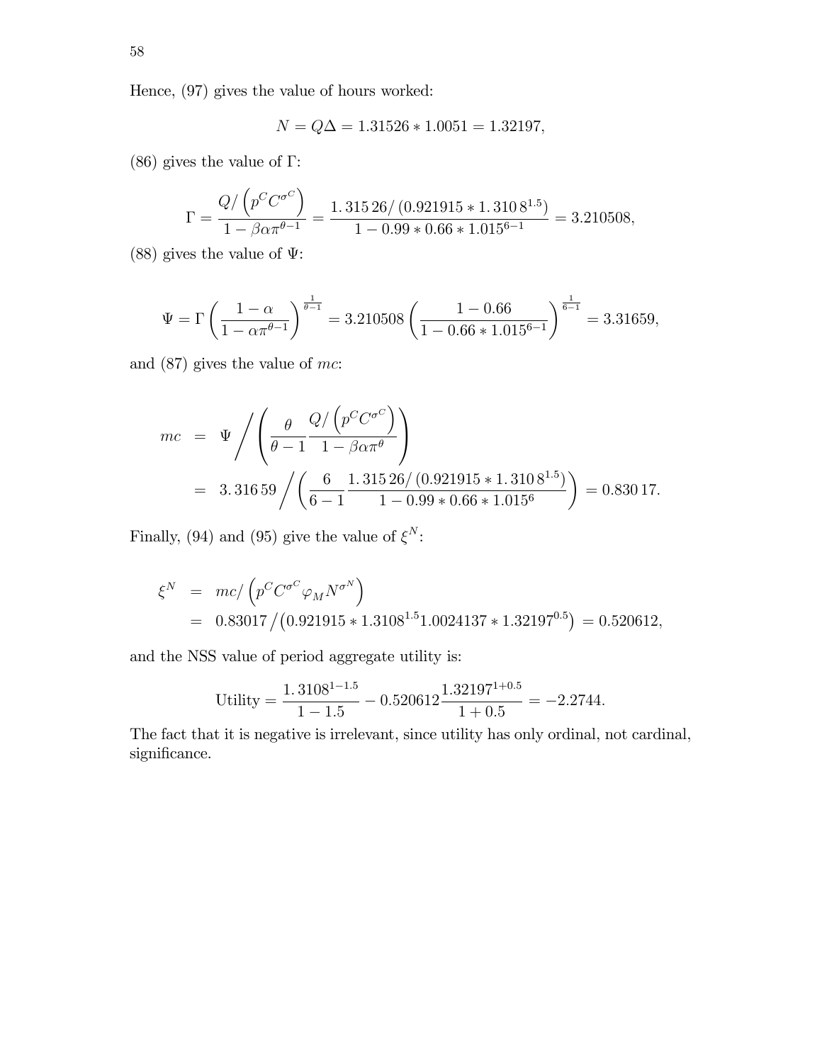Hence, (97) gives the value of hours worked:

$$N = Q\Delta = 1.31526 * 1.0051 = 1.32197,$$

(86) gives the value of $\Gamma$:

$$\Gamma = \frac{Q/\left(p^C C^{\sigma^C}\right)}{1 - \beta\alpha\pi^{\theta-1}} = \frac{1.31526/\left(0.921915 * 1.3108^{1.5}\right)}{1 - 0.99 * 0.66 * 1.015^{6-1}} = 3.210508,$$

(88) gives the value of $\Psi$:

$$\Psi = \Gamma\left(\frac{1-\alpha}{1-\alpha\pi^{\theta-1}}\right)^{\frac{1}{\theta-1}} = 3.210508\left(\frac{1-0.66}{1-0.66 * 1.015^{6-1}}\right)^{\frac{1}{6-1}} = 3.31659,$$

and (87) gives the value of $mc$:

$$\begin{aligned}
mc &= \Psi \Bigg/ \left(\frac{\theta}{\theta-1}\frac{Q/\left(p^C C^{\sigma^C}\right)}{1-\beta\alpha\pi^{\theta}}\right) \\
&= 3.31659 \Bigg/ \left(\frac{6}{6-1}\frac{1.31526/\left(0.921915 * 1.3108^{1.5}\right)}{1 - 0.99 * 0.66 * 1.015^{6}}\right) = 0.83017.
\end{aligned}$$

Finally, (94) and (95) give the value of $\xi^N$:

$$\begin{aligned}
\xi^N &= mc/\left(p^C C^{\sigma^C}\varphi_M N^{\sigma^N}\right) \\
&= 0.83017 / \left(0.921915 * 1.3108^{1.5} 1.0024137 * 1.32197^{0.5}\right) = 0.520612,
\end{aligned}$$

and the NSS value of period aggregate utility is:

$$\text{Utility} = \frac{1.3108^{1-1.5}}{1-1.5} - 0.520612\frac{1.32197^{1+0.5}}{1+0.5} = -2.2744.$$

The fact that it is negative is irrelevant, since utility has only ordinal, not cardinal, significance.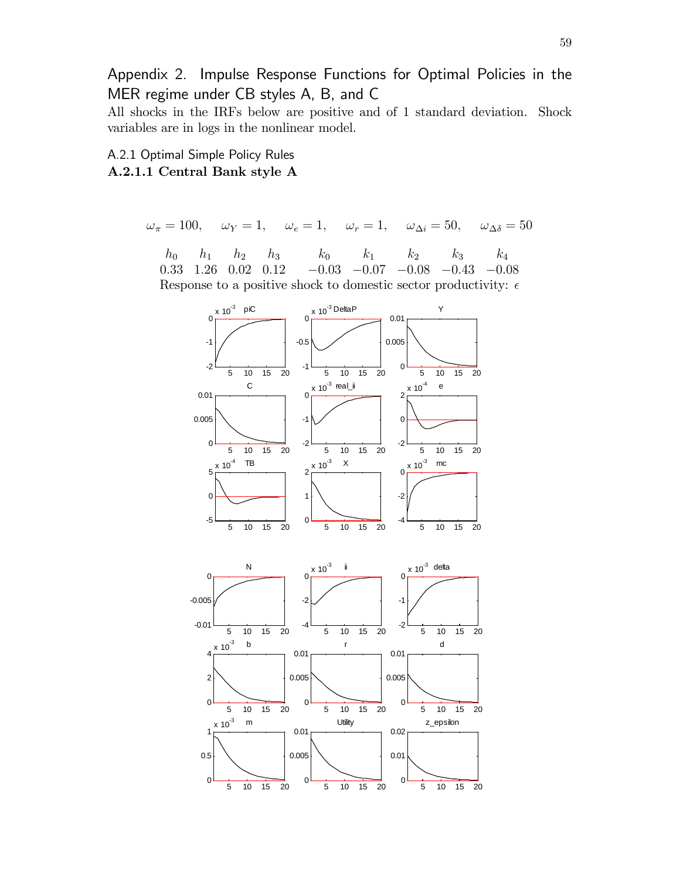# Appendix 2. Impulse Response Functions for Optimal Policies in the MER regime under CB styles A, B, and C

All shocks in the IRFs below are positive and of 1 standard deviation. Shock variables are in logs in the nonlinear model.

## A.2.1 Optimal Simple Policy Rules

### A.2.1.1 Central Bank style A

$$\omega_\pi = 100, \quad \omega_Y = 1, \quad \omega_e = 1, \quad \omega_r = 1, \quad \omega_{\Delta i} = 50, \quad \omega_{\Delta\delta} = 50$$

| $h_0$ | $h_1$ | $h_2$ | $h_3$ | $k_0$ | $k_1$ | $k_2$ | $k_3$ | $k_4$ |
|---|---|---|---|---|---|---|---|---|
| 0.33 | 1.26 | 0.02 | 0.12 | $-0.03$ | $-0.07$ | $-0.08$ | $-0.43$ | $-0.08$ |

Response to a positive shock to domestic sector productivity: $\epsilon$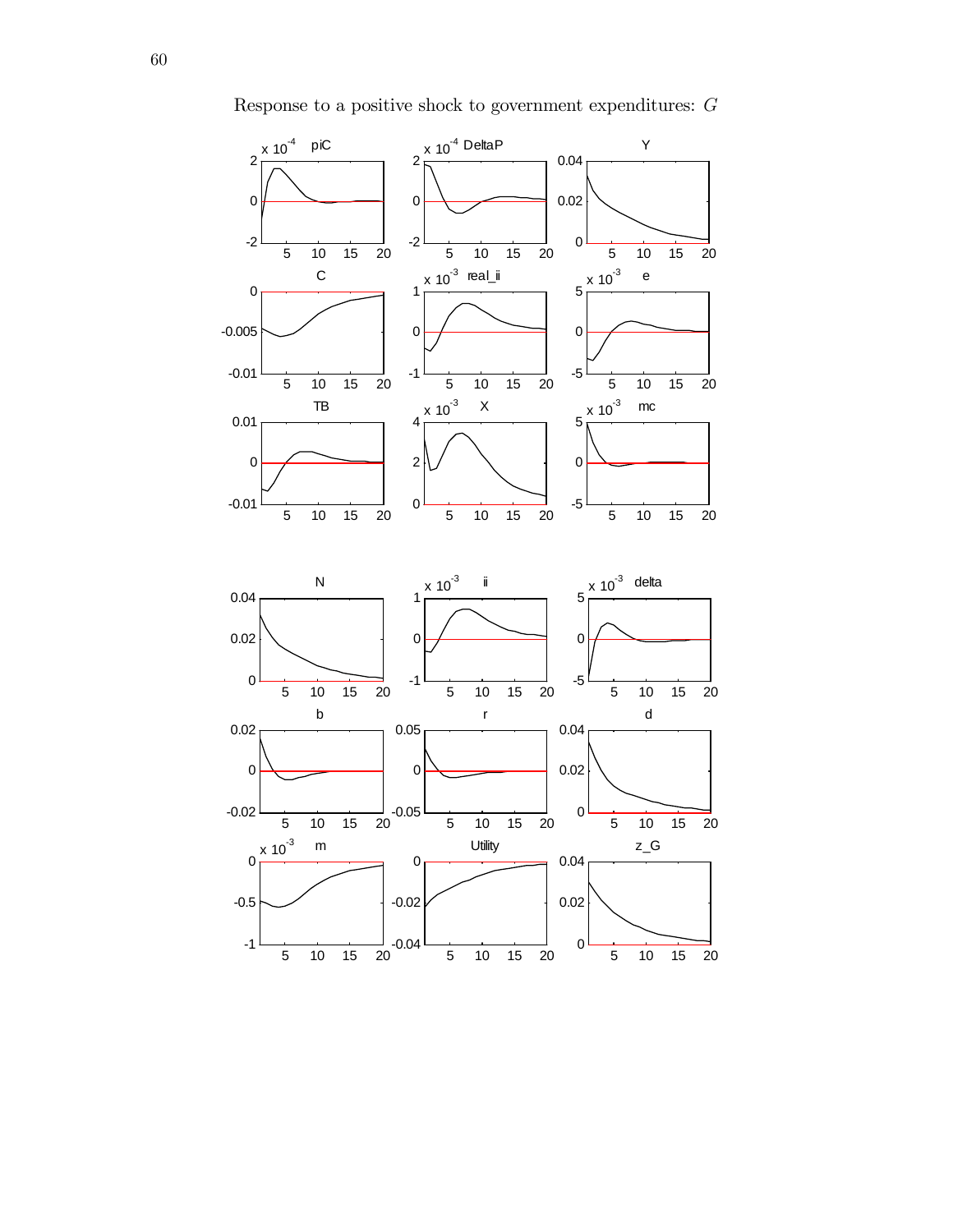Response to a positive shock to government expenditures: $G$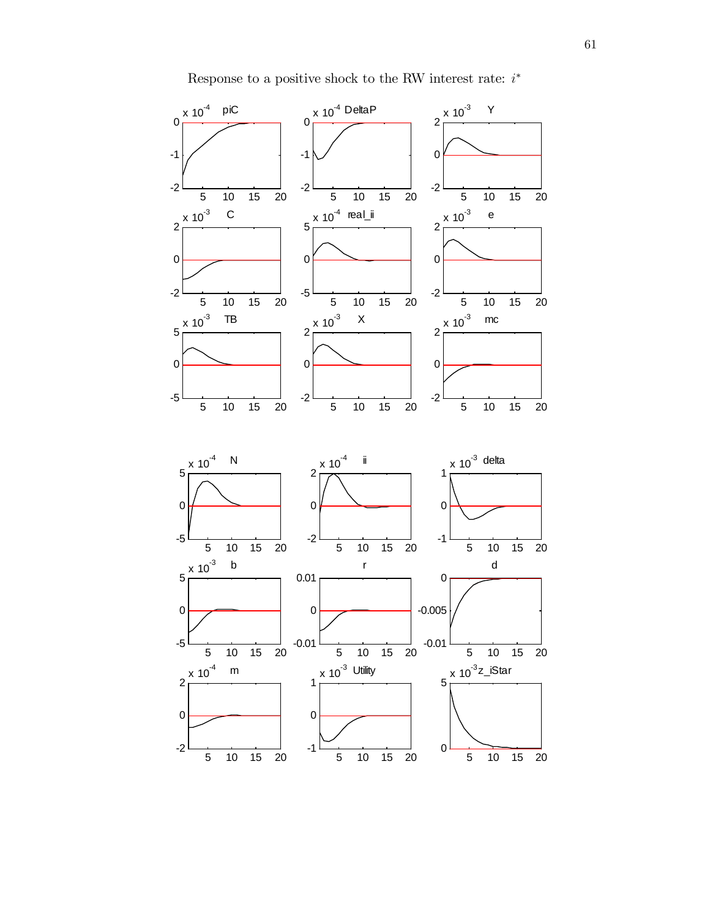Response to a positive shock to the RW interest rate: $i^*$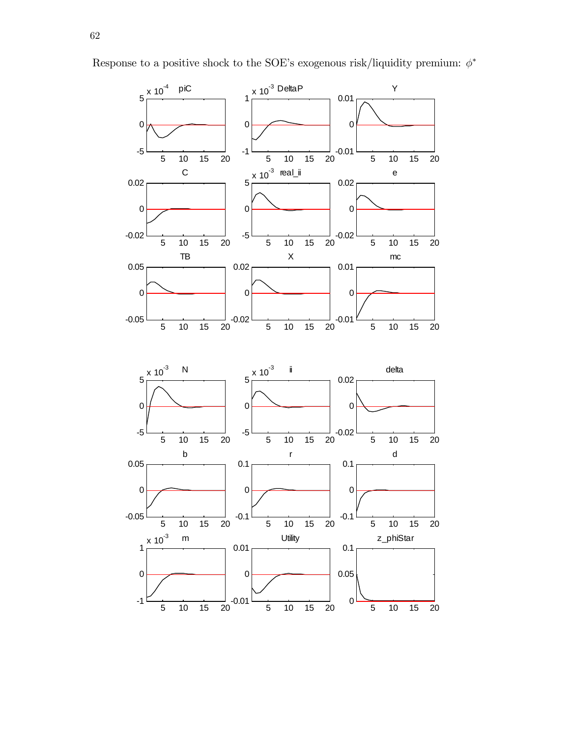Response to a positive shock to the SOE's exogenous risk/liquidity premium: $\phi^*$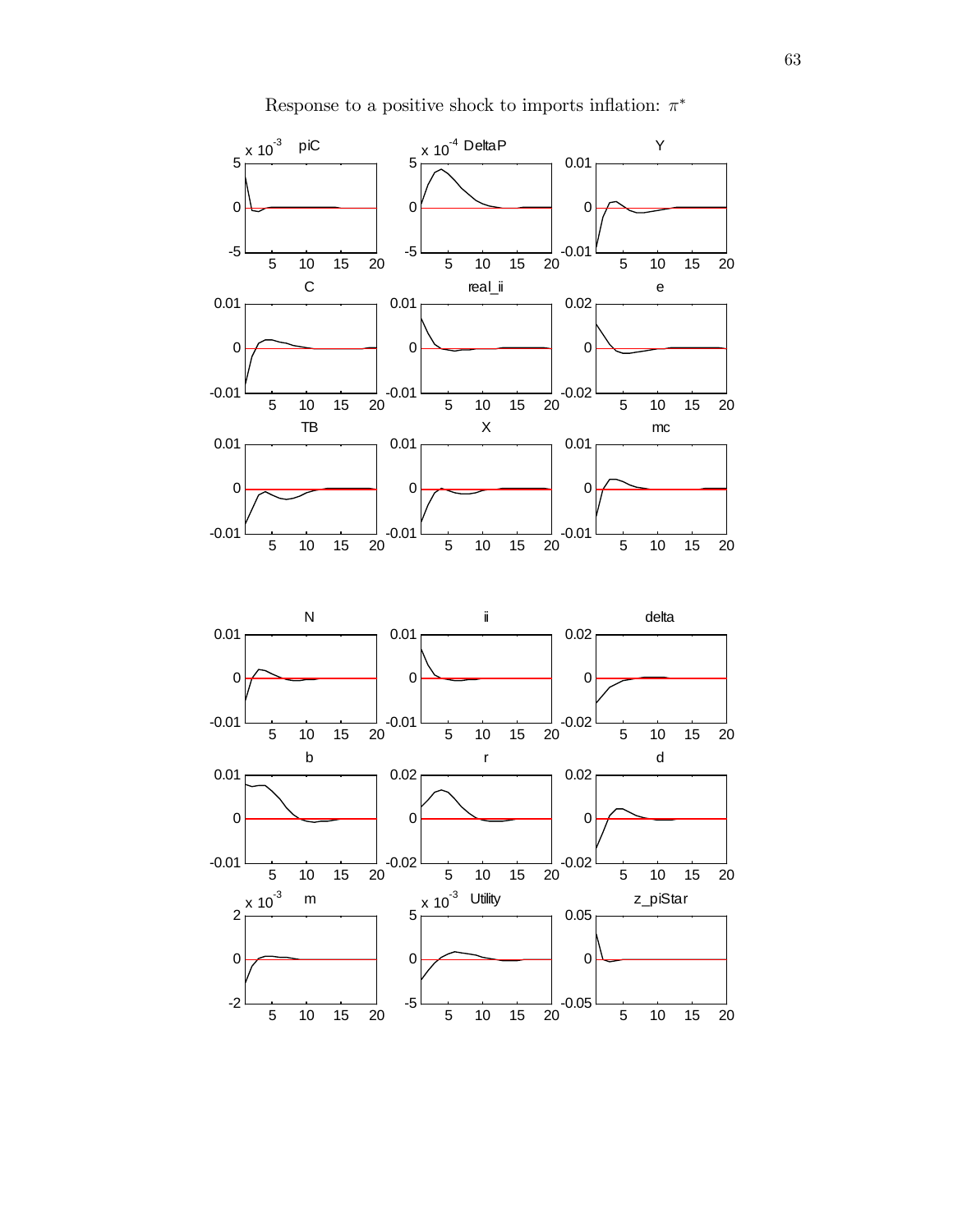Response to a positive shock to imports inflation: $\pi^*$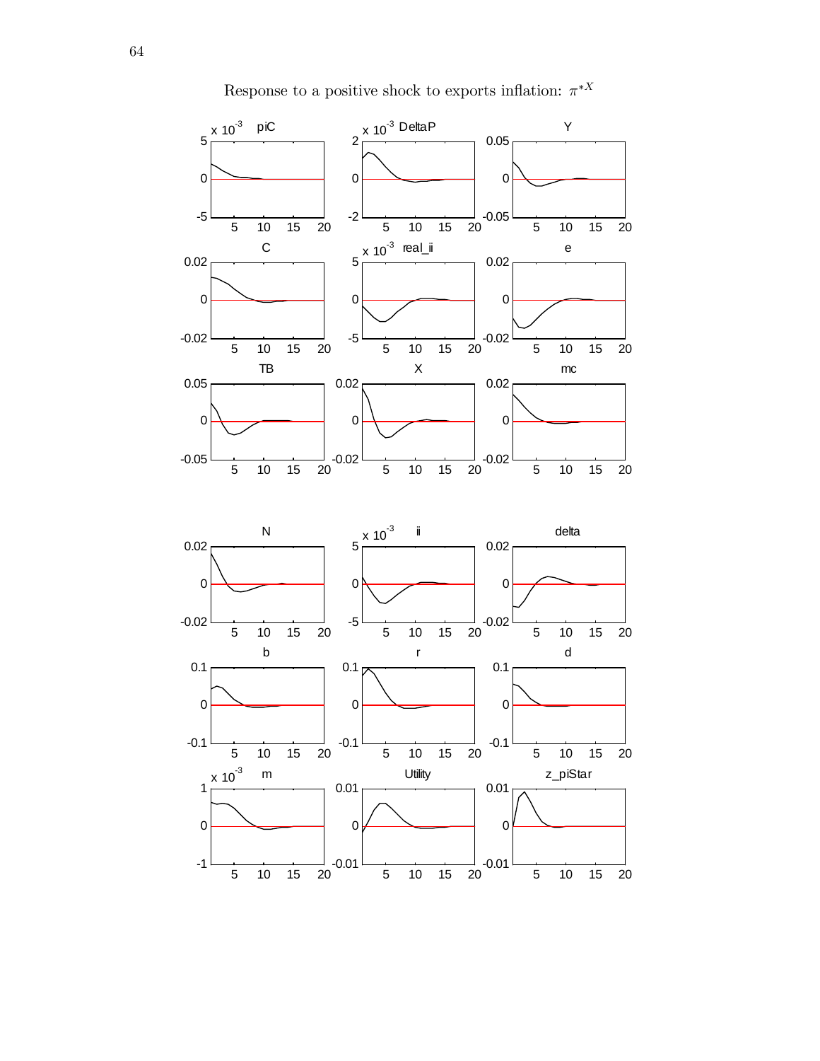Response to a positive shock to exports inflation: $\pi^{*X}$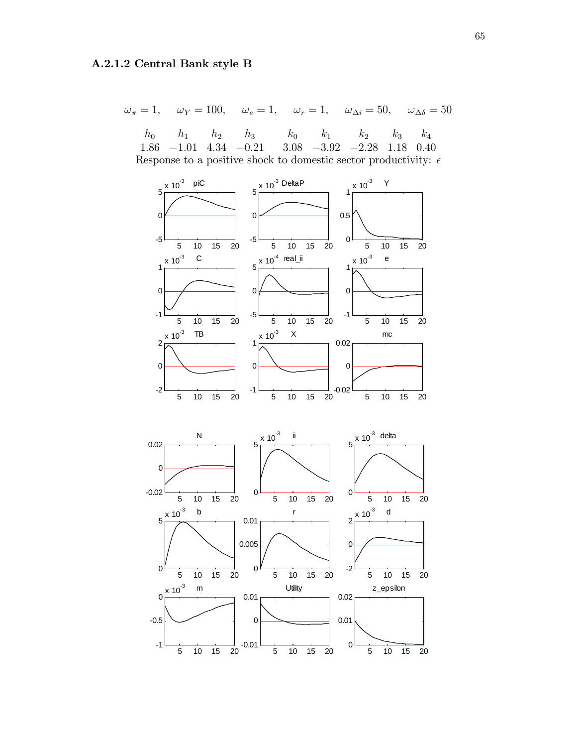### A.2.1.2 Central Bank style B

$$\omega_\pi = 1, \quad \omega_Y = 100, \quad \omega_e = 1, \quad \omega_r = 1, \quad \omega_{\Delta i} = 50, \quad \omega_{\Delta\delta} = 50$$

| $h_0$ | $h_1$ | $h_2$ | $h_3$ | $k_0$ | $k_1$ | $k_2$ | $k_3$ | $k_4$ |
|---|---|---|---|---|---|---|---|---|
| 1.86 | −1.01 | 4.34 | −0.21 | 3.08 | −3.92 | −2.28 | 1.18 | 0.40 |

Response to a positive shock to domestic sector productivity: $\epsilon$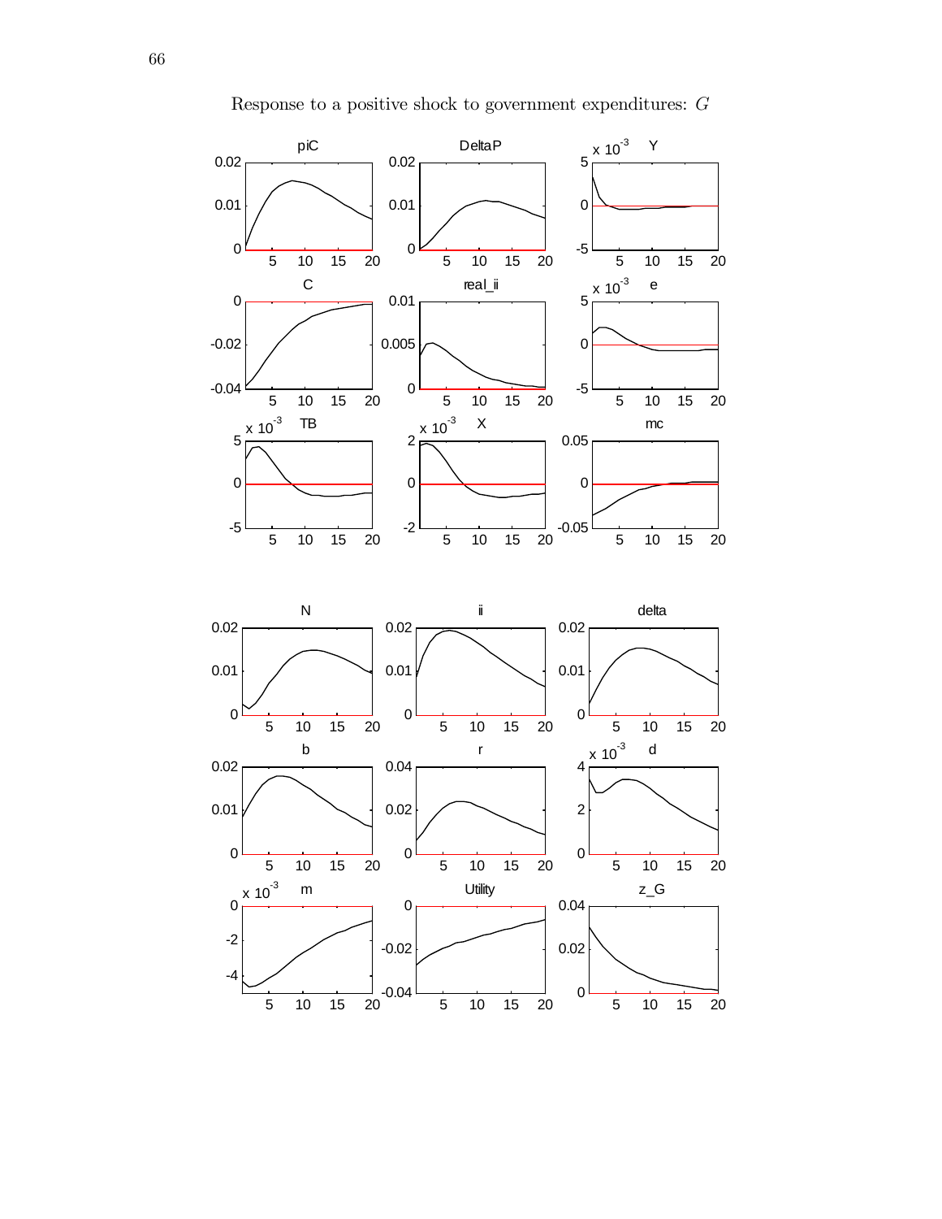Response to a positive shock to government expenditures: $G$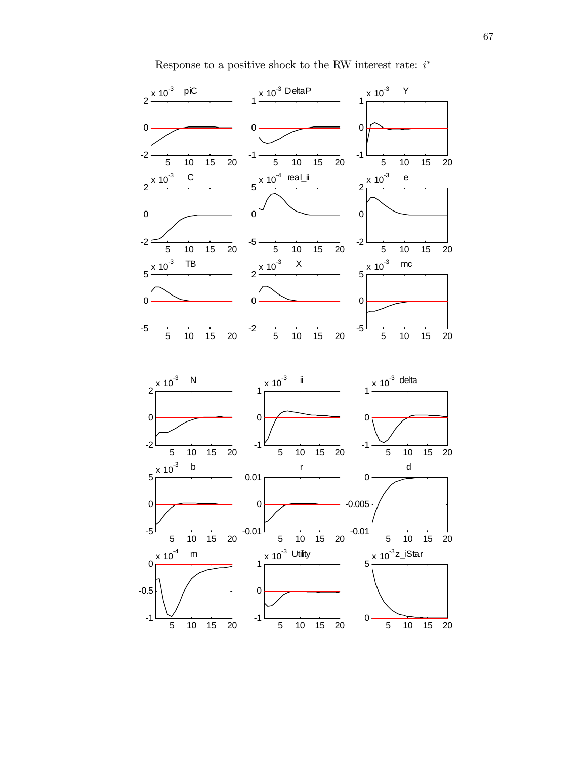Response to a positive shock to the RW interest rate: $i^*$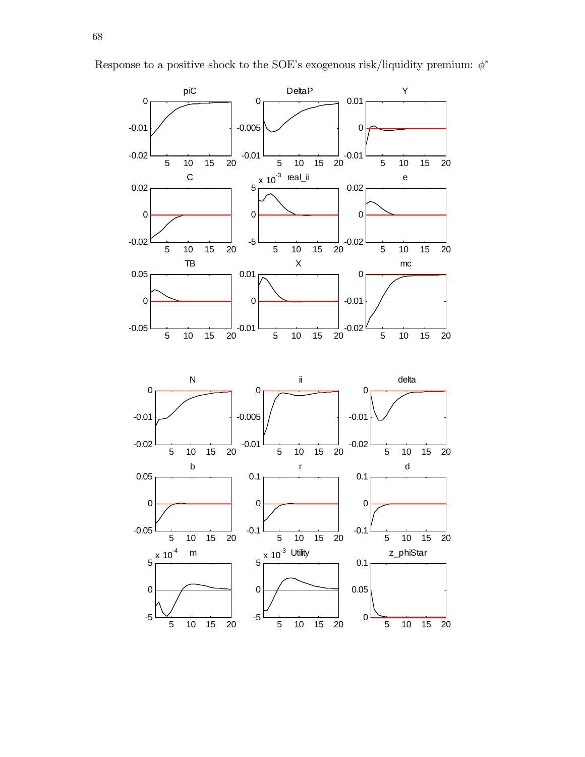Response to a positive shock to the SOE's exogenous risk/liquidity premium: $\phi^*$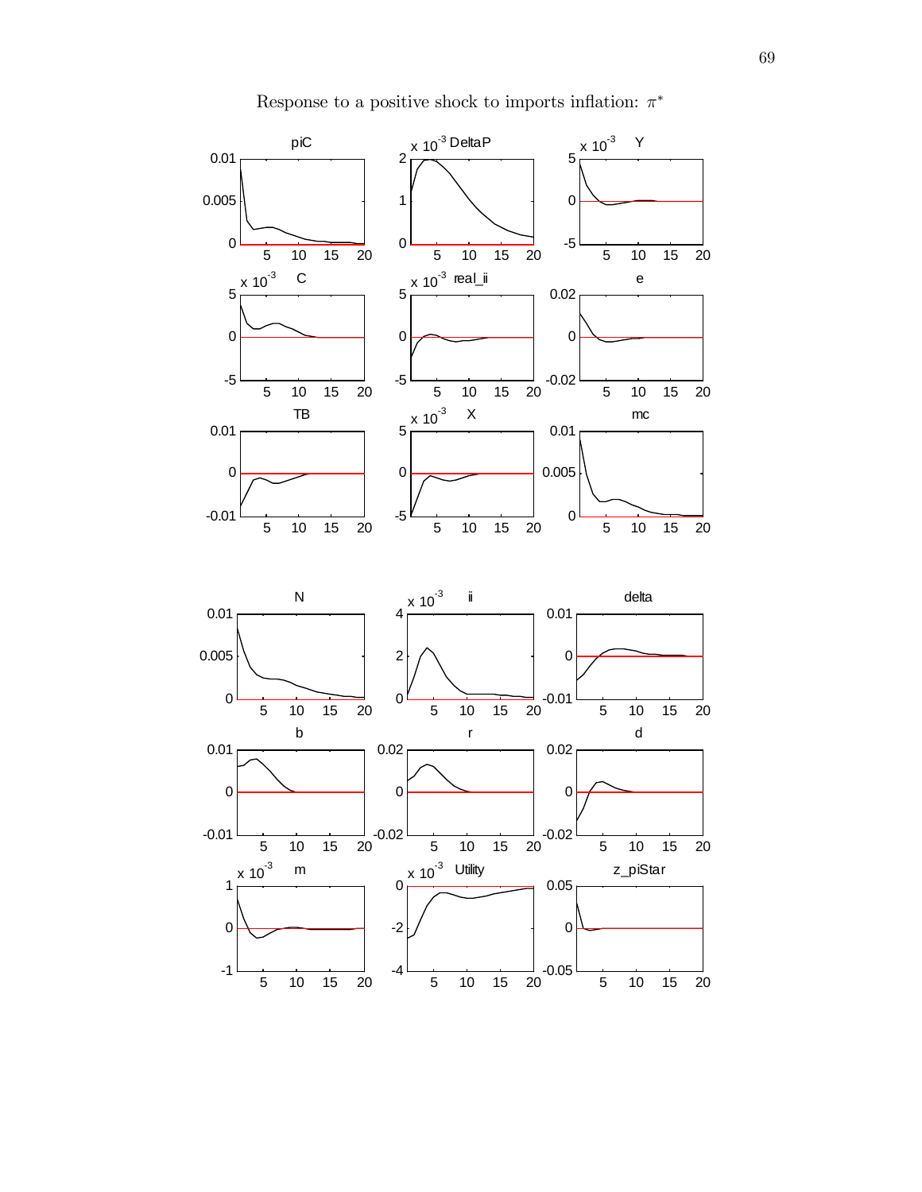Response to a positive shock to imports inflation: $\pi^*$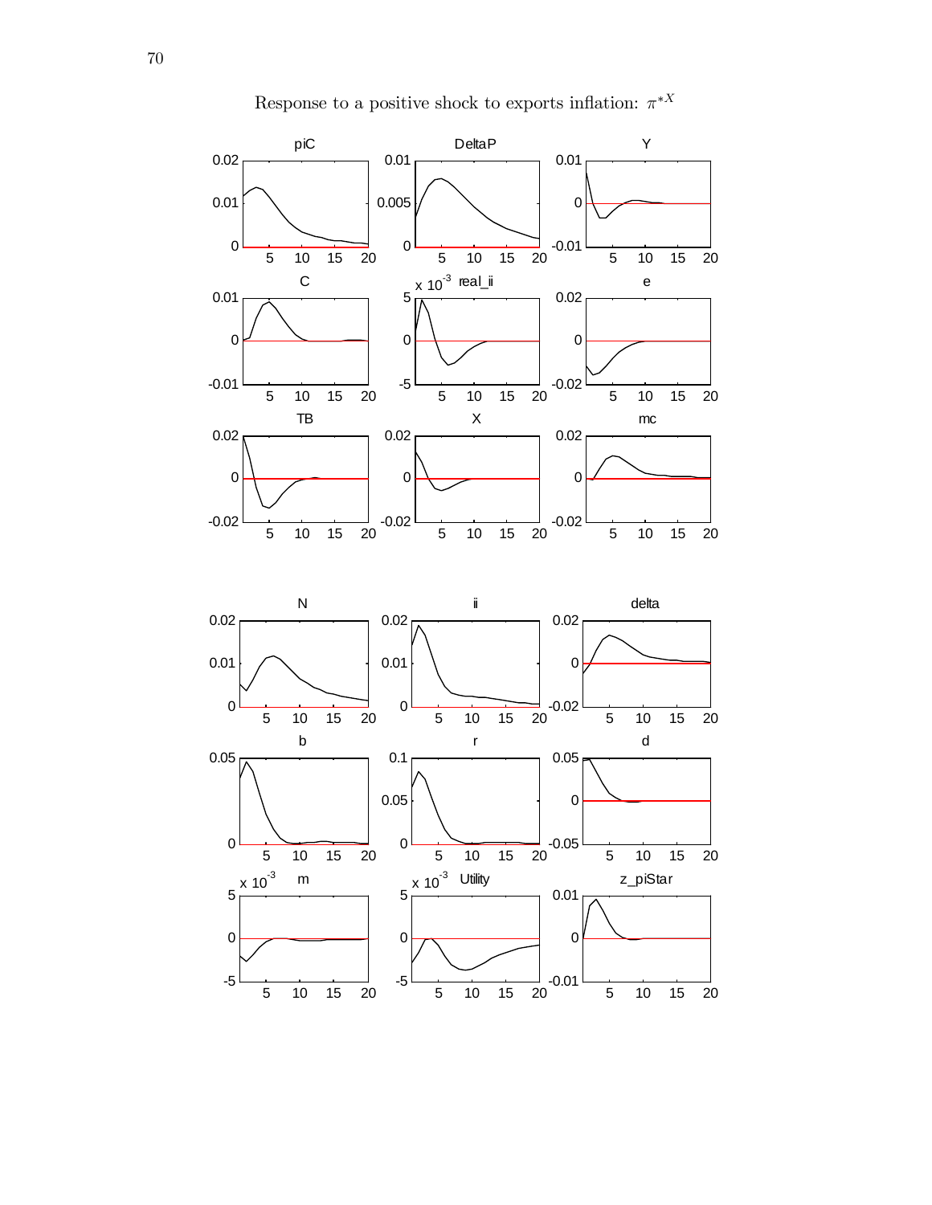Response to a positive shock to exports inflation: $\pi^{*X}$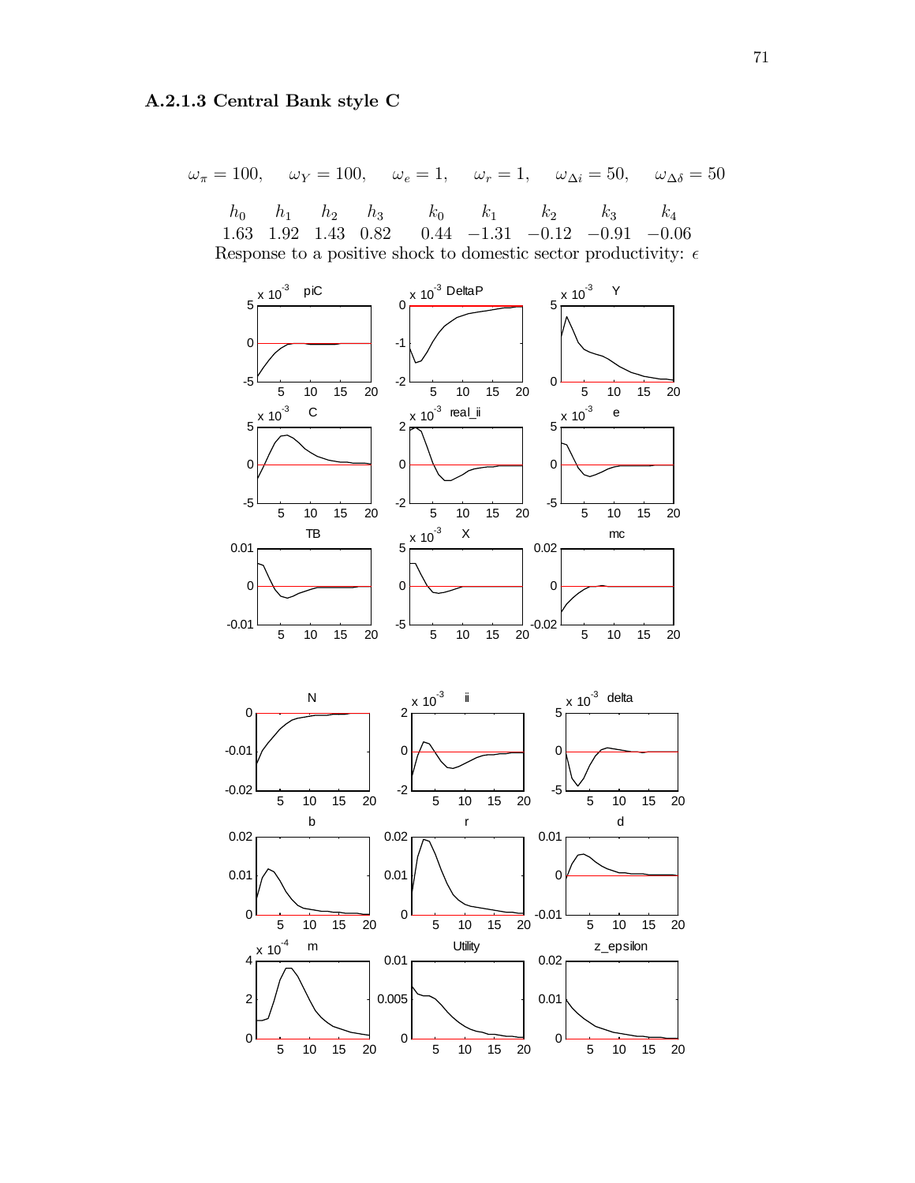### A.2.1.3 Central Bank style C

$$\omega_\pi = 100, \quad \omega_Y = 100, \quad \omega_e = 1, \quad \omega_r = 1, \quad \omega_{\Delta i} = 50, \quad \omega_{\Delta\delta} = 50$$

| $h_0$ | $h_1$ | $h_2$ | $h_3$ | $k_0$ | $k_1$ | $k_2$ | $k_3$ | $k_4$ |
|---|---|---|---|---|---|---|---|---|
| 1.63 | 1.92 | 1.43 | 0.82 | 0.44 | $-1.31$ | $-0.12$ | $-0.91$ | $-0.06$ |

Response to a positive shock to domestic sector productivity: $\epsilon$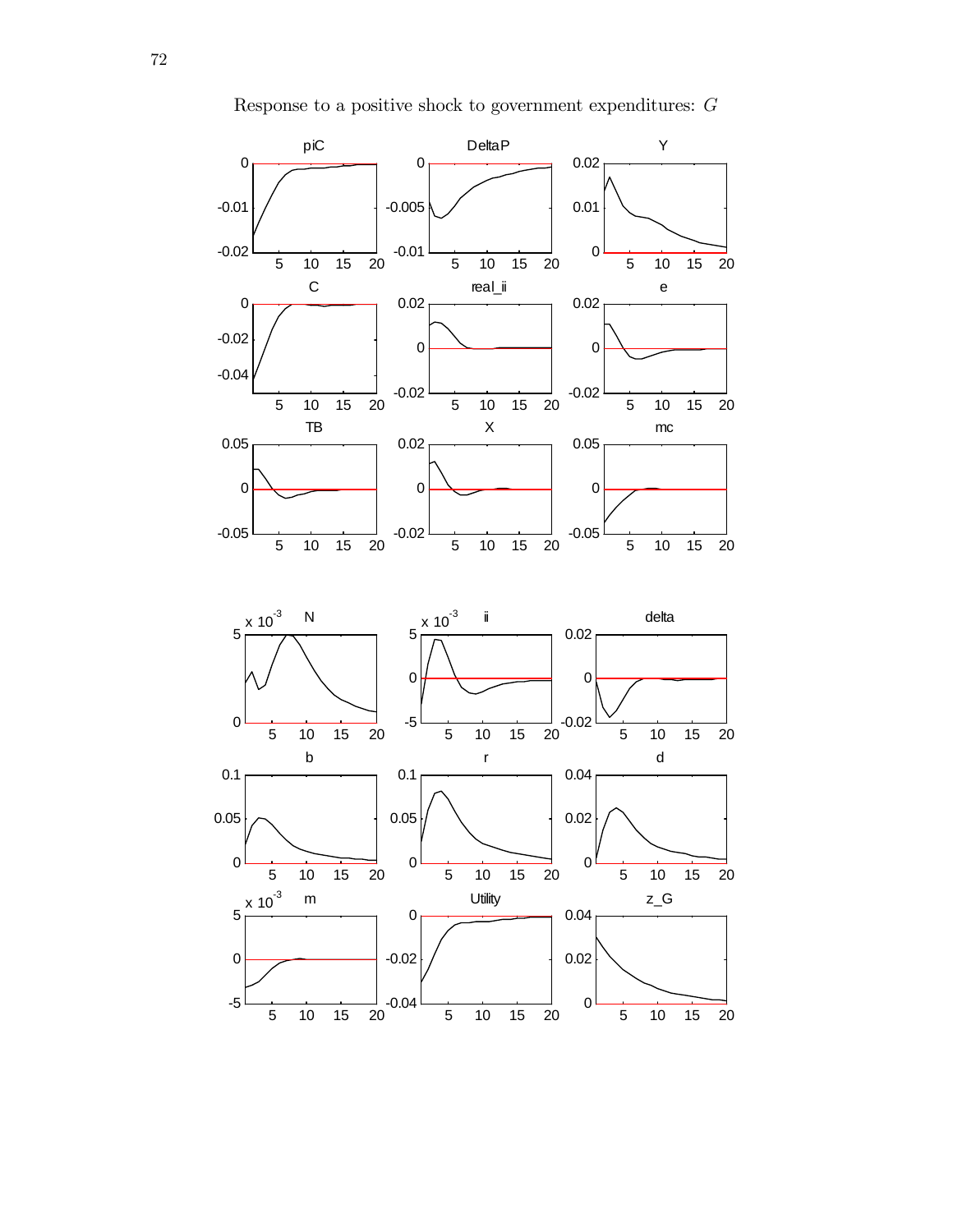Response to a positive shock to government expenditures: $G$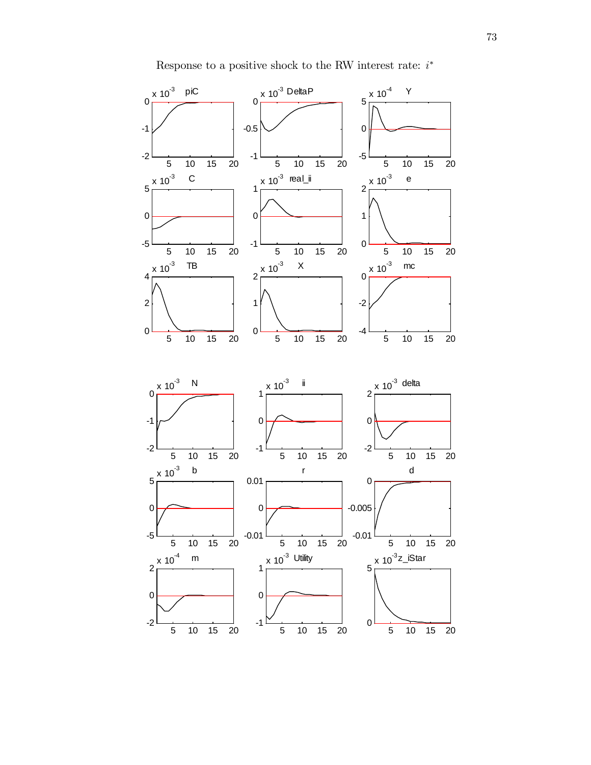Response to a positive shock to the RW interest rate: $i^*$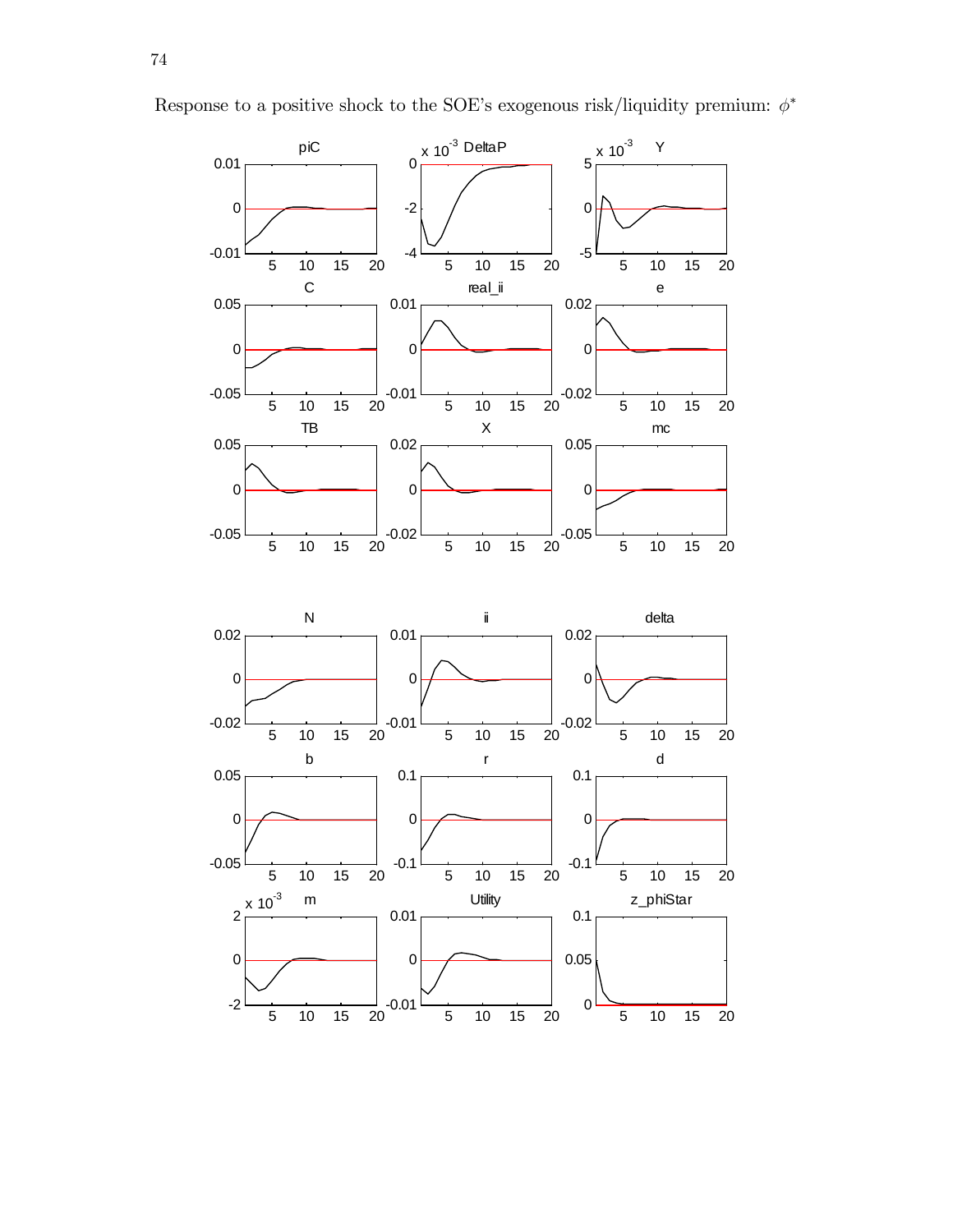Response to a positive shock to the SOE's exogenous risk/liquidity premium: $\phi^*$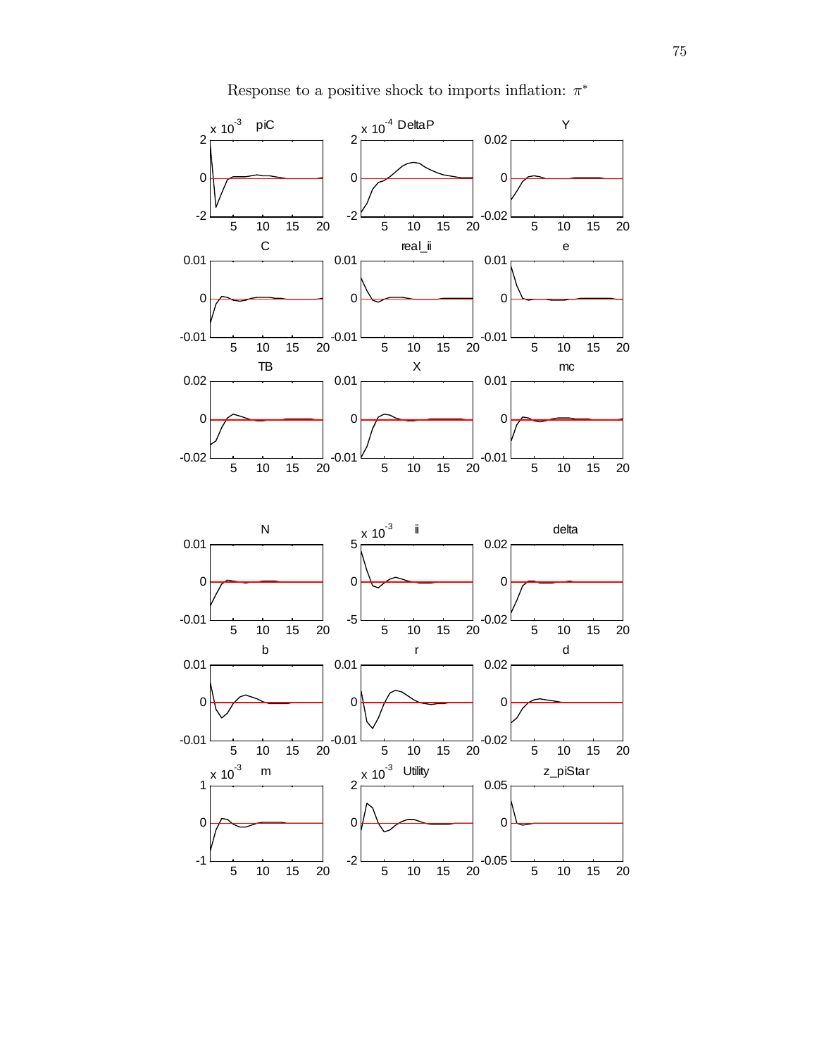Response to a positive shock to imports inflation: $\pi^*$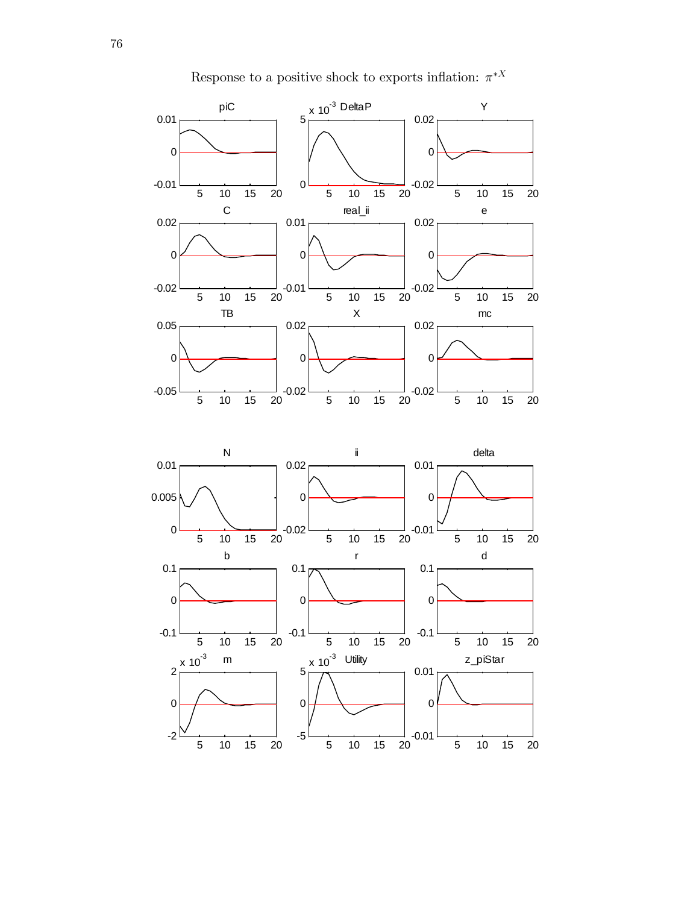Response to a positive shock to exports inflation: $\pi^{*X}$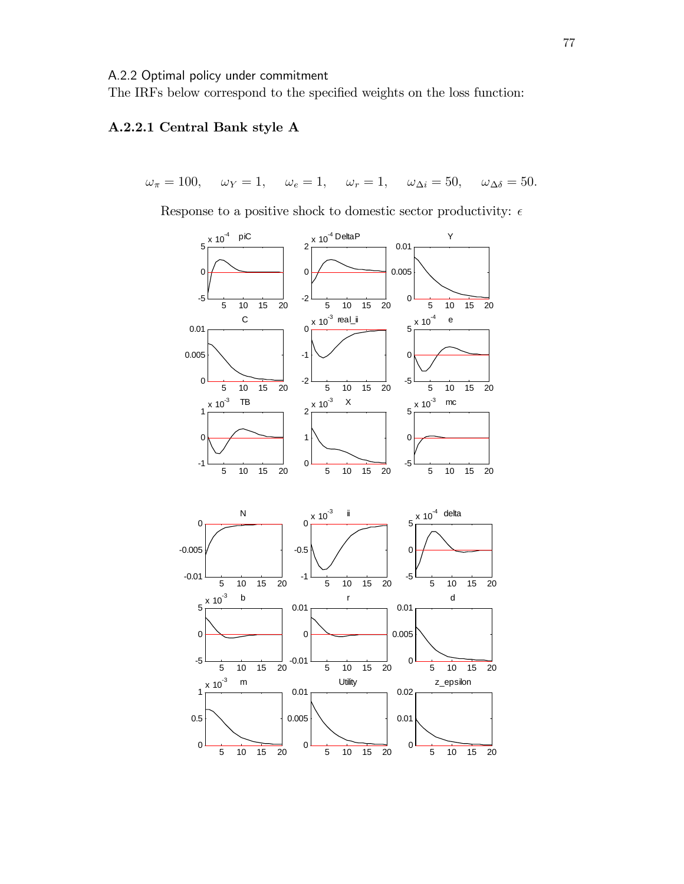A.2.2 Optimal policy under commitment

The IRFs below correspond to the specified weights on the loss function:

### A.2.2.1 Central Bank style A

$$\omega_\pi = 100, \quad \omega_Y = 1, \quad \omega_e = 1, \quad \omega_r = 1, \quad \omega_{\Delta i} = 50, \quad \omega_{\Delta\delta} = 50.$$

Response to a positive shock to domestic sector productivity: $\epsilon$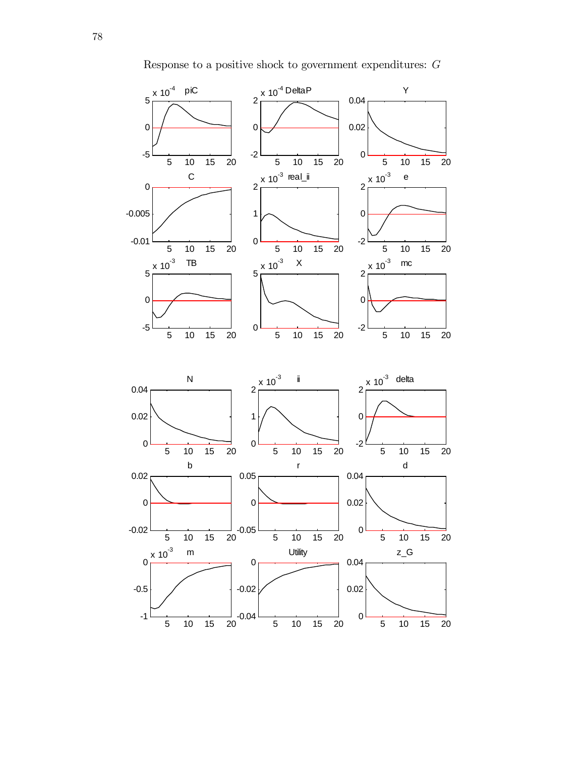Response to a positive shock to government expenditures: $G$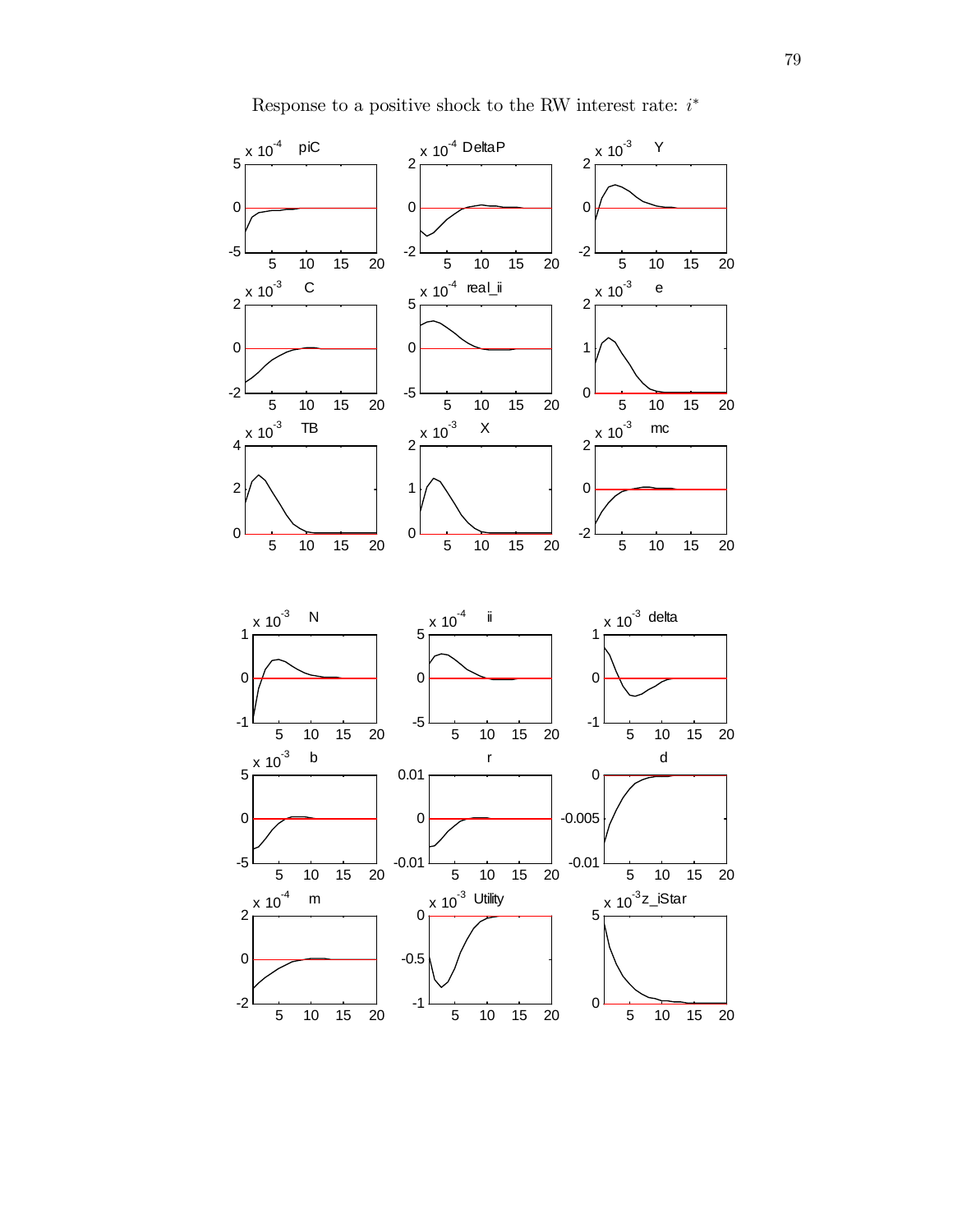Response to a positive shock to the RW interest rate: $i^{*}$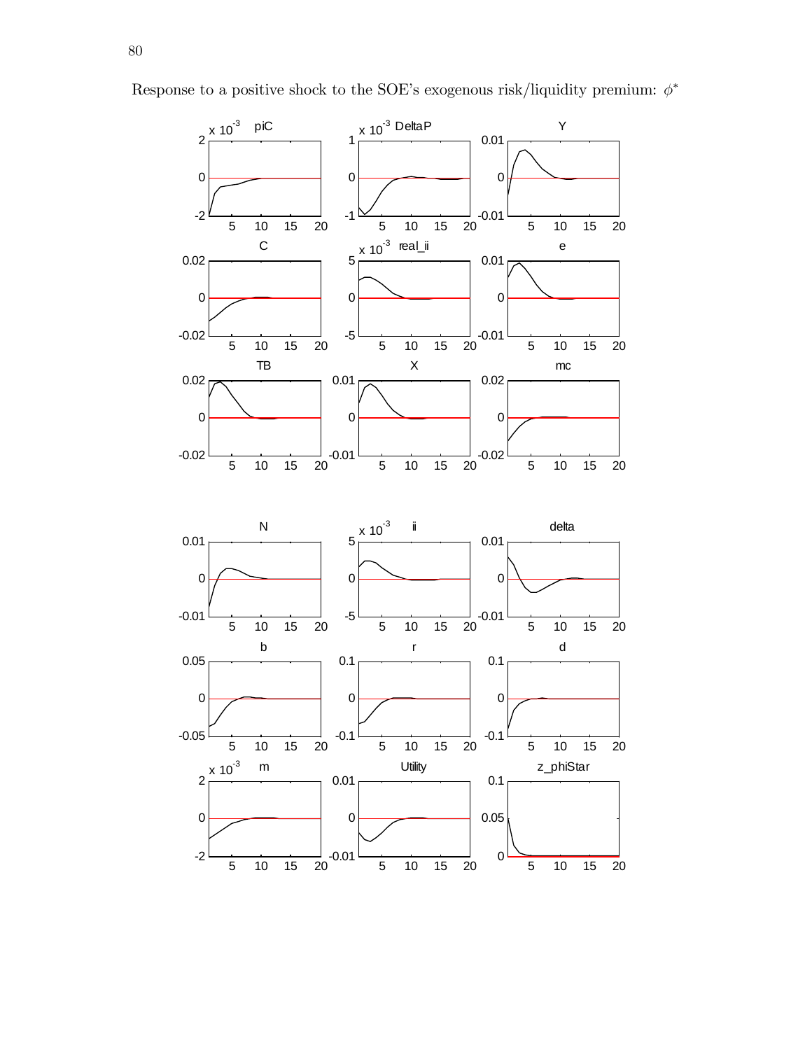Response to a positive shock to the SOE's exogenous risk/liquidity premium: $\phi^*$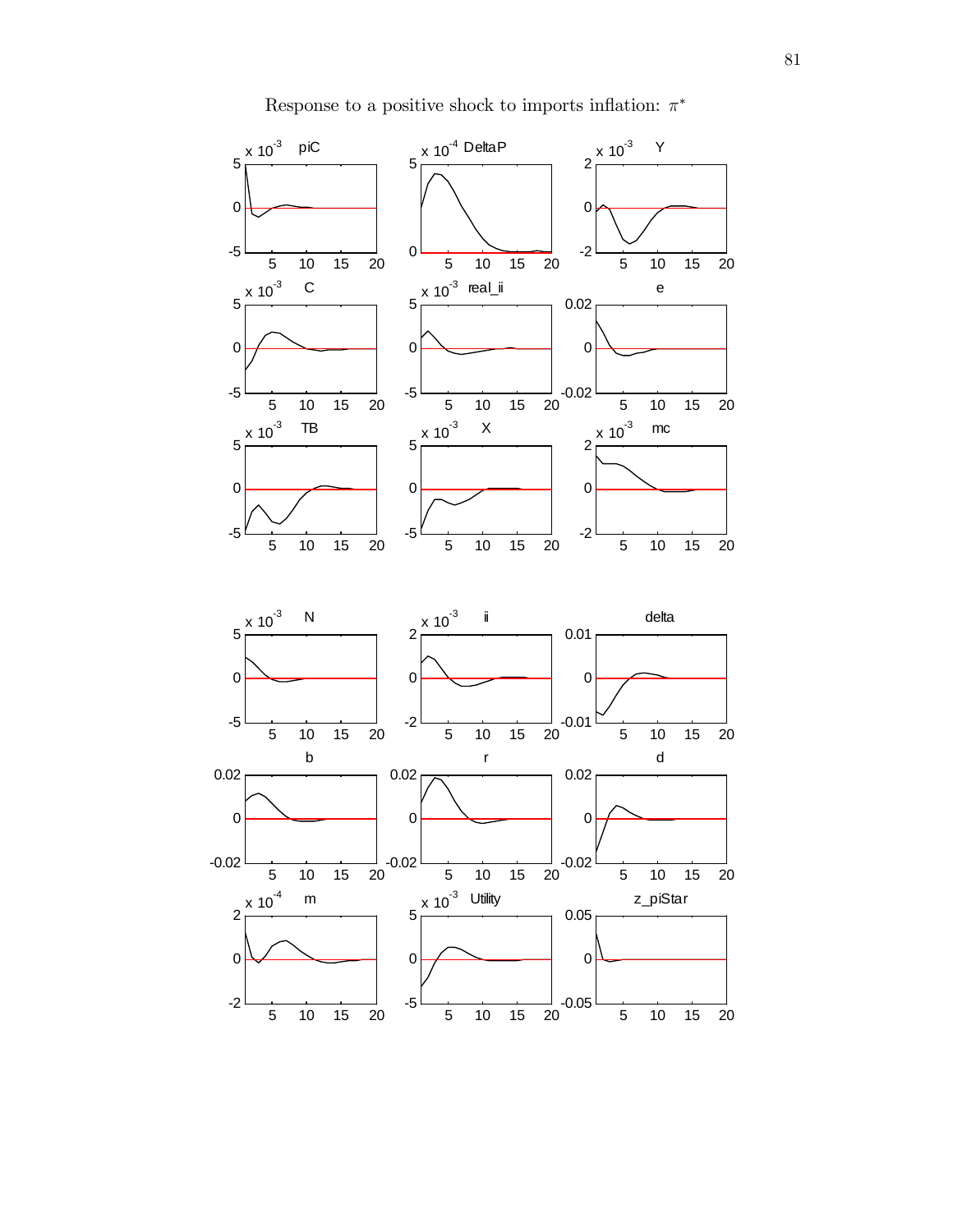Response to a positive shock to imports inflation: $\pi^*$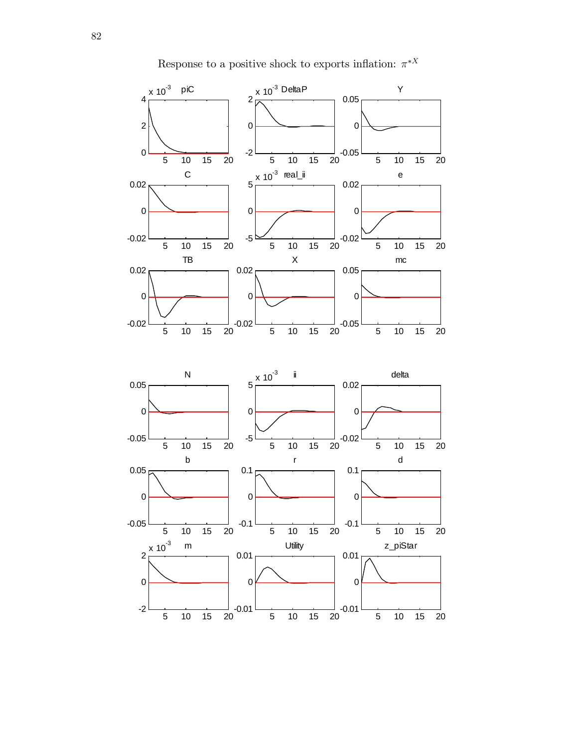Response to a positive shock to exports inflation: $\pi^{*X}$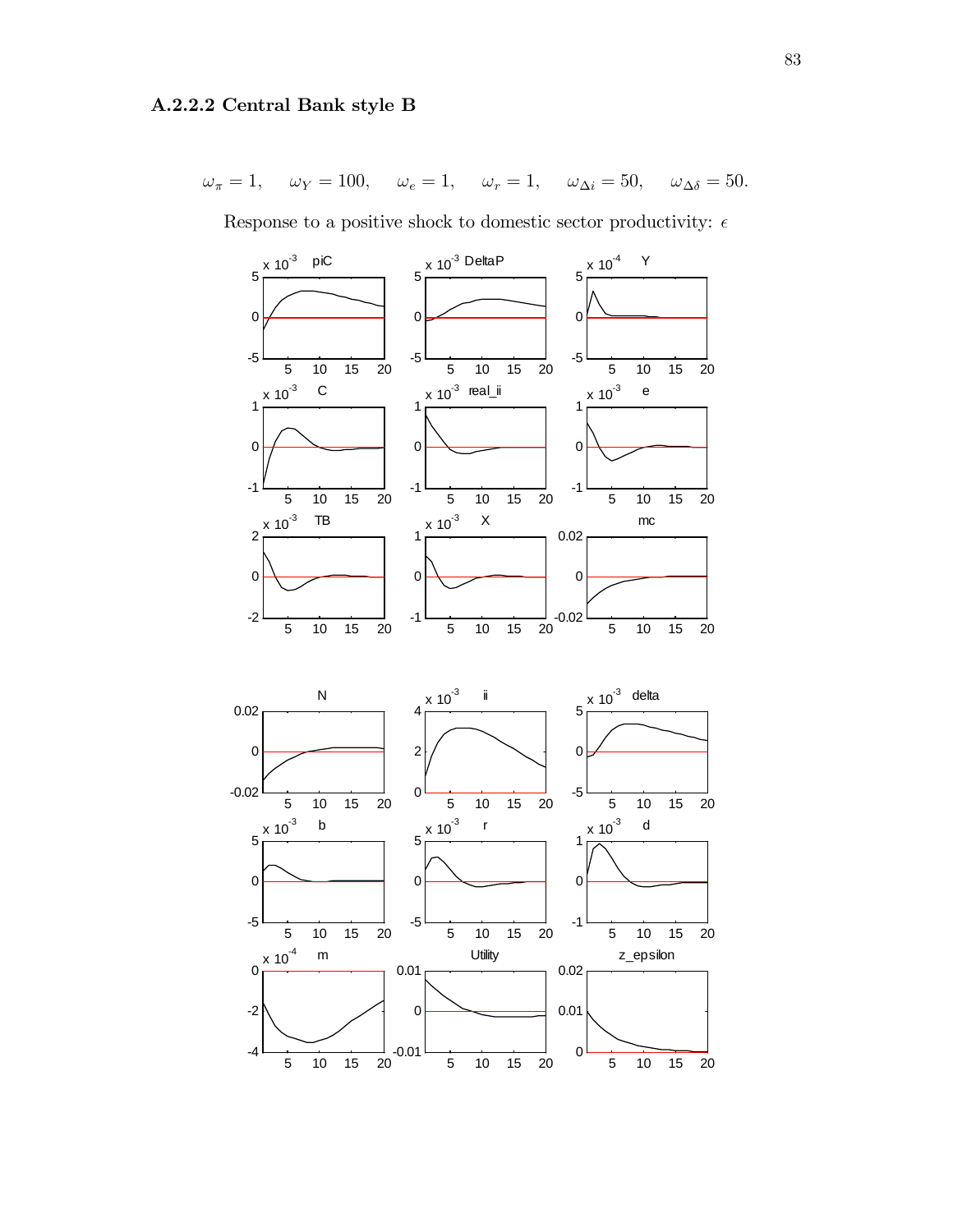### A.2.2.2 Central Bank style B

$$\omega_\pi = 1, \quad \omega_Y = 100, \quad \omega_e = 1, \quad \omega_r = 1, \quad \omega_{\Delta i} = 50, \quad \omega_{\Delta\delta} = 50.$$

Response to a positive shock to domestic sector productivity: $\epsilon$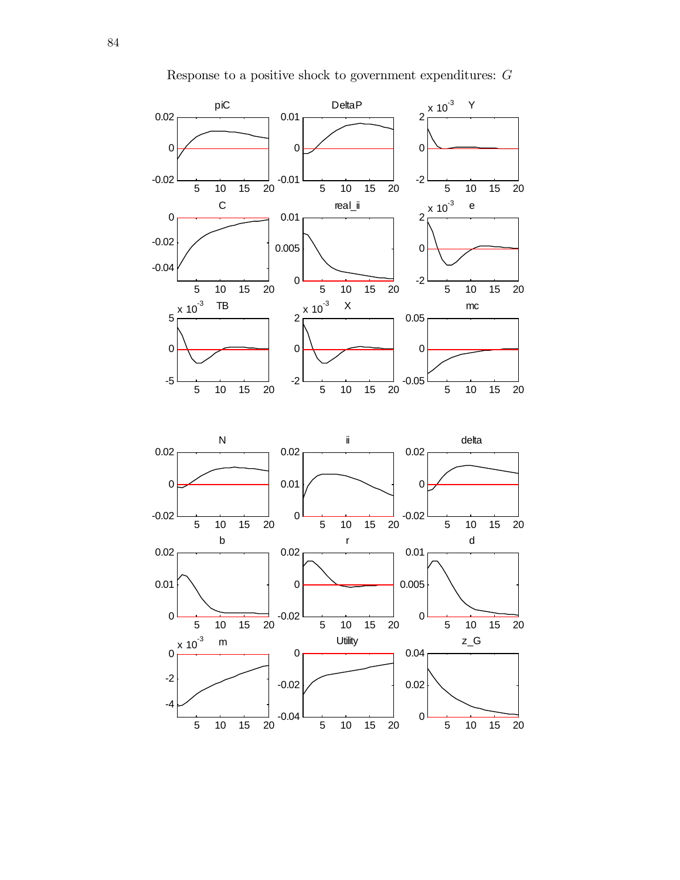Response to a positive shock to government expenditures: $G$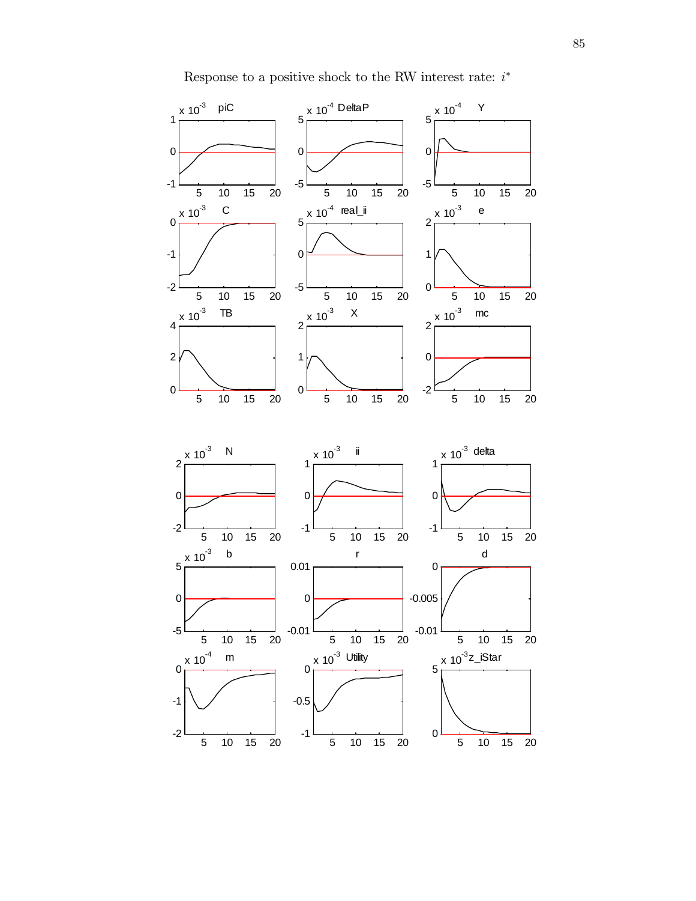Response to a positive shock to the RW interest rate: $i^*$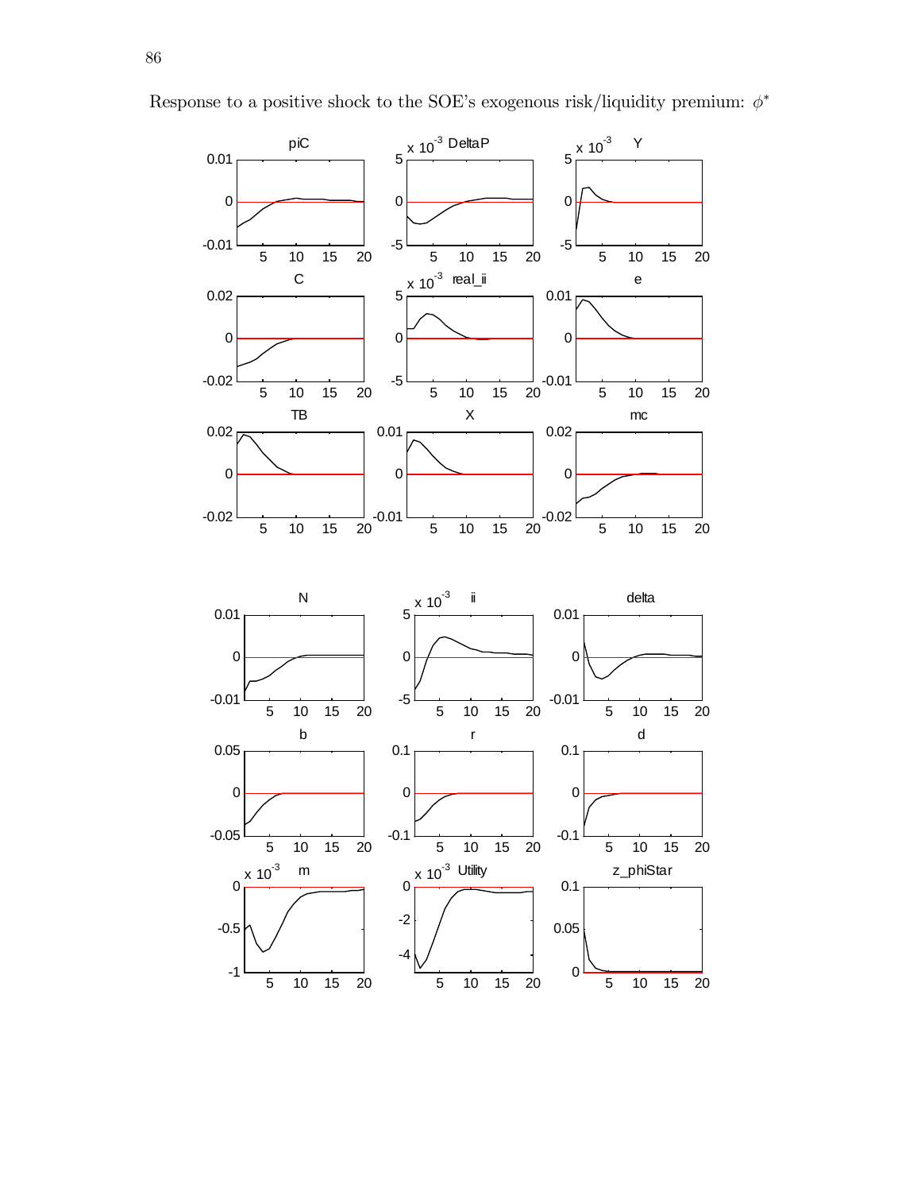Response to a positive shock to the SOE's exogenous risk/liquidity premium: $\phi^*$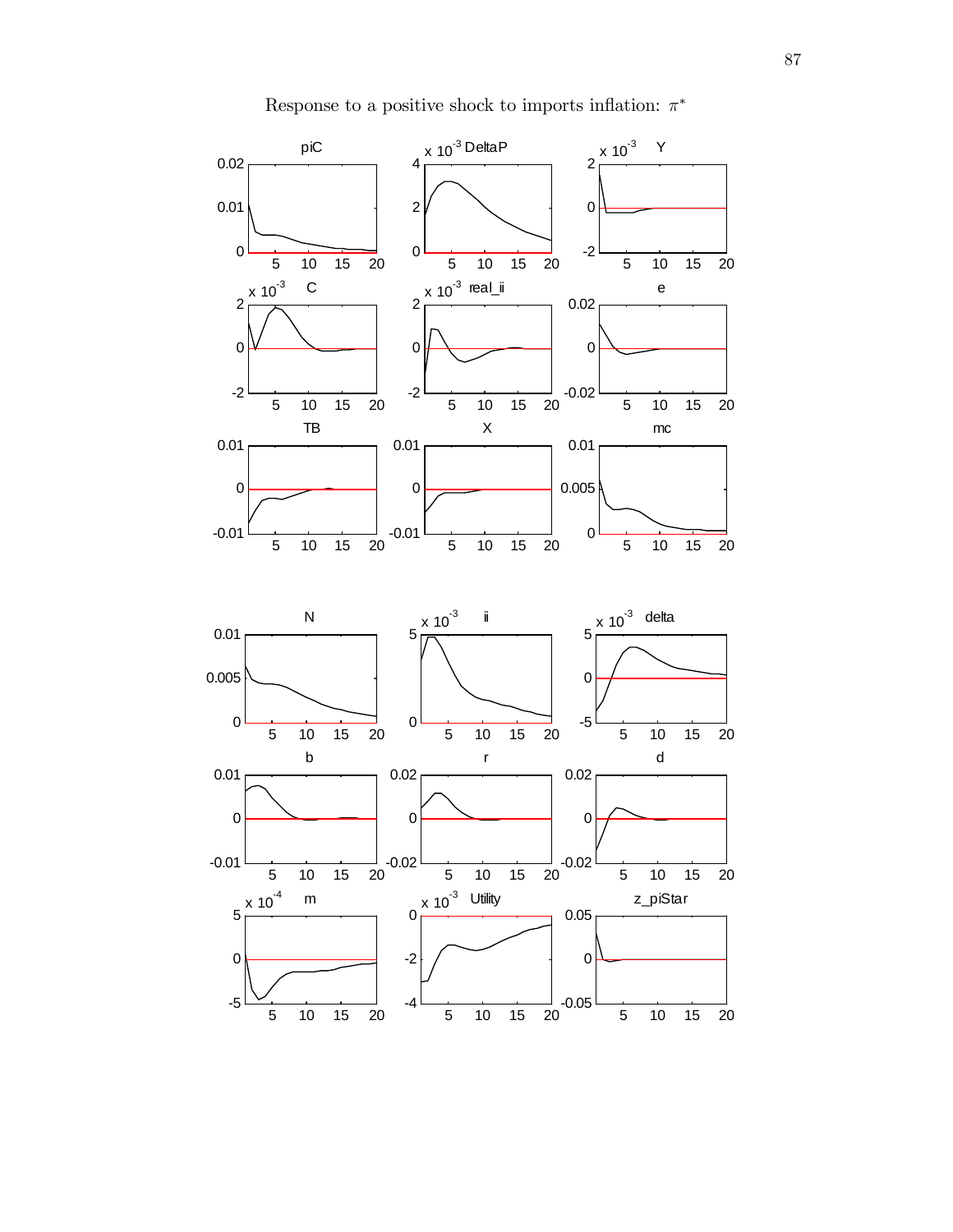Response to a positive shock to imports inflation: $\pi^*$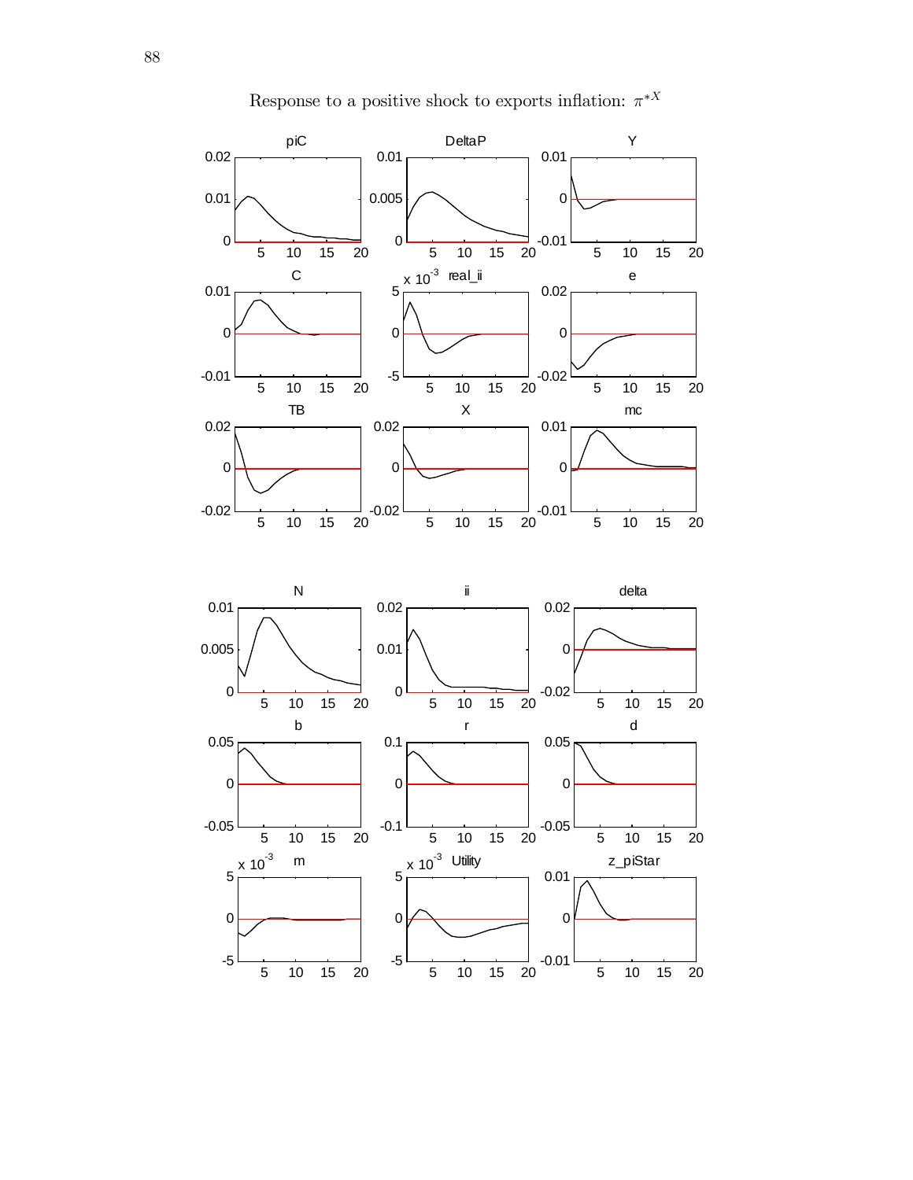Response to a positive shock to exports inflation: $\pi^{*X}$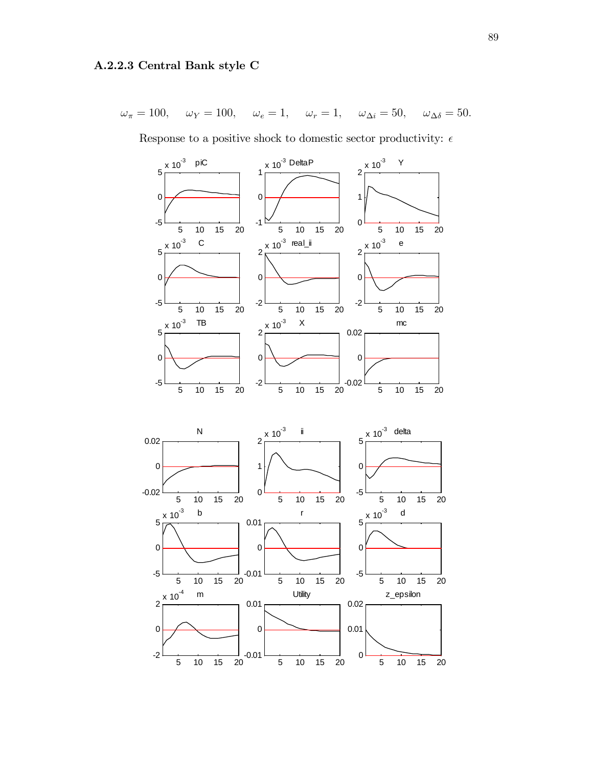### A.2.2.3 Central Bank style C

$$\omega_{\pi} = 100, \quad \omega_{Y} = 100, \quad \omega_{e} = 1, \quad \omega_{r} = 1, \quad \omega_{\Delta i} = 50, \quad \omega_{\Delta \delta} = 50.$$

Response to a positive shock to domestic sector productivity: $\epsilon$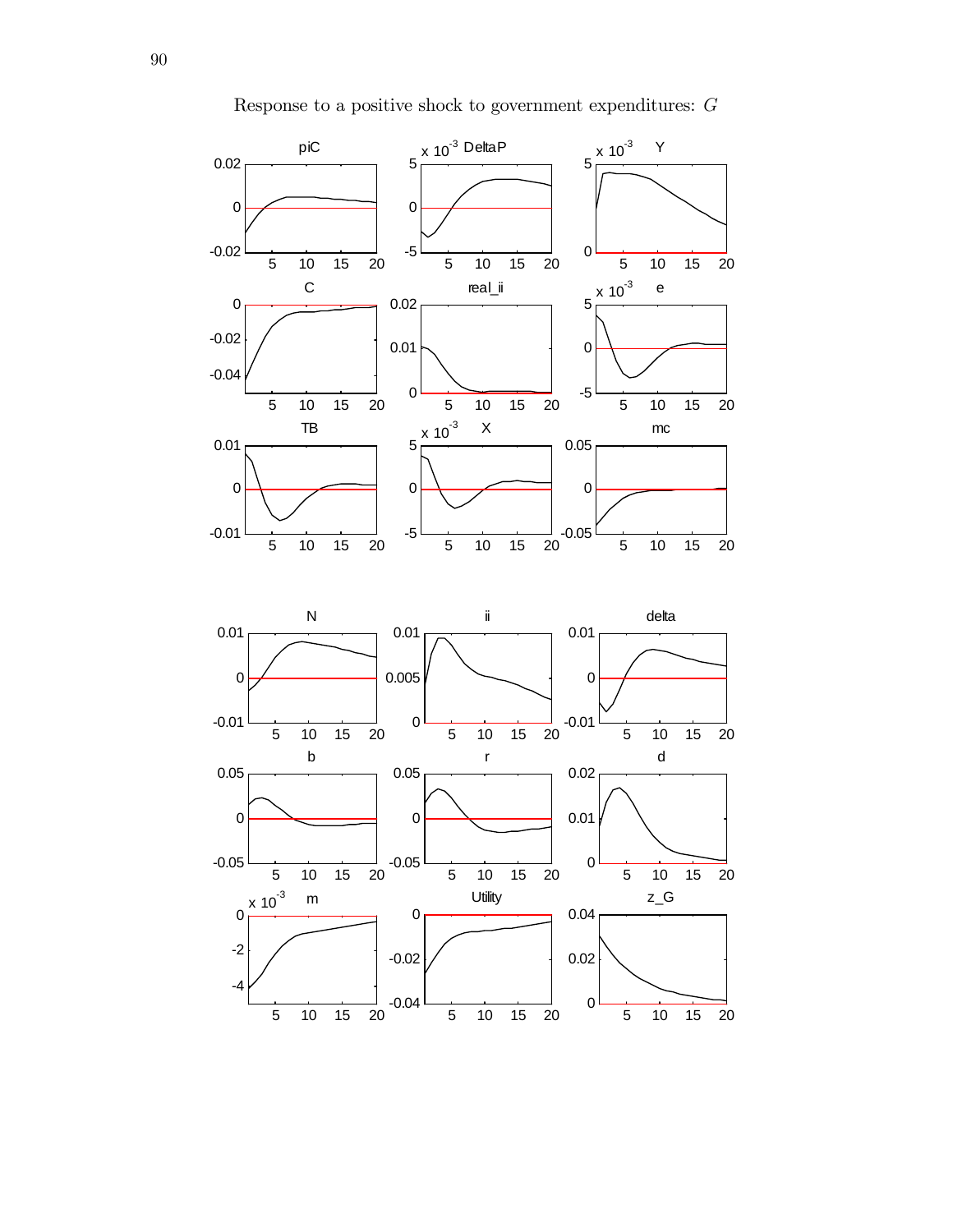Response to a positive shock to government expenditures: $G$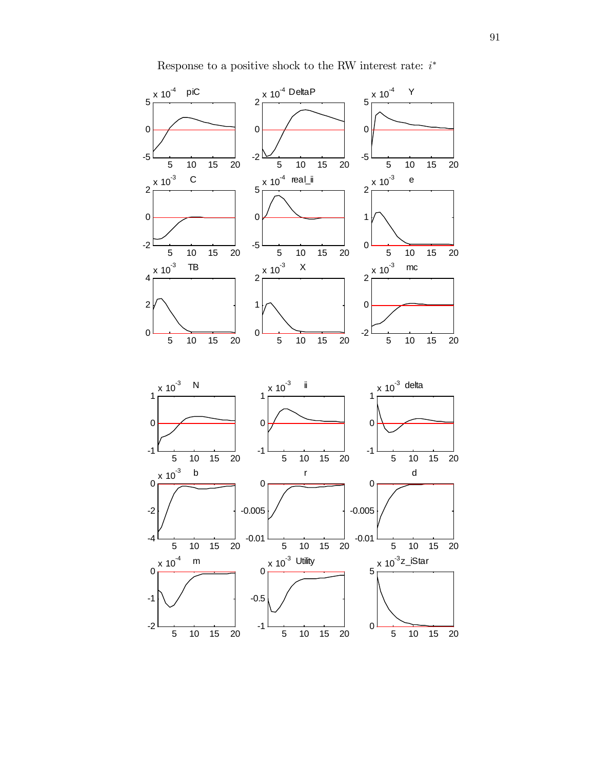Response to a positive shock to the RW interest rate: $i^*$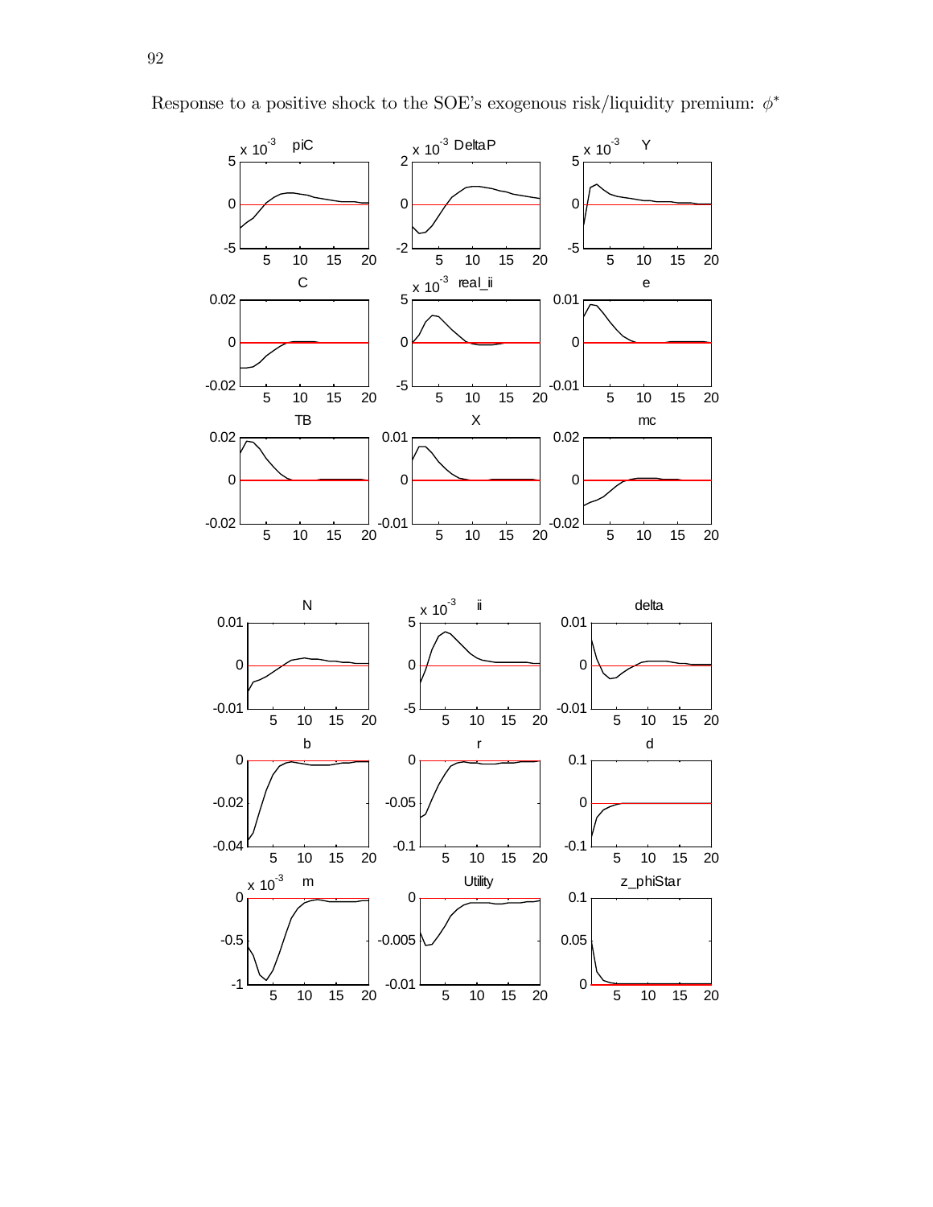Response to a positive shock to the SOE's exogenous risk/liquidity premium: $\phi^*$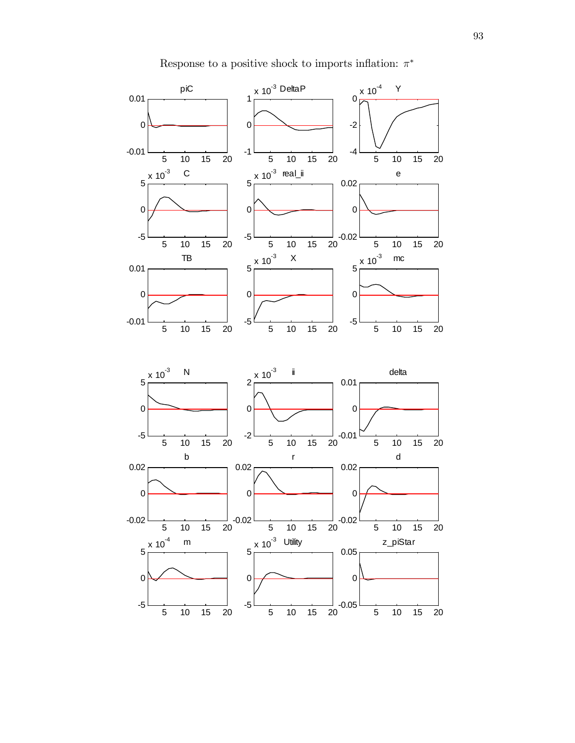Response to a positive shock to imports inflation: $\pi^*$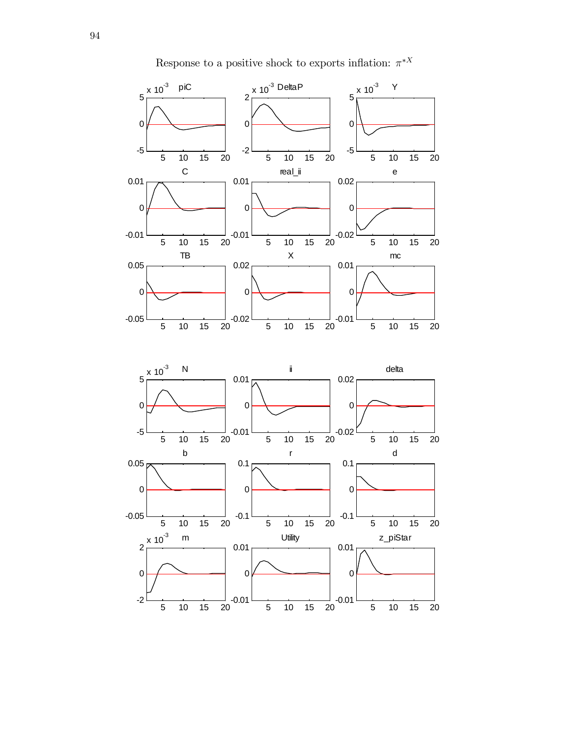Response to a positive shock to exports inflation: $\pi^{*X}$

x 10^-3 piC
5
0
-5
5 10 15 20

x 10^-3 DeltaP
2
0
-2
5 10 15 20

x 10^-3 Y
5
0
-5
5 10 15 20

C
0.01
0
-0.01
5 10 15 20

real_ii
0.01
0
-0.01
5 10 15 20

e
0.02
0
-0.02
5 10 15 20

TB
0.05
0
-0.05
5 10 15 20

X
0.02
0
-0.02
5 10 15 20

mc
0.01
0
-0.01
5 10 15 20

x 10^-3 N
5
0
-5
5 10 15 20

ii
0.01
0
-0.01
5 10 15 20

delta
0.02
0
-0.02
5 10 15 20

b
0.05
0
-0.05
5 10 15 20

r
0.1
0
-0.1
5 10 15 20

d
0.1
0
-0.1
5 10 15 20

x 10^-3 m
2
0
-2
5 10 15 20

Utility
0.01
0
-0.01
5 10 15 20

z_piStar
0.01
0
-0.01
5 10 15 20